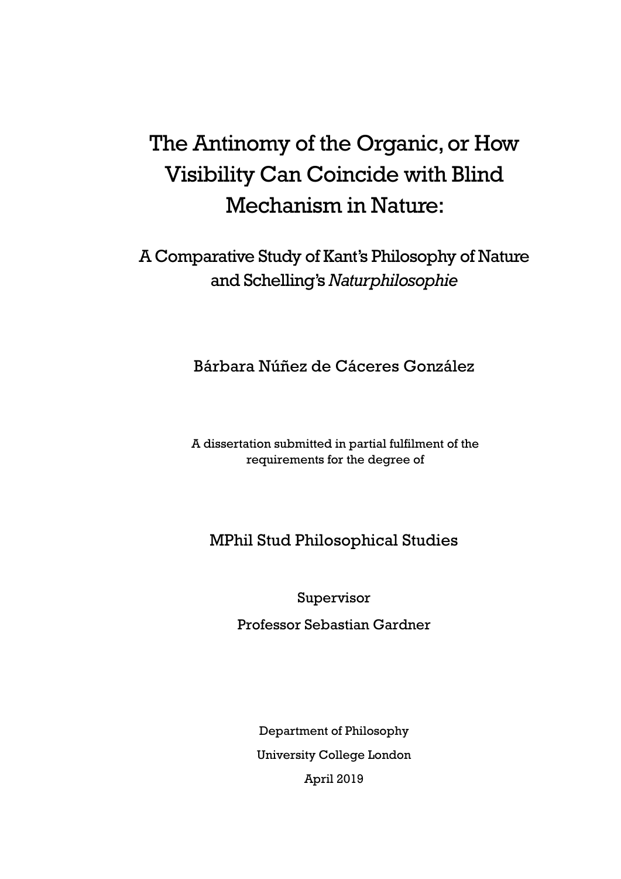# The Antinomy of the Organic, or How Visibility Can Coincide with Blind Mechanism in Nature:

## A Comparative Study of Kant's Philosophy of Nature and Schelling's *Naturphilosophie*

Bárbara Núñez de Cáceres González

A dissertation submitted in partial fulfilment of the requirements for the degree of

MPhil Stud Philosophical Studies

Supervisor

Professor Sebastian Gardner

Department of Philosophy

University College London

April 2019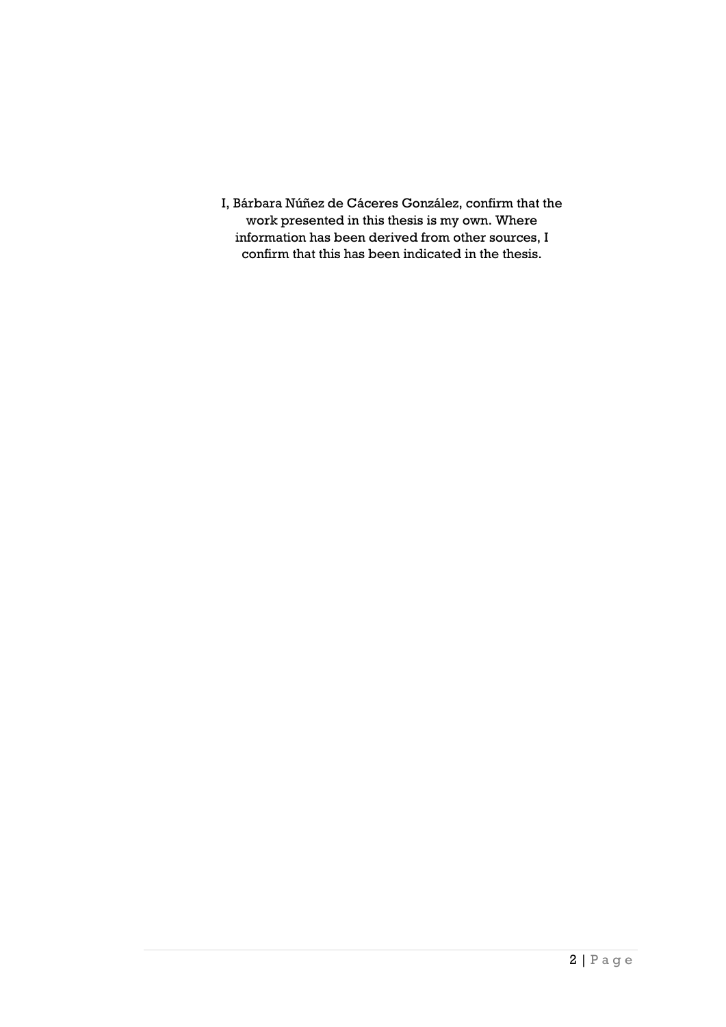I, Bárbara Núñez de Cáceres González, confirm that the work presented in this thesis is my own. Where information has been derived from other sources, I confirm that this has been indicated in the thesis.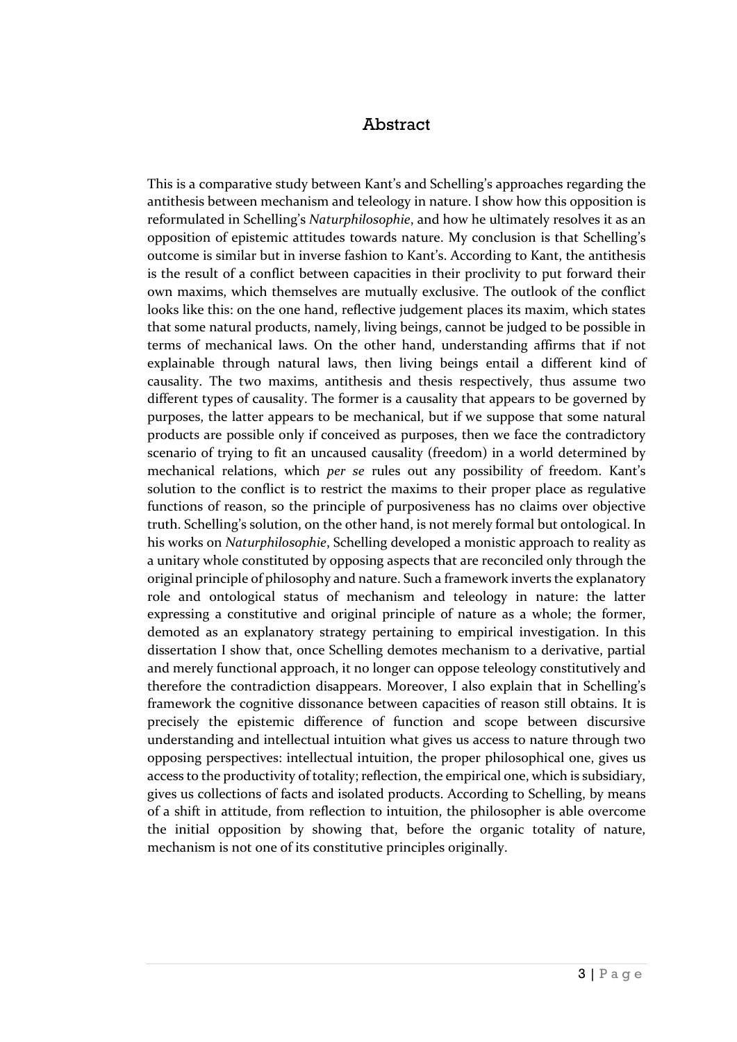# Abstract

This is a comparative study between Kant's and Schelling's approaches regarding the antithesis between mechanism and teleology in nature. I show how this opposition is reformulated in Schelling's *Naturphilosophie*, and how he ultimately resolves it as an opposition of epistemic attitudes towards nature. My conclusion is that Schelling's outcome is similar but in inverse fashion to Kant's. According to Kant, the antithesis is the result of a conflict between capacities in their proclivity to put forward their own maxims, which themselves are mutually exclusive. The outlook of the conflict looks like this: on the one hand, reflective judgement places its maxim, which states that some natural products, namely, living beings, cannot be judged to be possible in terms of mechanical laws. On the other hand, understanding affirms that if not explainable through natural laws, then living beings entail a different kind of causality. The two maxims, antithesis and thesis respectively, thus assume two different types of causality. The former is a causality that appears to be governed by purposes, the latter appears to be mechanical, but if we suppose that some natural products are possible only if conceived as purposes, then we face the contradictory scenario of trying to fit an uncaused causality (freedom) in a world determined by mechanical relations, which *per se* rules out any possibility of freedom. Kant's solution to the conflict is to restrict the maxims to their proper place as regulative functions of reason, so the principle of purposiveness has no claims over objective truth. Schelling's solution, on the other hand, is not merely formal but ontological. In his works on *Naturphilosophie*, Schelling developed a monistic approach to reality as a unitary whole constituted by opposing aspects that are reconciled only through the original principle of philosophy and nature. Such a framework inverts the explanatory role and ontological status of mechanism and teleology in nature: the latter expressing a constitutive and original principle of nature as a whole; the former, demoted as an explanatory strategy pertaining to empirical investigation. In this dissertation I show that, once Schelling demotes mechanism to a derivative, partial and merely functional approach, it no longer can oppose teleology constitutively and therefore the contradiction disappears. Moreover, I also explain that in Schelling's framework the cognitive dissonance between capacities of reason still obtains. It is precisely the epistemic difference of function and scope between discursive understanding and intellectual intuition what gives us access to nature through two opposing perspectives: intellectual intuition, the proper philosophical one, gives us access to the productivity of totality; reflection, the empirical one, which is subsidiary, gives us collections of facts and isolated products. According to Schelling, by means of a shift in attitude, from reflection to intuition, the philosopher is able overcome the initial opposition by showing that, before the organic totality of nature, mechanism is not one of its constitutive principles originally.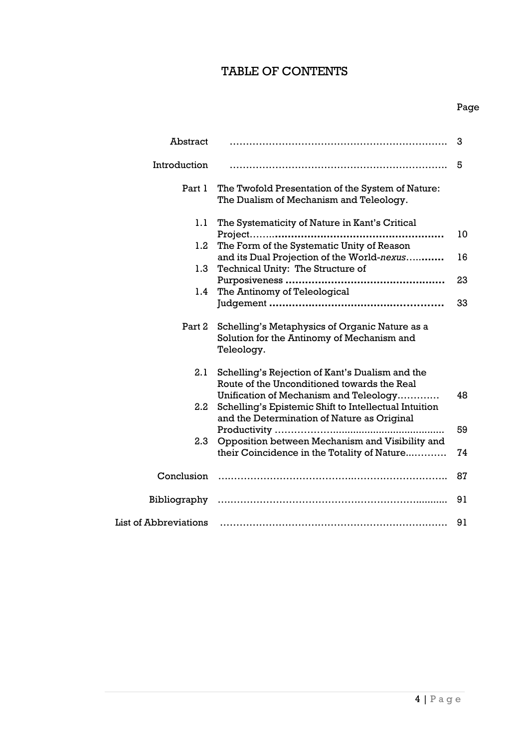# TABLE OF CONTENTS

| | | Page |
|---|---|---|
| Abstract | | 3 |
| Introduction | | 5 |
| Part 1 | The Twofold Presentation of the System of Nature: The Dualism of Mechanism and Teleology. | |
| 1.1 | The Systematicity of Nature in Kant's Critical Project | 10 |
| 1.2 | The Form of the Systematic Unity of Reason and its Dual Projection of the World-*nexus* | 16 |
| 1.3 | Technical Unity: The Structure of Purposiveness | 23 |
| 1.4 | The Antinomy of Teleological Judgement | 33 |
| Part 2 | Schelling's Metaphysics of Organic Nature as a Solution for the Antinomy of Mechanism and Teleology. | |
| 2.1 | Schelling's Rejection of Kant's Dualism and the Route of the Unconditioned towards the Real Unification of Mechanism and Teleology | 48 |
| 2.2 | Schelling's Epistemic Shift to Intellectual Intuition and the Determination of Nature as Original Productivity | 59 |
| 2.3 | Opposition between Mechanism and Visibility and their Coincidence in the Totality of Nature | 74 |
| Conclusion | | 87 |
| Bibliography | | 91 |
| List of Abbreviations | | 91 |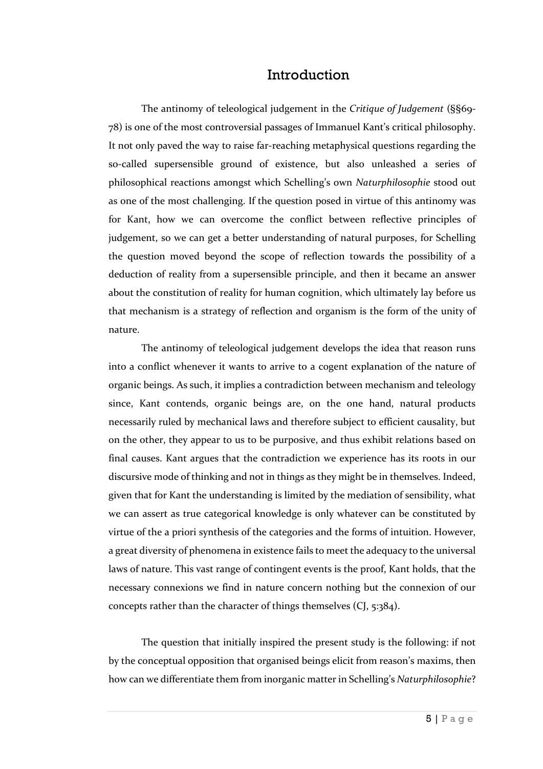# Introduction

The antinomy of teleological judgement in the *Critique of Judgement* (§§69-78) is one of the most controversial passages of Immanuel Kant's critical philosophy. It not only paved the way to raise far-reaching metaphysical questions regarding the so-called supersensible ground of existence, but also unleashed a series of philosophical reactions amongst which Schelling's own *Naturphilosophie* stood out as one of the most challenging. If the question posed in virtue of this antinomy was for Kant, how we can overcome the conflict between reflective principles of judgement, so we can get a better understanding of natural purposes, for Schelling the question moved beyond the scope of reflection towards the possibility of a deduction of reality from a supersensible principle, and then it became an answer about the constitution of reality for human cognition, which ultimately lay before us that mechanism is a strategy of reflection and organism is the form of the unity of nature.

The antinomy of teleological judgement develops the idea that reason runs into a conflict whenever it wants to arrive to a cogent explanation of the nature of organic beings. As such, it implies a contradiction between mechanism and teleology since, Kant contends, organic beings are, on the one hand, natural products necessarily ruled by mechanical laws and therefore subject to efficient causality, but on the other, they appear to us to be purposive, and thus exhibit relations based on final causes. Kant argues that the contradiction we experience has its roots in our discursive mode of thinking and not in things as they might be in themselves. Indeed, given that for Kant the understanding is limited by the mediation of sensibility, what we can assert as true categorical knowledge is only whatever can be constituted by virtue of the a priori synthesis of the categories and the forms of intuition. However, a great diversity of phenomena in existence fails to meet the adequacy to the universal laws of nature. This vast range of contingent events is the proof, Kant holds, that the necessary connexions we find in nature concern nothing but the connexion of our concepts rather than the character of things themselves (CJ, 5:384).

The question that initially inspired the present study is the following: if not by the conceptual opposition that organised beings elicit from reason's maxims, then how can we differentiate them from inorganic matter in Schelling's *Naturphilosophie*?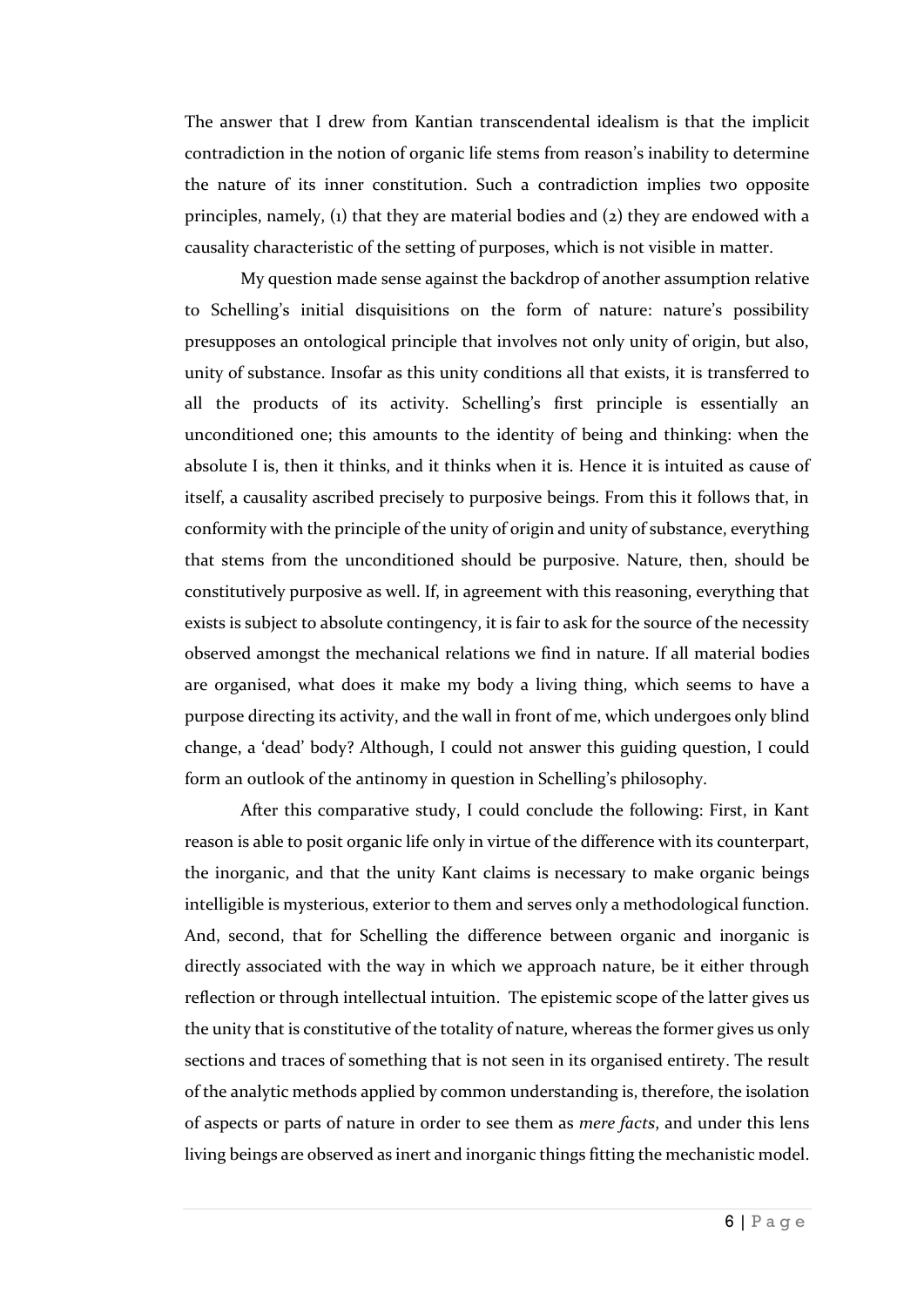The answer that I drew from Kantian transcendental idealism is that the implicit contradiction in the notion of organic life stems from reason's inability to determine the nature of its inner constitution. Such a contradiction implies two opposite principles, namely, (1) that they are material bodies and (2) they are endowed with a causality characteristic of the setting of purposes, which is not visible in matter.

My question made sense against the backdrop of another assumption relative to Schelling's initial disquisitions on the form of nature: nature's possibility presupposes an ontological principle that involves not only unity of origin, but also, unity of substance. Insofar as this unity conditions all that exists, it is transferred to all the products of its activity. Schelling's first principle is essentially an unconditioned one; this amounts to the identity of being and thinking: when the absolute I is, then it thinks, and it thinks when it is. Hence it is intuited as cause of itself, a causality ascribed precisely to purposive beings. From this it follows that, in conformity with the principle of the unity of origin and unity of substance, everything that stems from the unconditioned should be purposive. Nature, then, should be constitutively purposive as well. If, in agreement with this reasoning, everything that exists is subject to absolute contingency, it is fair to ask for the source of the necessity observed amongst the mechanical relations we find in nature. If all material bodies are organised, what does it make my body a living thing, which seems to have a purpose directing its activity, and the wall in front of me, which undergoes only blind change, a 'dead' body? Although, I could not answer this guiding question, I could form an outlook of the antinomy in question in Schelling's philosophy.

After this comparative study, I could conclude the following: First, in Kant reason is able to posit organic life only in virtue of the difference with its counterpart, the inorganic, and that the unity Kant claims is necessary to make organic beings intelligible is mysterious, exterior to them and serves only a methodological function. And, second, that for Schelling the difference between organic and inorganic is directly associated with the way in which we approach nature, be it either through reflection or through intellectual intuition. The epistemic scope of the latter gives us the unity that is constitutive of the totality of nature, whereas the former gives us only sections and traces of something that is not seen in its organised entirety. The result of the analytic methods applied by common understanding is, therefore, the isolation of aspects or parts of nature in order to see them as *mere facts*, and under this lens living beings are observed as inert and inorganic things fitting the mechanistic model.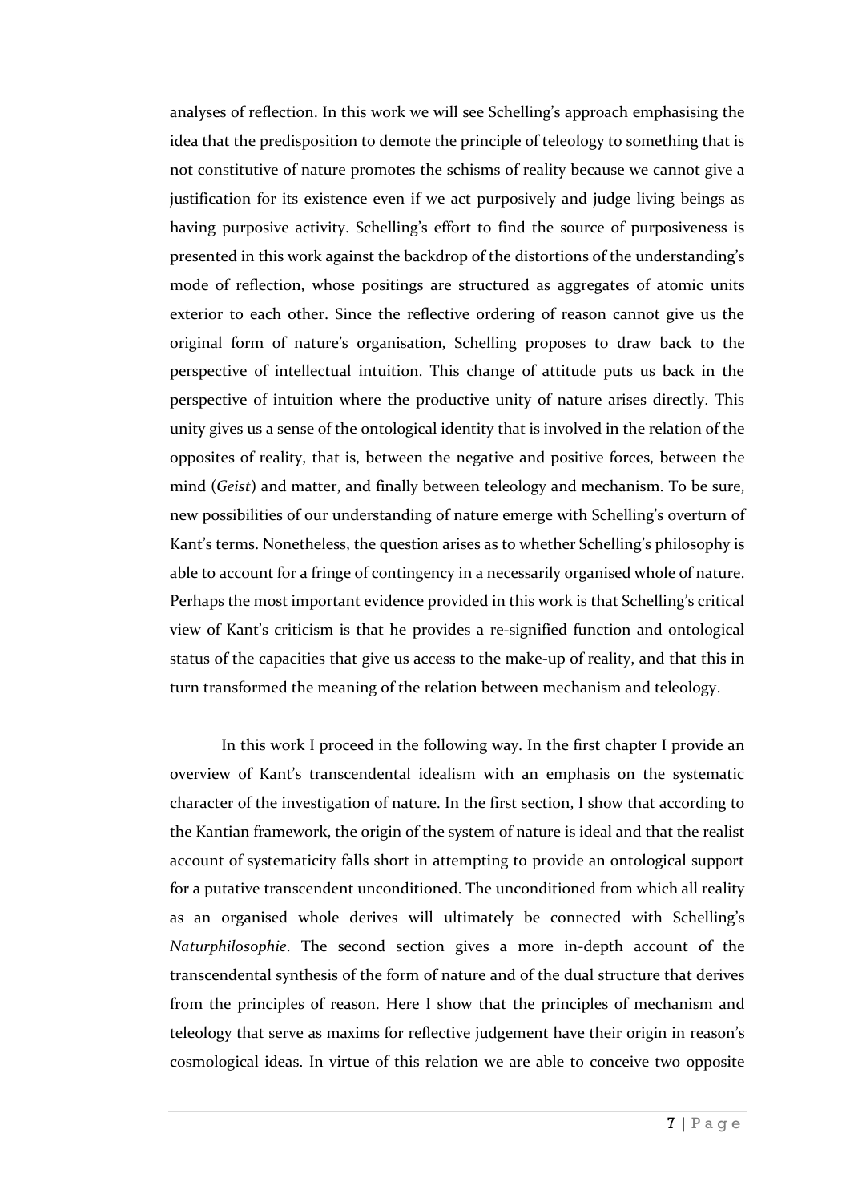analyses of reflection. In this work we will see Schelling's approach emphasising the idea that the predisposition to demote the principle of teleology to something that is not constitutive of nature promotes the schisms of reality because we cannot give a justification for its existence even if we act purposively and judge living beings as having purposive activity. Schelling's effort to find the source of purposiveness is presented in this work against the backdrop of the distortions of the understanding's mode of reflection, whose positings are structured as aggregates of atomic units exterior to each other. Since the reflective ordering of reason cannot give us the original form of nature's organisation, Schelling proposes to draw back to the perspective of intellectual intuition. This change of attitude puts us back in the perspective of intuition where the productive unity of nature arises directly. This unity gives us a sense of the ontological identity that is involved in the relation of the opposites of reality, that is, between the negative and positive forces, between the mind (*Geist*) and matter, and finally between teleology and mechanism. To be sure, new possibilities of our understanding of nature emerge with Schelling's overturn of Kant's terms. Nonetheless, the question arises as to whether Schelling's philosophy is able to account for a fringe of contingency in a necessarily organised whole of nature. Perhaps the most important evidence provided in this work is that Schelling's critical view of Kant's criticism is that he provides a re-signified function and ontological status of the capacities that give us access to the make-up of reality, and that this in turn transformed the meaning of the relation between mechanism and teleology.

In this work I proceed in the following way. In the first chapter I provide an overview of Kant's transcendental idealism with an emphasis on the systematic character of the investigation of nature. In the first section, I show that according to the Kantian framework, the origin of the system of nature is ideal and that the realist account of systematicity falls short in attempting to provide an ontological support for a putative transcendent unconditioned. The unconditioned from which all reality as an organised whole derives will ultimately be connected with Schelling's *Naturphilosophie*. The second section gives a more in-depth account of the transcendental synthesis of the form of nature and of the dual structure that derives from the principles of reason. Here I show that the principles of mechanism and teleology that serve as maxims for reflective judgement have their origin in reason's cosmological ideas. In virtue of this relation we are able to conceive two opposite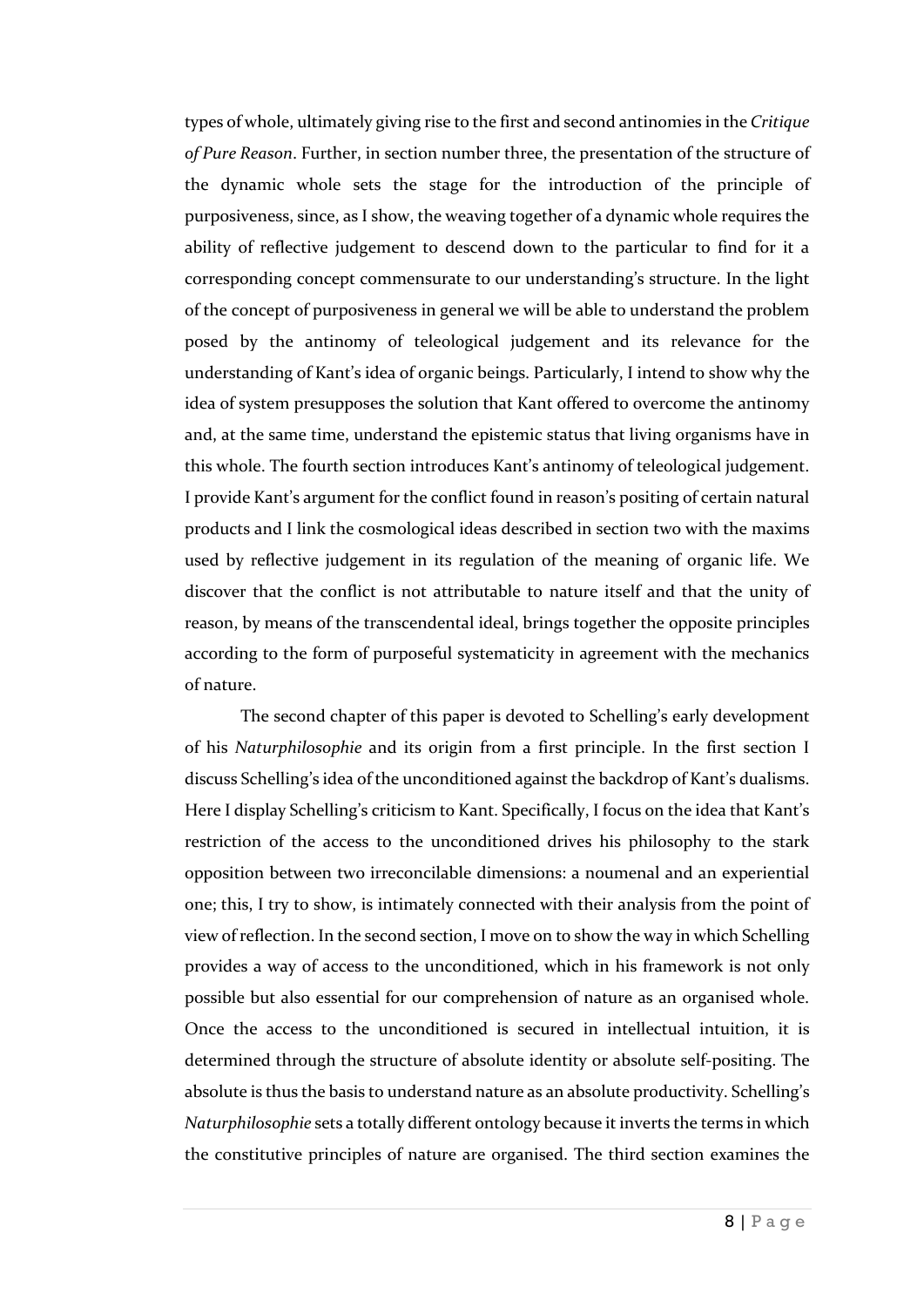types of whole, ultimately giving rise to the first and second antinomies in the *Critique of Pure Reason*. Further, in section number three, the presentation of the structure of the dynamic whole sets the stage for the introduction of the principle of purposiveness, since, as I show, the weaving together of a dynamic whole requires the ability of reflective judgement to descend down to the particular to find for it a corresponding concept commensurate to our understanding's structure. In the light of the concept of purposiveness in general we will be able to understand the problem posed by the antinomy of teleological judgement and its relevance for the understanding of Kant's idea of organic beings. Particularly, I intend to show why the idea of system presupposes the solution that Kant offered to overcome the antinomy and, at the same time, understand the epistemic status that living organisms have in this whole. The fourth section introduces Kant's antinomy of teleological judgement. I provide Kant's argument for the conflict found in reason's positing of certain natural products and I link the cosmological ideas described in section two with the maxims used by reflective judgement in its regulation of the meaning of organic life. We discover that the conflict is not attributable to nature itself and that the unity of reason, by means of the transcendental ideal, brings together the opposite principles according to the form of purposeful systematicity in agreement with the mechanics of nature.

The second chapter of this paper is devoted to Schelling's early development of his *Naturphilosophie* and its origin from a first principle. In the first section I discuss Schelling's idea of the unconditioned against the backdrop of Kant's dualisms. Here I display Schelling's criticism to Kant. Specifically, I focus on the idea that Kant's restriction of the access to the unconditioned drives his philosophy to the stark opposition between two irreconcilable dimensions: a noumenal and an experiential one; this, I try to show, is intimately connected with their analysis from the point of view of reflection. In the second section, I move on to show the way in which Schelling provides a way of access to the unconditioned, which in his framework is not only possible but also essential for our comprehension of nature as an organised whole. Once the access to the unconditioned is secured in intellectual intuition, it is determined through the structure of absolute identity or absolute self-positing. The absolute is thus the basis to understand nature as an absolute productivity. Schelling's *Naturphilosophie* sets a totally different ontology because it inverts the terms in which the constitutive principles of nature are organised. The third section examines the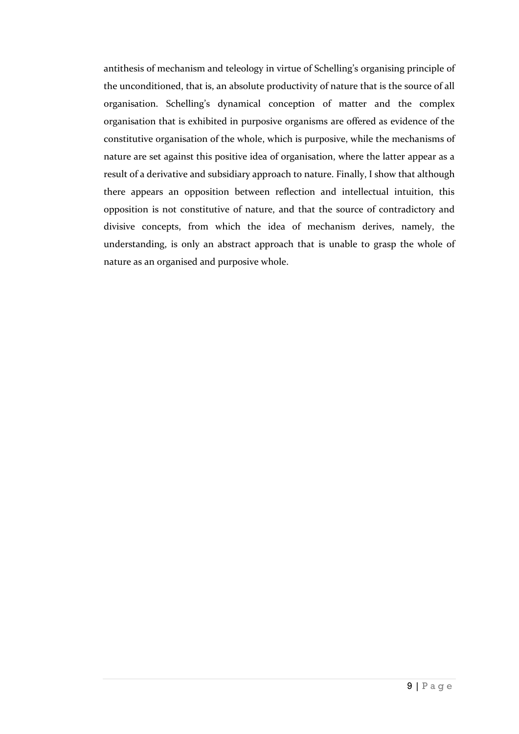antithesis of mechanism and teleology in virtue of Schelling's organising principle of the unconditioned, that is, an absolute productivity of nature that is the source of all organisation. Schelling's dynamical conception of matter and the complex organisation that is exhibited in purposive organisms are offered as evidence of the constitutive organisation of the whole, which is purposive, while the mechanisms of nature are set against this positive idea of organisation, where the latter appear as a result of a derivative and subsidiary approach to nature. Finally, I show that although there appears an opposition between reflection and intellectual intuition, this opposition is not constitutive of nature, and that the source of contradictory and divisive concepts, from which the idea of mechanism derives, namely, the understanding, is only an abstract approach that is unable to grasp the whole of nature as an organised and purposive whole.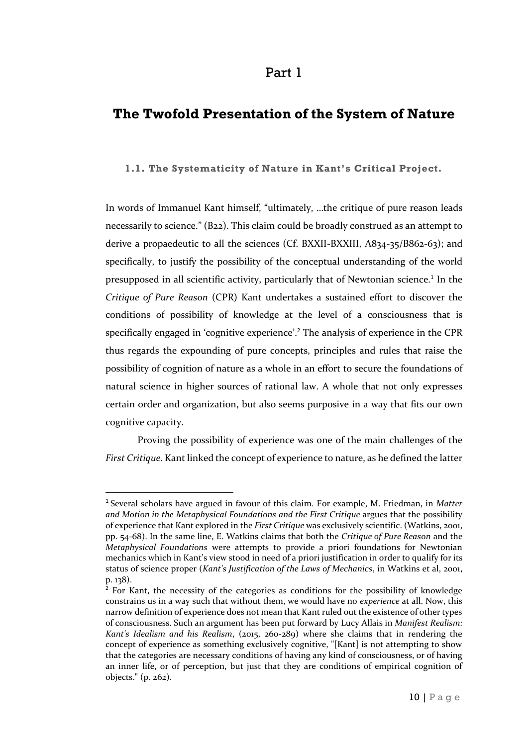# Part 1

## The Twofold Presentation of the System of Nature

### 1.1. The Systematicity of Nature in Kant's Critical Project.

In words of Immanuel Kant himself, "ultimately, …the critique of pure reason leads necessarily to science." (B22). This claim could be broadly construed as an attempt to derive a propaedeutic to all the sciences (Cf. BXXII-BXXIII, A834-35/B862-63); and specifically, to justify the possibility of the conceptual understanding of the world presupposed in all scientific activity, particularly that of Newtonian science.[1] In the *Critique of Pure Reason* (CPR) Kant undertakes a sustained effort to discover the conditions of possibility of knowledge at the level of a consciousness that is specifically engaged in 'cognitive experience'.[2] The analysis of experience in the CPR thus regards the expounding of pure concepts, principles and rules that raise the possibility of cognition of nature as a whole in an effort to secure the foundations of natural science in higher sources of rational law. A whole that not only expresses certain order and organization, but also seems purposive in a way that fits our own cognitive capacity.

Proving the possibility of experience was one of the main challenges of the *First Critique*. Kant linked the concept of experience to nature, as he defined the latter

---

[1] Several scholars have argued in favour of this claim. For example, M. Friedman, in *Matter and Motion in the Metaphysical Foundations and the First Critique* argues that the possibility of experience that Kant explored in the *First Critique* was exclusively scientific. (Watkins, 2001, pp. 54-68). In the same line, E. Watkins claims that both the *Critique of Pure Reason* and the *Metaphysical Foundations* were attempts to provide a priori foundations for Newtonian mechanics which in Kant's view stood in need of a priori justification in order to qualify for its status of science proper (*Kant's Justification of the Laws of Mechanics*, in Watkins et al, 2001, p. 138).

[2] For Kant, the necessity of the categories as conditions for the possibility of knowledge constrains us in a way such that without them, we would have no *experience* at all. Now, this narrow definition of experience does not mean that Kant ruled out the existence of other types of consciousness. Such an argument has been put forward by Lucy Allais in *Manifest Realism: Kant's Idealism and his Realism*, (2015, 260-289) where she claims that in rendering the concept of experience as something exclusively cognitive, "[Kant] is not attempting to show that the categories are necessary conditions of having any kind of consciousness, or of having an inner life, or of perception, but just that they are conditions of empirical cognition of objects." (p. 262).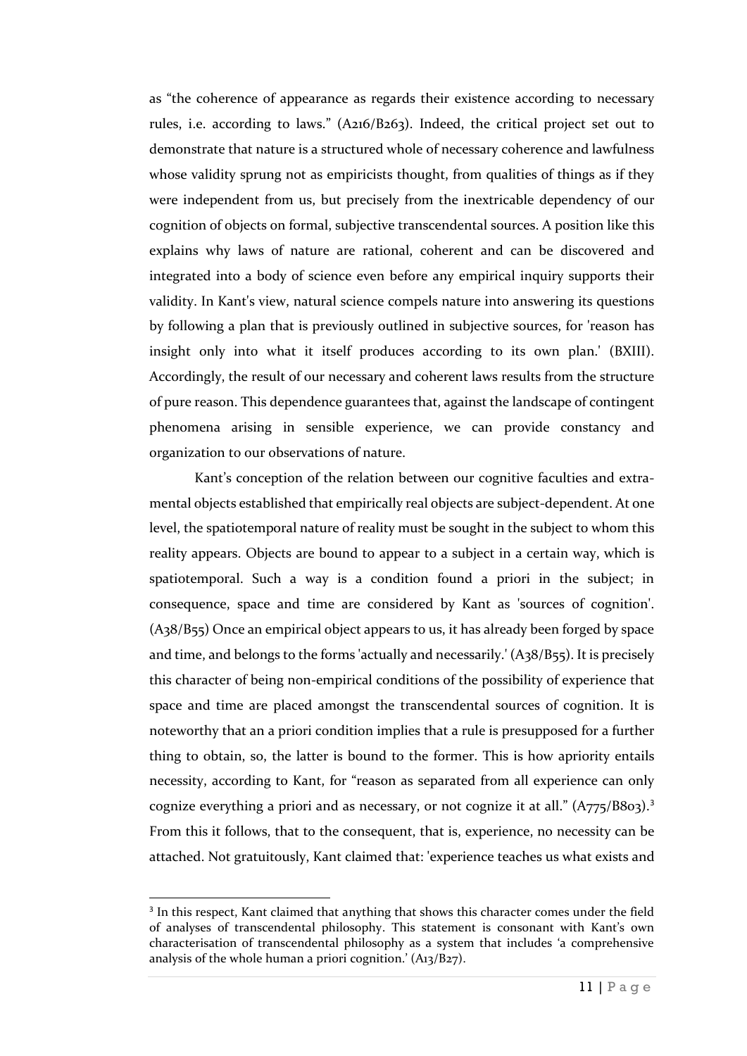as "the coherence of appearance as regards their existence according to necessary rules, i.e. according to laws." (A216/B263). Indeed, the critical project set out to demonstrate that nature is a structured whole of necessary coherence and lawfulness whose validity sprung not as empiricists thought, from qualities of things as if they were independent from us, but precisely from the inextricable dependency of our cognition of objects on formal, subjective transcendental sources. A position like this explains why laws of nature are rational, coherent and can be discovered and integrated into a body of science even before any empirical inquiry supports their validity. In Kant's view, natural science compels nature into answering its questions by following a plan that is previously outlined in subjective sources, for 'reason has insight only into what it itself produces according to its own plan.' (BXIII). Accordingly, the result of our necessary and coherent laws results from the structure of pure reason. This dependence guarantees that, against the landscape of contingent phenomena arising in sensible experience, we can provide constancy and organization to our observations of nature.

Kant's conception of the relation between our cognitive faculties and extra-mental objects established that empirically real objects are subject-dependent. At one level, the spatiotemporal nature of reality must be sought in the subject to whom this reality appears. Objects are bound to appear to a subject in a certain way, which is spatiotemporal. Such a way is a condition found a priori in the subject; in consequence, space and time are considered by Kant as 'sources of cognition'. (A38/B55) Once an empirical object appears to us, it has already been forged by space and time, and belongs to the forms 'actually and necessarily.' (A38/B55). It is precisely this character of being non-empirical conditions of the possibility of experience that space and time are placed amongst the transcendental sources of cognition. It is noteworthy that an a priori condition implies that a rule is presupposed for a further thing to obtain, so, the latter is bound to the former. This is how apriority entails necessity, according to Kant, for "reason as separated from all experience can only cognize everything a priori and as necessary, or not cognize it at all." (A775/B803).[3] From this it follows, that to the consequent, that is, experience, no necessity can be attached. Not gratuitously, Kant claimed that: 'experience teaches us what exists and

[3] In this respect, Kant claimed that anything that shows this character comes under the field of analyses of transcendental philosophy. This statement is consonant with Kant's own characterisation of transcendental philosophy as a system that includes 'a comprehensive analysis of the whole human a priori cognition.' (A13/B27).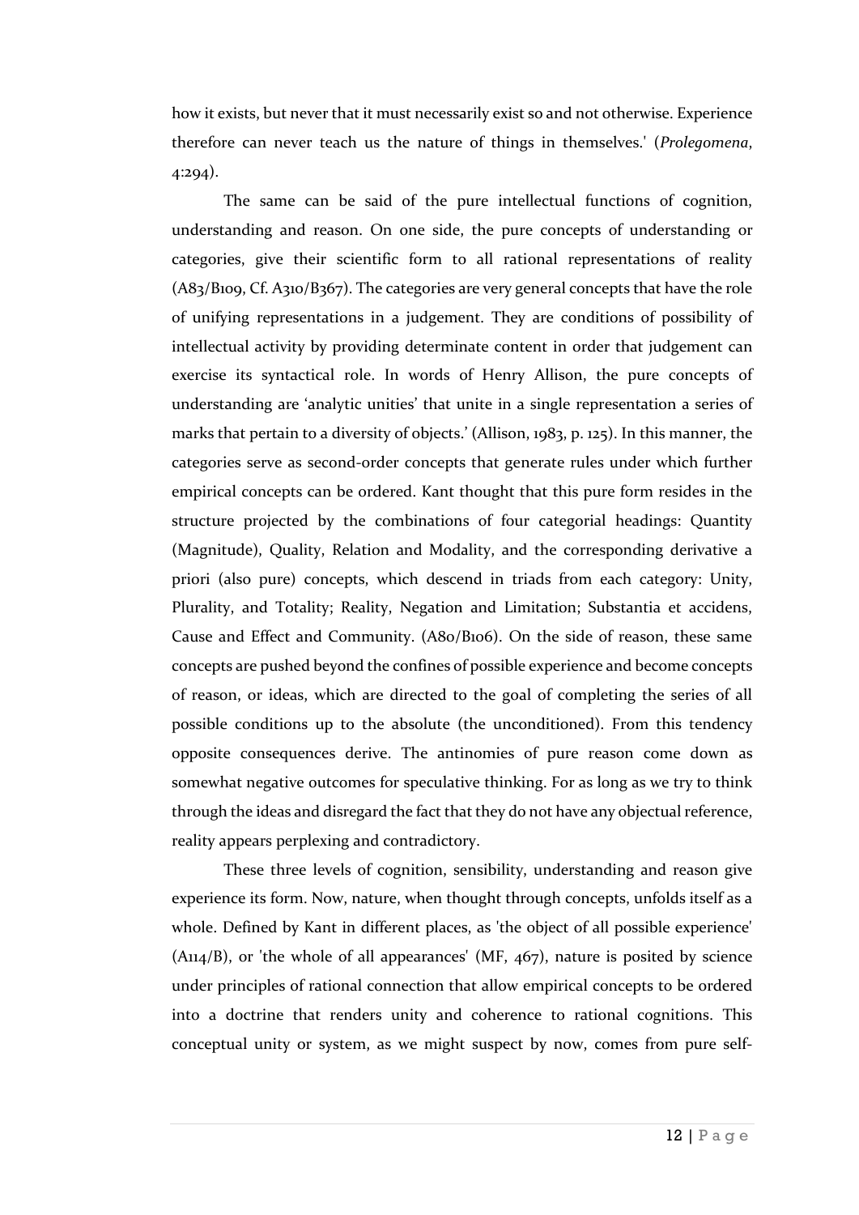how it exists, but never that it must necessarily exist so and not otherwise. Experience therefore can never teach us the nature of things in themselves.' (*Prolegomena*, 4:294).

The same can be said of the pure intellectual functions of cognition, understanding and reason. On one side, the pure concepts of understanding or categories, give their scientific form to all rational representations of reality (A83/B109, Cf. A310/B367). The categories are very general concepts that have the role of unifying representations in a judgement. They are conditions of possibility of intellectual activity by providing determinate content in order that judgement can exercise its syntactical role. In words of Henry Allison, the pure concepts of understanding are 'analytic unities' that unite in a single representation a series of marks that pertain to a diversity of objects.' (Allison, 1983, p. 125). In this manner, the categories serve as second-order concepts that generate rules under which further empirical concepts can be ordered. Kant thought that this pure form resides in the structure projected by the combinations of four categorial headings: Quantity (Magnitude), Quality, Relation and Modality, and the corresponding derivative a priori (also pure) concepts, which descend in triads from each category: Unity, Plurality, and Totality; Reality, Negation and Limitation; Substantia et accidens, Cause and Effect and Community. (A80/B106). On the side of reason, these same concepts are pushed beyond the confines of possible experience and become concepts of reason, or ideas, which are directed to the goal of completing the series of all possible conditions up to the absolute (the unconditioned). From this tendency opposite consequences derive. The antinomies of pure reason come down as somewhat negative outcomes for speculative thinking. For as long as we try to think through the ideas and disregard the fact that they do not have any objectual reference, reality appears perplexing and contradictory.

These three levels of cognition, sensibility, understanding and reason give experience its form. Now, nature, when thought through concepts, unfolds itself as a whole. Defined by Kant in different places, as 'the object of all possible experience' (A114/B), or 'the whole of all appearances' (MF, 467), nature is posited by science under principles of rational connection that allow empirical concepts to be ordered into a doctrine that renders unity and coherence to rational cognitions. This conceptual unity or system, as we might suspect by now, comes from pure self-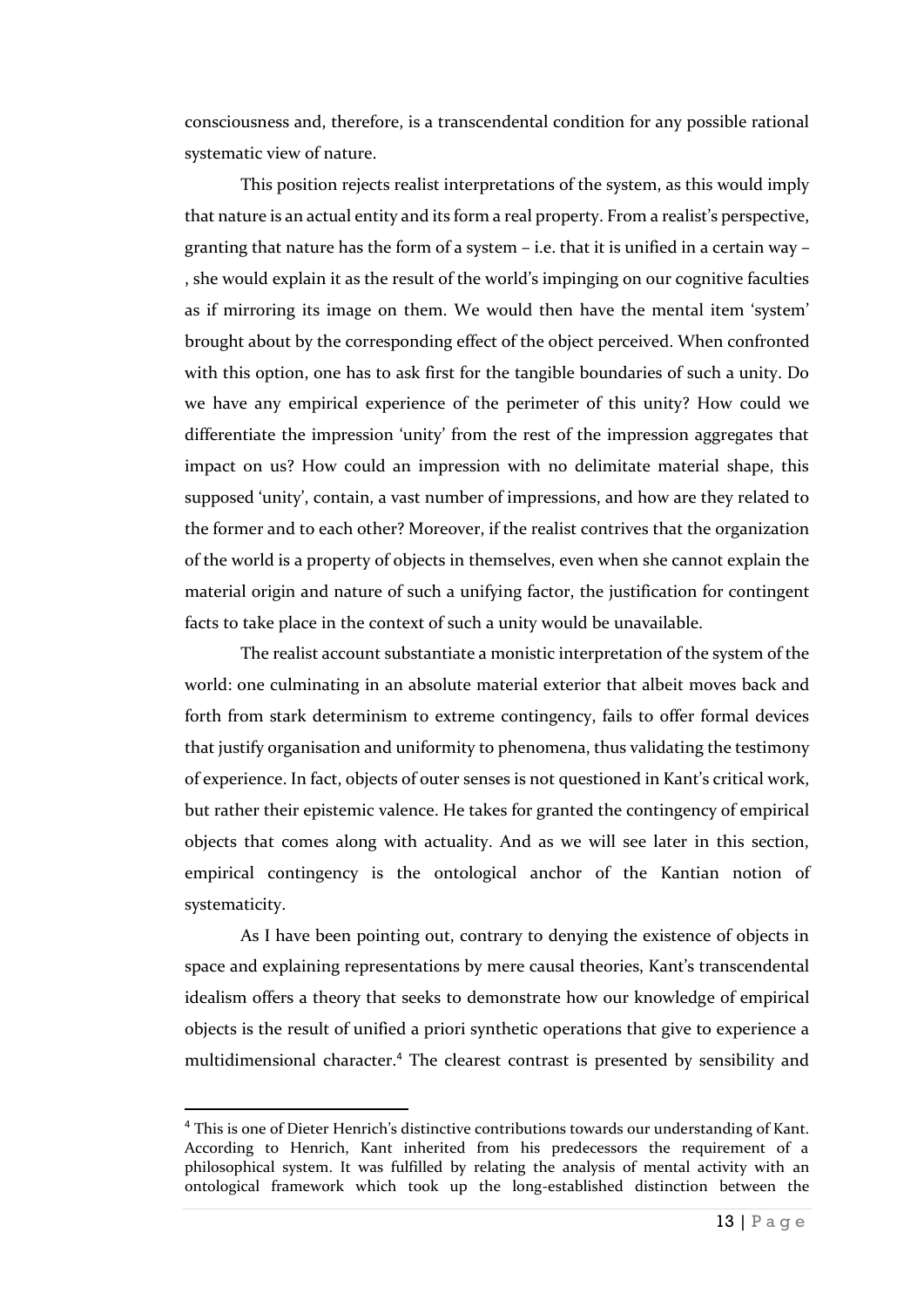consciousness and, therefore, is a transcendental condition for any possible rational systematic view of nature.

This position rejects realist interpretations of the system, as this would imply that nature is an actual entity and its form a real property. From a realist's perspective, granting that nature has the form of a system – i.e. that it is unified in a certain way – , she would explain it as the result of the world's impinging on our cognitive faculties as if mirroring its image on them. We would then have the mental item 'system' brought about by the corresponding effect of the object perceived. When confronted with this option, one has to ask first for the tangible boundaries of such a unity. Do we have any empirical experience of the perimeter of this unity? How could we differentiate the impression 'unity' from the rest of the impression aggregates that impact on us? How could an impression with no delimitate material shape, this supposed 'unity', contain, a vast number of impressions, and how are they related to the former and to each other? Moreover, if the realist contrives that the organization of the world is a property of objects in themselves, even when she cannot explain the material origin and nature of such a unifying factor, the justification for contingent facts to take place in the context of such a unity would be unavailable.

The realist account substantiate a monistic interpretation of the system of the world: one culminating in an absolute material exterior that albeit moves back and forth from stark determinism to extreme contingency, fails to offer formal devices that justify organisation and uniformity to phenomena, thus validating the testimony of experience. In fact, objects of outer senses is not questioned in Kant's critical work, but rather their epistemic valence. He takes for granted the contingency of empirical objects that comes along with actuality. And as we will see later in this section, empirical contingency is the ontological anchor of the Kantian notion of systematicity.

As I have been pointing out, contrary to denying the existence of objects in space and explaining representations by mere causal theories, Kant's transcendental idealism offers a theory that seeks to demonstrate how our knowledge of empirical objects is the result of unified a priori synthetic operations that give to experience a multidimensional character.[4] The clearest contrast is presented by sensibility and

---

[4] This is one of Dieter Henrich's distinctive contributions towards our understanding of Kant. According to Henrich, Kant inherited from his predecessors the requirement of a philosophical system. It was fulfilled by relating the analysis of mental activity with an ontological framework which took up the long-established distinction between the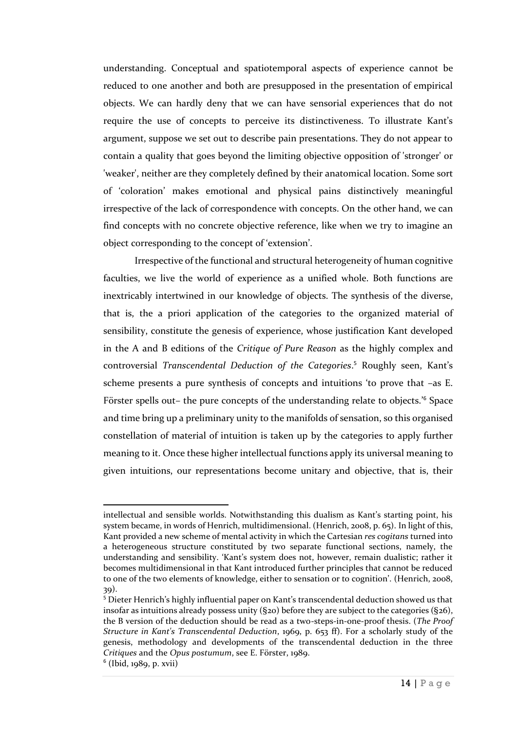understanding. Conceptual and spatiotemporal aspects of experience cannot be reduced to one another and both are presupposed in the presentation of empirical objects. We can hardly deny that we can have sensorial experiences that do not require the use of concepts to perceive its distinctiveness. To illustrate Kant's argument, suppose we set out to describe pain presentations. They do not appear to contain a quality that goes beyond the limiting objective opposition of 'stronger' or 'weaker', neither are they completely defined by their anatomical location. Some sort of 'coloration' makes emotional and physical pains distinctively meaningful irrespective of the lack of correspondence with concepts. On the other hand, we can find concepts with no concrete objective reference, like when we try to imagine an object corresponding to the concept of 'extension'.

Irrespective of the functional and structural heterogeneity of human cognitive faculties, we live the world of experience as a unified whole. Both functions are inextricably intertwined in our knowledge of objects. The synthesis of the diverse, that is, the a priori application of the categories to the organized material of sensibility, constitute the genesis of experience, whose justification Kant developed in the A and B editions of the *Critique of Pure Reason* as the highly complex and controversial *Transcendental Deduction of the Categories*.[5] Roughly seen, Kant's scheme presents a pure synthesis of concepts and intuitions 'to prove that –as E. Förster spells out– the pure concepts of the understanding relate to objects.'[6] Space and time bring up a preliminary unity to the manifolds of sensation, so this organised constellation of material of intuition is taken up by the categories to apply further meaning to it. Once these higher intellectual functions apply its universal meaning to given intuitions, our representations become unitary and objective, that is, their

---

intellectual and sensible worlds. Notwithstanding this dualism as Kant's starting point, his system became, in words of Henrich, multidimensional. (Henrich, 2008, p. 65). In light of this, Kant provided a new scheme of mental activity in which the Cartesian *res cogitans* turned into a heterogeneous structure constituted by two separate functional sections, namely, the understanding and sensibility. 'Kant's system does not, however, remain dualistic; rather it becomes multidimensional in that Kant introduced further principles that cannot be reduced to one of the two elements of knowledge, either to sensation or to cognition'. (Henrich, 2008, 39).

[5] Dieter Henrich's highly influential paper on Kant's transcendental deduction showed us that insofar as intuitions already possess unity (§20) before they are subject to the categories (§26), the B version of the deduction should be read as a two-steps-in-one-proof thesis. (*The Proof Structure in Kant's Transcendental Deduction*, 1969, p. 653 ff). For a scholarly study of the genesis, methodology and developments of the transcendental deduction in the three *Critiques* and the *Opus postumum*, see E. Förster, 1989.

[6] (Ibid, 1989, p. xvii)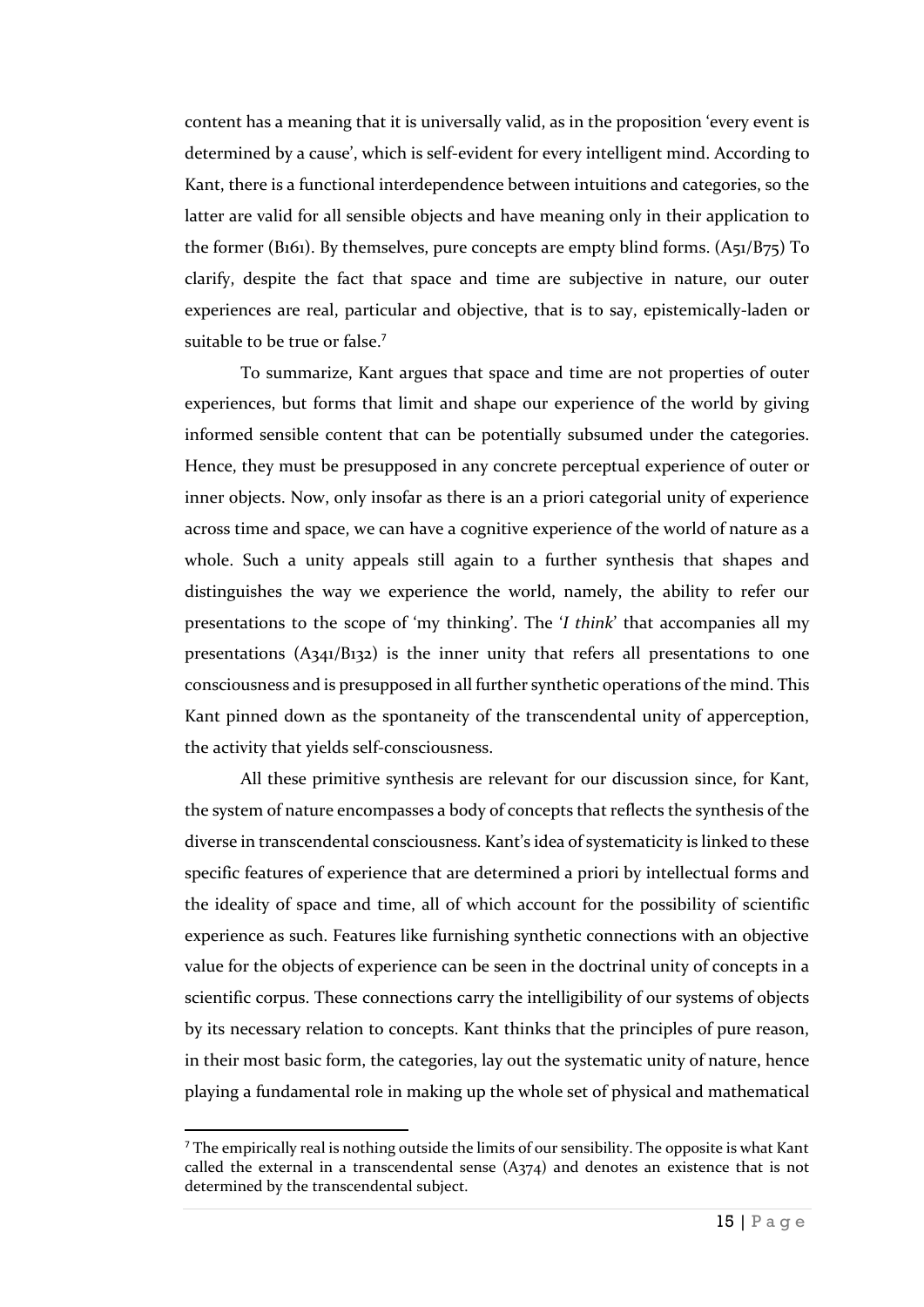content has a meaning that it is universally valid, as in the proposition 'every event is determined by a cause', which is self-evident for every intelligent mind. According to Kant, there is a functional interdependence between intuitions and categories, so the latter are valid for all sensible objects and have meaning only in their application to the former (B161). By themselves, pure concepts are empty blind forms. (A51/B75) To clarify, despite the fact that space and time are subjective in nature, our outer experiences are real, particular and objective, that is to say, epistemically-laden or suitable to be true or false.[7]

To summarize, Kant argues that space and time are not properties of outer experiences, but forms that limit and shape our experience of the world by giving informed sensible content that can be potentially subsumed under the categories. Hence, they must be presupposed in any concrete perceptual experience of outer or inner objects. Now, only insofar as there is an a priori categorial unity of experience across time and space, we can have a cognitive experience of the world of nature as a whole. Such a unity appeals still again to a further synthesis that shapes and distinguishes the way we experience the world, namely, the ability to refer our presentations to the scope of 'my thinking'. The '*I think*' that accompanies all my presentations (A341/B132) is the inner unity that refers all presentations to one consciousness and is presupposed in all further synthetic operations of the mind. This Kant pinned down as the spontaneity of the transcendental unity of apperception, the activity that yields self-consciousness.

All these primitive synthesis are relevant for our discussion since, for Kant, the system of nature encompasses a body of concepts that reflects the synthesis of the diverse in transcendental consciousness. Kant's idea of systematicity is linked to these specific features of experience that are determined a priori by intellectual forms and the ideality of space and time, all of which account for the possibility of scientific experience as such. Features like furnishing synthetic connections with an objective value for the objects of experience can be seen in the doctrinal unity of concepts in a scientific corpus. These connections carry the intelligibility of our systems of objects by its necessary relation to concepts. Kant thinks that the principles of pure reason, in their most basic form, the categories, lay out the systematic unity of nature, hence playing a fundamental role in making up the whole set of physical and mathematical

[7] The empirically real is nothing outside the limits of our sensibility. The opposite is what Kant called the external in a transcendental sense (A374) and denotes an existence that is not determined by the transcendental subject.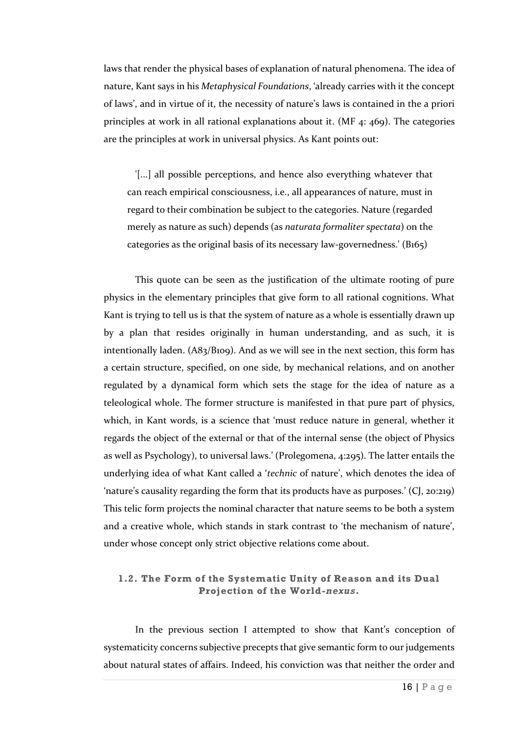laws that render the physical bases of explanation of natural phenomena. The idea of nature, Kant says in his *Metaphysical Foundations*, 'already carries with it the concept of laws', and in virtue of it, the necessity of nature's laws is contained in the a priori principles at work in all rational explanations about it. (MF 4: 469). The categories are the principles at work in universal physics. As Kant points out:

> '[...] all possible perceptions, and hence also everything whatever that can reach empirical consciousness, i.e., all appearances of nature, must in regard to their combination be subject to the categories. Nature (regarded merely as nature as such) depends (as *naturata formaliter spectata*) on the categories as the original basis of its necessary law-governedness.' (B165)

This quote can be seen as the justification of the ultimate rooting of pure physics in the elementary principles that give form to all rational cognitions. What Kant is trying to tell us is that the system of nature as a whole is essentially drawn up by a plan that resides originally in human understanding, and as such, it is intentionally laden. (A83/B109). And as we will see in the next section, this form has a certain structure, specified, on one side, by mechanical relations, and on another regulated by a dynamical form which sets the stage for the idea of nature as a teleological whole. The former structure is manifested in that pure part of physics, which, in Kant words, is a science that 'must reduce nature in general, whether it regards the object of the external or that of the internal sense (the object of Physics as well as Psychology), to universal laws.' (Prolegomena, 4:295). The latter entails the underlying idea of what Kant called a '*technic* of nature', which denotes the idea of 'nature's causality regarding the form that its products have as purposes.' (CJ, 20:219) This telic form projects the nominal character that nature seems to be both a system and a creative whole, which stands in stark contrast to 'the mechanism of nature', under whose concept only strict objective relations come about.

### 1.2. The Form of the Systematic Unity of Reason and its Dual Projection of the World-*nexus*.

In the previous section I attempted to show that Kant's conception of systematicity concerns subjective precepts that give semantic form to our judgements about natural states of affairs. Indeed, his conviction was that neither the order and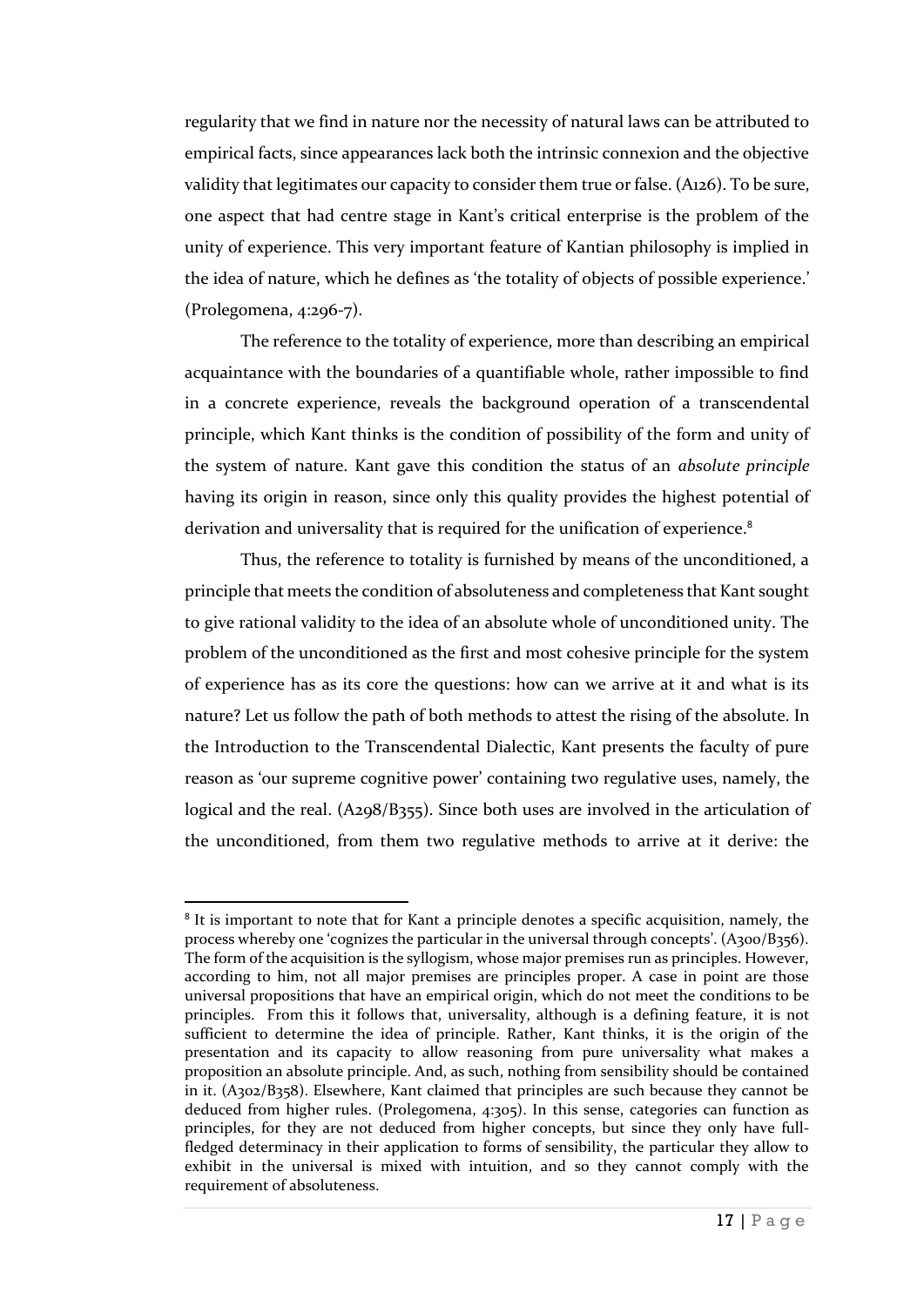regularity that we find in nature nor the necessity of natural laws can be attributed to empirical facts, since appearances lack both the intrinsic connexion and the objective validity that legitimates our capacity to consider them true or false. (A126). To be sure, one aspect that had centre stage in Kant's critical enterprise is the problem of the unity of experience. This very important feature of Kantian philosophy is implied in the idea of nature, which he defines as 'the totality of objects of possible experience.' (Prolegomena, 4:296-7).

The reference to the totality of experience, more than describing an empirical acquaintance with the boundaries of a quantifiable whole, rather impossible to find in a concrete experience, reveals the background operation of a transcendental principle, which Kant thinks is the condition of possibility of the form and unity of the system of nature. Kant gave this condition the status of an *absolute principle* having its origin in reason, since only this quality provides the highest potential of derivation and universality that is required for the unification of experience.[8]

Thus, the reference to totality is furnished by means of the unconditioned, a principle that meets the condition of absoluteness and completeness that Kant sought to give rational validity to the idea of an absolute whole of unconditioned unity. The problem of the unconditioned as the first and most cohesive principle for the system of experience has as its core the questions: how can we arrive at it and what is its nature? Let us follow the path of both methods to attest the rising of the absolute. In the Introduction to the Transcendental Dialectic, Kant presents the faculty of pure reason as 'our supreme cognitive power' containing two regulative uses, namely, the logical and the real. (A298/B355). Since both uses are involved in the articulation of the unconditioned, from them two regulative methods to arrive at it derive: the

---

[8] It is important to note that for Kant a principle denotes a specific acquisition, namely, the process whereby one 'cognizes the particular in the universal through concepts'. (A300/B356). The form of the acquisition is the syllogism, whose major premises run as principles. However, according to him, not all major premises are principles proper. A case in point are those universal propositions that have an empirical origin, which do not meet the conditions to be principles. From this it follows that, universality, although is a defining feature, it is not sufficient to determine the idea of principle. Rather, Kant thinks, it is the origin of the presentation and its capacity to allow reasoning from pure universality what makes a proposition an absolute principle. And, as such, nothing from sensibility should be contained in it. (A302/B358). Elsewhere, Kant claimed that principles are such because they cannot be deduced from higher rules. (Prolegomena, 4:305). In this sense, categories can function as principles, for they are not deduced from higher concepts, but since they only have full-fledged determinacy in their application to forms of sensibility, the particular they allow to exhibit in the universal is mixed with intuition, and so they cannot comply with the requirement of absoluteness.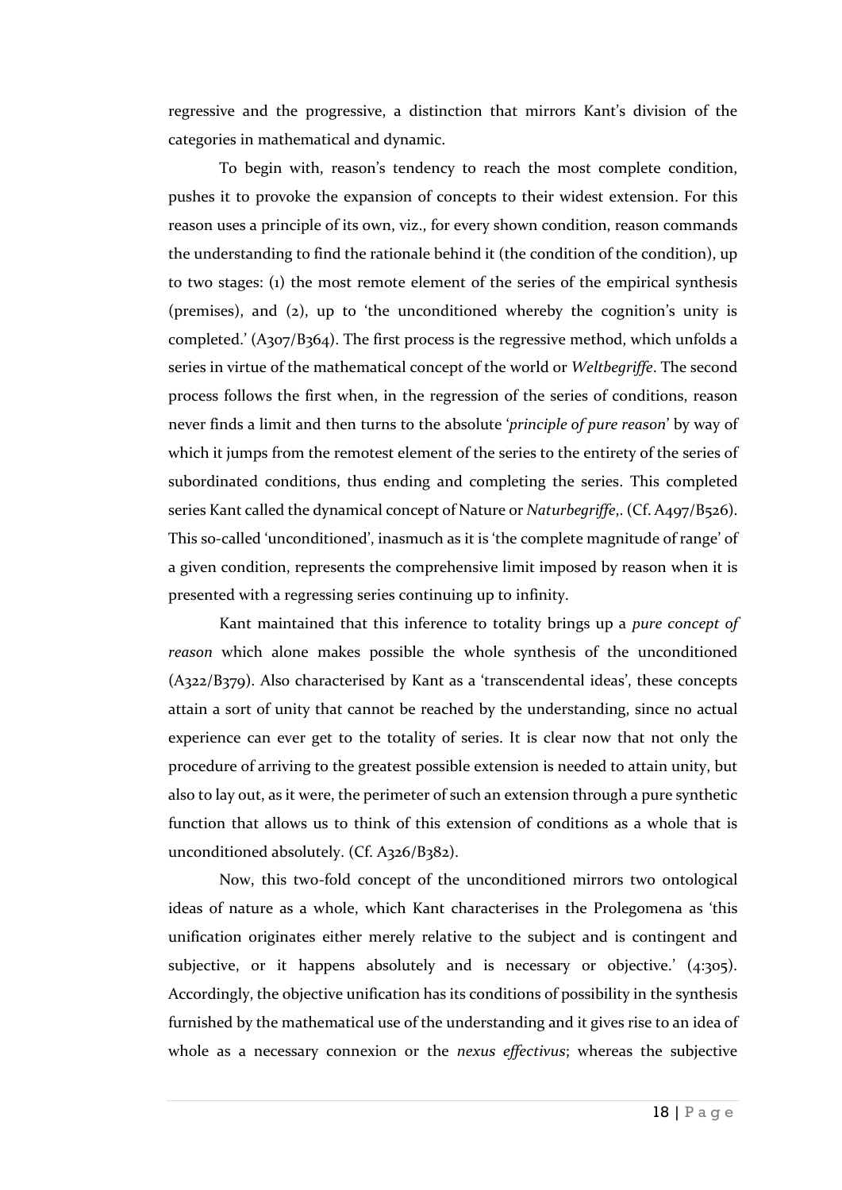regressive and the progressive, a distinction that mirrors Kant's division of the categories in mathematical and dynamic.

To begin with, reason's tendency to reach the most complete condition, pushes it to provoke the expansion of concepts to their widest extension. For this reason uses a principle of its own, viz., for every shown condition, reason commands the understanding to find the rationale behind it (the condition of the condition), up to two stages: (1) the most remote element of the series of the empirical synthesis (premises), and (2), up to 'the unconditioned whereby the cognition's unity is completed.' (A307/B364). The first process is the regressive method, which unfolds a series in virtue of the mathematical concept of the world or *Weltbegriffe*. The second process follows the first when, in the regression of the series of conditions, reason never finds a limit and then turns to the absolute '*principle of pure reason*' by way of which it jumps from the remotest element of the series to the entirety of the series of subordinated conditions, thus ending and completing the series. This completed series Kant called the dynamical concept of Nature or *Naturbegriffe*,. (Cf. A497/B526). This so-called 'unconditioned', inasmuch as it is 'the complete magnitude of range' of a given condition, represents the comprehensive limit imposed by reason when it is presented with a regressing series continuing up to infinity.

Kant maintained that this inference to totality brings up a *pure concept of reason* which alone makes possible the whole synthesis of the unconditioned (A322/B379). Also characterised by Kant as a 'transcendental ideas', these concepts attain a sort of unity that cannot be reached by the understanding, since no actual experience can ever get to the totality of series. It is clear now that not only the procedure of arriving to the greatest possible extension is needed to attain unity, but also to lay out, as it were, the perimeter of such an extension through a pure synthetic function that allows us to think of this extension of conditions as a whole that is unconditioned absolutely. (Cf. A326/B382).

Now, this two-fold concept of the unconditioned mirrors two ontological ideas of nature as a whole, which Kant characterises in the Prolegomena as 'this unification originates either merely relative to the subject and is contingent and subjective, or it happens absolutely and is necessary or objective.' (4:305). Accordingly, the objective unification has its conditions of possibility in the synthesis furnished by the mathematical use of the understanding and it gives rise to an idea of whole as a necessary connexion or the *nexus effectivus*; whereas the subjective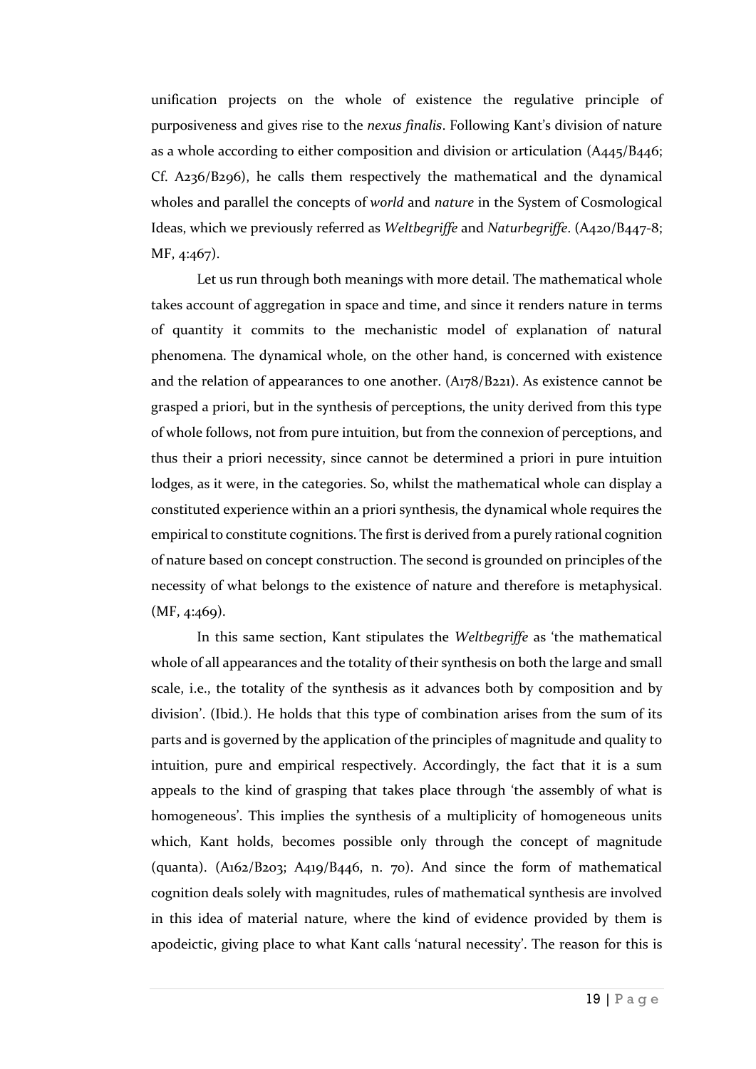unification projects on the whole of existence the regulative principle of purposiveness and gives rise to the *nexus finalis*. Following Kant's division of nature as a whole according to either composition and division or articulation (A445/B446; Cf. A236/B296), he calls them respectively the mathematical and the dynamical wholes and parallel the concepts of *world* and *nature* in the System of Cosmological Ideas, which we previously referred as *Weltbegriffe* and *Naturbegriffe*. (A420/B447-8; MF, 4:467).

Let us run through both meanings with more detail. The mathematical whole takes account of aggregation in space and time, and since it renders nature in terms of quantity it commits to the mechanistic model of explanation of natural phenomena. The dynamical whole, on the other hand, is concerned with existence and the relation of appearances to one another. (A178/B221). As existence cannot be grasped a priori, but in the synthesis of perceptions, the unity derived from this type of whole follows, not from pure intuition, but from the connexion of perceptions, and thus their a priori necessity, since cannot be determined a priori in pure intuition lodges, as it were, in the categories. So, whilst the mathematical whole can display a constituted experience within an a priori synthesis, the dynamical whole requires the empirical to constitute cognitions. The first is derived from a purely rational cognition of nature based on concept construction. The second is grounded on principles of the necessity of what belongs to the existence of nature and therefore is metaphysical. (MF, 4:469).

In this same section, Kant stipulates the *Weltbegriffe* as 'the mathematical whole of all appearances and the totality of their synthesis on both the large and small scale, i.e., the totality of the synthesis as it advances both by composition and by division'. (Ibid.). He holds that this type of combination arises from the sum of its parts and is governed by the application of the principles of magnitude and quality to intuition, pure and empirical respectively. Accordingly, the fact that it is a sum appeals to the kind of grasping that takes place through 'the assembly of what is homogeneous'. This implies the synthesis of a multiplicity of homogeneous units which, Kant holds, becomes possible only through the concept of magnitude (quanta). (A162/B203; A419/B446, n. 70). And since the form of mathematical cognition deals solely with magnitudes, rules of mathematical synthesis are involved in this idea of material nature, where the kind of evidence provided by them is apodeictic, giving place to what Kant calls 'natural necessity'. The reason for this is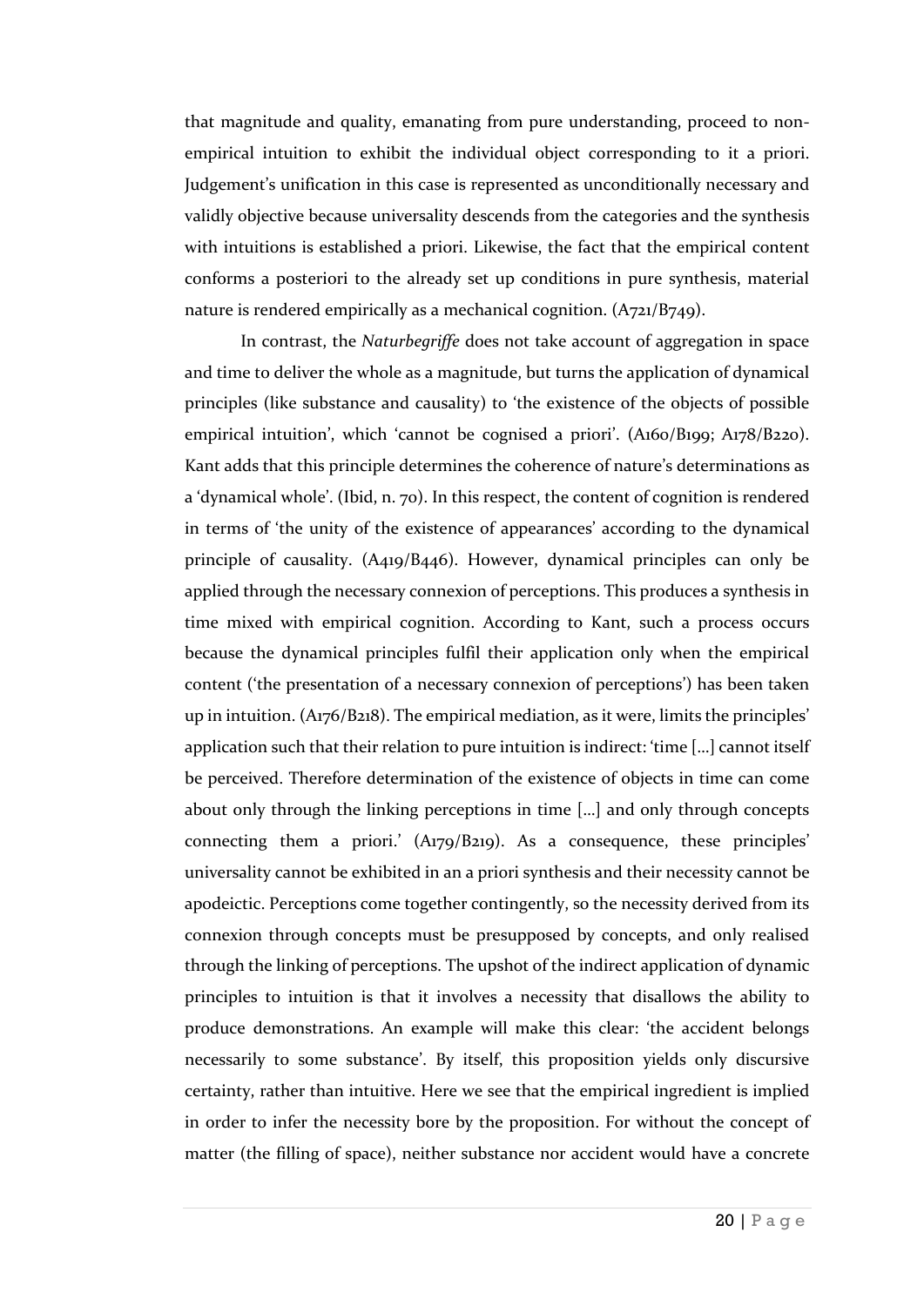that magnitude and quality, emanating from pure understanding, proceed to non-empirical intuition to exhibit the individual object corresponding to it a priori. Judgement's unification in this case is represented as unconditionally necessary and validly objective because universality descends from the categories and the synthesis with intuitions is established a priori. Likewise, the fact that the empirical content conforms a posteriori to the already set up conditions in pure synthesis, material nature is rendered empirically as a mechanical cognition. (A721/B749).

In contrast, the *Naturbegriffe* does not take account of aggregation in space and time to deliver the whole as a magnitude, but turns the application of dynamical principles (like substance and causality) to 'the existence of the objects of possible empirical intuition', which 'cannot be cognised a priori'. (A160/B199; A178/B220). Kant adds that this principle determines the coherence of nature's determinations as a 'dynamical whole'. (Ibid, n. 70). In this respect, the content of cognition is rendered in terms of 'the unity of the existence of appearances' according to the dynamical principle of causality. (A419/B446). However, dynamical principles can only be applied through the necessary connexion of perceptions. This produces a synthesis in time mixed with empirical cognition. According to Kant, such a process occurs because the dynamical principles fulfil their application only when the empirical content ('the presentation of a necessary connexion of perceptions') has been taken up in intuition. (A176/B218). The empirical mediation, as it were, limits the principles' application such that their relation to pure intuition is indirect: 'time […] cannot itself be perceived. Therefore determination of the existence of objects in time can come about only through the linking perceptions in time […] and only through concepts connecting them a priori.' (A179/B219). As a consequence, these principles' universality cannot be exhibited in an a priori synthesis and their necessity cannot be apodeictic. Perceptions come together contingently, so the necessity derived from its connexion through concepts must be presupposed by concepts, and only realised through the linking of perceptions. The upshot of the indirect application of dynamic principles to intuition is that it involves a necessity that disallows the ability to produce demonstrations. An example will make this clear: 'the accident belongs necessarily to some substance'. By itself, this proposition yields only discursive certainty, rather than intuitive. Here we see that the empirical ingredient is implied in order to infer the necessity bore by the proposition. For without the concept of matter (the filling of space), neither substance nor accident would have a concrete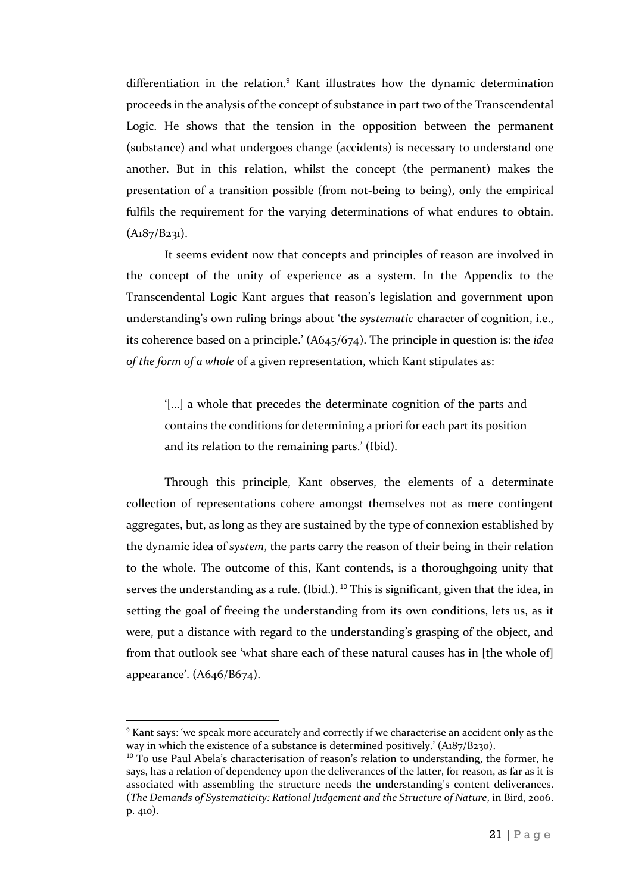differentiation in the relation.[9] Kant illustrates how the dynamic determination proceeds in the analysis of the concept of substance in part two of the Transcendental Logic. He shows that the tension in the opposition between the permanent (substance) and what undergoes change (accidents) is necessary to understand one another. But in this relation, whilst the concept (the permanent) makes the presentation of a transition possible (from not-being to being), only the empirical fulfils the requirement for the varying determinations of what endures to obtain. (A187/B231).

It seems evident now that concepts and principles of reason are involved in the concept of the unity of experience as a system. In the Appendix to the Transcendental Logic Kant argues that reason's legislation and government upon understanding's own ruling brings about 'the *systematic* character of cognition, i.e., its coherence based on a principle.' (A645/674). The principle in question is: the *idea of the form of a whole* of a given representation, which Kant stipulates as:

> '[...] a whole that precedes the determinate cognition of the parts and contains the conditions for determining a priori for each part its position and its relation to the remaining parts.' (Ibid).

Through this principle, Kant observes, the elements of a determinate collection of representations cohere amongst themselves not as mere contingent aggregates, but, as long as they are sustained by the type of connexion established by the dynamic idea of *system*, the parts carry the reason of their being in their relation to the whole. The outcome of this, Kant contends, is a thoroughgoing unity that serves the understanding as a rule. (Ibid.). [10] This is significant, given that the idea, in setting the goal of freeing the understanding from its own conditions, lets us, as it were, put a distance with regard to the understanding's grasping of the object, and from that outlook see 'what share each of these natural causes has in [the whole of] appearance'. (A646/B674).

---

[9] Kant says: 'we speak more accurately and correctly if we characterise an accident only as the way in which the existence of a substance is determined positively.' (A187/B230).

[10] To use Paul Abela's characterisation of reason's relation to understanding, the former, he says, has a relation of dependency upon the deliverances of the latter, for reason, as far as it is associated with assembling the structure needs the understanding's content deliverances. (*The Demands of Systematicity: Rational Judgement and the Structure of Nature*, in Bird, 2006. p. 410).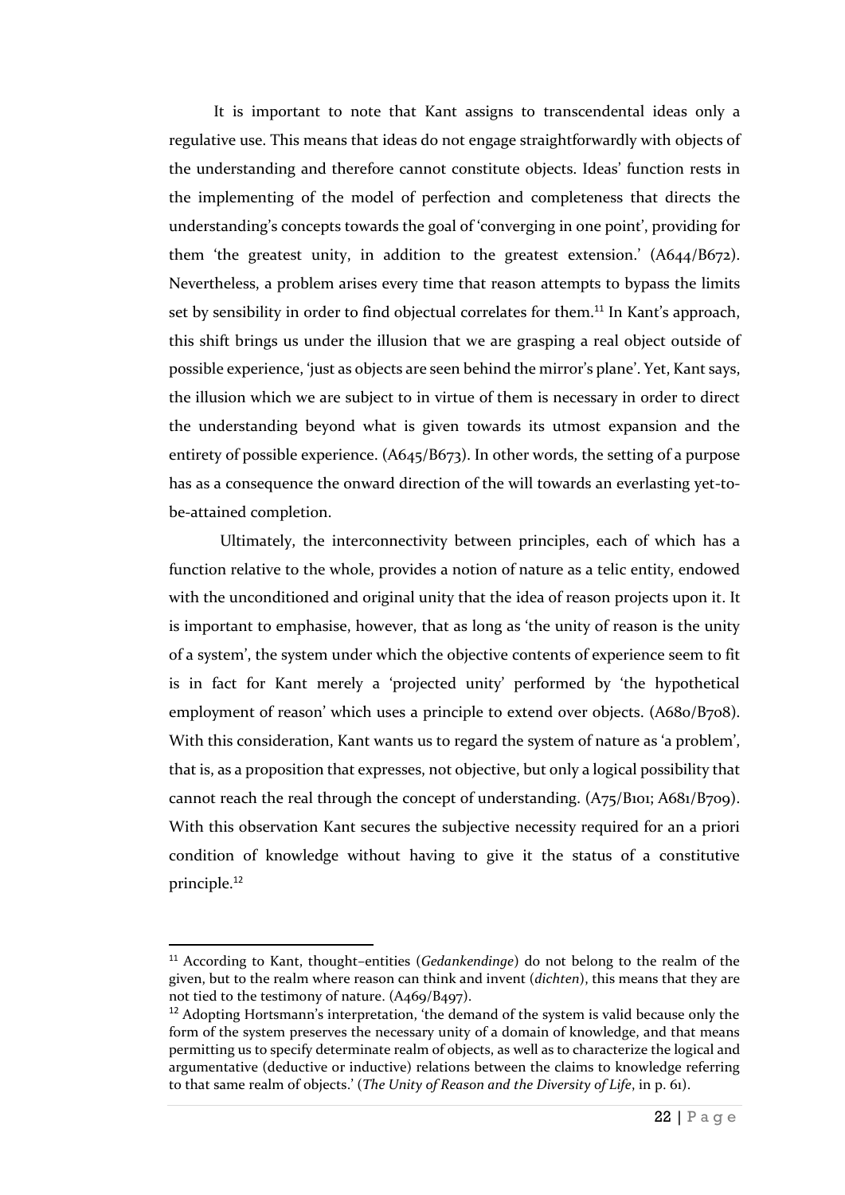It is important to note that Kant assigns to transcendental ideas only a regulative use. This means that ideas do not engage straightforwardly with objects of the understanding and therefore cannot constitute objects. Ideas' function rests in the implementing of the model of perfection and completeness that directs the understanding's concepts towards the goal of 'converging in one point', providing for them 'the greatest unity, in addition to the greatest extension.' (A644/B672). Nevertheless, a problem arises every time that reason attempts to bypass the limits set by sensibility in order to find objectual correlates for them.[11] In Kant's approach, this shift brings us under the illusion that we are grasping a real object outside of possible experience, 'just as objects are seen behind the mirror's plane'. Yet, Kant says, the illusion which we are subject to in virtue of them is necessary in order to direct the understanding beyond what is given towards its utmost expansion and the entirety of possible experience. (A645/B673). In other words, the setting of a purpose has as a consequence the onward direction of the will towards an everlasting yet-to-be-attained completion.

Ultimately, the interconnectivity between principles, each of which has a function relative to the whole, provides a notion of nature as a telic entity, endowed with the unconditioned and original unity that the idea of reason projects upon it. It is important to emphasise, however, that as long as 'the unity of reason is the unity of a system', the system under which the objective contents of experience seem to fit is in fact for Kant merely a 'projected unity' performed by 'the hypothetical employment of reason' which uses a principle to extend over objects. (A680/B708). With this consideration, Kant wants us to regard the system of nature as 'a problem', that is, as a proposition that expresses, not objective, but only a logical possibility that cannot reach the real through the concept of understanding. (A75/B101; A681/B709). With this observation Kant secures the subjective necessity required for an a priori condition of knowledge without having to give it the status of a constitutive principle.[12]

---

[11] According to Kant, thought–entities (*Gedankendinge*) do not belong to the realm of the given, but to the realm where reason can think and invent (*dichten*), this means that they are not tied to the testimony of nature. (A469/B497).

[12] Adopting Hortsmann's interpretation, 'the demand of the system is valid because only the form of the system preserves the necessary unity of a domain of knowledge, and that means permitting us to specify determinate realm of objects, as well as to characterize the logical and argumentative (deductive or inductive) relations between the claims to knowledge referring to that same realm of objects.' (*The Unity of Reason and the Diversity of Life*, in p. 61).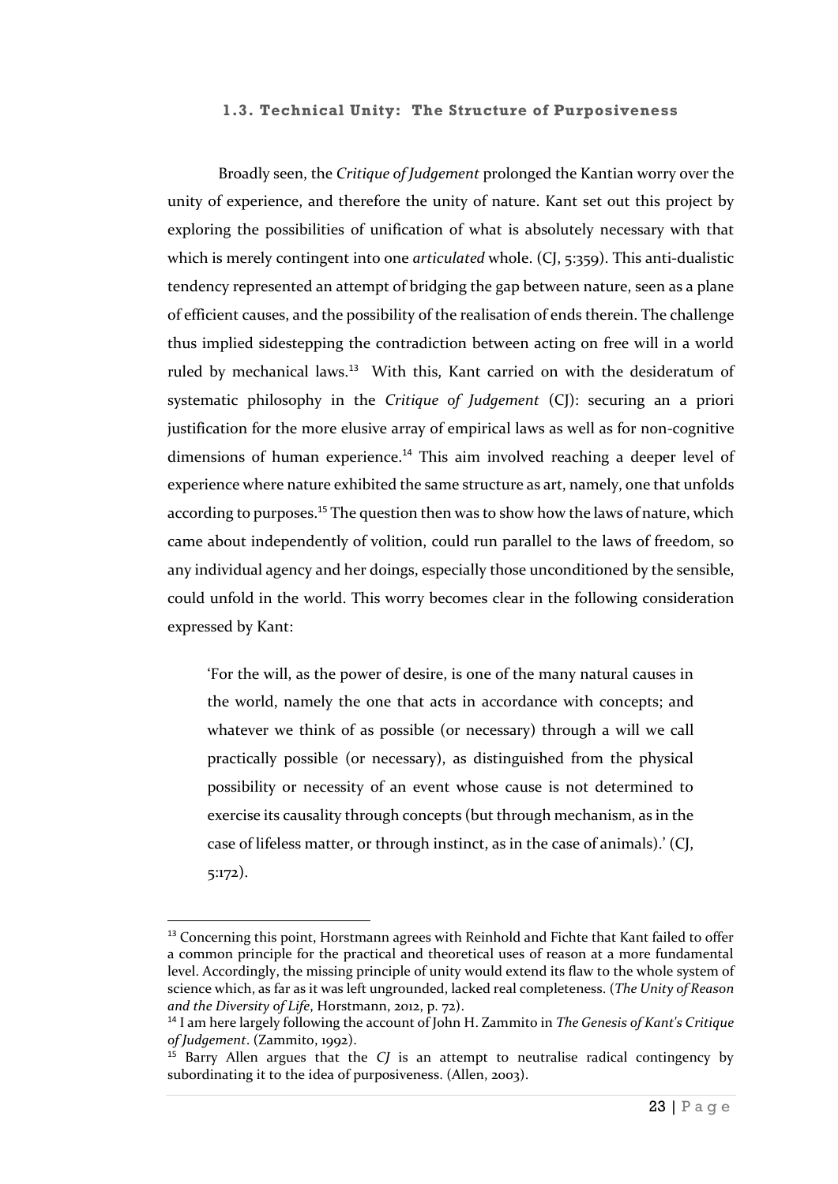### 1.3. Technical Unity: The Structure of Purposiveness

Broadly seen, the *Critique of Judgement* prolonged the Kantian worry over the unity of experience, and therefore the unity of nature. Kant set out this project by exploring the possibilities of unification of what is absolutely necessary with that which is merely contingent into one *articulated* whole. (CJ, 5:359). This anti-dualistic tendency represented an attempt of bridging the gap between nature, seen as a plane of efficient causes, and the possibility of the realisation of ends therein. The challenge thus implied sidestepping the contradiction between acting on free will in a world ruled by mechanical laws.[13] With this, Kant carried on with the desideratum of systematic philosophy in the *Critique of Judgement* (CJ): securing an a priori justification for the more elusive array of empirical laws as well as for non-cognitive dimensions of human experience.[14] This aim involved reaching a deeper level of experience where nature exhibited the same structure as art, namely, one that unfolds according to purposes.[15] The question then was to show how the laws of nature, which came about independently of volition, could run parallel to the laws of freedom, so any individual agency and her doings, especially those unconditioned by the sensible, could unfold in the world. This worry becomes clear in the following consideration expressed by Kant:

> 'For the will, as the power of desire, is one of the many natural causes in the world, namely the one that acts in accordance with concepts; and whatever we think of as possible (or necessary) through a will we call practically possible (or necessary), as distinguished from the physical possibility or necessity of an event whose cause is not determined to exercise its causality through concepts (but through mechanism, as in the case of lifeless matter, or through instinct, as in the case of animals).' (CJ, 5:172).

---

[13] Concerning this point, Horstmann agrees with Reinhold and Fichte that Kant failed to offer a common principle for the practical and theoretical uses of reason at a more fundamental level. Accordingly, the missing principle of unity would extend its flaw to the whole system of science which, as far as it was left ungrounded, lacked real completeness. (*The Unity of Reason and the Diversity of Life*, Horstmann, 2012, p. 72).

[14] I am here largely following the account of John H. Zammito in *The Genesis of Kant's Critique of Judgement*. (Zammito, 1992).

[15] Barry Allen argues that the *CJ* is an attempt to neutralise radical contingency by subordinating it to the idea of purposiveness. (Allen, 2003).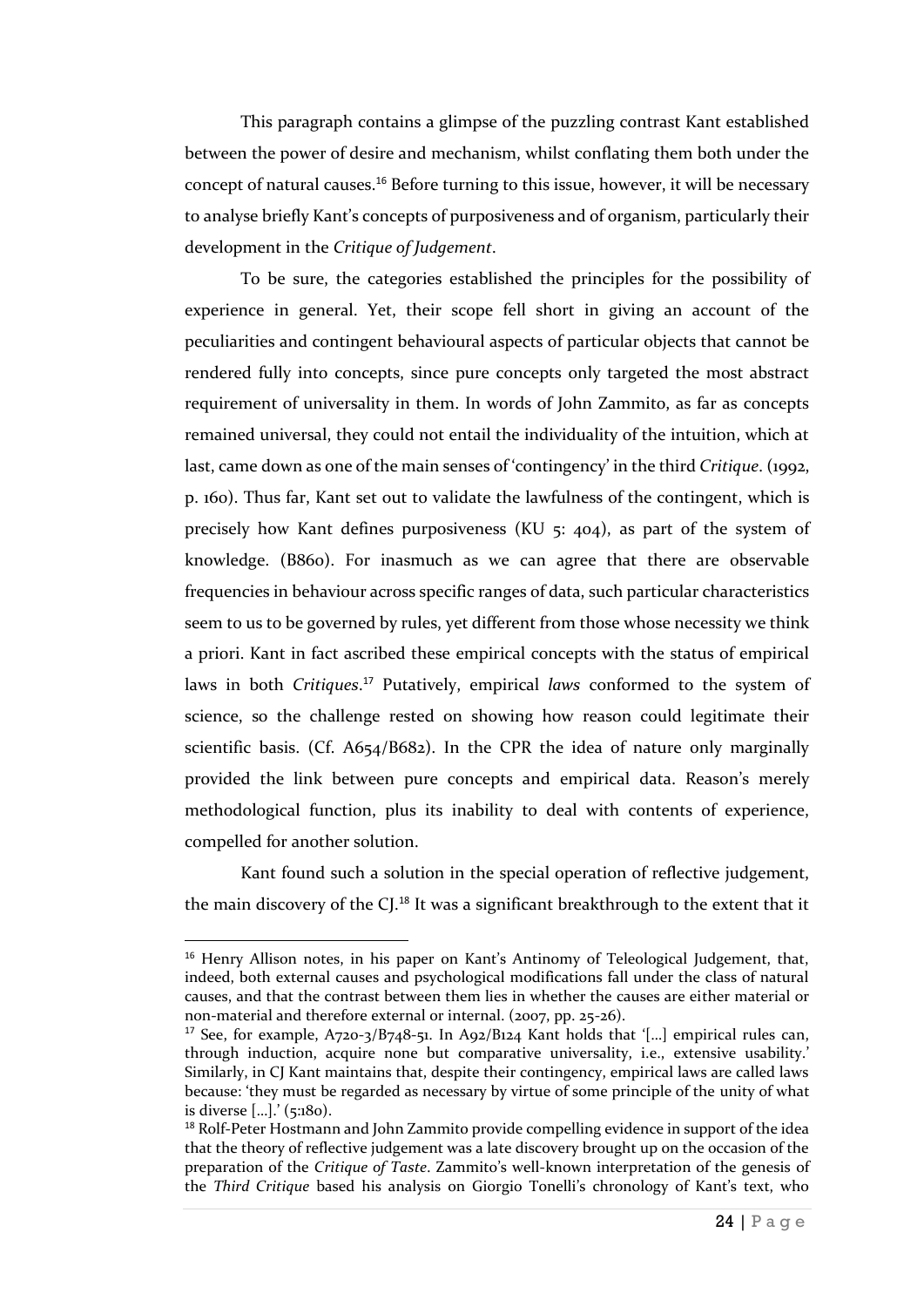This paragraph contains a glimpse of the puzzling contrast Kant established between the power of desire and mechanism, whilst conflating them both under the concept of natural causes.[16] Before turning to this issue, however, it will be necessary to analyse briefly Kant's concepts of purposiveness and of organism, particularly their development in the *Critique of Judgement*.

To be sure, the categories established the principles for the possibility of experience in general. Yet, their scope fell short in giving an account of the peculiarities and contingent behavioural aspects of particular objects that cannot be rendered fully into concepts, since pure concepts only targeted the most abstract requirement of universality in them. In words of John Zammito, as far as concepts remained universal, they could not entail the individuality of the intuition, which at last, came down as one of the main senses of 'contingency' in the third *Critique*. (1992, p. 160). Thus far, Kant set out to validate the lawfulness of the contingent, which is precisely how Kant defines purposiveness (KU 5: 404), as part of the system of knowledge. (B860). For inasmuch as we can agree that there are observable frequencies in behaviour across specific ranges of data, such particular characteristics seem to us to be governed by rules, yet different from those whose necessity we think a priori. Kant in fact ascribed these empirical concepts with the status of empirical laws in both *Critiques*.[17] Putatively, empirical *laws* conformed to the system of science, so the challenge rested on showing how reason could legitimate their scientific basis. (Cf. A654/B682). In the CPR the idea of nature only marginally provided the link between pure concepts and empirical data. Reason's merely methodological function, plus its inability to deal with contents of experience, compelled for another solution.

Kant found such a solution in the special operation of reflective judgement, the main discovery of the CJ.[18] It was a significant breakthrough to the extent that it

---

[16] Henry Allison notes, in his paper on Kant's Antinomy of Teleological Judgement, that, indeed, both external causes and psychological modifications fall under the class of natural causes, and that the contrast between them lies in whether the causes are either material or non-material and therefore external or internal. (2007, pp. 25-26).

[17] See, for example, A720-3/B748-51. In A92/B124 Kant holds that '[…] empirical rules can, through induction, acquire none but comparative universality, i.e., extensive usability.' Similarly, in CJ Kant maintains that, despite their contingency, empirical laws are called laws because: 'they must be regarded as necessary by virtue of some principle of the unity of what is diverse […].' (5:180).

[18] Rolf-Peter Hostmann and John Zammito provide compelling evidence in support of the idea that the theory of reflective judgement was a late discovery brought up on the occasion of the preparation of the *Critique of Taste*. Zammito's well-known interpretation of the genesis of the *Third Critique* based his analysis on Giorgio Tonelli's chronology of Kant's text, who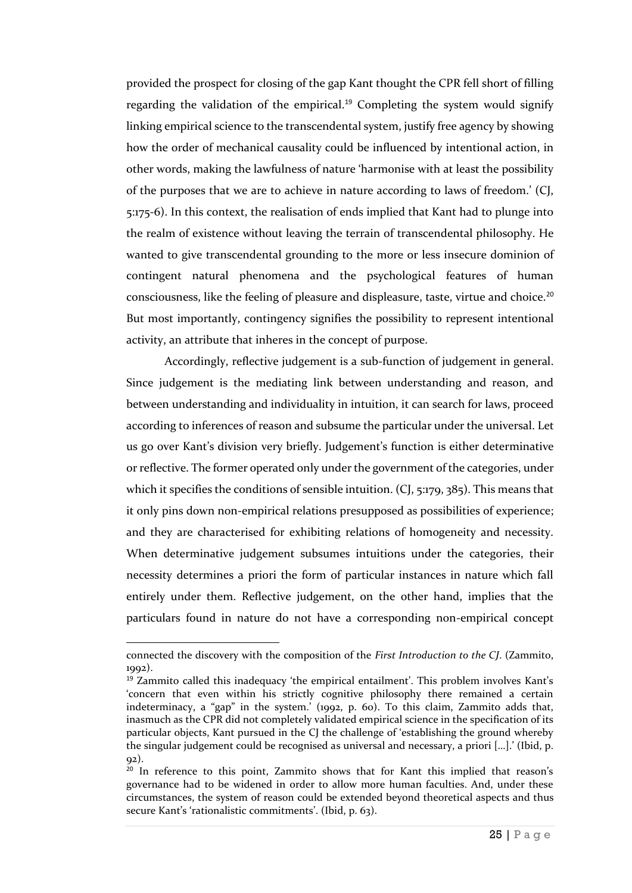provided the prospect for closing of the gap Kant thought the CPR fell short of filling regarding the validation of the empirical.[19] Completing the system would signify linking empirical science to the transcendental system, justify free agency by showing how the order of mechanical causality could be influenced by intentional action, in other words, making the lawfulness of nature 'harmonise with at least the possibility of the purposes that we are to achieve in nature according to laws of freedom.' (CJ, 5:175-6). In this context, the realisation of ends implied that Kant had to plunge into the realm of existence without leaving the terrain of transcendental philosophy. He wanted to give transcendental grounding to the more or less insecure dominion of contingent natural phenomena and the psychological features of human consciousness, like the feeling of pleasure and displeasure, taste, virtue and choice.[20] But most importantly, contingency signifies the possibility to represent intentional activity, an attribute that inheres in the concept of purpose.

Accordingly, reflective judgement is a sub-function of judgement in general. Since judgement is the mediating link between understanding and reason, and between understanding and individuality in intuition, it can search for laws, proceed according to inferences of reason and subsume the particular under the universal. Let us go over Kant's division very briefly. Judgement's function is either determinative or reflective. The former operated only under the government of the categories, under which it specifies the conditions of sensible intuition. (CJ, 5:179, 385). This means that it only pins down non-empirical relations presupposed as possibilities of experience; and they are characterised for exhibiting relations of homogeneity and necessity. When determinative judgement subsumes intuitions under the categories, their necessity determines a priori the form of particular instances in nature which fall entirely under them. Reflective judgement, on the other hand, implies that the particulars found in nature do not have a corresponding non-empirical concept

---

connected the discovery with the composition of the *First Introduction to the CJ*. (Zammito, 1992).

[19] Zammito called this inadequacy 'the empirical entailment'. This problem involves Kant's 'concern that even within his strictly cognitive philosophy there remained a certain indeterminacy, a "gap" in the system.' (1992, p. 60). To this claim, Zammito adds that, inasmuch as the CPR did not completely validated empirical science in the specification of its particular objects, Kant pursued in the CJ the challenge of 'establishing the ground whereby the singular judgement could be recognised as universal and necessary, a priori [...].' (Ibid, p. 92).

[20] In reference to this point, Zammito shows that for Kant this implied that reason's governance had to be widened in order to allow more human faculties. And, under these circumstances, the system of reason could be extended beyond theoretical aspects and thus secure Kant's 'rationalistic commitments'. (Ibid, p. 63).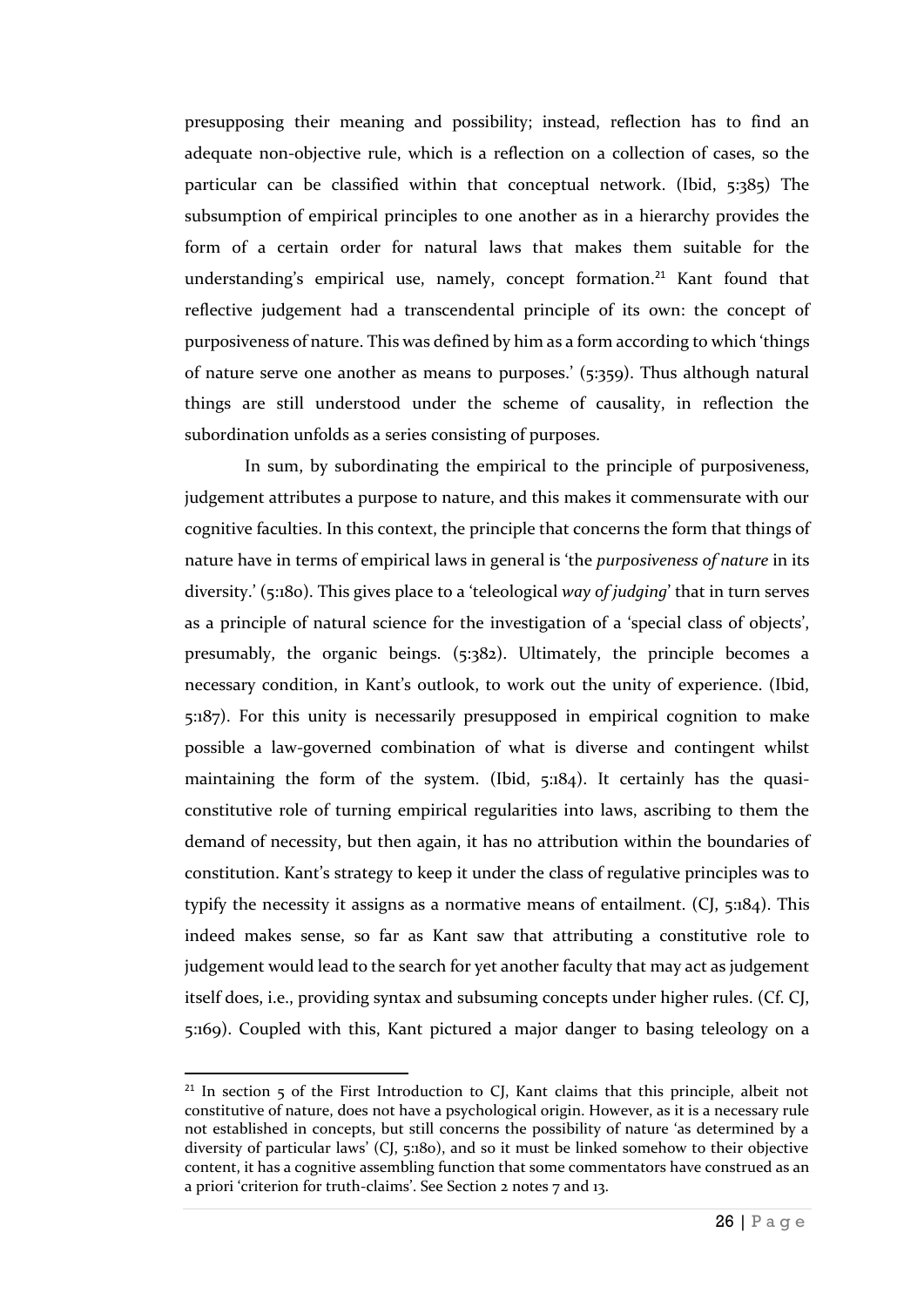presupposing their meaning and possibility; instead, reflection has to find an adequate non-objective rule, which is a reflection on a collection of cases, so the particular can be classified within that conceptual network. (Ibid, 5:385) The subsumption of empirical principles to one another as in a hierarchy provides the form of a certain order for natural laws that makes them suitable for the understanding's empirical use, namely, concept formation.[21] Kant found that reflective judgement had a transcendental principle of its own: the concept of purposiveness of nature. This was defined by him as a form according to which 'things of nature serve one another as means to purposes.' (5:359). Thus although natural things are still understood under the scheme of causality, in reflection the subordination unfolds as a series consisting of purposes.

In sum, by subordinating the empirical to the principle of purposiveness, judgement attributes a purpose to nature, and this makes it commensurate with our cognitive faculties. In this context, the principle that concerns the form that things of nature have in terms of empirical laws in general is 'the *purposiveness of nature* in its diversity.' (5:180). This gives place to a 'teleological *way of judging*' that in turn serves as a principle of natural science for the investigation of a 'special class of objects', presumably, the organic beings. (5:382). Ultimately, the principle becomes a necessary condition, in Kant's outlook, to work out the unity of experience. (Ibid, 5:187). For this unity is necessarily presupposed in empirical cognition to make possible a law-governed combination of what is diverse and contingent whilst maintaining the form of the system. (Ibid, 5:184). It certainly has the quasi-constitutive role of turning empirical regularities into laws, ascribing to them the demand of necessity, but then again, it has no attribution within the boundaries of constitution. Kant's strategy to keep it under the class of regulative principles was to typify the necessity it assigns as a normative means of entailment. (CJ, 5:184). This indeed makes sense, so far as Kant saw that attributing a constitutive role to judgement would lead to the search for yet another faculty that may act as judgement itself does, i.e., providing syntax and subsuming concepts under higher rules. (Cf. CJ, 5:169). Coupled with this, Kant pictured a major danger to basing teleology on a

---

[21] In section 5 of the First Introduction to CJ, Kant claims that this principle, albeit not constitutive of nature, does not have a psychological origin. However, as it is a necessary rule not established in concepts, but still concerns the possibility of nature 'as determined by a diversity of particular laws' (CJ, 5:180), and so it must be linked somehow to their objective content, it has a cognitive assembling function that some commentators have construed as an a priori 'criterion for truth-claims'. See Section 2 notes 7 and 13.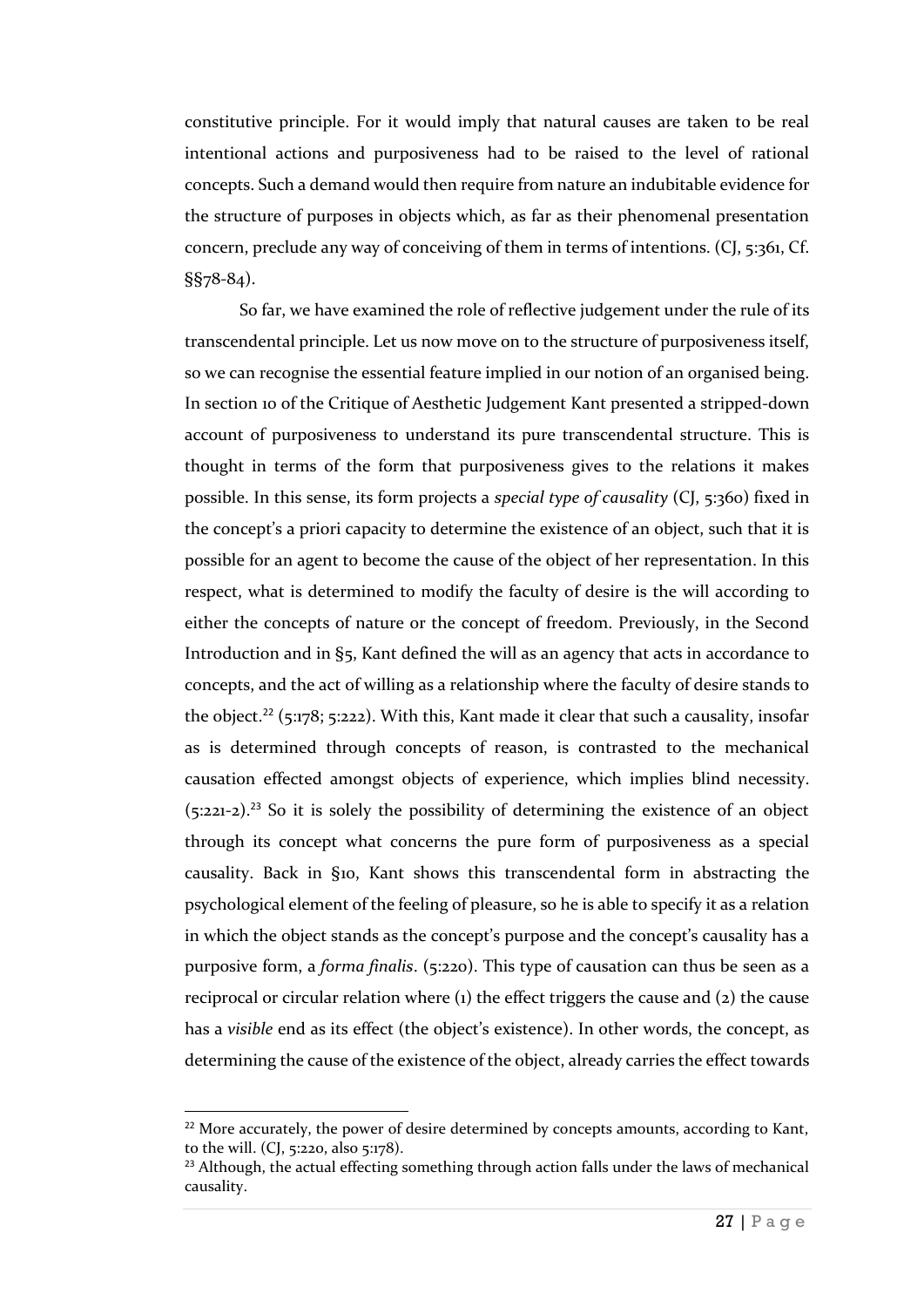constitutive principle. For it would imply that natural causes are taken to be real intentional actions and purposiveness had to be raised to the level of rational concepts. Such a demand would then require from nature an indubitable evidence for the structure of purposes in objects which, as far as their phenomenal presentation concern, preclude any way of conceiving of them in terms of intentions. (CJ, 5:361, Cf. §§78-84).

So far, we have examined the role of reflective judgement under the rule of its transcendental principle. Let us now move on to the structure of purposiveness itself, so we can recognise the essential feature implied in our notion of an organised being. In section 10 of the Critique of Aesthetic Judgement Kant presented a stripped-down account of purposiveness to understand its pure transcendental structure. This is thought in terms of the form that purposiveness gives to the relations it makes possible. In this sense, its form projects a *special type of causality* (CJ, 5:360) fixed in the concept's a priori capacity to determine the existence of an object, such that it is possible for an agent to become the cause of the object of her representation. In this respect, what is determined to modify the faculty of desire is the will according to either the concepts of nature or the concept of freedom. Previously, in the Second Introduction and in §5, Kant defined the will as an agency that acts in accordance to concepts, and the act of willing as a relationship where the faculty of desire stands to the object.[22] (5:178; 5:222). With this, Kant made it clear that such a causality, insofar as is determined through concepts of reason, is contrasted to the mechanical causation effected amongst objects of experience, which implies blind necessity. (5:221-2).[23] So it is solely the possibility of determining the existence of an object through its concept what concerns the pure form of purposiveness as a special causality. Back in §10, Kant shows this transcendental form in abstracting the psychological element of the feeling of pleasure, so he is able to specify it as a relation in which the object stands as the concept's purpose and the concept's causality has a purposive form, a *forma finalis*. (5:220). This type of causation can thus be seen as a reciprocal or circular relation where (1) the effect triggers the cause and (2) the cause has a *visible* end as its effect (the object's existence). In other words, the concept, as determining the cause of the existence of the object, already carries the effect towards

---

[22] More accurately, the power of desire determined by concepts amounts, according to Kant, to the will. (CJ, 5:220, also 5:178).

[23] Although, the actual effecting something through action falls under the laws of mechanical causality.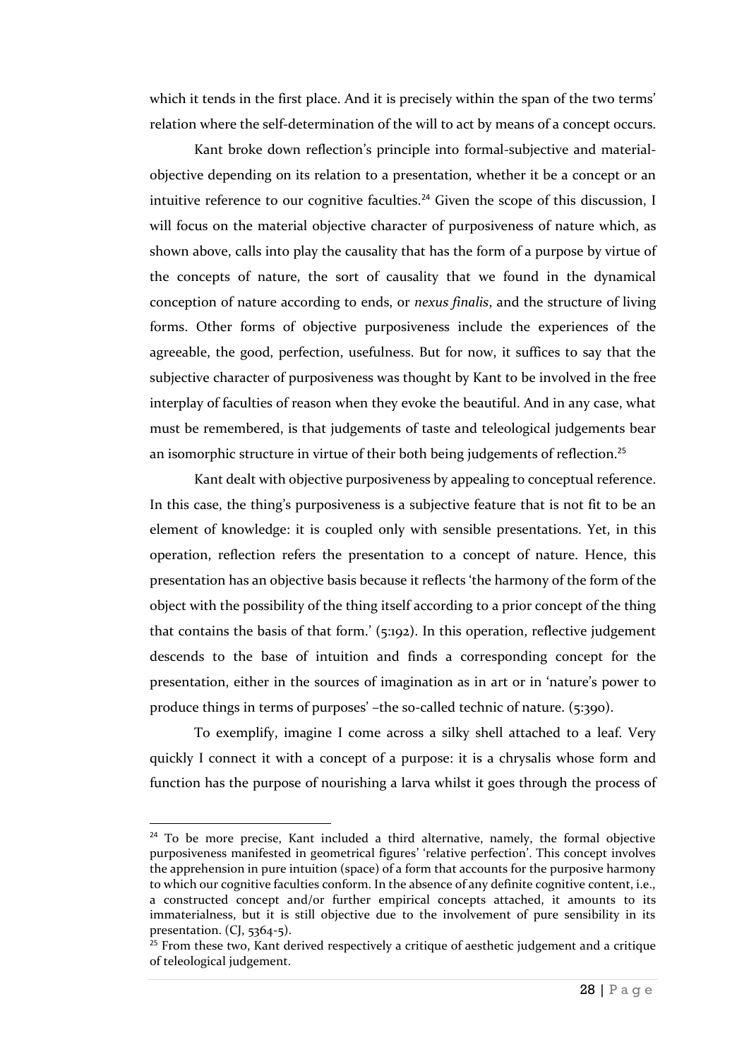which it tends in the first place. And it is precisely within the span of the two terms' relation where the self-determination of the will to act by means of a concept occurs.

Kant broke down reflection's principle into formal-subjective and material-objective depending on its relation to a presentation, whether it be a concept or an intuitive reference to our cognitive faculties.[24] Given the scope of this discussion, I will focus on the material objective character of purposiveness of nature which, as shown above, calls into play the causality that has the form of a purpose by virtue of the concepts of nature, the sort of causality that we found in the dynamical conception of nature according to ends, or *nexus finalis*, and the structure of living forms. Other forms of objective purposiveness include the experiences of the agreeable, the good, perfection, usefulness. But for now, it suffices to say that the subjective character of purposiveness was thought by Kant to be involved in the free interplay of faculties of reason when they evoke the beautiful. And in any case, what must be remembered, is that judgements of taste and teleological judgements bear an isomorphic structure in virtue of their both being judgements of reflection.[25]

Kant dealt with objective purposiveness by appealing to conceptual reference. In this case, the thing's purposiveness is a subjective feature that is not fit to be an element of knowledge: it is coupled only with sensible presentations. Yet, in this operation, reflection refers the presentation to a concept of nature. Hence, this presentation has an objective basis because it reflects 'the harmony of the form of the object with the possibility of the thing itself according to a prior concept of the thing that contains the basis of that form.' (5:192). In this operation, reflective judgement descends to the base of intuition and finds a corresponding concept for the presentation, either in the sources of imagination as in art or in 'nature's power to produce things in terms of purposes' –the so-called technic of nature. (5:390).

To exemplify, imagine I come across a silky shell attached to a leaf. Very quickly I connect it with a concept of a purpose: it is a chrysalis whose form and function has the purpose of nourishing a larva whilst it goes through the process of

---

[24] To be more precise, Kant included a third alternative, namely, the formal objective purposiveness manifested in geometrical figures' 'relative perfection'. This concept involves the apprehension in pure intuition (space) of a form that accounts for the purposive harmony to which our cognitive faculties conform. In the absence of any definite cognitive content, i.e., a constructed concept and/or further empirical concepts attached, it amounts to its immaterialness, but it is still objective due to the involvement of pure sensibility in its presentation. (CJ, 5364-5).

[25] From these two, Kant derived respectively a critique of aesthetic judgement and a critique of teleological judgement.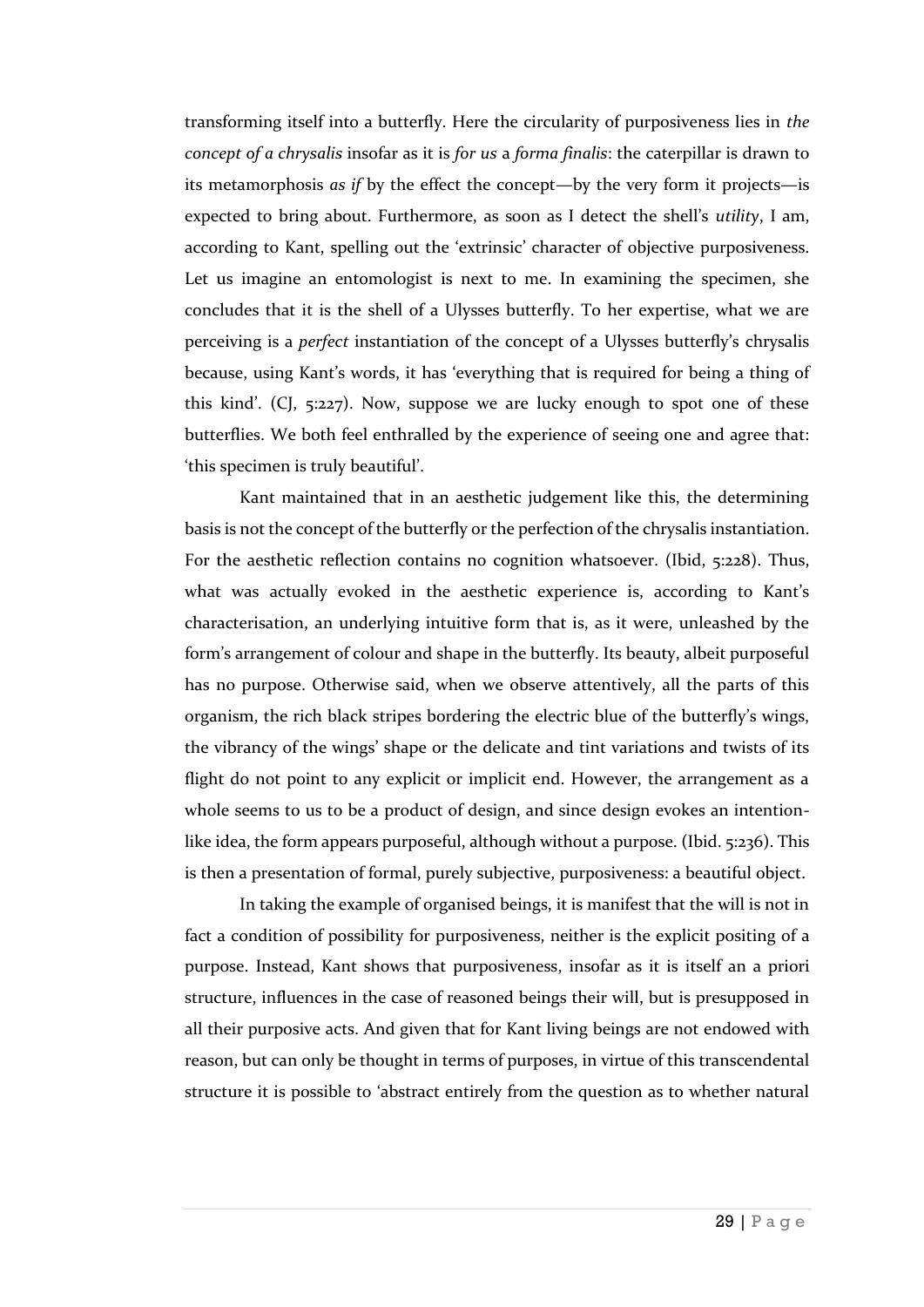transforming itself into a butterfly. Here the circularity of purposiveness lies in *the concept of a chrysalis* insofar as it is *for us* a *forma finalis*: the caterpillar is drawn to its metamorphosis *as if* by the effect the concept—by the very form it projects—is expected to bring about. Furthermore, as soon as I detect the shell's *utility*, I am, according to Kant, spelling out the 'extrinsic' character of objective purposiveness. Let us imagine an entomologist is next to me. In examining the specimen, she concludes that it is the shell of a Ulysses butterfly. To her expertise, what we are perceiving is a *perfect* instantiation of the concept of a Ulysses butterfly's chrysalis because, using Kant's words, it has 'everything that is required for being a thing of this kind'. (CJ, 5:227). Now, suppose we are lucky enough to spot one of these butterflies. We both feel enthralled by the experience of seeing one and agree that: 'this specimen is truly beautiful'.

Kant maintained that in an aesthetic judgement like this, the determining basis is not the concept of the butterfly or the perfection of the chrysalis instantiation. For the aesthetic reflection contains no cognition whatsoever. (Ibid, 5:228). Thus, what was actually evoked in the aesthetic experience is, according to Kant's characterisation, an underlying intuitive form that is, as it were, unleashed by the form's arrangement of colour and shape in the butterfly. Its beauty, albeit purposeful has no purpose. Otherwise said, when we observe attentively, all the parts of this organism, the rich black stripes bordering the electric blue of the butterfly's wings, the vibrancy of the wings' shape or the delicate and tint variations and twists of its flight do not point to any explicit or implicit end. However, the arrangement as a whole seems to us to be a product of design, and since design evokes an intention-like idea, the form appears purposeful, although without a purpose. (Ibid. 5:236). This is then a presentation of formal, purely subjective, purposiveness: a beautiful object.

In taking the example of organised beings, it is manifest that the will is not in fact a condition of possibility for purposiveness, neither is the explicit positing of a purpose. Instead, Kant shows that purposiveness, insofar as it is itself an a priori structure, influences in the case of reasoned beings their will, but is presupposed in all their purposive acts. And given that for Kant living beings are not endowed with reason, but can only be thought in terms of purposes, in virtue of this transcendental structure it is possible to 'abstract entirely from the question as to whether natural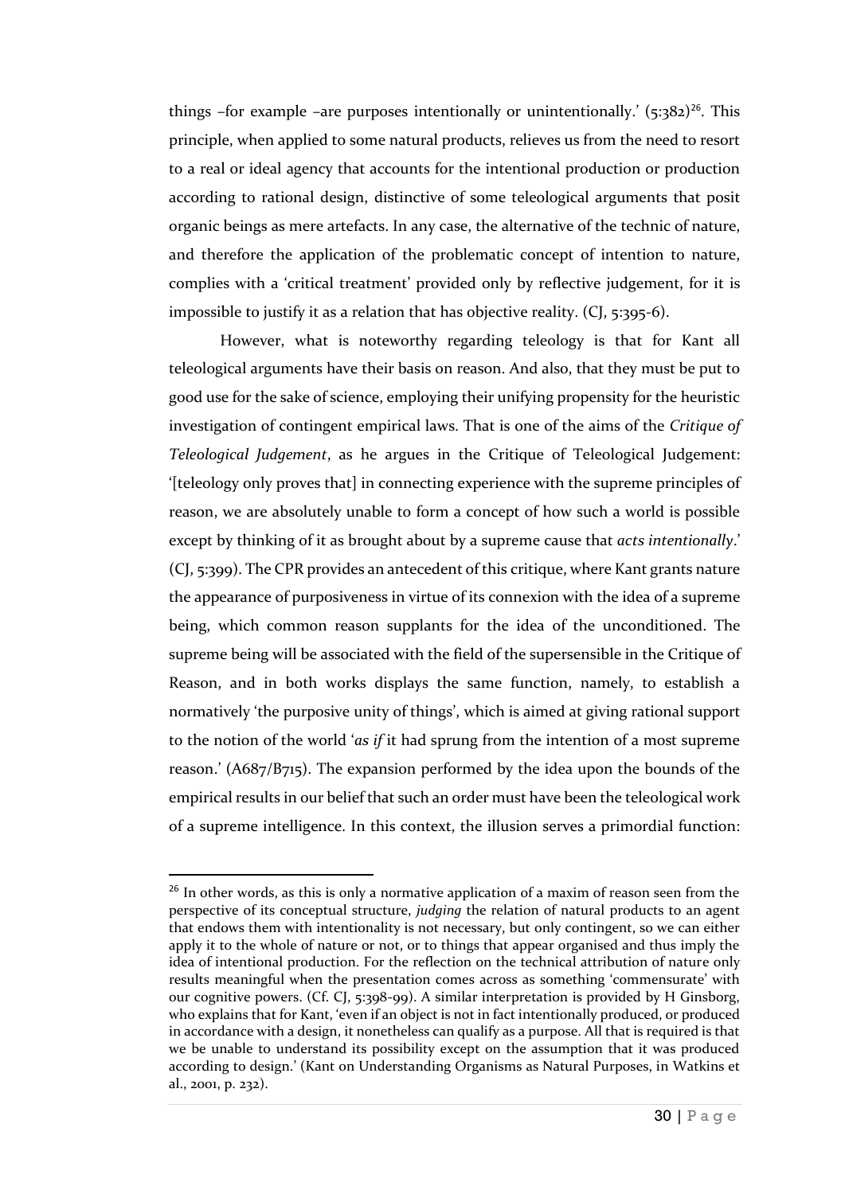things –for example –are purposes intentionally or unintentionally.' (5:382)[26]. This principle, when applied to some natural products, relieves us from the need to resort to a real or ideal agency that accounts for the intentional production or production according to rational design, distinctive of some teleological arguments that posit organic beings as mere artefacts. In any case, the alternative of the technic of nature, and therefore the application of the problematic concept of intention to nature, complies with a 'critical treatment' provided only by reflective judgement, for it is impossible to justify it as a relation that has objective reality. (CJ, 5:395-6).

However, what is noteworthy regarding teleology is that for Kant all teleological arguments have their basis on reason. And also, that they must be put to good use for the sake of science, employing their unifying propensity for the heuristic investigation of contingent empirical laws. That is one of the aims of the *Critique of Teleological Judgement*, as he argues in the Critique of Teleological Judgement: '[teleology only proves that] in connecting experience with the supreme principles of reason, we are absolutely unable to form a concept of how such a world is possible except by thinking of it as brought about by a supreme cause that *acts intentionally*.' (CJ, 5:399). The CPR provides an antecedent of this critique, where Kant grants nature the appearance of purposiveness in virtue of its connexion with the idea of a supreme being, which common reason supplants for the idea of the unconditioned. The supreme being will be associated with the field of the supersensible in the Critique of Reason, and in both works displays the same function, namely, to establish a normatively 'the purposive unity of things', which is aimed at giving rational support to the notion of the world '*as if* it had sprung from the intention of a most supreme reason.' (A687/B715). The expansion performed by the idea upon the bounds of the empirical results in our belief that such an order must have been the teleological work of a supreme intelligence. In this context, the illusion serves a primordial function:

[26] In other words, as this is only a normative application of a maxim of reason seen from the perspective of its conceptual structure, *judging* the relation of natural products to an agent that endows them with intentionality is not necessary, but only contingent, so we can either apply it to the whole of nature or not, or to things that appear organised and thus imply the idea of intentional production. For the reflection on the technical attribution of nature only results meaningful when the presentation comes across as something 'commensurate' with our cognitive powers. (Cf. CJ, 5:398-99). A similar interpretation is provided by H Ginsborg, who explains that for Kant, 'even if an object is not in fact intentionally produced, or produced in accordance with a design, it nonetheless can qualify as a purpose. All that is required is that we be unable to understand its possibility except on the assumption that it was produced according to design.' (Kant on Understanding Organisms as Natural Purposes, in Watkins et al., 2001, p. 232).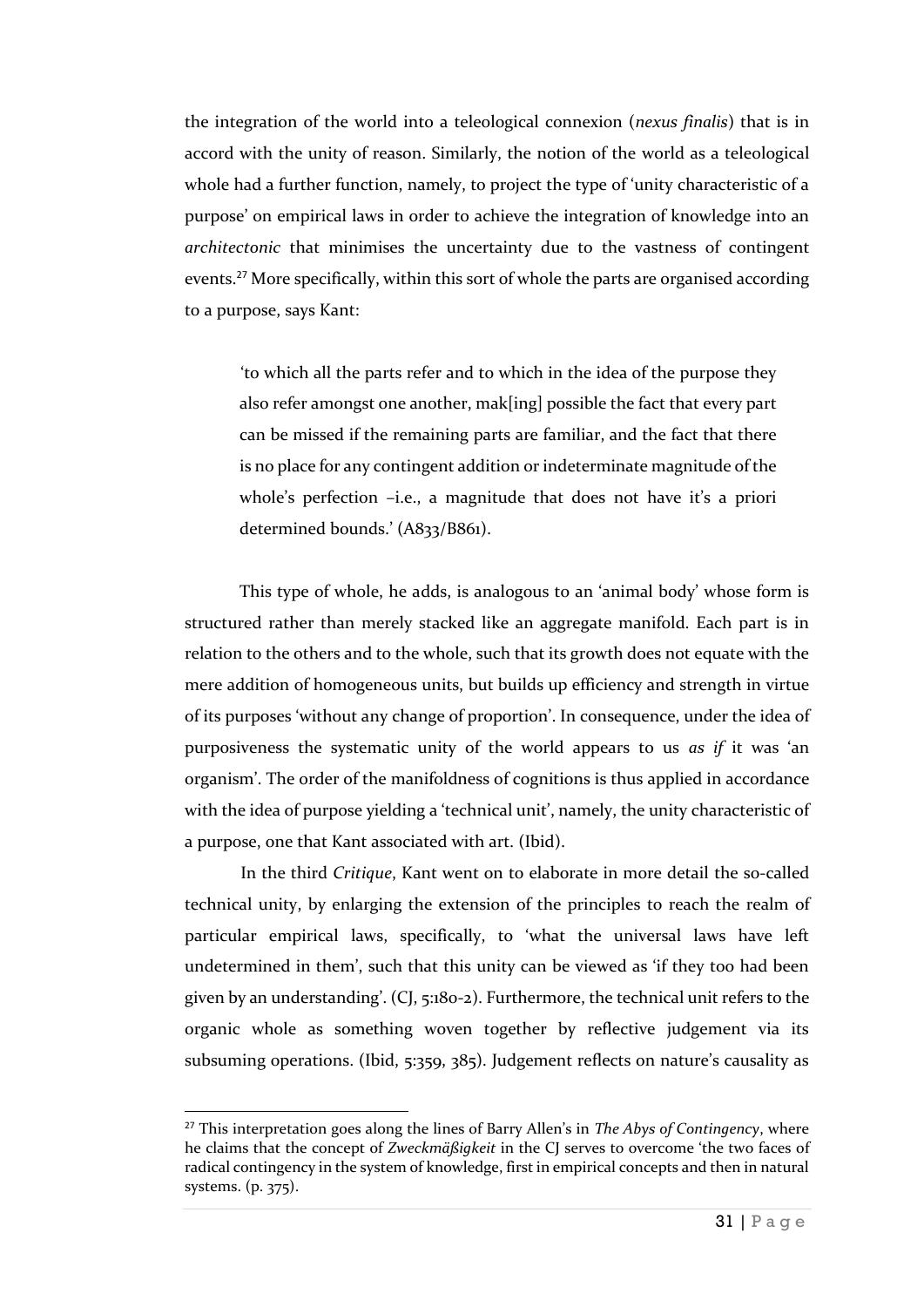the integration of the world into a teleological connexion (*nexus finalis*) that is in accord with the unity of reason. Similarly, the notion of the world as a teleological whole had a further function, namely, to project the type of 'unity characteristic of a purpose' on empirical laws in order to achieve the integration of knowledge into an *architectonic* that minimises the uncertainty due to the vastness of contingent events.[27] More specifically, within this sort of whole the parts are organised according to a purpose, says Kant:

> 'to which all the parts refer and to which in the idea of the purpose they also refer amongst one another, mak[ing] possible the fact that every part can be missed if the remaining parts are familiar, and the fact that there is no place for any contingent addition or indeterminate magnitude of the whole's perfection –i.e., a magnitude that does not have it's a priori determined bounds.' (A833/B861).

This type of whole, he adds, is analogous to an 'animal body' whose form is structured rather than merely stacked like an aggregate manifold. Each part is in relation to the others and to the whole, such that its growth does not equate with the mere addition of homogeneous units, but builds up efficiency and strength in virtue of its purposes 'without any change of proportion'. In consequence, under the idea of purposiveness the systematic unity of the world appears to us *as if* it was 'an organism'. The order of the manifoldness of cognitions is thus applied in accordance with the idea of purpose yielding a 'technical unit', namely, the unity characteristic of a purpose, one that Kant associated with art. (Ibid).

In the third *Critique*, Kant went on to elaborate in more detail the so-called technical unity, by enlarging the extension of the principles to reach the realm of particular empirical laws, specifically, to 'what the universal laws have left undetermined in them', such that this unity can be viewed as 'if they too had been given by an understanding'. (CJ, 5:180-2). Furthermore, the technical unit refers to the organic whole as something woven together by reflective judgement via its subsuming operations. (Ibid, 5:359, 385). Judgement reflects on nature's causality as

---

[27] This interpretation goes along the lines of Barry Allen's in *The Abys of Contingency*, where he claims that the concept of *Zweckmäßigkeit* in the CJ serves to overcome 'the two faces of radical contingency in the system of knowledge, first in empirical concepts and then in natural systems. (p. 375).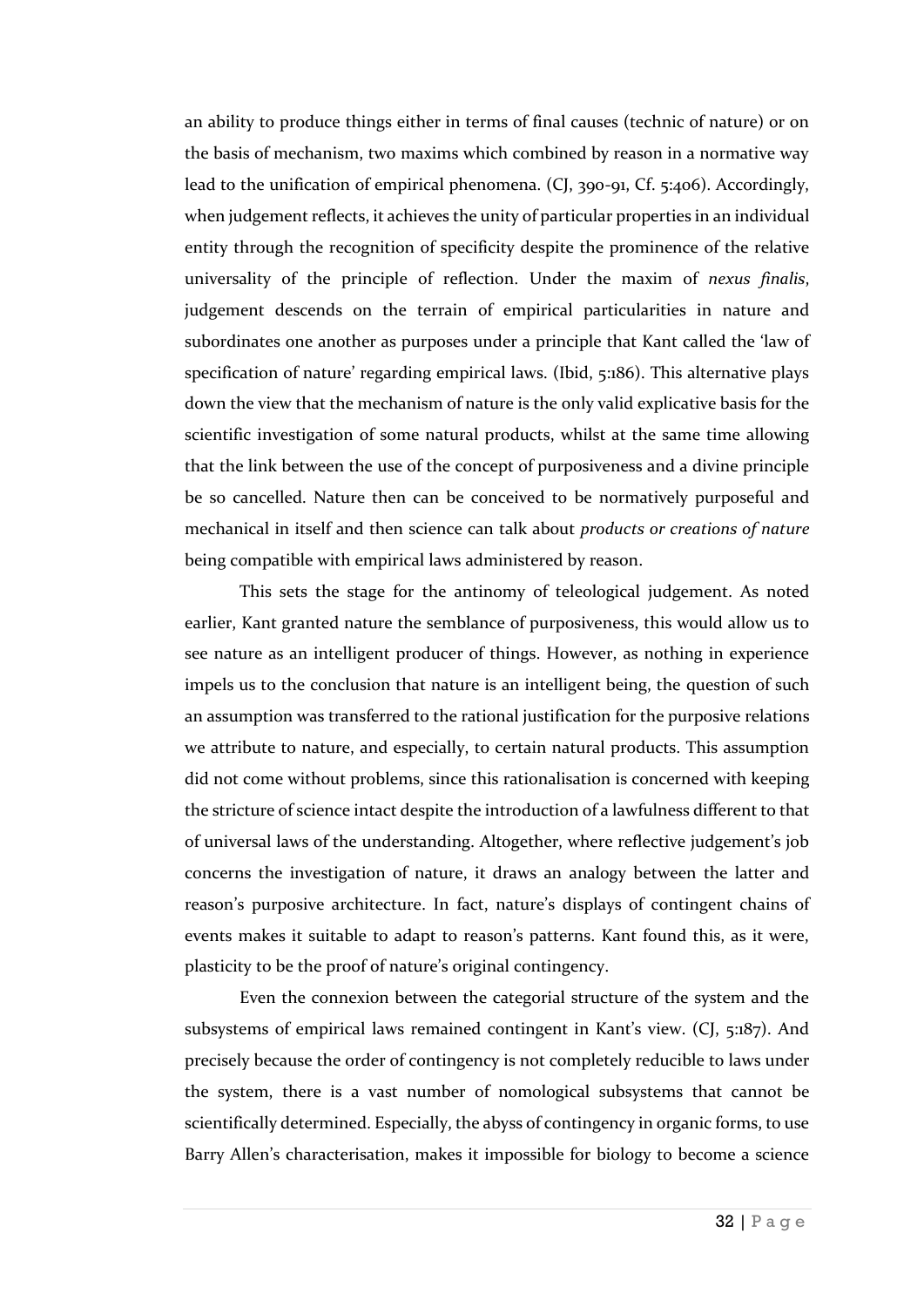an ability to produce things either in terms of final causes (technic of nature) or on the basis of mechanism, two maxims which combined by reason in a normative way lead to the unification of empirical phenomena. (CJ, 390-91, Cf. 5:406). Accordingly, when judgement reflects, it achieves the unity of particular properties in an individual entity through the recognition of specificity despite the prominence of the relative universality of the principle of reflection. Under the maxim of *nexus finalis*, judgement descends on the terrain of empirical particularities in nature and subordinates one another as purposes under a principle that Kant called the 'law of specification of nature' regarding empirical laws. (Ibid, 5:186). This alternative plays down the view that the mechanism of nature is the only valid explicative basis for the scientific investigation of some natural products, whilst at the same time allowing that the link between the use of the concept of purposiveness and a divine principle be so cancelled. Nature then can be conceived to be normatively purposeful and mechanical in itself and then science can talk about *products or creations of nature* being compatible with empirical laws administered by reason.

This sets the stage for the antinomy of teleological judgement. As noted earlier, Kant granted nature the semblance of purposiveness, this would allow us to see nature as an intelligent producer of things. However, as nothing in experience impels us to the conclusion that nature is an intelligent being, the question of such an assumption was transferred to the rational justification for the purposive relations we attribute to nature, and especially, to certain natural products. This assumption did not come without problems, since this rationalisation is concerned with keeping the stricture of science intact despite the introduction of a lawfulness different to that of universal laws of the understanding. Altogether, where reflective judgement's job concerns the investigation of nature, it draws an analogy between the latter and reason's purposive architecture. In fact, nature's displays of contingent chains of events makes it suitable to adapt to reason's patterns. Kant found this, as it were, plasticity to be the proof of nature's original contingency.

Even the connexion between the categorial structure of the system and the subsystems of empirical laws remained contingent in Kant's view. (CJ, 5:187). And precisely because the order of contingency is not completely reducible to laws under the system, there is a vast number of nomological subsystems that cannot be scientifically determined. Especially, the abyss of contingency in organic forms, to use Barry Allen's characterisation, makes it impossible for biology to become a science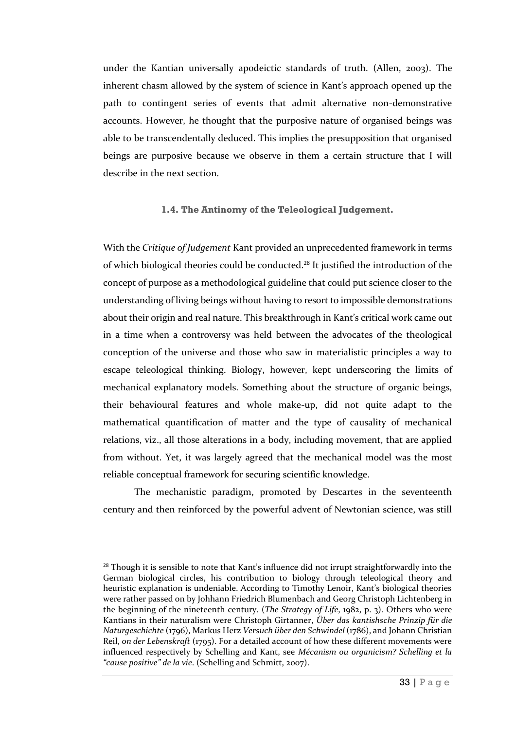under the Kantian universally apodeictic standards of truth. (Allen, 2003). The inherent chasm allowed by the system of science in Kant's approach opened up the path to contingent series of events that admit alternative non-demonstrative accounts. However, he thought that the purposive nature of organised beings was able to be transcendentally deduced. This implies the presupposition that organised beings are purposive because we observe in them a certain structure that I will describe in the next section.

### 1.4. The Antinomy of the Teleological Judgement.

With the *Critique of Judgement* Kant provided an unprecedented framework in terms of which biological theories could be conducted.[28] It justified the introduction of the concept of purpose as a methodological guideline that could put science closer to the understanding of living beings without having to resort to impossible demonstrations about their origin and real nature. This breakthrough in Kant's critical work came out in a time when a controversy was held between the advocates of the theological conception of the universe and those who saw in materialistic principles a way to escape teleological thinking. Biology, however, kept underscoring the limits of mechanical explanatory models. Something about the structure of organic beings, their behavioural features and whole make-up, did not quite adapt to the mathematical quantification of matter and the type of causality of mechanical relations, viz., all those alterations in a body, including movement, that are applied from without. Yet, it was largely agreed that the mechanical model was the most reliable conceptual framework for securing scientific knowledge.

The mechanistic paradigm, promoted by Descartes in the seventeenth century and then reinforced by the powerful advent of Newtonian science, was still

---

[28] Though it is sensible to note that Kant's influence did not irrupt straightforwardly into the German biological circles, his contribution to biology through teleological theory and heuristic explanation is undeniable. According to Timothy Lenoir, Kant's biological theories were rather passed on by Johhann Friedrich Blumenbach and Georg Christoph Lichtenberg in the beginning of the nineteenth century. (*The Strategy of Life*, 1982, p. 3). Others who were Kantians in their naturalism were Christoph Girtanner, *Über das kantishsche Prinzip für die Naturgeschichte* (1796), Markus Herz *Versuch über den Schwindel* (1786), and Johann Christian Reil, *on der Lebenskraft* (1795). For a detailed account of how these different movements were influenced respectively by Schelling and Kant, see *Mécanism ou organicism? Schelling et la "cause positive" de la vie*. (Schelling and Schmitt, 2007).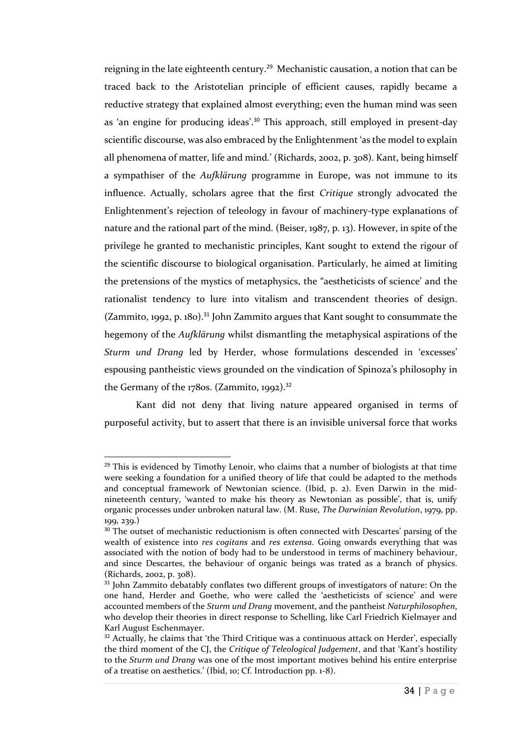reigning in the late eighteenth century.[29] Mechanistic causation, a notion that can be traced back to the Aristotelian principle of efficient causes, rapidly became a reductive strategy that explained almost everything; even the human mind was seen as 'an engine for producing ideas'.[30] This approach, still employed in present-day scientific discourse, was also embraced by the Enlightenment 'as the model to explain all phenomena of matter, life and mind.' (Richards, 2002, p. 308). Kant, being himself a sympathiser of the *Aufklärung* programme in Europe, was not immune to its influence. Actually, scholars agree that the first *Critique* strongly advocated the Enlightenment's rejection of teleology in favour of machinery-type explanations of nature and the rational part of the mind. (Beiser, 1987, p. 13). However, in spite of the privilege he granted to mechanistic principles, Kant sought to extend the rigour of the scientific discourse to biological organisation. Particularly, he aimed at limiting the pretensions of the mystics of metaphysics, the "aestheticists of science' and the rationalist tendency to lure into vitalism and transcendent theories of design. (Zammito, 1992, p. 180).[31] John Zammito argues that Kant sought to consummate the hegemony of the *Aufklärung* whilst dismantling the metaphysical aspirations of the *Sturm und Drang* led by Herder, whose formulations descended in 'excesses' espousing pantheistic views grounded on the vindication of Spinoza's philosophy in the Germany of the 1780s. (Zammito, 1992).[32]

Kant did not deny that living nature appeared organised in terms of purposeful activity, but to assert that there is an invisible universal force that works

---

[29] This is evidenced by Timothy Lenoir, who claims that a number of biologists at that time were seeking a foundation for a unified theory of life that could be adapted to the methods and conceptual framework of Newtonian science. (Ibid, p. 2). Even Darwin in the mid-nineteenth century, 'wanted to make his theory as Newtonian as possible', that is, unify organic processes under unbroken natural law. (M. Ruse, *The Darwinian Revolution*, 1979, pp. 199, 239.)

[30] The outset of mechanistic reductionism is often connected with Descartes' parsing of the wealth of existence into *res cogitans* and *res extensa*. Going onwards everything that was associated with the notion of body had to be understood in terms of machinery behaviour, and since Descartes, the behaviour of organic beings was trated as a branch of physics. (Richards, 2002, p. 308).

[31] John Zammito debatably conflates two different groups of investigators of nature: On the one hand, Herder and Goethe, who were called the 'aestheticists of science' and were accounted members of the *Sturm und Drang* movement, and the pantheist *Naturphilosophen*, who develop their theories in direct response to Schelling, like Carl Friedrich Kielmayer and Karl August Eschenmayer.

[32] Actually, he claims that 'the Third Critique was a continuous attack on Herder', especially the third moment of the CJ, the *Critique of Teleological Judgement*, and that 'Kant's hostility to the *Sturm und Drang* was one of the most important motives behind his entire enterprise of a treatise on aesthetics.' (Ibid, 10; Cf. Introduction pp. 1-8).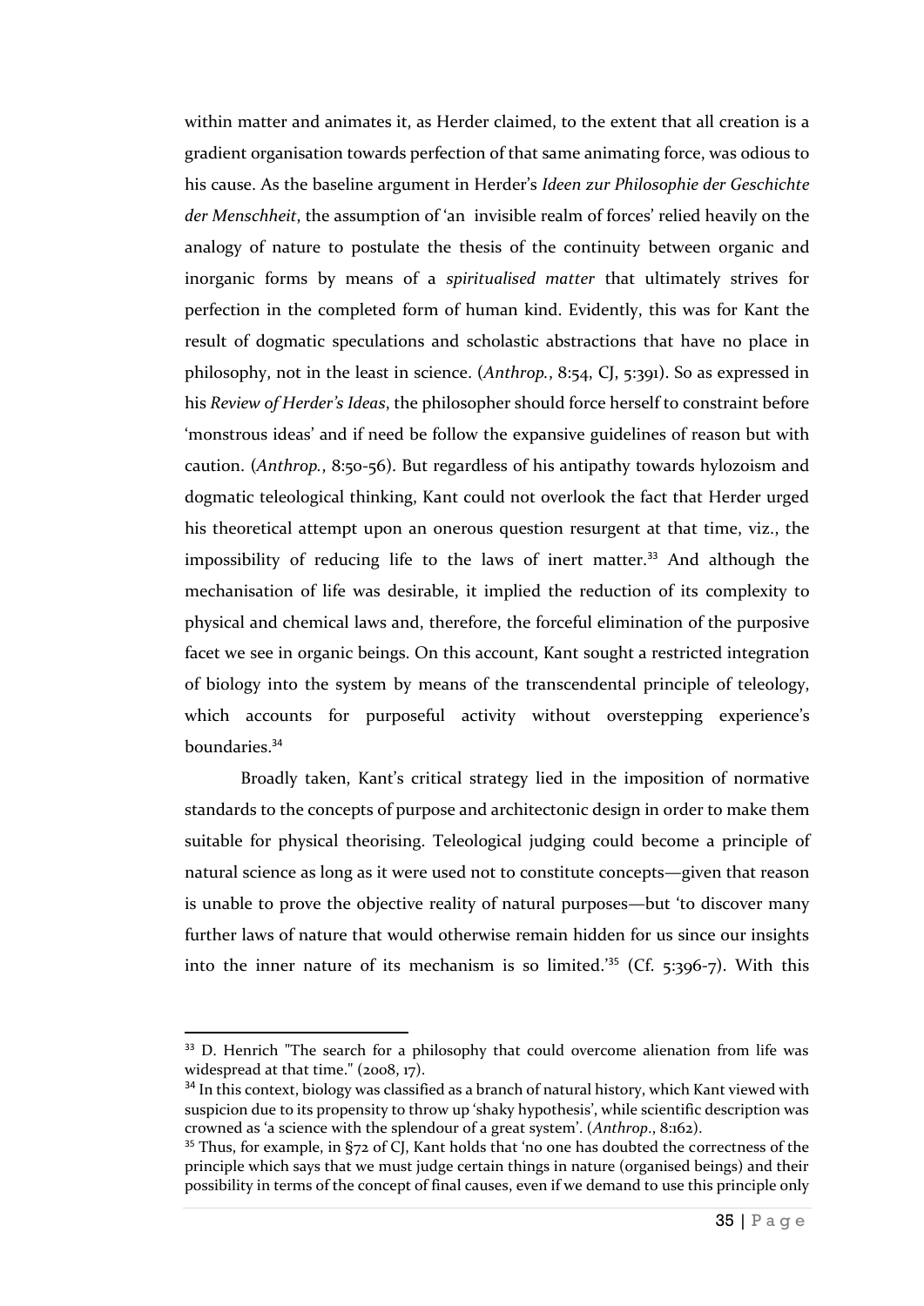within matter and animates it, as Herder claimed, to the extent that all creation is a gradient organisation towards perfection of that same animating force, was odious to his cause. As the baseline argument in Herder's *Ideen zur Philosophie der Geschichte der Menschheit*, the assumption of 'an invisible realm of forces' relied heavily on the analogy of nature to postulate the thesis of the continuity between organic and inorganic forms by means of a *spiritualised matter* that ultimately strives for perfection in the completed form of human kind. Evidently, this was for Kant the result of dogmatic speculations and scholastic abstractions that have no place in philosophy, not in the least in science. (*Anthrop.*, 8:54, CJ, 5:391). So as expressed in his *Review of Herder's Ideas*, the philosopher should force herself to constraint before 'monstrous ideas' and if need be follow the expansive guidelines of reason but with caution. (*Anthrop.*, 8:50-56). But regardless of his antipathy towards hylozoism and dogmatic teleological thinking, Kant could not overlook the fact that Herder urged his theoretical attempt upon an onerous question resurgent at that time, viz., the impossibility of reducing life to the laws of inert matter.[33] And although the mechanisation of life was desirable, it implied the reduction of its complexity to physical and chemical laws and, therefore, the forceful elimination of the purposive facet we see in organic beings. On this account, Kant sought a restricted integration of biology into the system by means of the transcendental principle of teleology, which accounts for purposeful activity without overstepping experience's boundaries.[34]

Broadly taken, Kant's critical strategy lied in the imposition of normative standards to the concepts of purpose and architectonic design in order to make them suitable for physical theorising. Teleological judging could become a principle of natural science as long as it were used not to constitute concepts—given that reason is unable to prove the objective reality of natural purposes—but 'to discover many further laws of nature that would otherwise remain hidden for us since our insights into the inner nature of its mechanism is so limited.'[35] (Cf. 5:396-7). With this

---

[33] D. Henrich "The search for a philosophy that could overcome alienation from life was widespread at that time." (2008, 17).

[34] In this context, biology was classified as a branch of natural history, which Kant viewed with suspicion due to its propensity to throw up 'shaky hypothesis', while scientific description was crowned as 'a science with the splendour of a great system'. (*Anthrop.*, 8:162).

[35] Thus, for example, in §72 of CJ, Kant holds that 'no one has doubted the correctness of the principle which says that we must judge certain things in nature (organised beings) and their possibility in terms of the concept of final causes, even if we demand to use this principle only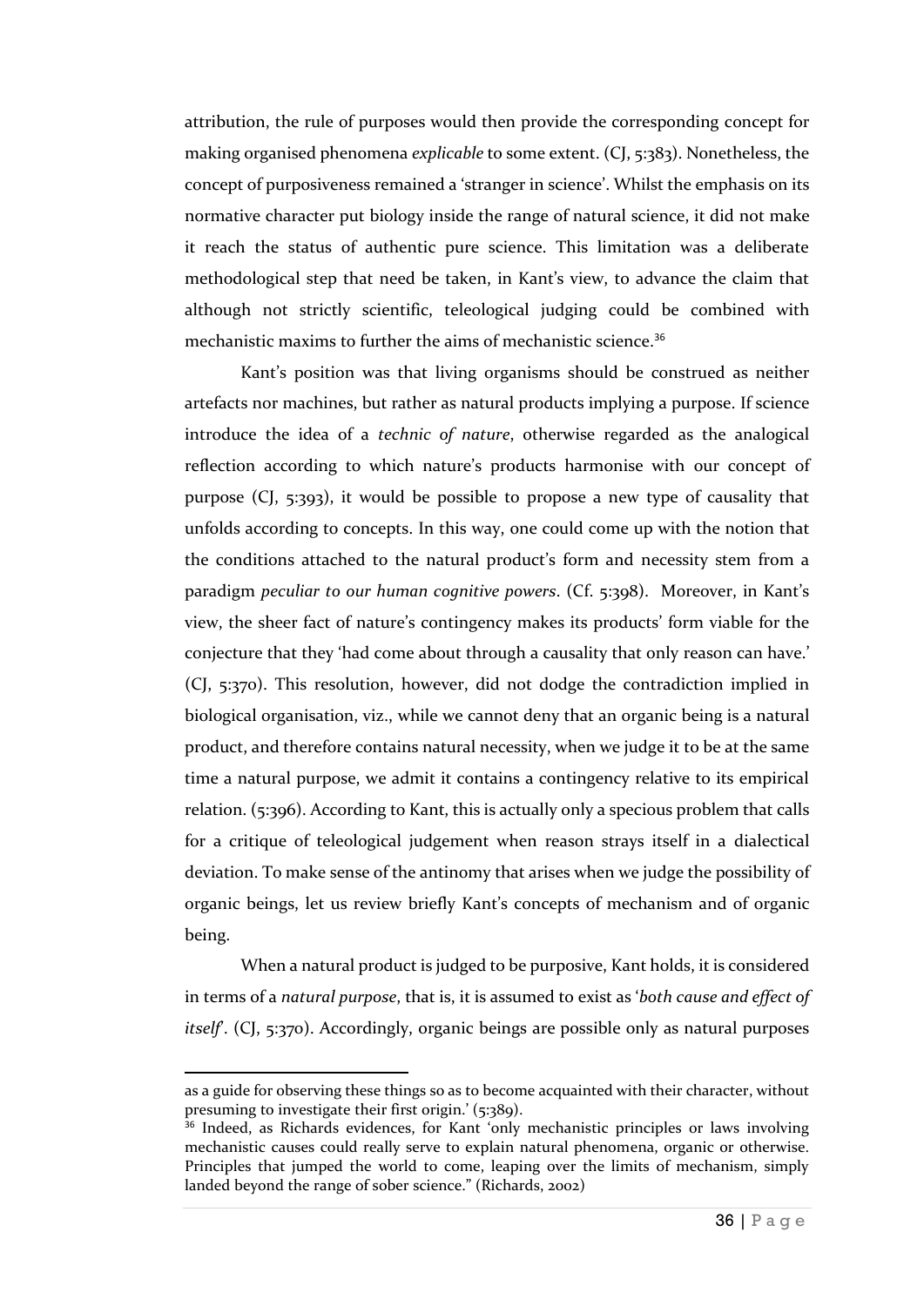attribution, the rule of purposes would then provide the corresponding concept for making organised phenomena *explicable* to some extent. (CJ, 5:383). Nonetheless, the concept of purposiveness remained a 'stranger in science'. Whilst the emphasis on its normative character put biology inside the range of natural science, it did not make it reach the status of authentic pure science. This limitation was a deliberate methodological step that need be taken, in Kant's view, to advance the claim that although not strictly scientific, teleological judging could be combined with mechanistic maxims to further the aims of mechanistic science.[36]

Kant's position was that living organisms should be construed as neither artefacts nor machines, but rather as natural products implying a purpose. If science introduce the idea of a *technic of nature*, otherwise regarded as the analogical reflection according to which nature's products harmonise with our concept of purpose (CJ, 5:393), it would be possible to propose a new type of causality that unfolds according to concepts. In this way, one could come up with the notion that the conditions attached to the natural product's form and necessity stem from a paradigm *peculiar to our human cognitive powers*. (Cf. 5:398). Moreover, in Kant's view, the sheer fact of nature's contingency makes its products' form viable for the conjecture that they 'had come about through a causality that only reason can have.' (CJ, 5:370). This resolution, however, did not dodge the contradiction implied in biological organisation, viz., while we cannot deny that an organic being is a natural product, and therefore contains natural necessity, when we judge it to be at the same time a natural purpose, we admit it contains a contingency relative to its empirical relation. (5:396). According to Kant, this is actually only a specious problem that calls for a critique of teleological judgement when reason strays itself in a dialectical deviation. To make sense of the antinomy that arises when we judge the possibility of organic beings, let us review briefly Kant's concepts of mechanism and of organic being.

When a natural product is judged to be purposive, Kant holds, it is considered in terms of a *natural purpose*, that is, it is assumed to exist as '*both cause and effect of itself*'. (CJ, 5:370). Accordingly, organic beings are possible only as natural purposes

---

as a guide for observing these things so as to become acquainted with their character, without presuming to investigate their first origin.' (5:389).

[36] Indeed, as Richards evidences, for Kant 'only mechanistic principles or laws involving mechanistic causes could really serve to explain natural phenomena, organic or otherwise. Principles that jumped the world to come, leaping over the limits of mechanism, simply landed beyond the range of sober science." (Richards, 2002)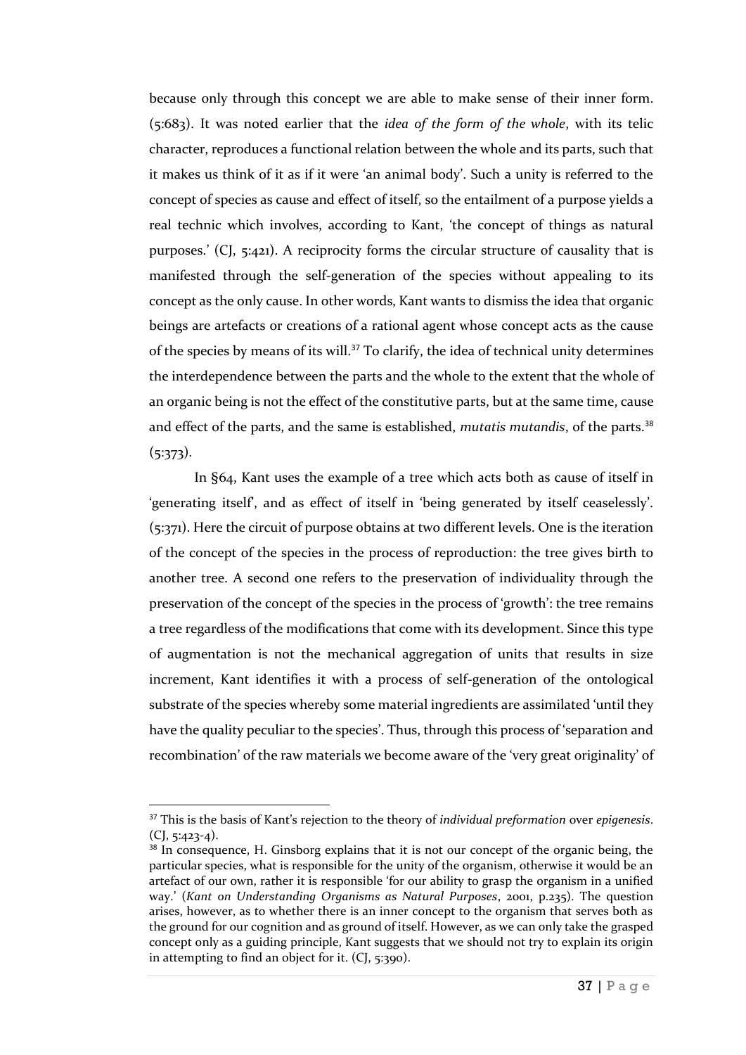because only through this concept we are able to make sense of their inner form. (5:683). It was noted earlier that the *idea of the form of the whole*, with its telic character, reproduces a functional relation between the whole and its parts, such that it makes us think of it as if it were 'an animal body'. Such a unity is referred to the concept of species as cause and effect of itself, so the entailment of a purpose yields a real technic which involves, according to Kant, 'the concept of things as natural purposes.' (CJ, 5:421). A reciprocity forms the circular structure of causality that is manifested through the self-generation of the species without appealing to its concept as the only cause. In other words, Kant wants to dismiss the idea that organic beings are artefacts or creations of a rational agent whose concept acts as the cause of the species by means of its will.[37] To clarify, the idea of technical unity determines the interdependence between the parts and the whole to the extent that the whole of an organic being is not the effect of the constitutive parts, but at the same time, cause and effect of the parts, and the same is established, *mutatis mutandis*, of the parts.[38] (5:373).

In §64, Kant uses the example of a tree which acts both as cause of itself in 'generating itself', and as effect of itself in 'being generated by itself ceaselessly'. (5:371). Here the circuit of purpose obtains at two different levels. One is the iteration of the concept of the species in the process of reproduction: the tree gives birth to another tree. A second one refers to the preservation of individuality through the preservation of the concept of the species in the process of 'growth': the tree remains a tree regardless of the modifications that come with its development. Since this type of augmentation is not the mechanical aggregation of units that results in size increment, Kant identifies it with a process of self-generation of the ontological substrate of the species whereby some material ingredients are assimilated 'until they have the quality peculiar to the species'. Thus, through this process of 'separation and recombination' of the raw materials we become aware of the 'very great originality' of

---

[37] This is the basis of Kant's rejection to the theory of *individual preformation* over *epigenesis*. (CJ, 5:423-4).

[38] In consequence, H. Ginsborg explains that it is not our concept of the organic being, the particular species, what is responsible for the unity of the organism, otherwise it would be an artefact of our own, rather it is responsible 'for our ability to grasp the organism in a unified way.' (*Kant on Understanding Organisms as Natural Purposes*, 2001, p.235). The question arises, however, as to whether there is an inner concept to the organism that serves both as the ground for our cognition and as ground of itself. However, as we can only take the grasped concept only as a guiding principle, Kant suggests that we should not try to explain its origin in attempting to find an object for it. (CJ, 5:390).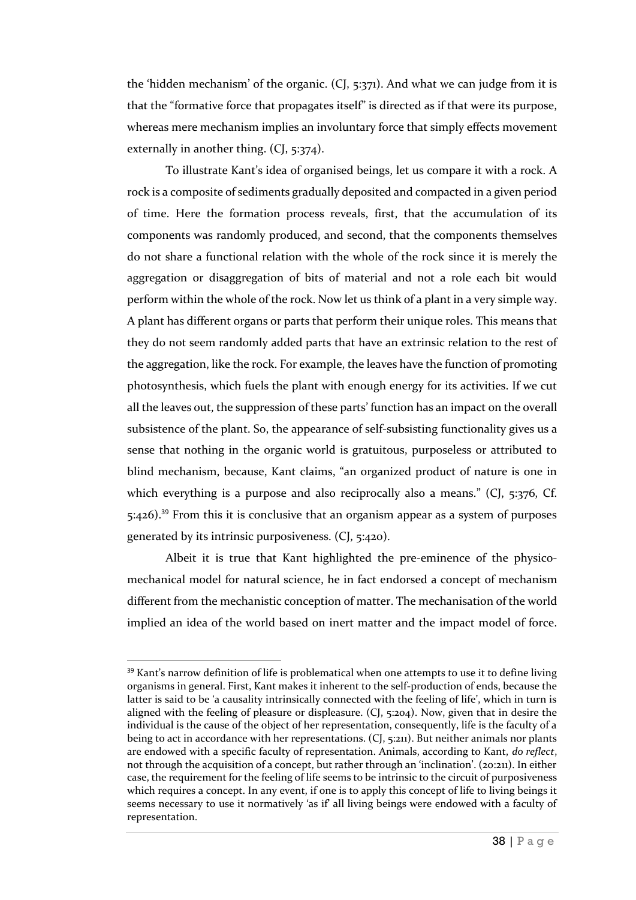the 'hidden mechanism' of the organic. (CJ, 5:371). And what we can judge from it is that the "formative force that propagates itself" is directed as if that were its purpose, whereas mere mechanism implies an involuntary force that simply effects movement externally in another thing. (CJ, 5:374).

To illustrate Kant's idea of organised beings, let us compare it with a rock. A rock is a composite of sediments gradually deposited and compacted in a given period of time. Here the formation process reveals, first, that the accumulation of its components was randomly produced, and second, that the components themselves do not share a functional relation with the whole of the rock since it is merely the aggregation or disaggregation of bits of material and not a role each bit would perform within the whole of the rock. Now let us think of a plant in a very simple way. A plant has different organs or parts that perform their unique roles. This means that they do not seem randomly added parts that have an extrinsic relation to the rest of the aggregation, like the rock. For example, the leaves have the function of promoting photosynthesis, which fuels the plant with enough energy for its activities. If we cut all the leaves out, the suppression of these parts' function has an impact on the overall subsistence of the plant. So, the appearance of self-subsisting functionality gives us a sense that nothing in the organic world is gratuitous, purposeless or attributed to blind mechanism, because, Kant claims, "an organized product of nature is one in which everything is a purpose and also reciprocally also a means." (CJ, 5:376, Cf. 5:426).[39] From this it is conclusive that an organism appear as a system of purposes generated by its intrinsic purposiveness. (CJ, 5:420).

Albeit it is true that Kant highlighted the pre-eminence of the physico-mechanical model for natural science, he in fact endorsed a concept of mechanism different from the mechanistic conception of matter. The mechanisation of the world implied an idea of the world based on inert matter and the impact model of force.

---

[39] Kant's narrow definition of life is problematical when one attempts to use it to define living organisms in general. First, Kant makes it inherent to the self-production of ends, because the latter is said to be 'a causality intrinsically connected with the feeling of life', which in turn is aligned with the feeling of pleasure or displeasure. (CJ, 5:204). Now, given that in desire the individual is the cause of the object of her representation, consequently, life is the faculty of a being to act in accordance with her representations. (CJ, 5:211). But neither animals nor plants are endowed with a specific faculty of representation. Animals, according to Kant, *do reflect*, not through the acquisition of a concept, but rather through an 'inclination'. (20:211). In either case, the requirement for the feeling of life seems to be intrinsic to the circuit of purposiveness which requires a concept. In any event, if one is to apply this concept of life to living beings it seems necessary to use it normatively 'as if' all living beings were endowed with a faculty of representation.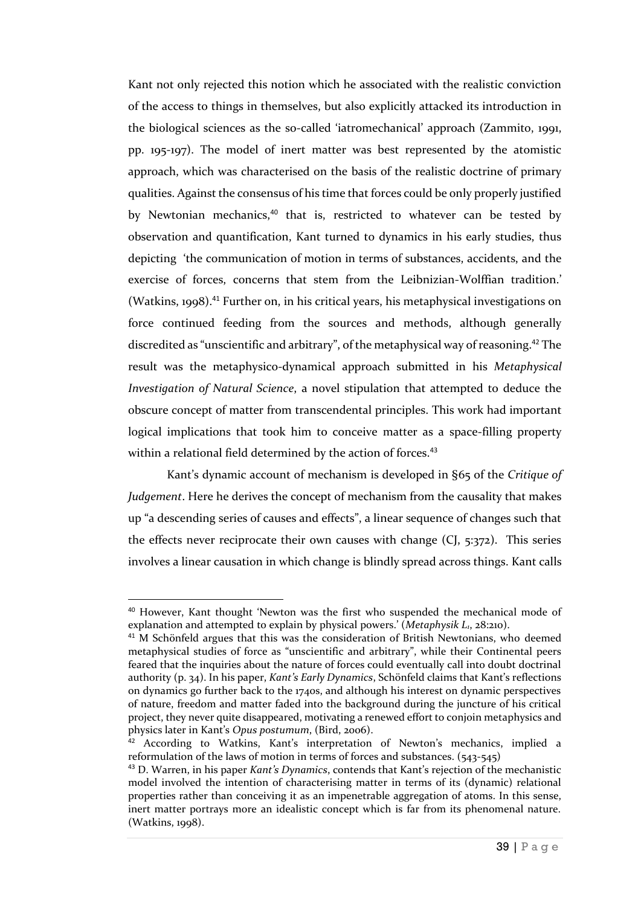Kant not only rejected this notion which he associated with the realistic conviction of the access to things in themselves, but also explicitly attacked its introduction in the biological sciences as the so-called 'iatromechanical' approach (Zammito, 1991, pp. 195-197). The model of inert matter was best represented by the atomistic approach, which was characterised on the basis of the realistic doctrine of primary qualities. Against the consensus of his time that forces could be only properly justified by Newtonian mechanics,[40] that is, restricted to whatever can be tested by observation and quantification, Kant turned to dynamics in his early studies, thus depicting 'the communication of motion in terms of substances, accidents, and the exercise of forces, concerns that stem from the Leibnizian-Wolffian tradition.' (Watkins, 1998).[41] Further on, in his critical years, his metaphysical investigations on force continued feeding from the sources and methods, although generally discredited as "unscientific and arbitrary", of the metaphysical way of reasoning.[42] The result was the metaphysico-dynamical approach submitted in his *Metaphysical Investigation of Natural Science*, a novel stipulation that attempted to deduce the obscure concept of matter from transcendental principles. This work had important logical implications that took him to conceive matter as a space-filling property within a relational field determined by the action of forces.[43]

Kant's dynamic account of mechanism is developed in §65 of the *Critique of Judgement*. Here he derives the concept of mechanism from the causality that makes up "a descending series of causes and effects", a linear sequence of changes such that the effects never reciprocate their own causes with change (CJ, 5:372). This series involves a linear causation in which change is blindly spread across things. Kant calls

---

[40] However, Kant thought 'Newton was the first who suspended the mechanical mode of explanation and attempted to explain by physical powers.' (*Metaphysik $L_1$*, 28:210).

[41] M Schönfeld argues that this was the consideration of British Newtonians, who deemed metaphysical studies of force as "unscientific and arbitrary", while their Continental peers feared that the inquiries about the nature of forces could eventually call into doubt doctrinal authority (p. 34). In his paper, *Kant's Early Dynamics*, Schönfeld claims that Kant's reflections on dynamics go further back to the 1740s, and although his interest on dynamic perspectives of nature, freedom and matter faded into the background during the juncture of his critical project, they never quite disappeared, motivating a renewed effort to conjoin metaphysics and physics later in Kant's *Opus postumum*, (Bird, 2006).

[42] According to Watkins, Kant's interpretation of Newton's mechanics, implied a reformulation of the laws of motion in terms of forces and substances. (543-545)

[43] D. Warren, in his paper *Kant's Dynamics*, contends that Kant's rejection of the mechanistic model involved the intention of characterising matter in terms of its (dynamic) relational properties rather than conceiving it as an impenetrable aggregation of atoms. In this sense, inert matter portrays more an idealistic concept which is far from its phenomenal nature. (Watkins, 1998).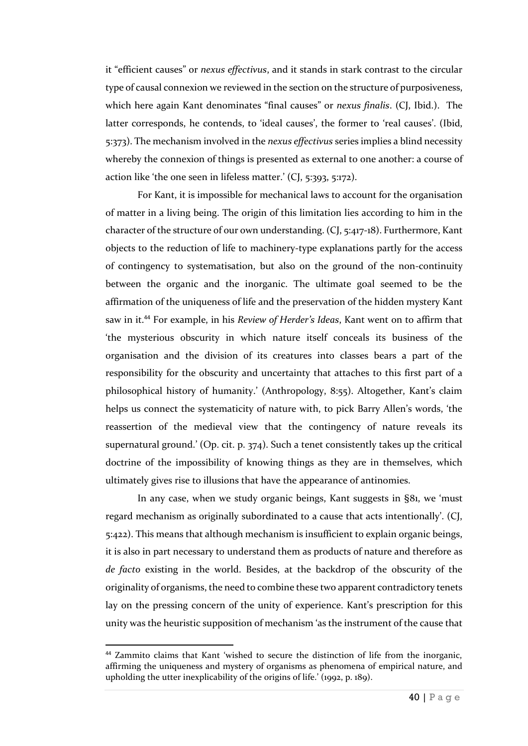it "efficient causes" or *nexus effectivus*, and it stands in stark contrast to the circular type of causal connexion we reviewed in the section on the structure of purposiveness, which here again Kant denominates "final causes" or *nexus finalis*. (CJ, Ibid.). The latter corresponds, he contends, to 'ideal causes', the former to 'real causes'. (Ibid, 5:373). The mechanism involved in the *nexus effectivus* series implies a blind necessity whereby the connexion of things is presented as external to one another: a course of action like 'the one seen in lifeless matter.' (CJ, 5:393, 5:172).

For Kant, it is impossible for mechanical laws to account for the organisation of matter in a living being. The origin of this limitation lies according to him in the character of the structure of our own understanding. (CJ, 5:417-18). Furthermore, Kant objects to the reduction of life to machinery-type explanations partly for the access of contingency to systematisation, but also on the ground of the non-continuity between the organic and the inorganic. The ultimate goal seemed to be the affirmation of the uniqueness of life and the preservation of the hidden mystery Kant saw in it.[44] For example, in his *Review of Herder's Ideas*, Kant went on to affirm that 'the mysterious obscurity in which nature itself conceals its business of the organisation and the division of its creatures into classes bears a part of the responsibility for the obscurity and uncertainty that attaches to this first part of a philosophical history of humanity.' (Anthropology, 8:55). Altogether, Kant's claim helps us connect the systematicity of nature with, to pick Barry Allen's words, 'the reassertion of the medieval view that the contingency of nature reveals its supernatural ground.' (Op. cit. p. 374). Such a tenet consistently takes up the critical doctrine of the impossibility of knowing things as they are in themselves, which ultimately gives rise to illusions that have the appearance of antinomies.

In any case, when we study organic beings, Kant suggests in §81, we 'must regard mechanism as originally subordinated to a cause that acts intentionally'. (CJ, 5:422). This means that although mechanism is insufficient to explain organic beings, it is also in part necessary to understand them as products of nature and therefore as *de facto* existing in the world. Besides, at the backdrop of the obscurity of the originality of organisms, the need to combine these two apparent contradictory tenets lay on the pressing concern of the unity of experience. Kant's prescription for this unity was the heuristic supposition of mechanism 'as the instrument of the cause that

---

[44] Zammito claims that Kant 'wished to secure the distinction of life from the inorganic, affirming the uniqueness and mystery of organisms as phenomena of empirical nature, and upholding the utter inexplicability of the origins of life.' (1992, p. 189).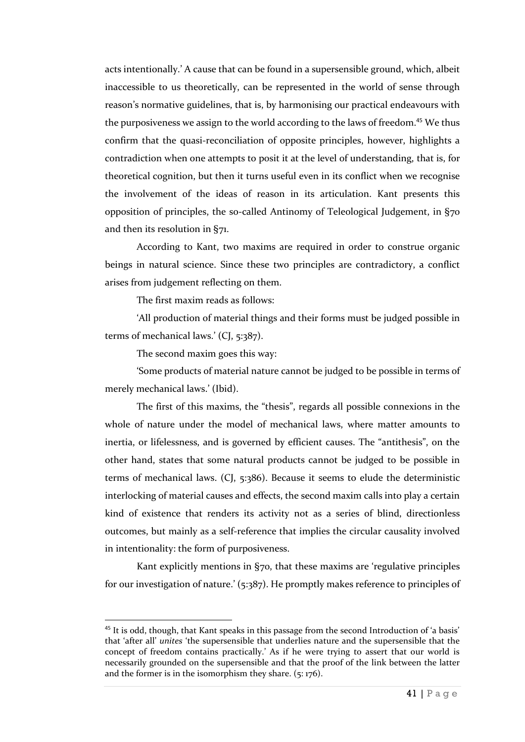acts intentionally.' A cause that can be found in a supersensible ground, which, albeit inaccessible to us theoretically, can be represented in the world of sense through reason's normative guidelines, that is, by harmonising our practical endeavours with the purposiveness we assign to the world according to the laws of freedom.[45] We thus confirm that the quasi-reconciliation of opposite principles, however, highlights a contradiction when one attempts to posit it at the level of understanding, that is, for theoretical cognition, but then it turns useful even in its conflict when we recognise the involvement of the ideas of reason in its articulation. Kant presents this opposition of principles, the so-called Antinomy of Teleological Judgement, in §70 and then its resolution in §71.

According to Kant, two maxims are required in order to construe organic beings in natural science. Since these two principles are contradictory, a conflict arises from judgement reflecting on them.

The first maxim reads as follows:

'All production of material things and their forms must be judged possible in terms of mechanical laws.' (CJ, 5:387).

The second maxim goes this way:

'Some products of material nature cannot be judged to be possible in terms of merely mechanical laws.' (Ibid).

The first of this maxims, the "thesis", regards all possible connexions in the whole of nature under the model of mechanical laws, where matter amounts to inertia, or lifelessness, and is governed by efficient causes. The "antithesis", on the other hand, states that some natural products cannot be judged to be possible in terms of mechanical laws. (CJ, 5:386). Because it seems to elude the deterministic interlocking of material causes and effects, the second maxim calls into play a certain kind of existence that renders its activity not as a series of blind, directionless outcomes, but mainly as a self-reference that implies the circular causality involved in intentionality: the form of purposiveness.

Kant explicitly mentions in §70, that these maxims are 'regulative principles for our investigation of nature.' (5:387). He promptly makes reference to principles of

---

[45] It is odd, though, that Kant speaks in this passage from the second Introduction of 'a basis' that 'after all' *unites* 'the supersensible that underlies nature and the supersensible that the concept of freedom contains practically.' As if he were trying to assert that our world is necessarily grounded on the supersensible and that the proof of the link between the latter and the former is in the isomorphism they share. (5: 176).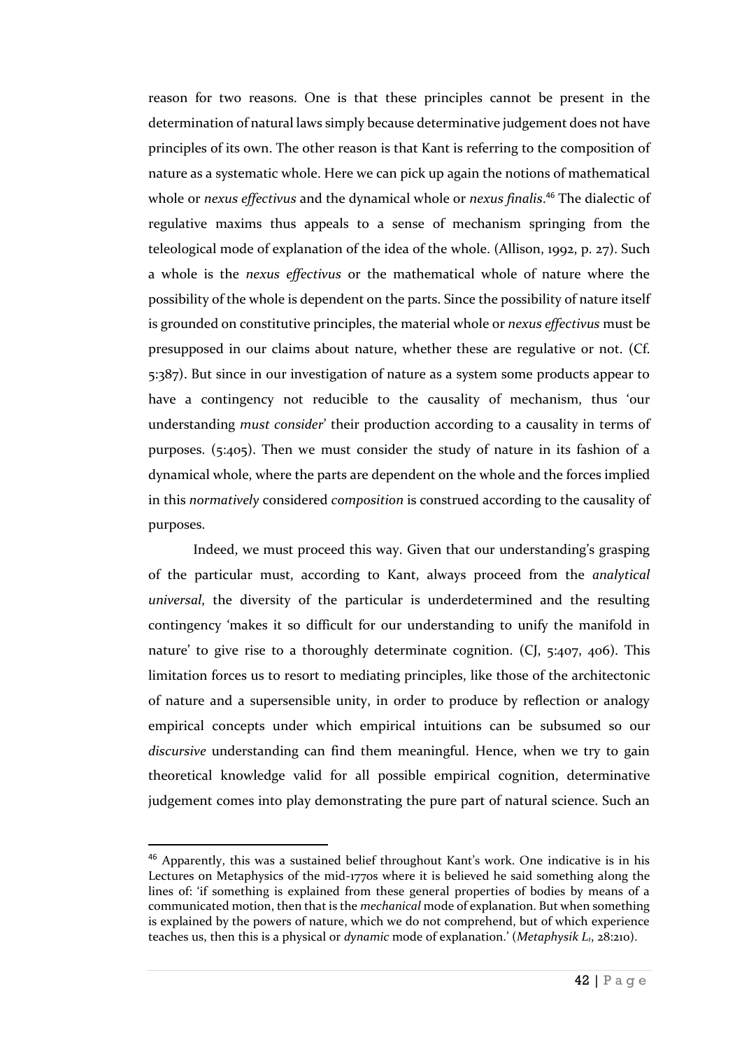reason for two reasons. One is that these principles cannot be present in the determination of natural laws simply because determinative judgement does not have principles of its own. The other reason is that Kant is referring to the composition of nature as a systematic whole. Here we can pick up again the notions of mathematical whole or *nexus effectivus* and the dynamical whole or *nexus finalis*.[46] The dialectic of regulative maxims thus appeals to a sense of mechanism springing from the teleological mode of explanation of the idea of the whole. (Allison, 1992, p. 27). Such a whole is the *nexus effectivus* or the mathematical whole of nature where the possibility of the whole is dependent on the parts. Since the possibility of nature itself is grounded on constitutive principles, the material whole or *nexus effectivus* must be presupposed in our claims about nature, whether these are regulative or not. (Cf. 5:387). But since in our investigation of nature as a system some products appear to have a contingency not reducible to the causality of mechanism, thus 'our understanding *must consider*' their production according to a causality in terms of purposes. (5:405). Then we must consider the study of nature in its fashion of a dynamical whole, where the parts are dependent on the whole and the forces implied in this *normatively* considered *composition* is construed according to the causality of purposes.

Indeed, we must proceed this way. Given that our understanding's grasping of the particular must, according to Kant, always proceed from the *analytical universal*, the diversity of the particular is underdetermined and the resulting contingency 'makes it so difficult for our understanding to unify the manifold in nature' to give rise to a thoroughly determinate cognition. (CJ, 5:407, 406). This limitation forces us to resort to mediating principles, like those of the architectonic of nature and a supersensible unity, in order to produce by reflection or analogy empirical concepts under which empirical intuitions can be subsumed so our *discursive* understanding can find them meaningful. Hence, when we try to gain theoretical knowledge valid for all possible empirical cognition, determinative judgement comes into play demonstrating the pure part of natural science. Such an

[46] Apparently, this was a sustained belief throughout Kant's work. One indicative is in his Lectures on Metaphysics of the mid-1770s where it is believed he said something along the lines of: 'if something is explained from these general properties of bodies by means of a communicated motion, then that is the *mechanical* mode of explanation. But when something is explained by the powers of nature, which we do not comprehend, but of which experience teaches us, then this is a physical or *dynamic* mode of explanation.' (*Metaphysik $L_1$*, 28:210).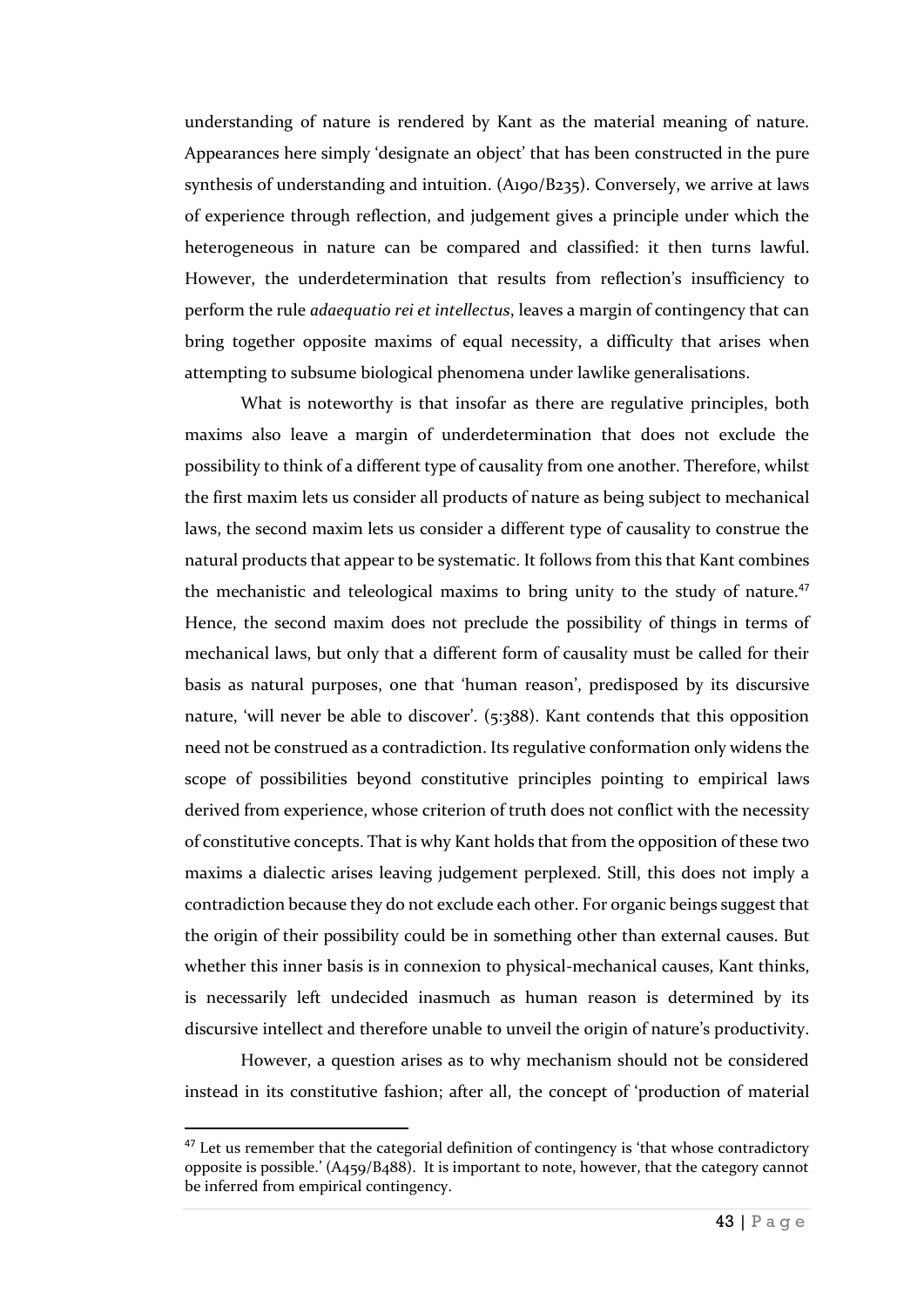understanding of nature is rendered by Kant as the material meaning of nature. Appearances here simply 'designate an object' that has been constructed in the pure synthesis of understanding and intuition. (A190/B235). Conversely, we arrive at laws of experience through reflection, and judgement gives a principle under which the heterogeneous in nature can be compared and classified: it then turns lawful. However, the underdetermination that results from reflection's insufficiency to perform the rule *adaequatio rei et intellectus*, leaves a margin of contingency that can bring together opposite maxims of equal necessity, a difficulty that arises when attempting to subsume biological phenomena under lawlike generalisations.

What is noteworthy is that insofar as there are regulative principles, both maxims also leave a margin of underdetermination that does not exclude the possibility to think of a different type of causality from one another. Therefore, whilst the first maxim lets us consider all products of nature as being subject to mechanical laws, the second maxim lets us consider a different type of causality to construe the natural products that appear to be systematic. It follows from this that Kant combines the mechanistic and teleological maxims to bring unity to the study of nature.[47] Hence, the second maxim does not preclude the possibility of things in terms of mechanical laws, but only that a different form of causality must be called for their basis as natural purposes, one that 'human reason', predisposed by its discursive nature, 'will never be able to discover'. (5:388). Kant contends that this opposition need not be construed as a contradiction. Its regulative conformation only widens the scope of possibilities beyond constitutive principles pointing to empirical laws derived from experience, whose criterion of truth does not conflict with the necessity of constitutive concepts. That is why Kant holds that from the opposition of these two maxims a dialectic arises leaving judgement perplexed. Still, this does not imply a contradiction because they do not exclude each other. For organic beings suggest that the origin of their possibility could be in something other than external causes. But whether this inner basis is in connexion to physical-mechanical causes, Kant thinks, is necessarily left undecided inasmuch as human reason is determined by its discursive intellect and therefore unable to unveil the origin of nature's productivity.

However, a question arises as to why mechanism should not be considered instead in its constitutive fashion; after all, the concept of 'production of material

---

[47] Let us remember that the categorial definition of contingency is 'that whose contradictory opposite is possible.' (A459/B488). It is important to note, however, that the category cannot be inferred from empirical contingency.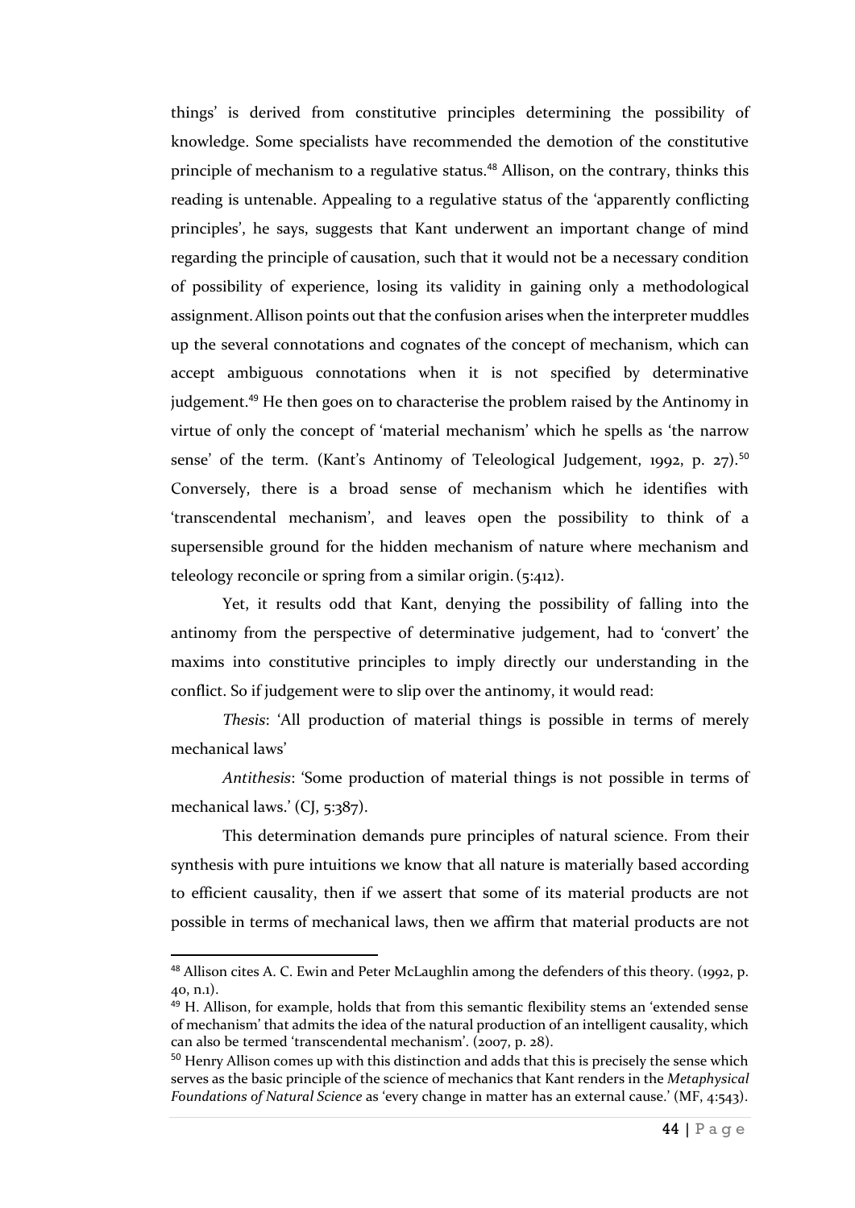things' is derived from constitutive principles determining the possibility of knowledge. Some specialists have recommended the demotion of the constitutive principle of mechanism to a regulative status.[48] Allison, on the contrary, thinks this reading is untenable. Appealing to a regulative status of the 'apparently conflicting principles', he says, suggests that Kant underwent an important change of mind regarding the principle of causation, such that it would not be a necessary condition of possibility of experience, losing its validity in gaining only a methodological assignment. Allison points out that the confusion arises when the interpreter muddles up the several connotations and cognates of the concept of mechanism, which can accept ambiguous connotations when it is not specified by determinative judgement.[49] He then goes on to characterise the problem raised by the Antinomy in virtue of only the concept of 'material mechanism' which he spells as 'the narrow sense' of the term. (Kant's Antinomy of Teleological Judgement, 1992, p. 27).[50] Conversely, there is a broad sense of mechanism which he identifies with 'transcendental mechanism', and leaves open the possibility to think of a supersensible ground for the hidden mechanism of nature where mechanism and teleology reconcile or spring from a similar origin. (5:412).

Yet, it results odd that Kant, denying the possibility of falling into the antinomy from the perspective of determinative judgement, had to 'convert' the maxims into constitutive principles to imply directly our understanding in the conflict. So if judgement were to slip over the antinomy, it would read:

*Thesis*: 'All production of material things is possible in terms of merely mechanical laws'

*Antithesis*: 'Some production of material things is not possible in terms of mechanical laws.' (CJ, 5:387).

This determination demands pure principles of natural science. From their synthesis with pure intuitions we know that all nature is materially based according to efficient causality, then if we assert that some of its material products are not possible in terms of mechanical laws, then we affirm that material products are not

---

[48] Allison cites A. C. Ewin and Peter McLaughlin among the defenders of this theory. (1992, p. 40, n.1).

[49] H. Allison, for example, holds that from this semantic flexibility stems an 'extended sense of mechanism' that admits the idea of the natural production of an intelligent causality, which can also be termed 'transcendental mechanism'. (2007, p. 28).

[50] Henry Allison comes up with this distinction and adds that this is precisely the sense which serves as the basic principle of the science of mechanics that Kant renders in the *Metaphysical Foundations of Natural Science* as 'every change in matter has an external cause.' (MF, 4:543).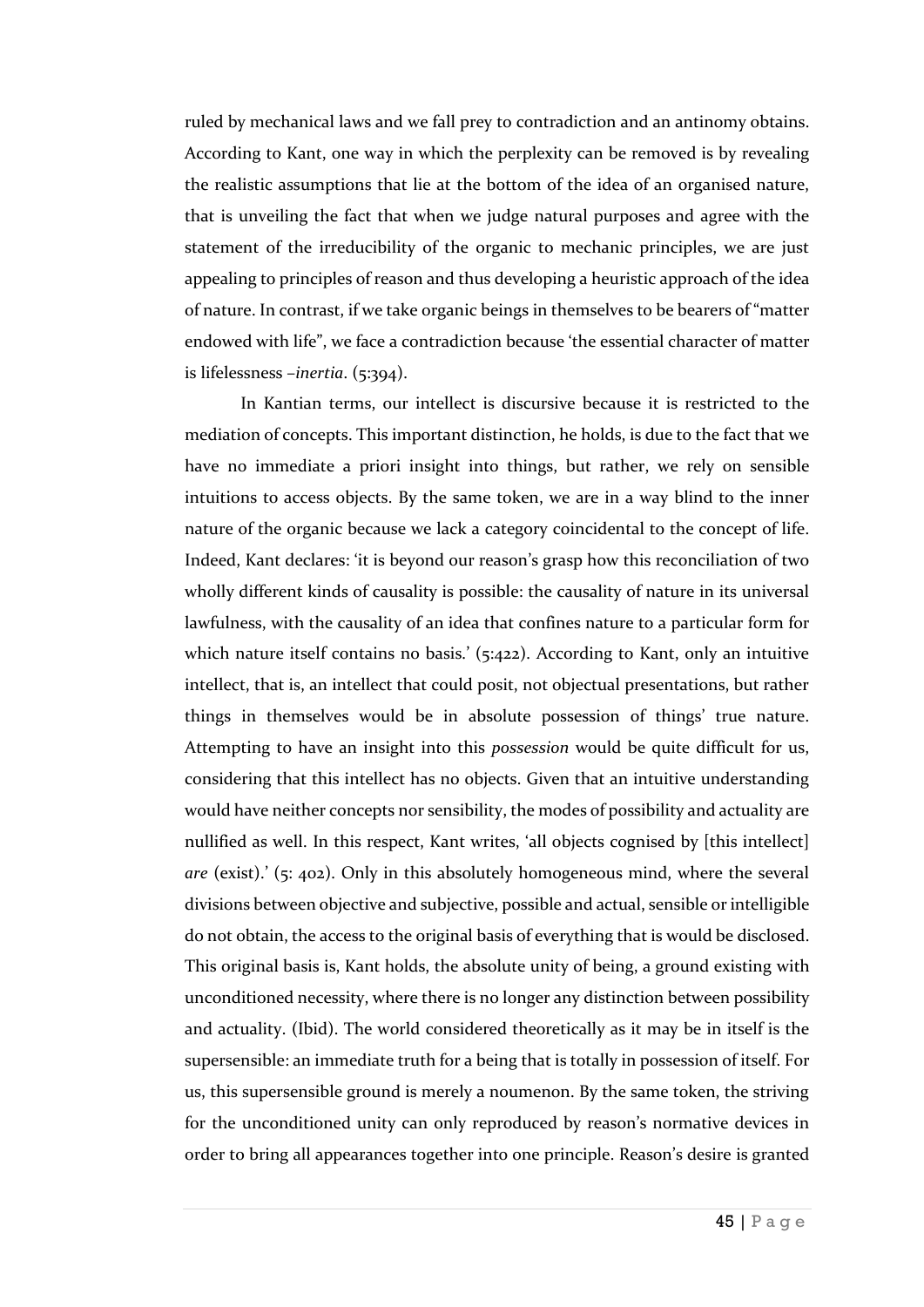ruled by mechanical laws and we fall prey to contradiction and an antinomy obtains. According to Kant, one way in which the perplexity can be removed is by revealing the realistic assumptions that lie at the bottom of the idea of an organised nature, that is unveiling the fact that when we judge natural purposes and agree with the statement of the irreducibility of the organic to mechanic principles, we are just appealing to principles of reason and thus developing a heuristic approach of the idea of nature. In contrast, if we take organic beings in themselves to be bearers of "matter endowed with life", we face a contradiction because 'the essential character of matter is lifelessness –*inertia*. (5:394).

In Kantian terms, our intellect is discursive because it is restricted to the mediation of concepts. This important distinction, he holds, is due to the fact that we have no immediate a priori insight into things, but rather, we rely on sensible intuitions to access objects. By the same token, we are in a way blind to the inner nature of the organic because we lack a category coincidental to the concept of life. Indeed, Kant declares: 'it is beyond our reason's grasp how this reconciliation of two wholly different kinds of causality is possible: the causality of nature in its universal lawfulness, with the causality of an idea that confines nature to a particular form for which nature itself contains no basis.' (5:422). According to Kant, only an intuitive intellect, that is, an intellect that could posit, not objectual presentations, but rather things in themselves would be in absolute possession of things' true nature. Attempting to have an insight into this *possession* would be quite difficult for us, considering that this intellect has no objects. Given that an intuitive understanding would have neither concepts nor sensibility, the modes of possibility and actuality are nullified as well. In this respect, Kant writes, 'all objects cognised by [this intellect] *are* (exist).' (5: 402). Only in this absolutely homogeneous mind, where the several divisions between objective and subjective, possible and actual, sensible or intelligible do not obtain, the access to the original basis of everything that is would be disclosed. This original basis is, Kant holds, the absolute unity of being, a ground existing with unconditioned necessity, where there is no longer any distinction between possibility and actuality. (Ibid). The world considered theoretically as it may be in itself is the supersensible: an immediate truth for a being that is totally in possession of itself. For us, this supersensible ground is merely a noumenon. By the same token, the striving for the unconditioned unity can only reproduced by reason's normative devices in order to bring all appearances together into one principle. Reason's desire is granted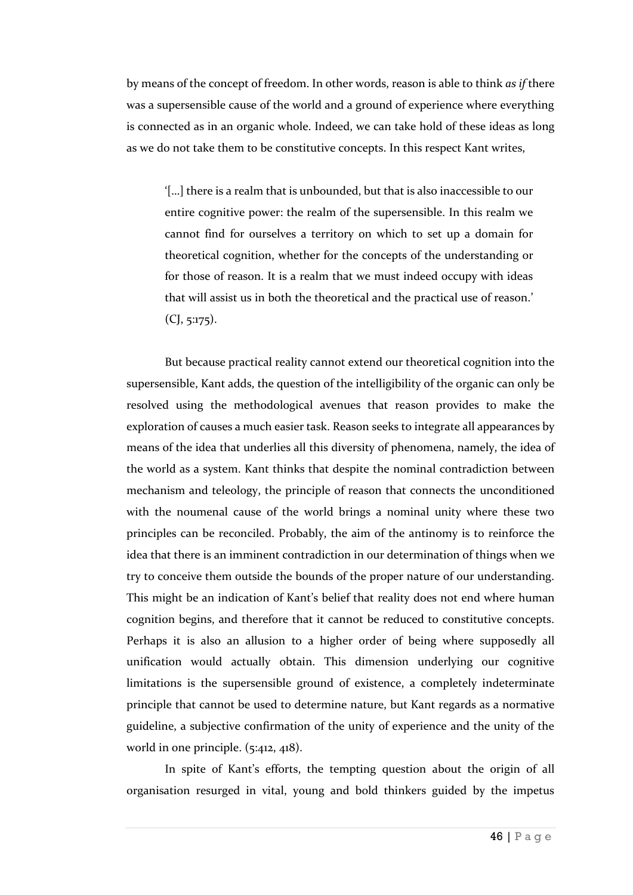by means of the concept of freedom. In other words, reason is able to think *as if* there was a supersensible cause of the world and a ground of experience where everything is connected as in an organic whole. Indeed, we can take hold of these ideas as long as we do not take them to be constitutive concepts. In this respect Kant writes,

> '[…] there is a realm that is unbounded, but that is also inaccessible to our entire cognitive power: the realm of the supersensible. In this realm we cannot find for ourselves a territory on which to set up a domain for theoretical cognition, whether for the concepts of the understanding or for those of reason. It is a realm that we must indeed occupy with ideas that will assist us in both the theoretical and the practical use of reason.' (CJ, 5:175).

But because practical reality cannot extend our theoretical cognition into the supersensible, Kant adds, the question of the intelligibility of the organic can only be resolved using the methodological avenues that reason provides to make the exploration of causes a much easier task. Reason seeks to integrate all appearances by means of the idea that underlies all this diversity of phenomena, namely, the idea of the world as a system. Kant thinks that despite the nominal contradiction between mechanism and teleology, the principle of reason that connects the unconditioned with the noumenal cause of the world brings a nominal unity where these two principles can be reconciled. Probably, the aim of the antinomy is to reinforce the idea that there is an imminent contradiction in our determination of things when we try to conceive them outside the bounds of the proper nature of our understanding. This might be an indication of Kant's belief that reality does not end where human cognition begins, and therefore that it cannot be reduced to constitutive concepts. Perhaps it is also an allusion to a higher order of being where supposedly all unification would actually obtain. This dimension underlying our cognitive limitations is the supersensible ground of existence, a completely indeterminate principle that cannot be used to determine nature, but Kant regards as a normative guideline, a subjective confirmation of the unity of experience and the unity of the world in one principle. (5:412, 418).

In spite of Kant's efforts, the tempting question about the origin of all organisation resurged in vital, young and bold thinkers guided by the impetus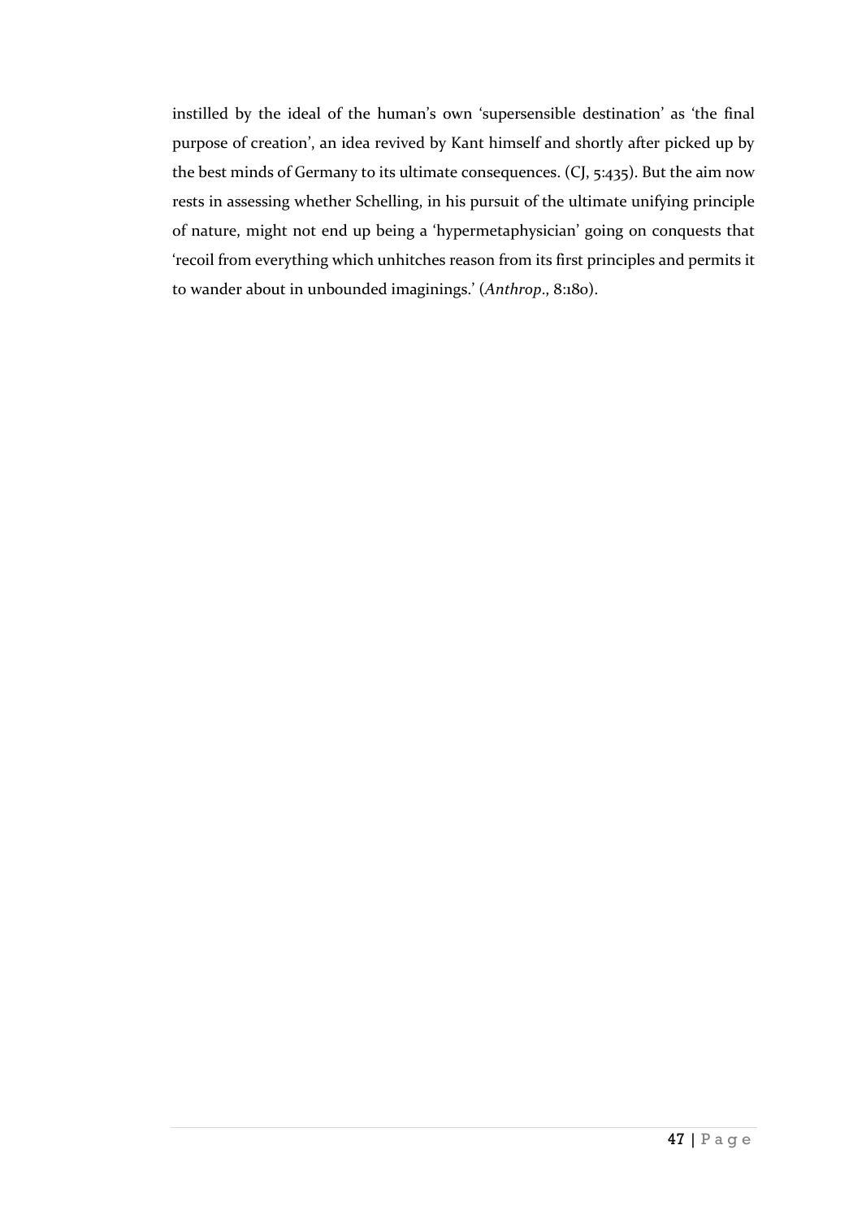instilled by the ideal of the human's own 'supersensible destination' as 'the final purpose of creation', an idea revived by Kant himself and shortly after picked up by the best minds of Germany to its ultimate consequences. (CJ, 5:435). But the aim now rests in assessing whether Schelling, in his pursuit of the ultimate unifying principle of nature, might not end up being a 'hypermetaphysician' going on conquests that 'recoil from everything which unhitches reason from its first principles and permits it to wander about in unbounded imaginings.' (*Anthrop.*, 8:180).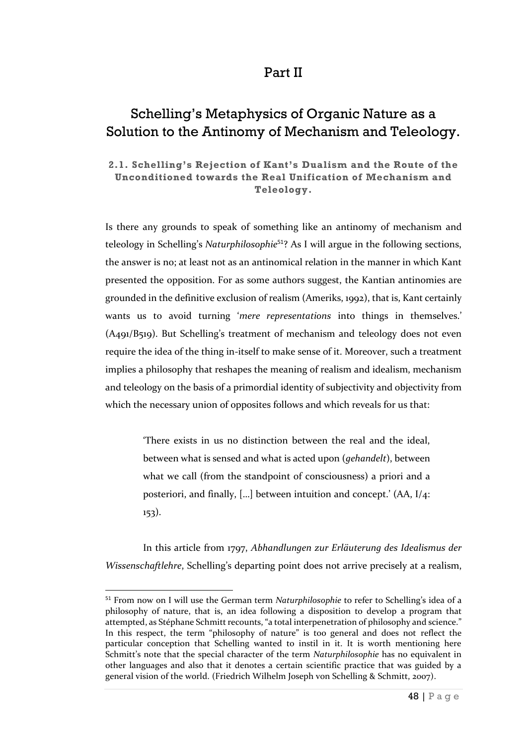# Part II

# Schelling's Metaphysics of Organic Nature as a Solution to the Antinomy of Mechanism and Teleology.

### 2.1. Schelling's Rejection of Kant's Dualism and the Route of the Unconditioned towards the Real Unification of Mechanism and Teleology.

Is there any grounds to speak of something like an antinomy of mechanism and teleology in Schelling's *Naturphilosophie*[51]? As I will argue in the following sections, the answer is no; at least not as an antinomical relation in the manner in which Kant presented the opposition. For as some authors suggest, the Kantian antinomies are grounded in the definitive exclusion of realism (Ameriks, 1992), that is, Kant certainly wants us to avoid turning '*mere representations* into things in themselves.' (A491/B519). But Schelling's treatment of mechanism and teleology does not even require the idea of the thing in-itself to make sense of it. Moreover, such a treatment implies a philosophy that reshapes the meaning of realism and idealism, mechanism and teleology on the basis of a primordial identity of subjectivity and objectivity from which the necessary union of opposites follows and which reveals for us that:

> 'There exists in us no distinction between the real and the ideal, between what is sensed and what is acted upon (*gehandelt*), between what we call (from the standpoint of consciousness) a priori and a posteriori, and finally, […] between intuition and concept.' (AA, I/4: 153).

In this article from 1797, *Abhandlungen zur Erläuterung des Idealismus der Wissenschaftlehre*, Schelling's departing point does not arrive precisely at a realism,

---

[51] From now on I will use the German term *Naturphilosophie* to refer to Schelling's idea of a philosophy of nature, that is, an idea following a disposition to develop a program that attempted, as Stéphane Schmitt recounts, "a total interpenetration of philosophy and science." In this respect, the term "philosophy of nature" is too general and does not reflect the particular conception that Schelling wanted to instil in it. It is worth mentioning here Schmitt's note that the special character of the term *Naturphilosophie* has no equivalent in other languages and also that it denotes a certain scientific practice that was guided by a general vision of the world. (Friedrich Wilhelm Joseph von Schelling & Schmitt, 2007).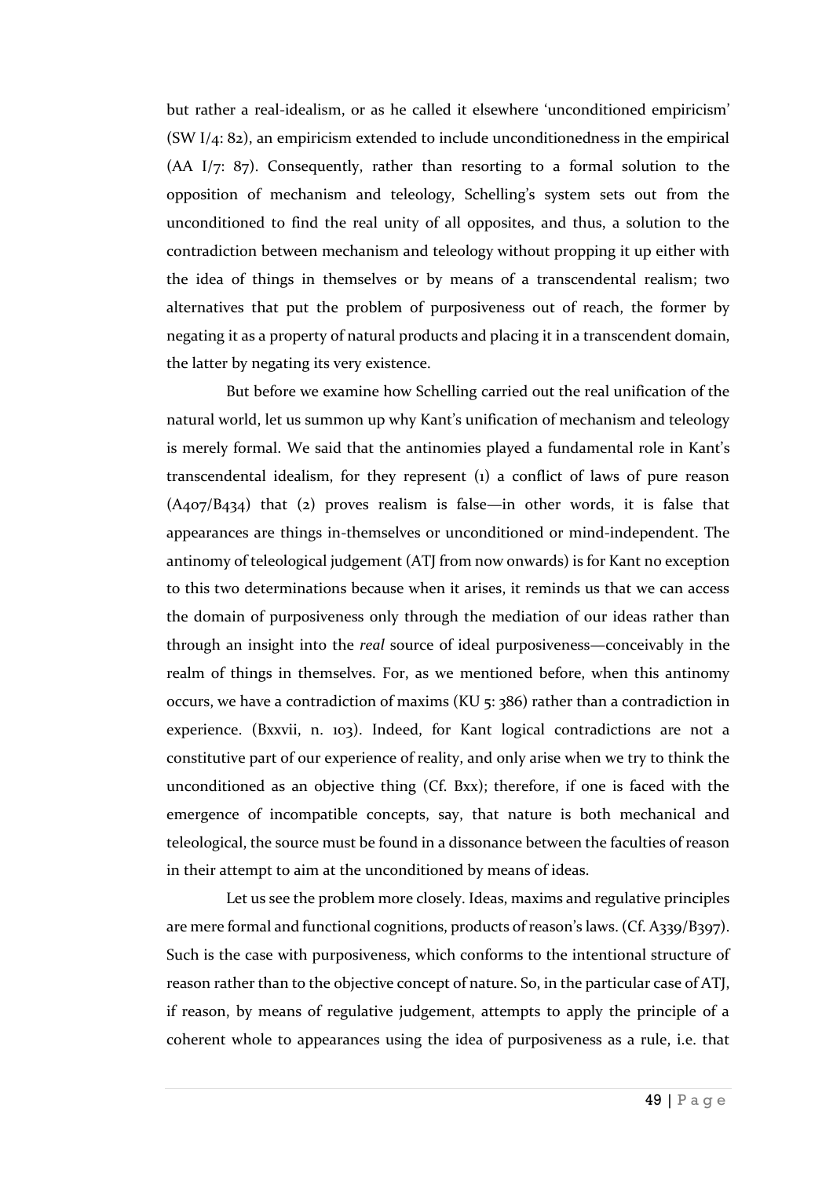but rather a real-idealism, or as he called it elsewhere 'unconditioned empiricism' (SW I/4: 82), an empiricism extended to include unconditionedness in the empirical (AA I/7: 87). Consequently, rather than resorting to a formal solution to the opposition of mechanism and teleology, Schelling's system sets out from the unconditioned to find the real unity of all opposites, and thus, a solution to the contradiction between mechanism and teleology without propping it up either with the idea of things in themselves or by means of a transcendental realism; two alternatives that put the problem of purposiveness out of reach, the former by negating it as a property of natural products and placing it in a transcendent domain, the latter by negating its very existence.

But before we examine how Schelling carried out the real unification of the natural world, let us summon up why Kant's unification of mechanism and teleology is merely formal. We said that the antinomies played a fundamental role in Kant's transcendental idealism, for they represent (1) a conflict of laws of pure reason (A407/B434) that (2) proves realism is false—in other words, it is false that appearances are things in-themselves or unconditioned or mind-independent. The antinomy of teleological judgement (ATJ from now onwards) is for Kant no exception to this two determinations because when it arises, it reminds us that we can access the domain of purposiveness only through the mediation of our ideas rather than through an insight into the *real* source of ideal purposiveness—conceivably in the realm of things in themselves. For, as we mentioned before, when this antinomy occurs, we have a contradiction of maxims (KU 5: 386) rather than a contradiction in experience. (Bxxvii, n. 103). Indeed, for Kant logical contradictions are not a constitutive part of our experience of reality, and only arise when we try to think the unconditioned as an objective thing (Cf. Bxx); therefore, if one is faced with the emergence of incompatible concepts, say, that nature is both mechanical and teleological, the source must be found in a dissonance between the faculties of reason in their attempt to aim at the unconditioned by means of ideas.

Let us see the problem more closely. Ideas, maxims and regulative principles are mere formal and functional cognitions, products of reason's laws. (Cf. A339/B397). Such is the case with purposiveness, which conforms to the intentional structure of reason rather than to the objective concept of nature. So, in the particular case of ATJ, if reason, by means of regulative judgement, attempts to apply the principle of a coherent whole to appearances using the idea of purposiveness as a rule, i.e. that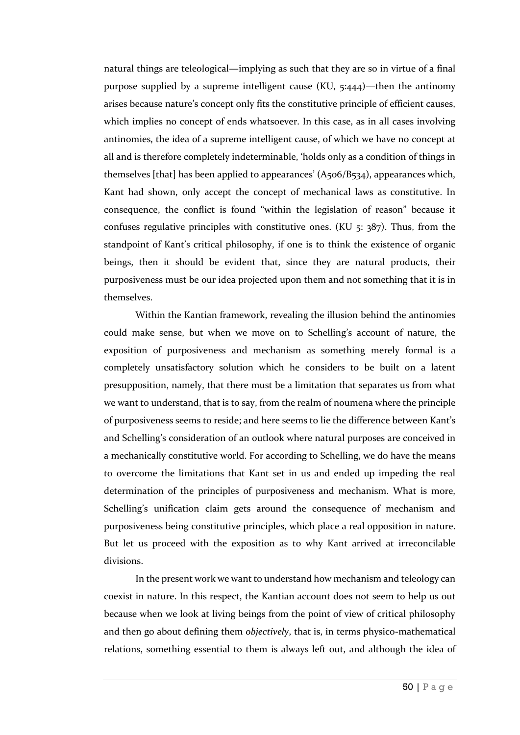natural things are teleological—implying as such that they are so in virtue of a final purpose supplied by a supreme intelligent cause (KU, 5:444)—then the antinomy arises because nature's concept only fits the constitutive principle of efficient causes, which implies no concept of ends whatsoever. In this case, as in all cases involving antinomies, the idea of a supreme intelligent cause, of which we have no concept at all and is therefore completely indeterminable, 'holds only as a condition of things in themselves [that] has been applied to appearances' (A506/B534), appearances which, Kant had shown, only accept the concept of mechanical laws as constitutive. In consequence, the conflict is found "within the legislation of reason" because it confuses regulative principles with constitutive ones. (KU 5: 387). Thus, from the standpoint of Kant's critical philosophy, if one is to think the existence of organic beings, then it should be evident that, since they are natural products, their purposiveness must be our idea projected upon them and not something that it is in themselves.

Within the Kantian framework, revealing the illusion behind the antinomies could make sense, but when we move on to Schelling's account of nature, the exposition of purposiveness and mechanism as something merely formal is a completely unsatisfactory solution which he considers to be built on a latent presupposition, namely, that there must be a limitation that separates us from what we want to understand, that is to say, from the realm of noumena where the principle of purposiveness seems to reside; and here seems to lie the difference between Kant's and Schelling's consideration of an outlook where natural purposes are conceived in a mechanically constitutive world. For according to Schelling, we do have the means to overcome the limitations that Kant set in us and ended up impeding the real determination of the principles of purposiveness and mechanism. What is more, Schelling's unification claim gets around the consequence of mechanism and purposiveness being constitutive principles, which place a real opposition in nature. But let us proceed with the exposition as to why Kant arrived at irreconcilable divisions.

In the present work we want to understand how mechanism and teleology can coexist in nature. In this respect, the Kantian account does not seem to help us out because when we look at living beings from the point of view of critical philosophy and then go about defining them *objectively*, that is, in terms physico-mathematical relations, something essential to them is always left out, and although the idea of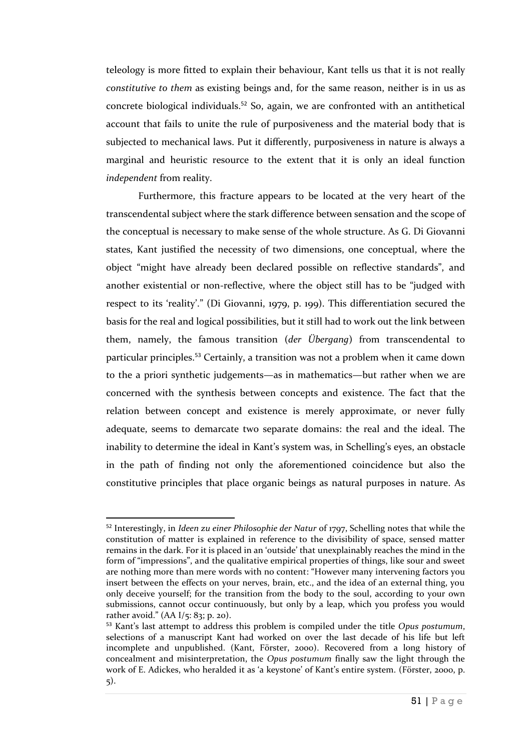teleology is more fitted to explain their behaviour, Kant tells us that it is not really *constitutive to them* as existing beings and, for the same reason, neither is in us as concrete biological individuals.[52] So, again, we are confronted with an antithetical account that fails to unite the rule of purposiveness and the material body that is subjected to mechanical laws. Put it differently, purposiveness in nature is always a marginal and heuristic resource to the extent that it is only an ideal function *independent* from reality.

Furthermore, this fracture appears to be located at the very heart of the transcendental subject where the stark difference between sensation and the scope of the conceptual is necessary to make sense of the whole structure. As G. Di Giovanni states, Kant justified the necessity of two dimensions, one conceptual, where the object "might have already been declared possible on reflective standards", and another existential or non-reflective, where the object still has to be "judged with respect to its 'reality'." (Di Giovanni, 1979, p. 199). This differentiation secured the basis for the real and logical possibilities, but it still had to work out the link between them, namely, the famous transition (*der Übergang*) from transcendental to particular principles.[53] Certainly, a transition was not a problem when it came down to the a priori synthetic judgements—as in mathematics—but rather when we are concerned with the synthesis between concepts and existence. The fact that the relation between concept and existence is merely approximate, or never fully adequate, seems to demarcate two separate domains: the real and the ideal. The inability to determine the ideal in Kant's system was, in Schelling's eyes, an obstacle in the path of finding not only the aforementioned coincidence but also the constitutive principles that place organic beings as natural purposes in nature. As

---

[52] Interestingly, in *Ideen zu einer Philosophie der Natur* of 1797, Schelling notes that while the constitution of matter is explained in reference to the divisibility of space, sensed matter remains in the dark. For it is placed in an 'outside' that unexplainably reaches the mind in the form of "impressions", and the qualitative empirical properties of things, like sour and sweet are nothing more than mere words with no content: "However many intervening factors you insert between the effects on your nerves, brain, etc., and the idea of an external thing, you only deceive yourself; for the transition from the body to the soul, according to your own submissions, cannot occur continuously, but only by a leap, which you profess you would rather avoid." (AA I/5: 83; p. 20).

[53] Kant's last attempt to address this problem is compiled under the title *Opus postumum*, selections of a manuscript Kant had worked on over the last decade of his life but left incomplete and unpublished. (Kant, Förster, 2000). Recovered from a long history of concealment and misinterpretation, the *Opus postumum* finally saw the light through the work of E. Adickes, who heralded it as 'a keystone' of Kant's entire system. (Förster, 2000, p. 5).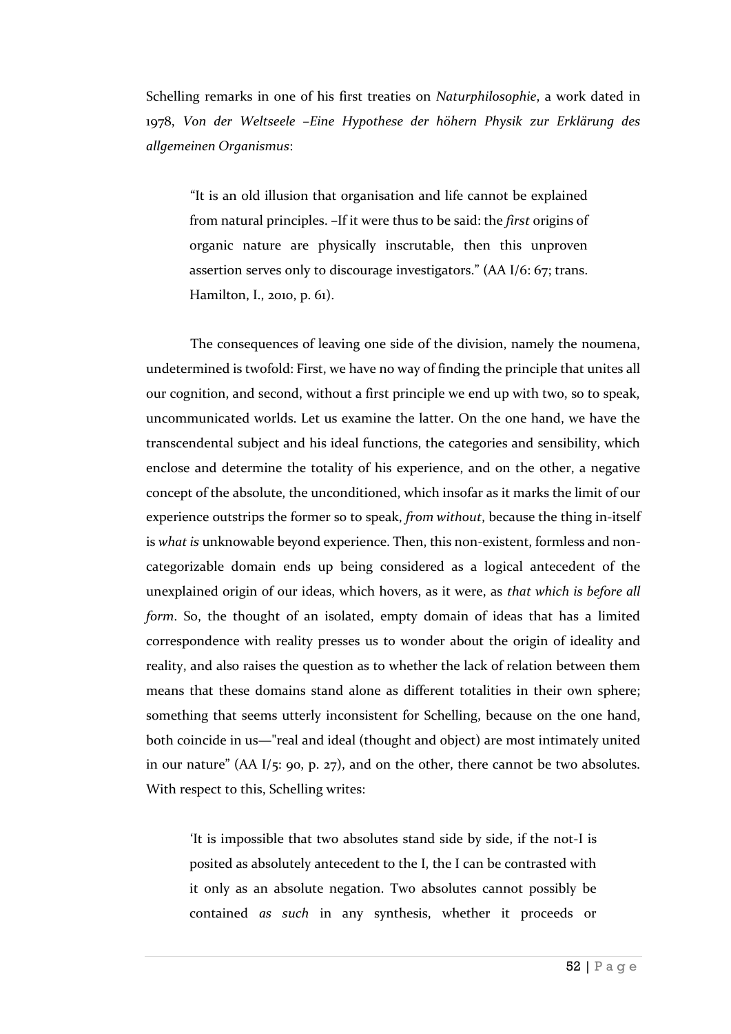Schelling remarks in one of his first treaties on *Naturphilosophie*, a work dated in 1978, *Von der Weltseele –Eine Hypothese der höhern Physik zur Erklärung des allgemeinen Organismus*:

> "It is an old illusion that organisation and life cannot be explained from natural principles. –If it were thus to be said: the *first* origins of organic nature are physically inscrutable, then this unproven assertion serves only to discourage investigators." (AA I/6: 67; trans. Hamilton, I., 2010, p. 61).

The consequences of leaving one side of the division, namely the noumena, undetermined is twofold: First, we have no way of finding the principle that unites all our cognition, and second, without a first principle we end up with two, so to speak, uncommunicated worlds. Let us examine the latter. On the one hand, we have the transcendental subject and his ideal functions, the categories and sensibility, which enclose and determine the totality of his experience, and on the other, a negative concept of the absolute, the unconditioned, which insofar as it marks the limit of our experience outstrips the former so to speak, *from without*, because the thing in-itself is *what is* unknowable beyond experience. Then, this non-existent, formless and non-categorizable domain ends up being considered as a logical antecedent of the unexplained origin of our ideas, which hovers, as it were, as *that which is before all form*. So, the thought of an isolated, empty domain of ideas that has a limited correspondence with reality presses us to wonder about the origin of ideality and reality, and also raises the question as to whether the lack of relation between them means that these domains stand alone as different totalities in their own sphere; something that seems utterly inconsistent for Schelling, because on the one hand, both coincide in us—"real and ideal (thought and object) are most intimately united in our nature" (AA I/5: 90, p. 27), and on the other, there cannot be two absolutes. With respect to this, Schelling writes:

> 'It is impossible that two absolutes stand side by side, if the not-I is posited as absolutely antecedent to the I, the I can be contrasted with it only as an absolute negation. Two absolutes cannot possibly be contained *as such* in any synthesis, whether it proceeds or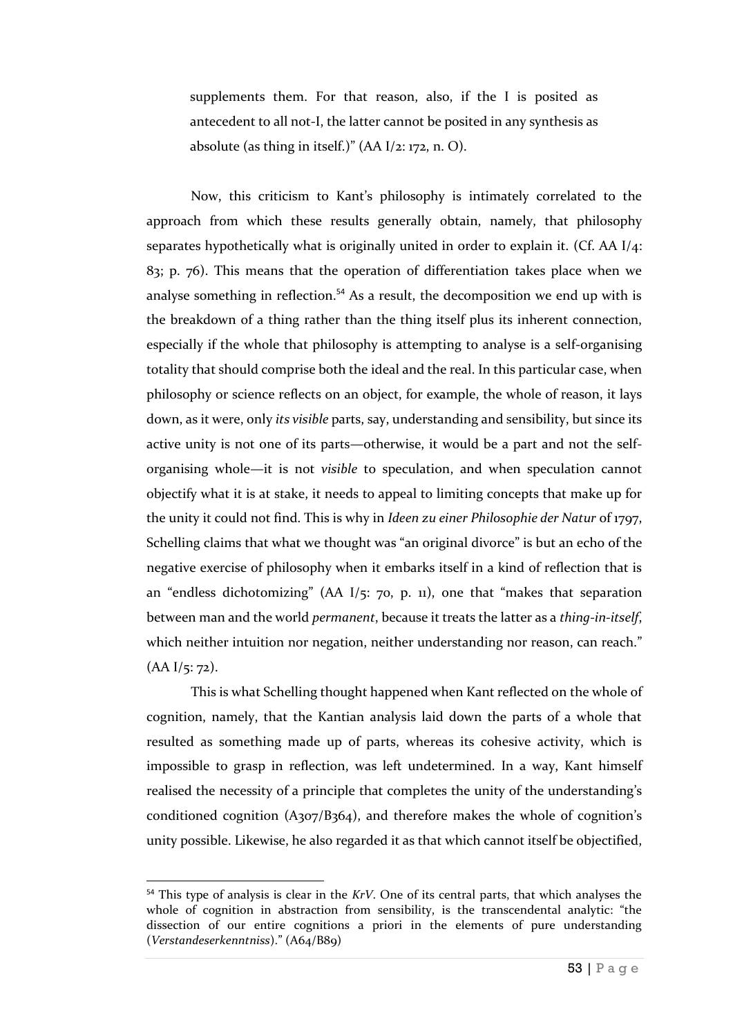supplements them. For that reason, also, if the I is posited as antecedent to all not-I, the latter cannot be posited in any synthesis as absolute (as thing in itself.)" (AA I/2: 172, n. O).

Now, this criticism to Kant's philosophy is intimately correlated to the approach from which these results generally obtain, namely, that philosophy separates hypothetically what is originally united in order to explain it. (Cf. AA I/4: 83; p. 76). This means that the operation of differentiation takes place when we analyse something in reflection.[54] As a result, the decomposition we end up with is the breakdown of a thing rather than the thing itself plus its inherent connection, especially if the whole that philosophy is attempting to analyse is a self-organising totality that should comprise both the ideal and the real. In this particular case, when philosophy or science reflects on an object, for example, the whole of reason, it lays down, as it were, only *its visible* parts, say, understanding and sensibility, but since its active unity is not one of its parts—otherwise, it would be a part and not the self-organising whole—it is not *visible* to speculation, and when speculation cannot objectify what it is at stake, it needs to appeal to limiting concepts that make up for the unity it could not find. This is why in *Ideen zu einer Philosophie der Natur* of 1797, Schelling claims that what we thought was "an original divorce" is but an echo of the negative exercise of philosophy when it embarks itself in a kind of reflection that is an "endless dichotomizing" (AA I/5: 70, p. 11), one that "makes that separation between man and the world *permanent*, because it treats the latter as a *thing-in-itself*, which neither intuition nor negation, neither understanding nor reason, can reach." (AA I/5: 72).

This is what Schelling thought happened when Kant reflected on the whole of cognition, namely, that the Kantian analysis laid down the parts of a whole that resulted as something made up of parts, whereas its cohesive activity, which is impossible to grasp in reflection, was left undetermined. In a way, Kant himself realised the necessity of a principle that completes the unity of the understanding's conditioned cognition (A307/B364), and therefore makes the whole of cognition's unity possible. Likewise, he also regarded it as that which cannot itself be objectified,

---

[54] This type of analysis is clear in the *KrV*. One of its central parts, that which analyses the whole of cognition in abstraction from sensibility, is the transcendental analytic: "the dissection of our entire cognitions a priori in the elements of pure understanding (*Verstandeserkenntniss*)." (A64/B89)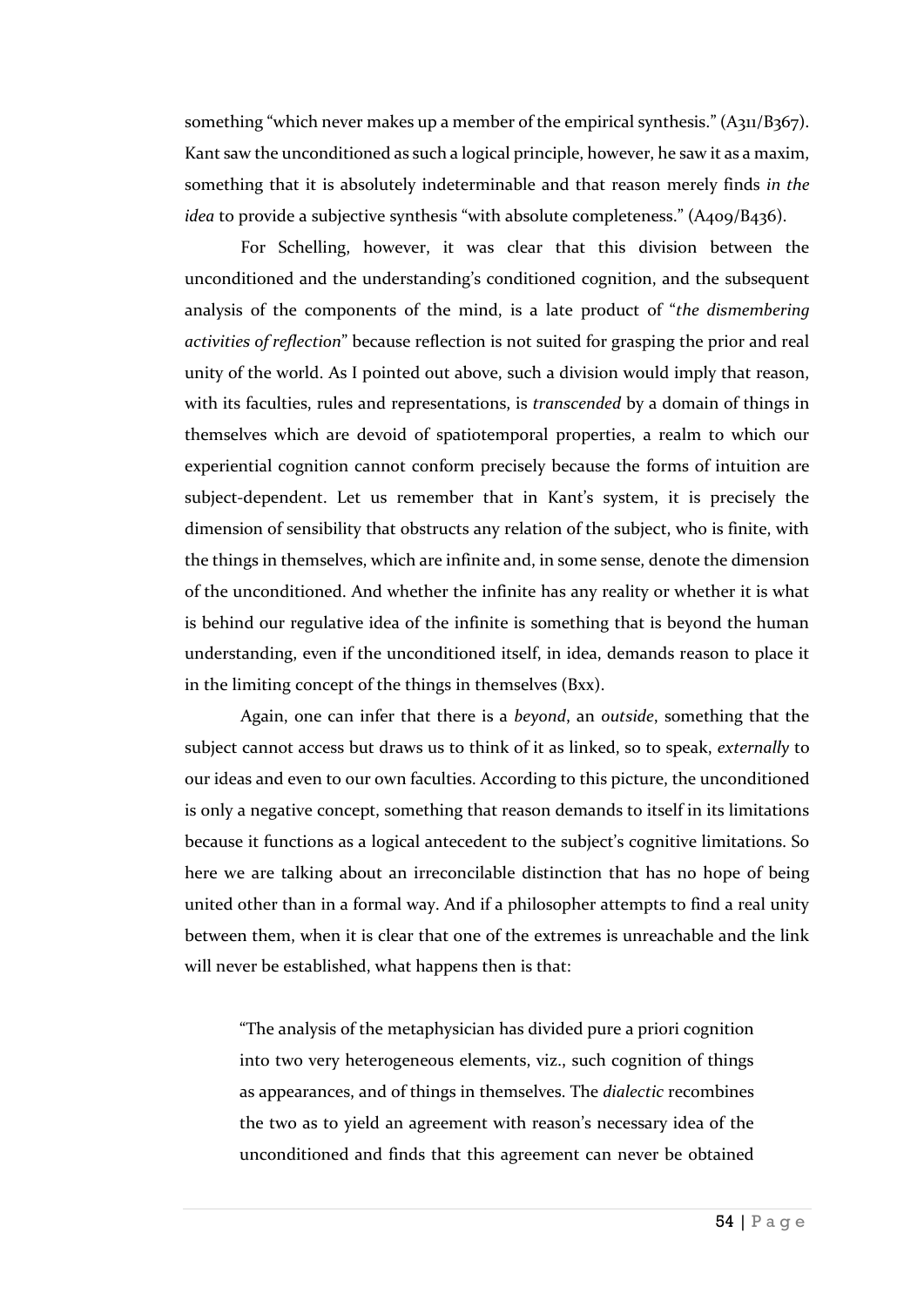something "which never makes up a member of the empirical synthesis." (A311/B367). Kant saw the unconditioned as such a logical principle, however, he saw it as a maxim, something that it is absolutely indeterminable and that reason merely finds *in the idea* to provide a subjective synthesis "with absolute completeness." (A409/B436).

For Schelling, however, it was clear that this division between the unconditioned and the understanding's conditioned cognition, and the subsequent analysis of the components of the mind, is a late product of "*the dismembering activities of reflection*" because reflection is not suited for grasping the prior and real unity of the world. As I pointed out above, such a division would imply that reason, with its faculties, rules and representations, is *transcended* by a domain of things in themselves which are devoid of spatiotemporal properties, a realm to which our experiential cognition cannot conform precisely because the forms of intuition are subject-dependent. Let us remember that in Kant's system, it is precisely the dimension of sensibility that obstructs any relation of the subject, who is finite, with the things in themselves, which are infinite and, in some sense, denote the dimension of the unconditioned. And whether the infinite has any reality or whether it is what is behind our regulative idea of the infinite is something that is beyond the human understanding, even if the unconditioned itself, in idea, demands reason to place it in the limiting concept of the things in themselves (Bxx).

Again, one can infer that there is a *beyond*, an *outside*, something that the subject cannot access but draws us to think of it as linked, so to speak, *externally* to our ideas and even to our own faculties. According to this picture, the unconditioned is only a negative concept, something that reason demands to itself in its limitations because it functions as a logical antecedent to the subject's cognitive limitations. So here we are talking about an irreconcilable distinction that has no hope of being united other than in a formal way. And if a philosopher attempts to find a real unity between them, when it is clear that one of the extremes is unreachable and the link will never be established, what happens then is that:

> "The analysis of the metaphysician has divided pure a priori cognition into two very heterogeneous elements, viz., such cognition of things as appearances, and of things in themselves. The *dialectic* recombines the two as to yield an agreement with reason's necessary idea of the unconditioned and finds that this agreement can never be obtained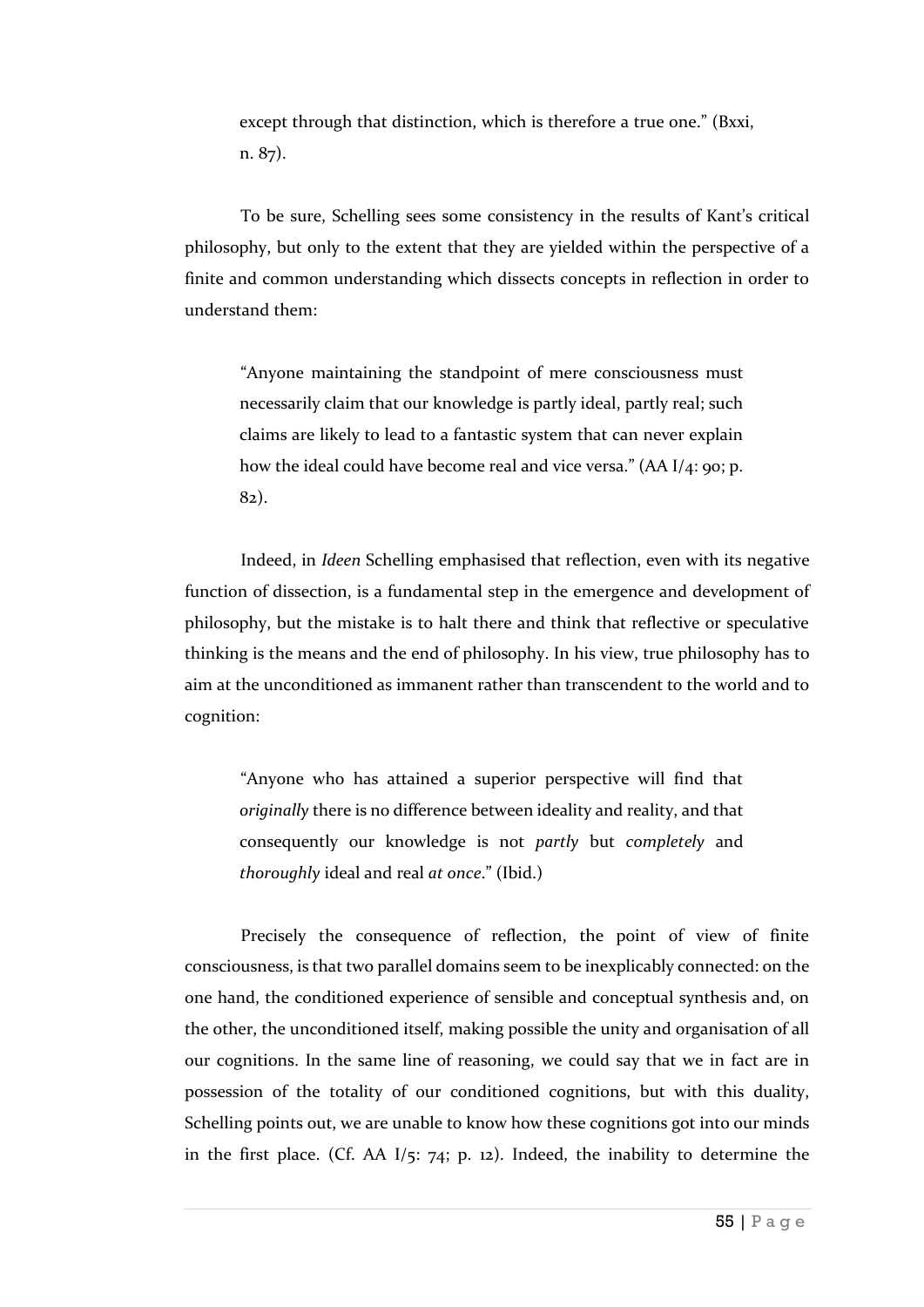> except through that distinction, which is therefore a true one." (Bxxi, n. 87).

To be sure, Schelling sees some consistency in the results of Kant's critical philosophy, but only to the extent that they are yielded within the perspective of a finite and common understanding which dissects concepts in reflection in order to understand them:

> "Anyone maintaining the standpoint of mere consciousness must necessarily claim that our knowledge is partly ideal, partly real; such claims are likely to lead to a fantastic system that can never explain how the ideal could have become real and vice versa." (AA I/4: 90; p. 82).

Indeed, in *Ideen* Schelling emphasised that reflection, even with its negative function of dissection, is a fundamental step in the emergence and development of philosophy, but the mistake is to halt there and think that reflective or speculative thinking is the means and the end of philosophy. In his view, true philosophy has to aim at the unconditioned as immanent rather than transcendent to the world and to cognition:

> "Anyone who has attained a superior perspective will find that *originally* there is no difference between ideality and reality, and that consequently our knowledge is not *partly* but *completely* and *thoroughly* ideal and real *at once*." (Ibid.)

Precisely the consequence of reflection, the point of view of finite consciousness, is that two parallel domains seem to be inexplicably connected: on the one hand, the conditioned experience of sensible and conceptual synthesis and, on the other, the unconditioned itself, making possible the unity and organisation of all our cognitions. In the same line of reasoning, we could say that we in fact are in possession of the totality of our conditioned cognitions, but with this duality, Schelling points out, we are unable to know how these cognitions got into our minds in the first place. (Cf. AA I/5: 74; p. 12). Indeed, the inability to determine the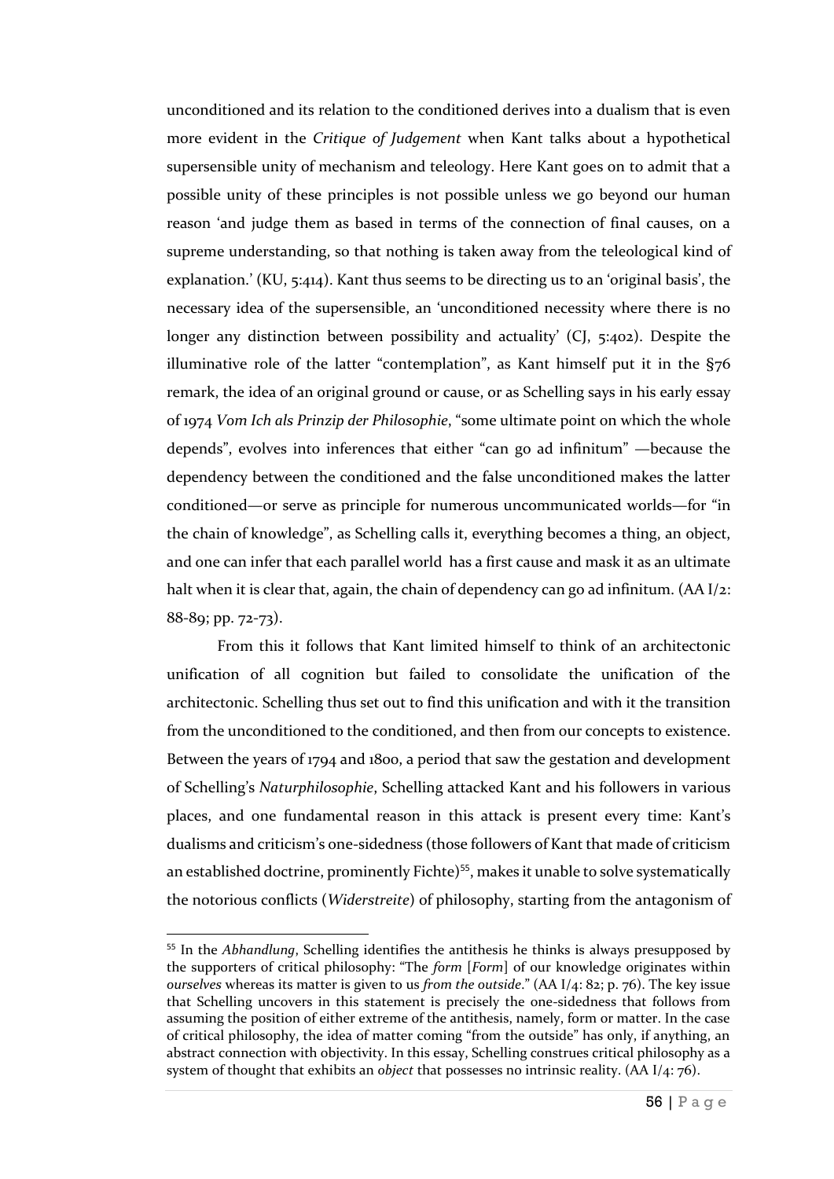unconditioned and its relation to the conditioned derives into a dualism that is even more evident in the *Critique of Judgement* when Kant talks about a hypothetical supersensible unity of mechanism and teleology. Here Kant goes on to admit that a possible unity of these principles is not possible unless we go beyond our human reason 'and judge them as based in terms of the connection of final causes, on a supreme understanding, so that nothing is taken away from the teleological kind of explanation.' (KU, 5:414). Kant thus seems to be directing us to an 'original basis', the necessary idea of the supersensible, an 'unconditioned necessity where there is no longer any distinction between possibility and actuality' (CJ, 5:402). Despite the illuminative role of the latter "contemplation", as Kant himself put it in the §76 remark, the idea of an original ground or cause, or as Schelling says in his early essay of 1974 *Vom Ich als Prinzip der Philosophie*, "some ultimate point on which the whole depends", evolves into inferences that either "can go ad infinitum" —because the dependency between the conditioned and the false unconditioned makes the latter conditioned—or serve as principle for numerous uncommunicated worlds—for "in the chain of knowledge", as Schelling calls it, everything becomes a thing, an object, and one can infer that each parallel world has a first cause and mask it as an ultimate halt when it is clear that, again, the chain of dependency can go ad infinitum. (AA I/2: 88-89; pp. 72-73).

From this it follows that Kant limited himself to think of an architectonic unification of all cognition but failed to consolidate the unification of the architectonic. Schelling thus set out to find this unification and with it the transition from the unconditioned to the conditioned, and then from our concepts to existence. Between the years of 1794 and 1800, a period that saw the gestation and development of Schelling's *Naturphilosophie*, Schelling attacked Kant and his followers in various places, and one fundamental reason in this attack is present every time: Kant's dualisms and criticism's one-sidedness (those followers of Kant that made of criticism an established doctrine, prominently Fichte)[55], makes it unable to solve systematically the notorious conflicts (*Widerstreite*) of philosophy, starting from the antagonism of

---

[55] In the *Abhandlung*, Schelling identifies the antithesis he thinks is always presupposed by the supporters of critical philosophy: "The *form* [*Form*] of our knowledge originates within *ourselves* whereas its matter is given to us *from the outside*." (AA I/4: 82; p. 76). The key issue that Schelling uncovers in this statement is precisely the one-sidedness that follows from assuming the position of either extreme of the antithesis, namely, form or matter. In the case of critical philosophy, the idea of matter coming "from the outside" has only, if anything, an abstract connection with objectivity. In this essay, Schelling construes critical philosophy as a system of thought that exhibits an *object* that possesses no intrinsic reality. (AA I/4: 76).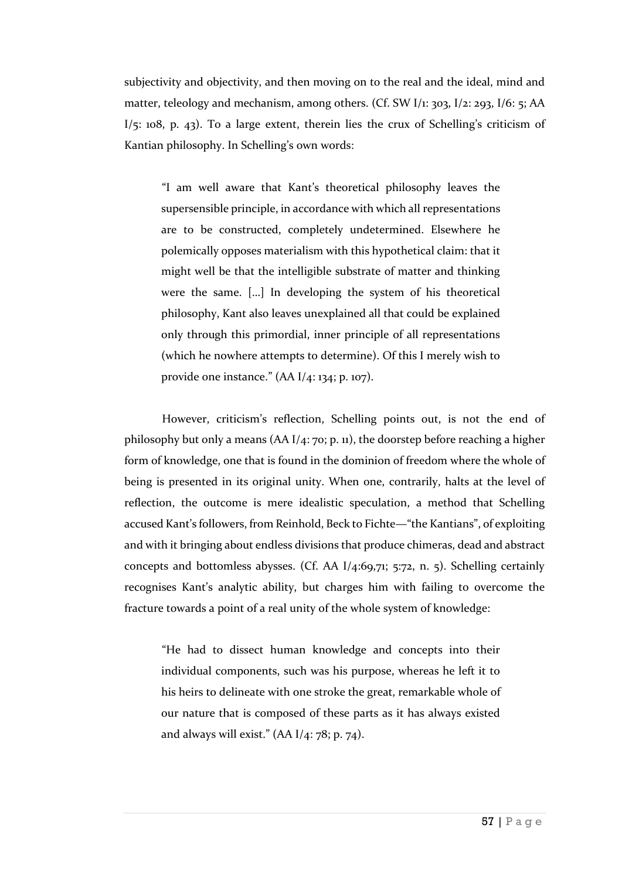subjectivity and objectivity, and then moving on to the real and the ideal, mind and matter, teleology and mechanism, among others. (Cf. SW I/1: 303, I/2: 293, I/6: 5; AA I/5: 108, p. 43). To a large extent, therein lies the crux of Schelling's criticism of Kantian philosophy. In Schelling's own words:

> "I am well aware that Kant's theoretical philosophy leaves the supersensible principle, in accordance with which all representations are to be constructed, completely undetermined. Elsewhere he polemically opposes materialism with this hypothetical claim: that it might well be that the intelligible substrate of matter and thinking were the same. [...] In developing the system of his theoretical philosophy, Kant also leaves unexplained all that could be explained only through this primordial, inner principle of all representations (which he nowhere attempts to determine). Of this I merely wish to provide one instance." (AA I/4: 134; p. 107).

However, criticism's reflection, Schelling points out, is not the end of philosophy but only a means (AA I/4: 70; p. 11), the doorstep before reaching a higher form of knowledge, one that is found in the dominion of freedom where the whole of being is presented in its original unity. When one, contrarily, halts at the level of reflection, the outcome is mere idealistic speculation, a method that Schelling accused Kant's followers, from Reinhold, Beck to Fichte—"the Kantians", of exploiting and with it bringing about endless divisions that produce chimeras, dead and abstract concepts and bottomless abysses. (Cf. AA I/4:69,71; 5:72, n. 5). Schelling certainly recognises Kant's analytic ability, but charges him with failing to overcome the fracture towards a point of a real unity of the whole system of knowledge:

> "He had to dissect human knowledge and concepts into their individual components, such was his purpose, whereas he left it to his heirs to delineate with one stroke the great, remarkable whole of our nature that is composed of these parts as it has always existed and always will exist." (AA I/4: 78; p. 74).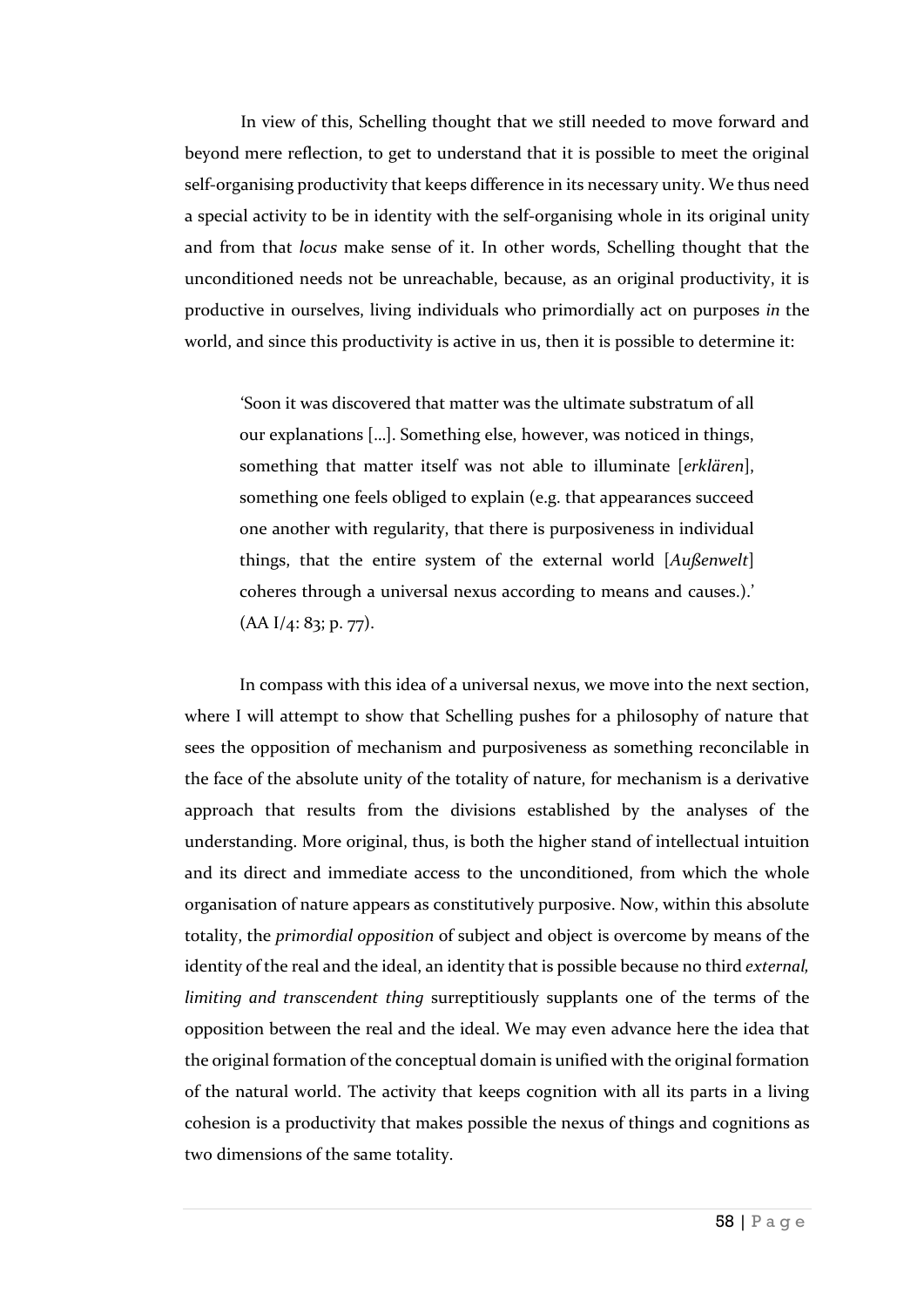In view of this, Schelling thought that we still needed to move forward and beyond mere reflection, to get to understand that it is possible to meet the original self-organising productivity that keeps difference in its necessary unity. We thus need a special activity to be in identity with the self-organising whole in its original unity and from that *locus* make sense of it. In other words, Schelling thought that the unconditioned needs not be unreachable, because, as an original productivity, it is productive in ourselves, living individuals who primordially act on purposes *in* the world, and since this productivity is active in us, then it is possible to determine it:

> 'Soon it was discovered that matter was the ultimate substratum of all our explanations […]. Something else, however, was noticed in things, something that matter itself was not able to illuminate [*erklären*], something one feels obliged to explain (e.g. that appearances succeed one another with regularity, that there is purposiveness in individual things, that the entire system of the external world [*Außenwelt*] coheres through a universal nexus according to means and causes.).' (AA I/4: 83; p. 77).

In compass with this idea of a universal nexus, we move into the next section, where I will attempt to show that Schelling pushes for a philosophy of nature that sees the opposition of mechanism and purposiveness as something reconcilable in the face of the absolute unity of the totality of nature, for mechanism is a derivative approach that results from the divisions established by the analyses of the understanding. More original, thus, is both the higher stand of intellectual intuition and its direct and immediate access to the unconditioned, from which the whole organisation of nature appears as constitutively purposive. Now, within this absolute totality, the *primordial opposition* of subject and object is overcome by means of the identity of the real and the ideal, an identity that is possible because no third *external, limiting and transcendent thing* surreptitiously supplants one of the terms of the opposition between the real and the ideal. We may even advance here the idea that the original formation of the conceptual domain is unified with the original formation of the natural world. The activity that keeps cognition with all its parts in a living cohesion is a productivity that makes possible the nexus of things and cognitions as two dimensions of the same totality.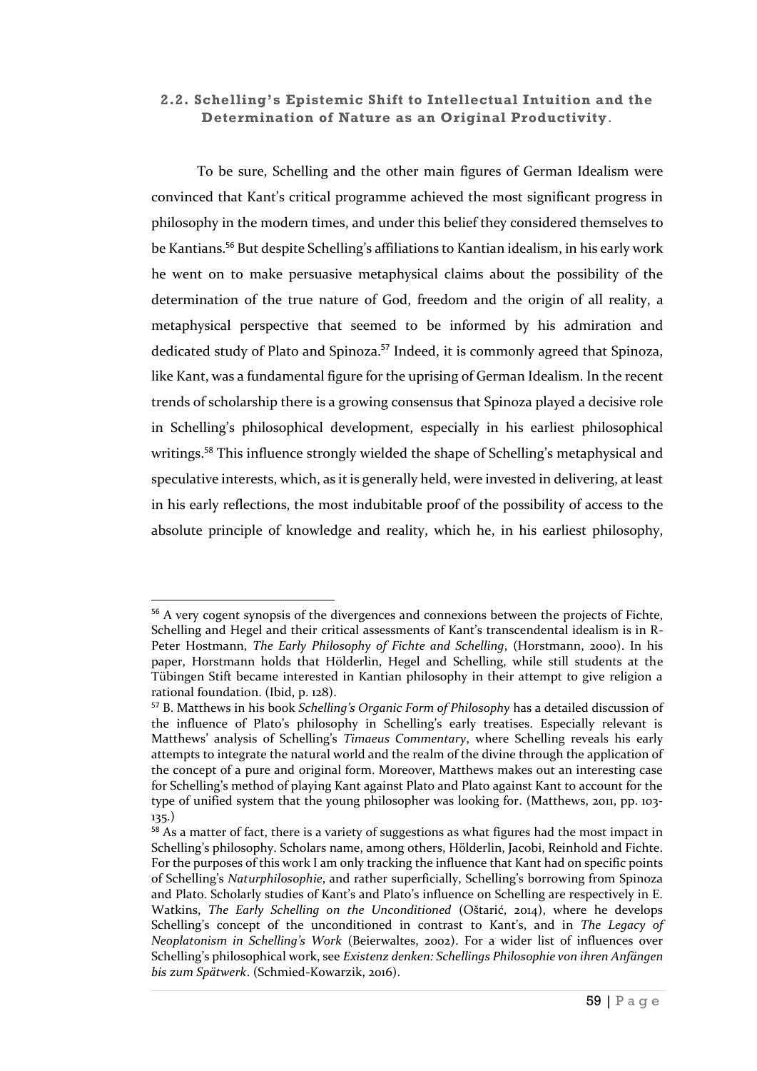### 2.2. Schelling's Epistemic Shift to Intellectual Intuition and the Determination of Nature as an Original Productivity.

To be sure, Schelling and the other main figures of German Idealism were convinced that Kant's critical programme achieved the most significant progress in philosophy in the modern times, and under this belief they considered themselves to be Kantians.[56] But despite Schelling's affiliations to Kantian idealism, in his early work he went on to make persuasive metaphysical claims about the possibility of the determination of the true nature of God, freedom and the origin of all reality, a metaphysical perspective that seemed to be informed by his admiration and dedicated study of Plato and Spinoza.[57] Indeed, it is commonly agreed that Spinoza, like Kant, was a fundamental figure for the uprising of German Idealism. In the recent trends of scholarship there is a growing consensus that Spinoza played a decisive role in Schelling's philosophical development, especially in his earliest philosophical writings.[58] This influence strongly wielded the shape of Schelling's metaphysical and speculative interests, which, as it is generally held, were invested in delivering, at least in his early reflections, the most indubitable proof of the possibility of access to the absolute principle of knowledge and reality, which he, in his earliest philosophy,

---

[56] A very cogent synopsis of the divergences and connexions between the projects of Fichte, Schelling and Hegel and their critical assessments of Kant's transcendental idealism is in R-Peter Hostmann, *The Early Philosophy of Fichte and Schelling*, (Horstmann, 2000). In his paper, Horstmann holds that Hölderlin, Hegel and Schelling, while still students at the Tübingen Stift became interested in Kantian philosophy in their attempt to give religion a rational foundation. (Ibid, p. 128).

[57] B. Matthews in his book *Schelling's Organic Form of Philosophy* has a detailed discussion of the influence of Plato's philosophy in Schelling's early treatises. Especially relevant is Matthews' analysis of Schelling's *Timaeus Commentary*, where Schelling reveals his early attempts to integrate the natural world and the realm of the divine through the application of the concept of a pure and original form. Moreover, Matthews makes out an interesting case for Schelling's method of playing Kant against Plato and Plato against Kant to account for the type of unified system that the young philosopher was looking for. (Matthews, 2011, pp. 103-135.)

[58] As a matter of fact, there is a variety of suggestions as what figures had the most impact in Schelling's philosophy. Scholars name, among others, Hölderlin, Jacobi, Reinhold and Fichte. For the purposes of this work I am only tracking the influence that Kant had on specific points of Schelling's *Naturphilosophie*, and rather superficially, Schelling's borrowing from Spinoza and Plato. Scholarly studies of Kant's and Plato's influence on Schelling are respectively in E. Watkins, *The Early Schelling on the Unconditioned* (Oštarić, 2014), where he develops Schelling's concept of the unconditioned in contrast to Kant's, and in *The Legacy of Neoplatonism in Schelling's Work* (Beierwaltes, 2002). For a wider list of influences over Schelling's philosophical work, see *Existenz denken: Schellings Philosophie von ihren Anfängen bis zum Spätwerk*. (Schmied-Kowarzik, 2016).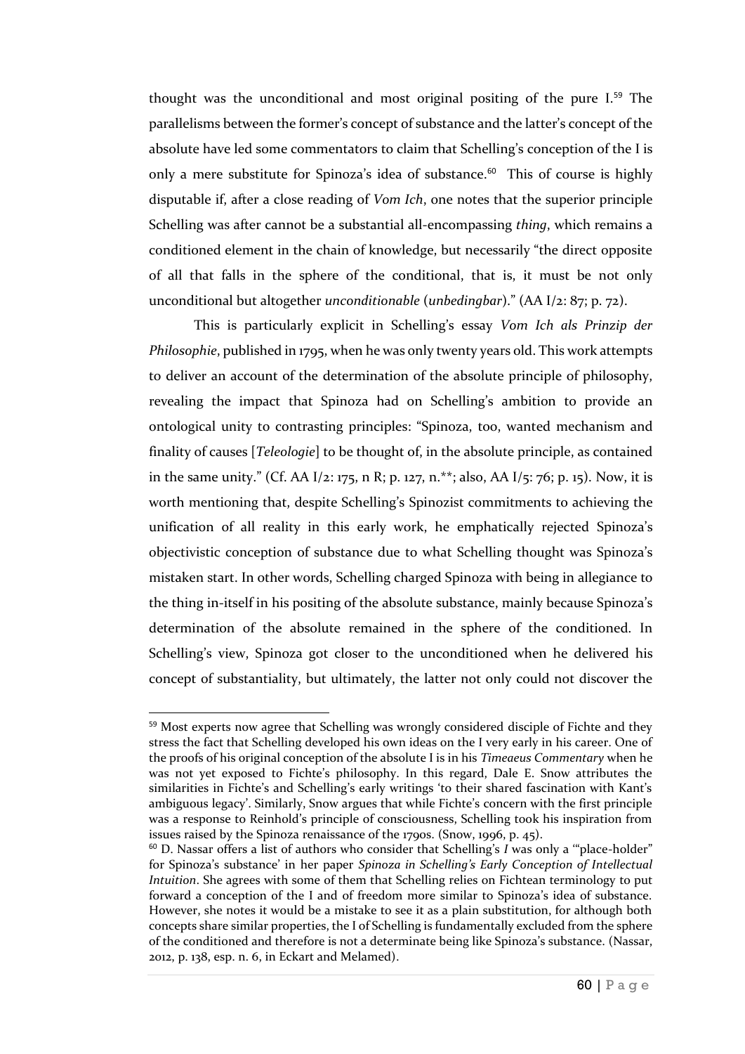thought was the unconditional and most original positing of the pure I.[59] The parallelisms between the former's concept of substance and the latter's concept of the absolute have led some commentators to claim that Schelling's conception of the I is only a mere substitute for Spinoza's idea of substance.[60] This of course is highly disputable if, after a close reading of *Vom Ich*, one notes that the superior principle Schelling was after cannot be a substantial all-encompassing *thing*, which remains a conditioned element in the chain of knowledge, but necessarily "the direct opposite of all that falls in the sphere of the conditional, that is, it must be not only unconditional but altogether *unconditionable* (*unbedingbar*)." (AA I/2: 87; p. 72).

This is particularly explicit in Schelling's essay *Vom Ich als Prinzip der Philosophie*, published in 1795, when he was only twenty years old. This work attempts to deliver an account of the determination of the absolute principle of philosophy, revealing the impact that Spinoza had on Schelling's ambition to provide an ontological unity to contrasting principles: "Spinoza, too, wanted mechanism and finality of causes [*Teleologie*] to be thought of, in the absolute principle, as contained in the same unity." (Cf. AA I/2: 175, n R; p. 127, n.**; also, AA I/5: 76; p. 15). Now, it is worth mentioning that, despite Schelling's Spinozist commitments to achieving the unification of all reality in this early work, he emphatically rejected Spinoza's objectivistic conception of substance due to what Schelling thought was Spinoza's mistaken start. In other words, Schelling charged Spinoza with being in allegiance to the thing in-itself in his positing of the absolute substance, mainly because Spinoza's determination of the absolute remained in the sphere of the conditioned. In Schelling's view, Spinoza got closer to the unconditioned when he delivered his concept of substantiality, but ultimately, the latter not only could not discover the

---

[59] Most experts now agree that Schelling was wrongly considered disciple of Fichte and they stress the fact that Schelling developed his own ideas on the I very early in his career. One of the proofs of his original conception of the absolute I is in his *Timeaeus Commentary* when he was not yet exposed to Fichte's philosophy. In this regard, Dale E. Snow attributes the similarities in Fichte's and Schelling's early writings 'to their shared fascination with Kant's ambiguous legacy'. Similarly, Snow argues that while Fichte's concern with the first principle was a response to Reinhold's principle of consciousness, Schelling took his inspiration from issues raised by the Spinoza renaissance of the 1790s. (Snow, 1996, p. 45).

[60] D. Nassar offers a list of authors who consider that Schelling's *I* was only a '"place-holder" for Spinoza's substance' in her paper *Spinoza in Schelling's Early Conception of Intellectual Intuition*. She agrees with some of them that Schelling relies on Fichtean terminology to put forward a conception of the I and of freedom more similar to Spinoza's idea of substance. However, she notes it would be a mistake to see it as a plain substitution, for although both concepts share similar properties, the I of Schelling is fundamentally excluded from the sphere of the conditioned and therefore is not a determinate being like Spinoza's substance. (Nassar, 2012, p. 138, esp. n. 6, in Eckart and Melamed).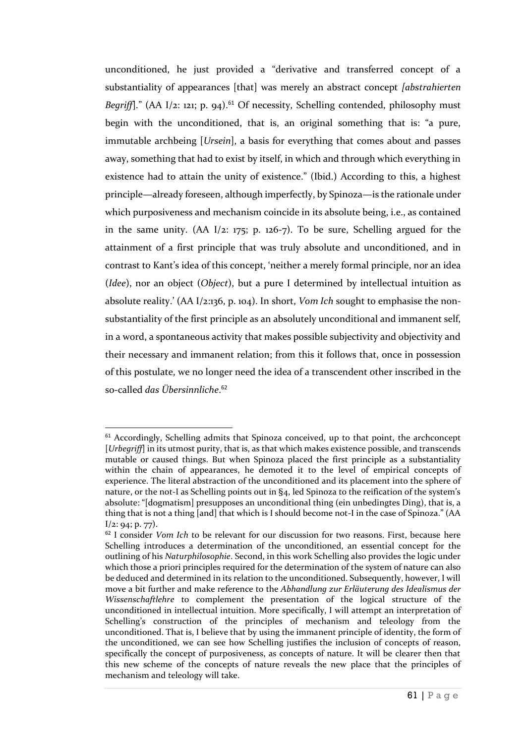unconditioned, he just provided a "derivative and transferred concept of a substantiality of appearances [that] was merely an abstract concept *[abstrahierten Begriff]*." (AA I/2: 121; p. 94).[61] Of necessity, Schelling contended, philosophy must begin with the unconditioned, that is, an original something that is: "a pure, immutable archbeing [*Ursein*], a basis for everything that comes about and passes away, something that had to exist by itself, in which and through which everything in existence had to attain the unity of existence." (Ibid.) According to this, a highest principle—already foreseen, although imperfectly, by Spinoza—is the rationale under which purposiveness and mechanism coincide in its absolute being, i.e., as contained in the same unity. (AA I/2: 175; p. 126-7). To be sure, Schelling argued for the attainment of a first principle that was truly absolute and unconditioned, and in contrast to Kant's idea of this concept, 'neither a merely formal principle, nor an idea (*Idee*), nor an object (*Object*), but a pure I determined by intellectual intuition as absolute reality.' (AA I/2:136, p. 104). In short, *Vom Ich* sought to emphasise the non-substantiality of the first principle as an absolutely unconditional and immanent self, in a word, a spontaneous activity that makes possible subjectivity and objectivity and their necessary and immanent relation; from this it follows that, once in possession of this postulate, we no longer need the idea of a transcendent other inscribed in the so-called *das Übersinnliche*.[62]

---

[61] Accordingly, Schelling admits that Spinoza conceived, up to that point, the archconcept [*Urbegriff*] in its utmost purity, that is, as that which makes existence possible, and transcends mutable or caused things. But when Spinoza placed the first principle as a substantiality within the chain of appearances, he demoted it to the level of empirical concepts of experience. The literal abstraction of the unconditioned and its placement into the sphere of nature, or the not-I as Schelling points out in §4, led Spinoza to the reification of the system's absolute: "[dogmatism] presupposes an unconditional thing (ein unbedingtes Ding), that is, a thing that is not a thing [and] that which is I should become not-I in the case of Spinoza." (AA I/2: 94; p. 77).

[62] I consider *Vom Ich* to be relevant for our discussion for two reasons. First, because here Schelling introduces a determination of the unconditioned, an essential concept for the outlining of his *Naturphilosophie*. Second, in this work Schelling also provides the logic under which those a priori principles required for the determination of the system of nature can also be deduced and determined in its relation to the unconditioned. Subsequently, however, I will move a bit further and make reference to the *Abhandlung zur Erläuterung des Idealismus der Wissenschaftlehre* to complement the presentation of the logical structure of the unconditioned in intellectual intuition. More specifically, I will attempt an interpretation of Schelling's construction of the principles of mechanism and teleology from the unconditioned. That is, I believe that by using the immanent principle of identity, the form of the unconditioned, we can see how Schelling justifies the inclusion of concepts of reason, specifically the concept of purposiveness, as concepts of nature. It will be clearer then that this new scheme of the concepts of nature reveals the new place that the principles of mechanism and teleology will take.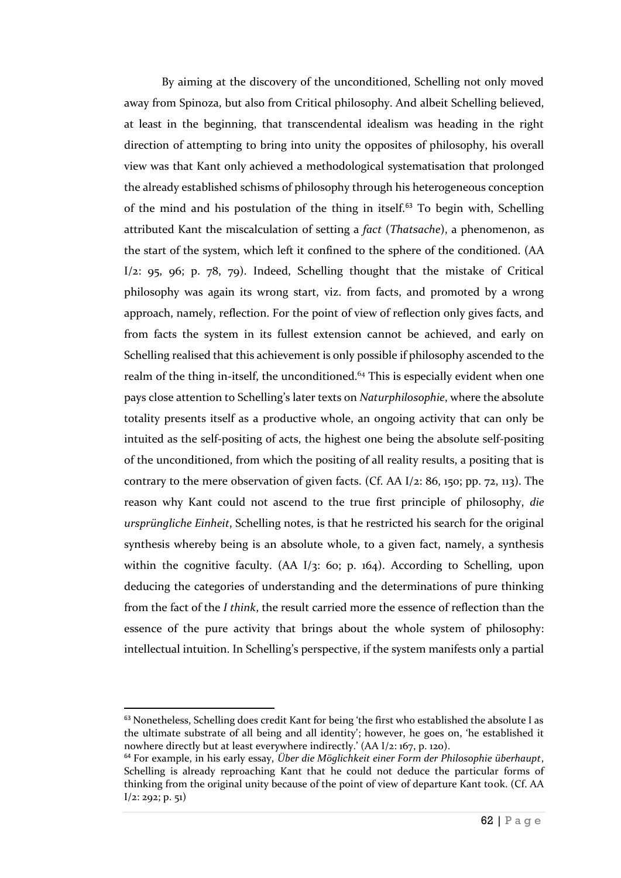By aiming at the discovery of the unconditioned, Schelling not only moved away from Spinoza, but also from Critical philosophy. And albeit Schelling believed, at least in the beginning, that transcendental idealism was heading in the right direction of attempting to bring into unity the opposites of philosophy, his overall view was that Kant only achieved a methodological systematisation that prolonged the already established schisms of philosophy through his heterogeneous conception of the mind and his postulation of the thing in itself.[63] To begin with, Schelling attributed Kant the miscalculation of setting a *fact* (*Thatsache*), a phenomenon, as the start of the system, which left it confined to the sphere of the conditioned. (AA I/2: 95, 96; p. 78, 79). Indeed, Schelling thought that the mistake of Critical philosophy was again its wrong start, viz. from facts, and promoted by a wrong approach, namely, reflection. For the point of view of reflection only gives facts, and from facts the system in its fullest extension cannot be achieved, and early on Schelling realised that this achievement is only possible if philosophy ascended to the realm of the thing in-itself, the unconditioned.[64] This is especially evident when one pays close attention to Schelling's later texts on *Naturphilosophie*, where the absolute totality presents itself as a productive whole, an ongoing activity that can only be intuited as the self-positing of acts, the highest one being the absolute self-positing of the unconditioned, from which the positing of all reality results, a positing that is contrary to the mere observation of given facts. (Cf. AA I/2: 86, 150; pp. 72, 113). The reason why Kant could not ascend to the true first principle of philosophy, *die ursprüngliche Einheit*, Schelling notes, is that he restricted his search for the original synthesis whereby being is an absolute whole, to a given fact, namely, a synthesis within the cognitive faculty. (AA I/3: 60; p. 164). According to Schelling, upon deducing the categories of understanding and the determinations of pure thinking from the fact of the *I think*, the result carried more the essence of reflection than the essence of the pure activity that brings about the whole system of philosophy: intellectual intuition. In Schelling's perspective, if the system manifests only a partial

---

[63] Nonetheless, Schelling does credit Kant for being 'the first who established the absolute I as the ultimate substrate of all being and all identity'; however, he goes on, 'he established it nowhere directly but at least everywhere indirectly.' (AA I/2: 167, p. 120).

[64] For example, in his early essay, *Über die Möglichkeit einer Form der Philosophie überhaupt*, Schelling is already reproaching Kant that he could not deduce the particular forms of thinking from the original unity because of the point of view of departure Kant took. (Cf. AA I/2: 292; p. 51)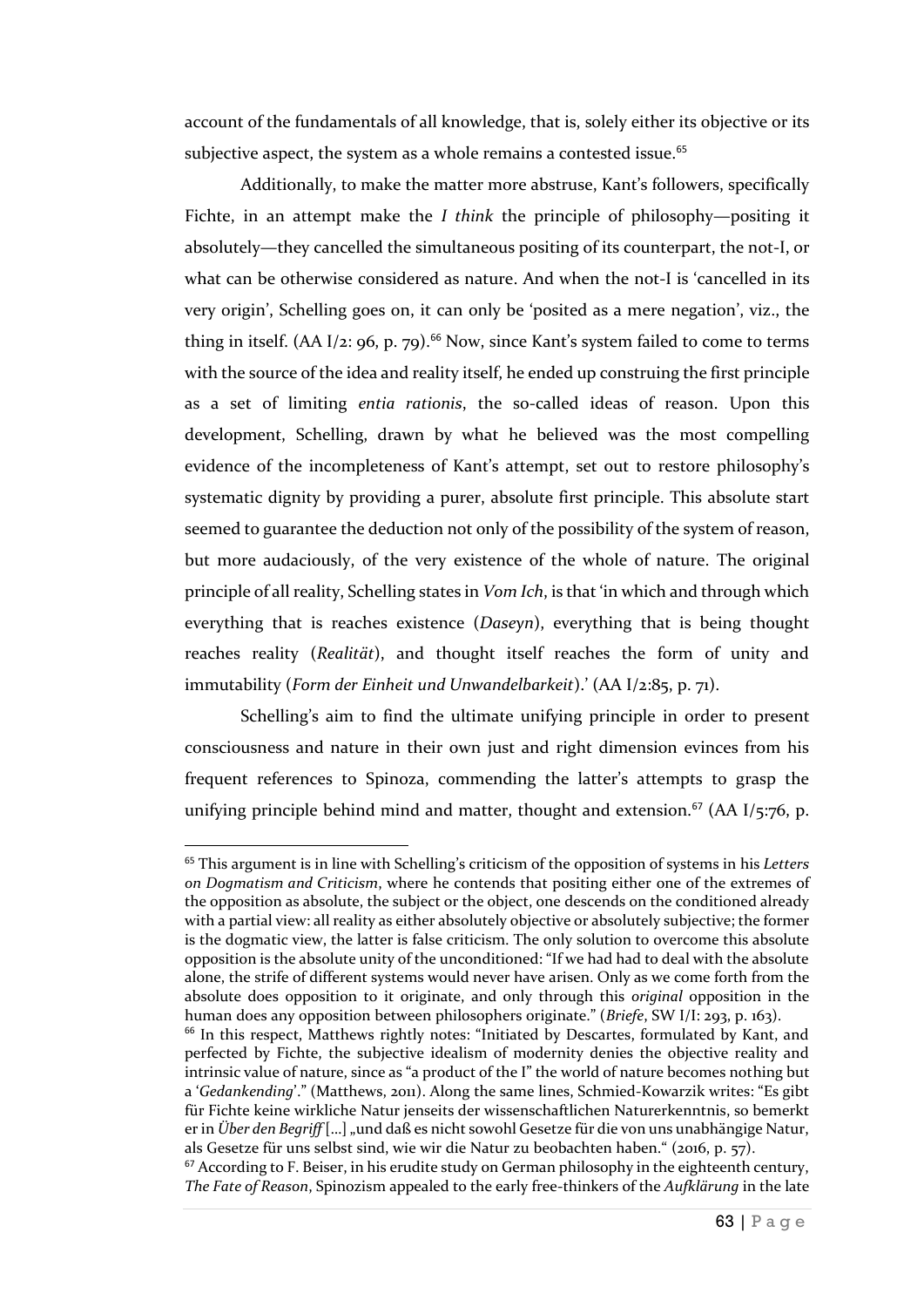account of the fundamentals of all knowledge, that is, solely either its objective or its subjective aspect, the system as a whole remains a contested issue.[65]

Additionally, to make the matter more abstruse, Kant's followers, specifically Fichte, in an attempt make the *I think* the principle of philosophy—positing it absolutely—they cancelled the simultaneous positing of its counterpart, the not-I, or what can be otherwise considered as nature. And when the not-I is 'cancelled in its very origin', Schelling goes on, it can only be 'posited as a mere negation', viz., the thing in itself. (AA I/2: 96, p. 79).[66] Now, since Kant's system failed to come to terms with the source of the idea and reality itself, he ended up construing the first principle as a set of limiting *entia rationis*, the so-called ideas of reason. Upon this development, Schelling, drawn by what he believed was the most compelling evidence of the incompleteness of Kant's attempt, set out to restore philosophy's systematic dignity by providing a purer, absolute first principle. This absolute start seemed to guarantee the deduction not only of the possibility of the system of reason, but more audaciously, of the very existence of the whole of nature. The original principle of all reality, Schelling states in *Vom Ich*, is that 'in which and through which everything that is reaches existence (*Daseyn*), everything that is being thought reaches reality (*Realität*), and thought itself reaches the form of unity and immutability (*Form der Einheit und Unwandelbarkeit*).' (AA I/2:85, p. 71).

Schelling's aim to find the ultimate unifying principle in order to present consciousness and nature in their own just and right dimension evinces from his frequent references to Spinoza, commending the latter's attempts to grasp the unifying principle behind mind and matter, thought and extension.[67] (AA I/5:76, p.

---

[65] This argument is in line with Schelling's criticism of the opposition of systems in his *Letters on Dogmatism and Criticism*, where he contends that positing either one of the extremes of the opposition as absolute, the subject or the object, one descends on the conditioned already with a partial view: all reality as either absolutely objective or absolutely subjective; the former is the dogmatic view, the latter is false criticism. The only solution to overcome this absolute opposition is the absolute unity of the unconditioned: "If we had had to deal with the absolute alone, the strife of different systems would never have arisen. Only as we come forth from the absolute does opposition to it originate, and only through this *original* opposition in the human does any opposition between philosophers originate." (*Briefe*, SW I/I: 293, p. 163).

[66] In this respect, Matthews rightly notes: "Initiated by Descartes, formulated by Kant, and perfected by Fichte, the subjective idealism of modernity denies the objective reality and intrinsic value of nature, since as "a product of the I" the world of nature becomes nothing but a '*Gedankending*'." (Matthews, 2011). Along the same lines, Schmied-Kowarzik writes: "Es gibt für Fichte keine wirkliche Natur jenseits der wissenschaftlichen Naturerkenntnis, so bemerkt er in *Über den Begriff* […] „und daß es nicht sowohl Gesetze für die von uns unabhängige Natur, als Gesetze für uns selbst sind, wie wir die Natur zu beobachten haben." (2016, p. 57).

[67] According to F. Beiser, in his erudite study on German philosophy in the eighteenth century, *The Fate of Reason*, Spinozism appealed to the early free-thinkers of the *Aufklärung* in the late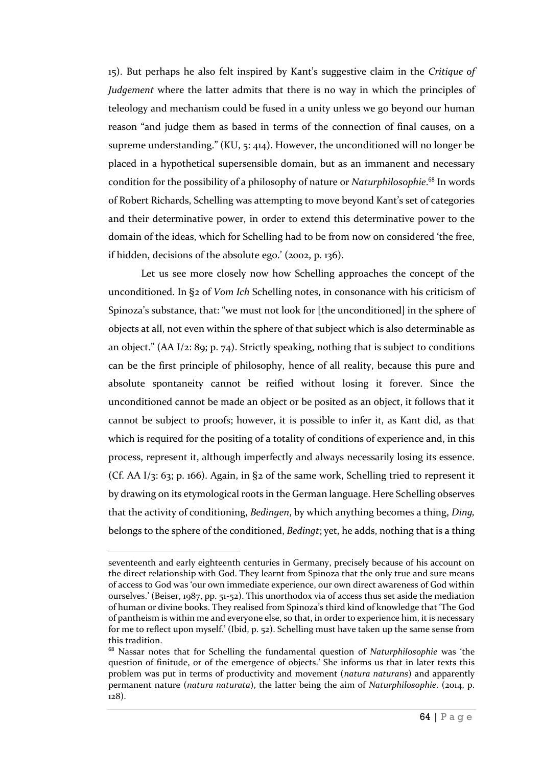15). But perhaps he also felt inspired by Kant's suggestive claim in the *Critique of Judgement* where the latter admits that there is no way in which the principles of teleology and mechanism could be fused in a unity unless we go beyond our human reason "and judge them as based in terms of the connection of final causes, on a supreme understanding." (KU, 5: 414). However, the unconditioned will no longer be placed in a hypothetical supersensible domain, but as an immanent and necessary condition for the possibility of a philosophy of nature or *Naturphilosophie*.[68] In words of Robert Richards, Schelling was attempting to move beyond Kant's set of categories and their determinative power, in order to extend this determinative power to the domain of the ideas, which for Schelling had to be from now on considered 'the free, if hidden, decisions of the absolute ego.' (2002, p. 136).

Let us see more closely now how Schelling approaches the concept of the unconditioned. In §2 of *Vom Ich* Schelling notes, in consonance with his criticism of Spinoza's substance, that: "we must not look for [the unconditioned] in the sphere of objects at all, not even within the sphere of that subject which is also determinable as an object." (AA I/2: 89; p. 74). Strictly speaking, nothing that is subject to conditions can be the first principle of philosophy, hence of all reality, because this pure and absolute spontaneity cannot be reified without losing it forever. Since the unconditioned cannot be made an object or be posited as an object, it follows that it cannot be subject to proofs; however, it is possible to infer it, as Kant did, as that which is required for the positing of a totality of conditions of experience and, in this process, represent it, although imperfectly and always necessarily losing its essence. (Cf. AA I/3: 63; p. 166). Again, in §2 of the same work, Schelling tried to represent it by drawing on its etymological roots in the German language. Here Schelling observes that the activity of conditioning, *Bedingen*, by which anything becomes a thing, *Ding,* belongs to the sphere of the conditioned, *Bedingt*; yet, he adds, nothing that is a thing

---

seventeenth and early eighteenth centuries in Germany, precisely because of his account on the direct relationship with God. They learnt from Spinoza that the only true and sure means of access to God was 'our own immediate experience, our own direct awareness of God within ourselves.' (Beiser, 1987, pp. 51-52). This unorthodox via of access thus set aside the mediation of human or divine books. They realised from Spinoza's third kind of knowledge that 'The God of pantheism is within me and everyone else, so that, in order to experience him, it is necessary for me to reflect upon myself.' (Ibid, p. 52). Schelling must have taken up the same sense from this tradition.

[68] Nassar notes that for Schelling the fundamental question of *Naturphilosophie* was 'the question of finitude, or of the emergence of objects.' She informs us that in later texts this problem was put in terms of productivity and movement (*natura naturans*) and apparently permanent nature (*natura naturata*), the latter being the aim of *Naturphilosophie*. (2014, p. 128).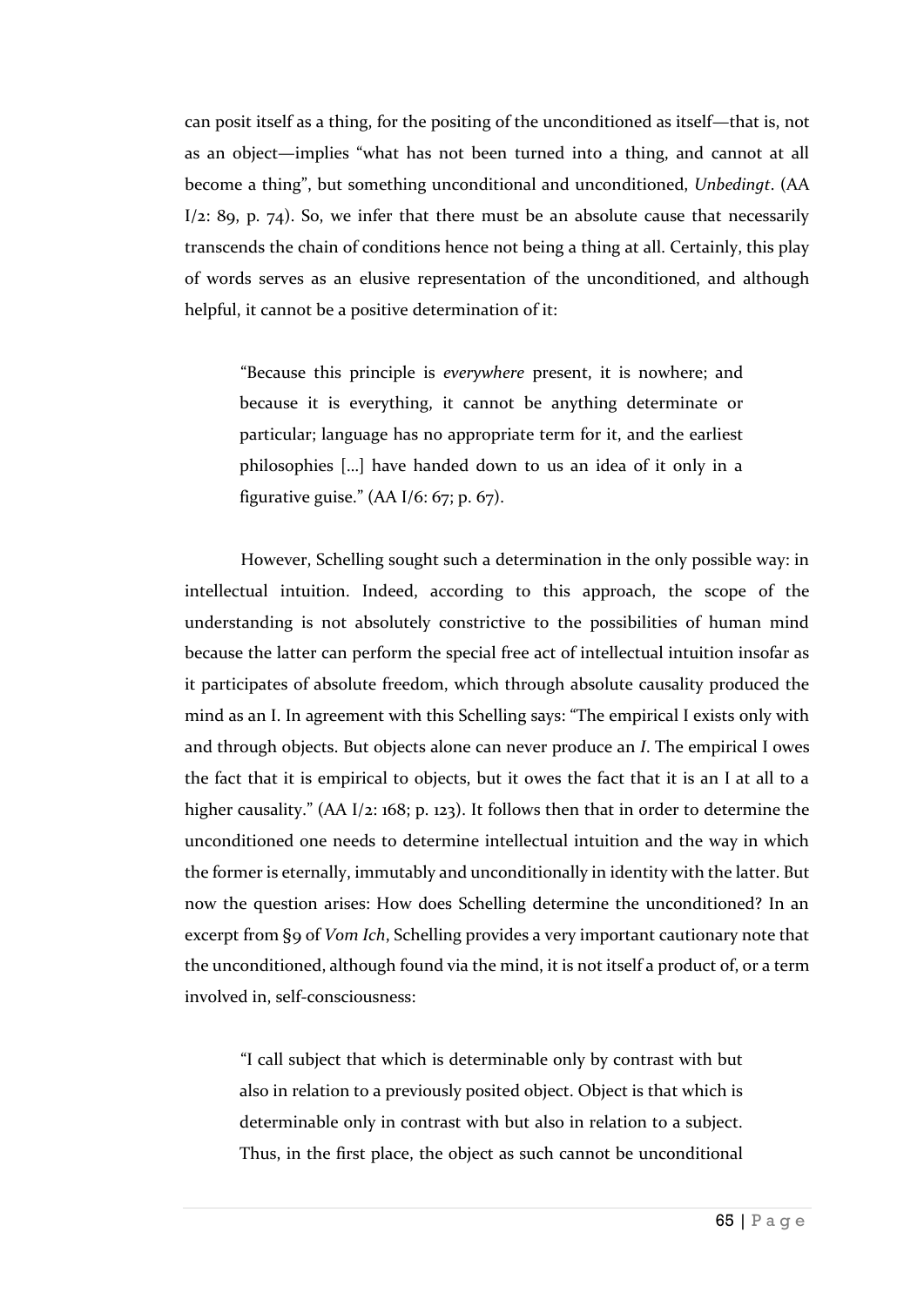can posit itself as a thing, for the positing of the unconditioned as itself—that is, not as an object—implies "what has not been turned into a thing, and cannot at all become a thing", but something unconditional and unconditioned, *Unbedingt*. (AA I/2: 89, p. 74). So, we infer that there must be an absolute cause that necessarily transcends the chain of conditions hence not being a thing at all. Certainly, this play of words serves as an elusive representation of the unconditioned, and although helpful, it cannot be a positive determination of it:

> "Because this principle is *everywhere* present, it is nowhere; and because it is everything, it cannot be anything determinate or particular; language has no appropriate term for it, and the earliest philosophies [...] have handed down to us an idea of it only in a figurative guise." (AA I/6: 67; p. 67).

However, Schelling sought such a determination in the only possible way: in intellectual intuition. Indeed, according to this approach, the scope of the understanding is not absolutely constrictive to the possibilities of human mind because the latter can perform the special free act of intellectual intuition insofar as it participates of absolute freedom, which through absolute causality produced the mind as an I. In agreement with this Schelling says: "The empirical I exists only with and through objects. But objects alone can never produce an *I*. The empirical I owes the fact that it is empirical to objects, but it owes the fact that it is an I at all to a higher causality." (AA I/2: 168; p. 123). It follows then that in order to determine the unconditioned one needs to determine intellectual intuition and the way in which the former is eternally, immutably and unconditionally in identity with the latter. But now the question arises: How does Schelling determine the unconditioned? In an excerpt from §9 of *Vom Ich*, Schelling provides a very important cautionary note that the unconditioned, although found via the mind, it is not itself a product of, or a term involved in, self-consciousness:

> "I call subject that which is determinable only by contrast with but also in relation to a previously posited object. Object is that which is determinable only in contrast with but also in relation to a subject. Thus, in the first place, the object as such cannot be unconditional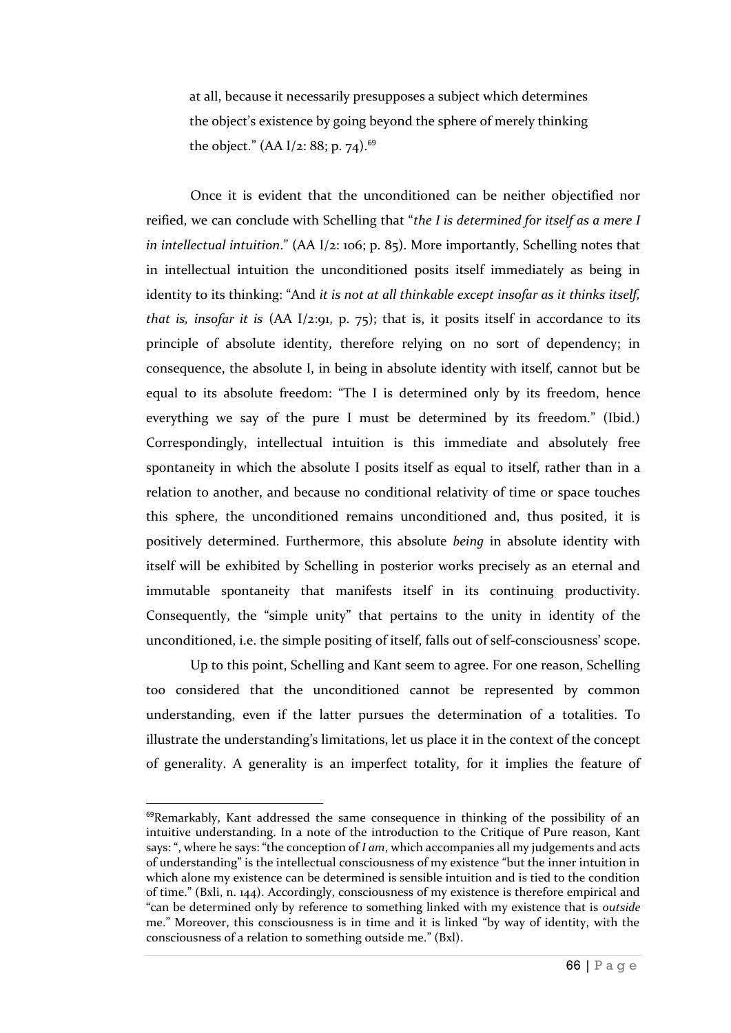> at all, because it necessarily presupposes a subject which determines the object's existence by going beyond the sphere of merely thinking the object." (AA I/2: 88; p. 74).[69]

Once it is evident that the unconditioned can be neither objectified nor reified, we can conclude with Schelling that "*the I is determined for itself as a mere I in intellectual intuition*." (AA I/2: 106; p. 85). More importantly, Schelling notes that in intellectual intuition the unconditioned posits itself immediately as being in identity to its thinking: "And *it is not at all thinkable except insofar as it thinks itself, that is, insofar it is* (AA I/2:91, p. 75); that is, it posits itself in accordance to its principle of absolute identity, therefore relying on no sort of dependency; in consequence, the absolute I, in being in absolute identity with itself, cannot but be equal to its absolute freedom: "The I is determined only by its freedom, hence everything we say of the pure I must be determined by its freedom." (Ibid.) Correspondingly, intellectual intuition is this immediate and absolutely free spontaneity in which the absolute I posits itself as equal to itself, rather than in a relation to another, and because no conditional relativity of time or space touches this sphere, the unconditioned remains unconditioned and, thus posited, it is positively determined. Furthermore, this absolute *being* in absolute identity with itself will be exhibited by Schelling in posterior works precisely as an eternal and immutable spontaneity that manifests itself in its continuing productivity. Consequently, the "simple unity" that pertains to the unity in identity of the unconditioned, i.e. the simple positing of itself, falls out of self-consciousness' scope.

Up to this point, Schelling and Kant seem to agree. For one reason, Schelling too considered that the unconditioned cannot be represented by common understanding, even if the latter pursues the determination of a totalities. To illustrate the understanding's limitations, let us place it in the context of the concept of generality. A generality is an imperfect totality, for it implies the feature of

---

[69]Remarkably, Kant addressed the same consequence in thinking of the possibility of an intuitive understanding. In a note of the introduction to the Critique of Pure reason, Kant says: ", where he says: "the conception of *I am*, which accompanies all my judgements and acts of understanding" is the intellectual consciousness of my existence "but the inner intuition in which alone my existence can be determined is sensible intuition and is tied to the condition of time." (Bxli, n. 144). Accordingly, consciousness of my existence is therefore empirical and "can be determined only by reference to something linked with my existence that is *outside* me." Moreover, this consciousness is in time and it is linked "by way of identity, with the consciousness of a relation to something outside me." (Bxl).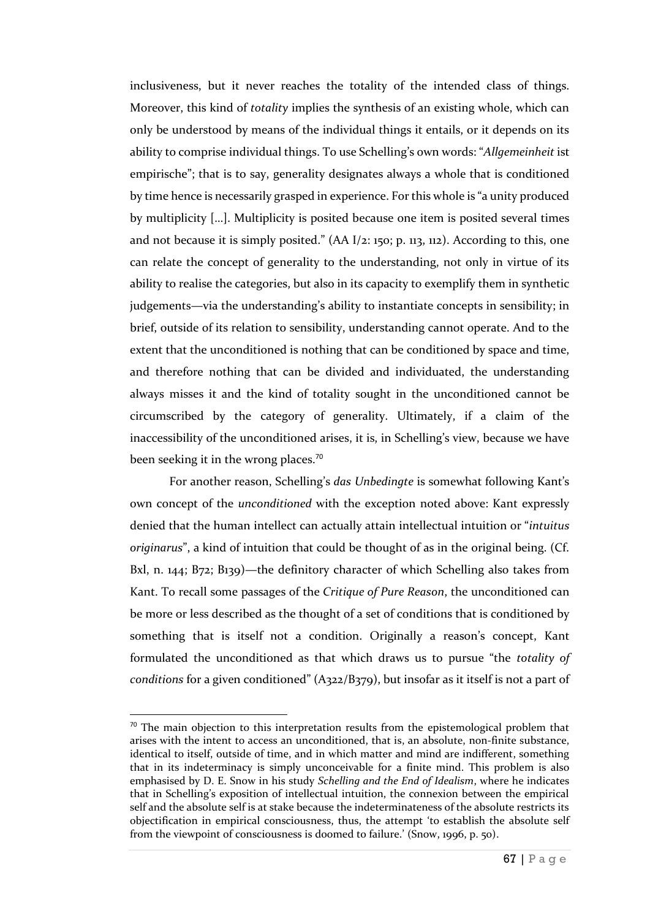inclusiveness, but it never reaches the totality of the intended class of things. Moreover, this kind of *totality* implies the synthesis of an existing whole, which can only be understood by means of the individual things it entails, or it depends on its ability to comprise individual things. To use Schelling's own words: "*Allgemeinheit* ist empirische"; that is to say, generality designates always a whole that is conditioned by time hence is necessarily grasped in experience. For this whole is "a unity produced by multiplicity [...]. Multiplicity is posited because one item is posited several times and not because it is simply posited." (AA I/2: 150; p. 113, 112). According to this, one can relate the concept of generality to the understanding, not only in virtue of its ability to realise the categories, but also in its capacity to exemplify them in synthetic judgements—via the understanding's ability to instantiate concepts in sensibility; in brief, outside of its relation to sensibility, understanding cannot operate. And to the extent that the unconditioned is nothing that can be conditioned by space and time, and therefore nothing that can be divided and individuated, the understanding always misses it and the kind of totality sought in the unconditioned cannot be circumscribed by the category of generality. Ultimately, if a claim of the inaccessibility of the unconditioned arises, it is, in Schelling's view, because we have been seeking it in the wrong places.[70]

For another reason, Schelling's *das Unbedingte* is somewhat following Kant's own concept of the *unconditioned* with the exception noted above: Kant expressly denied that the human intellect can actually attain intellectual intuition or "*intuitus originarus*", a kind of intuition that could be thought of as in the original being. (Cf. Bxl, n. 144; B72; B139)—the definitory character of which Schelling also takes from Kant. To recall some passages of the *Critique of Pure Reason*, the unconditioned can be more or less described as the thought of a set of conditions that is conditioned by something that is itself not a condition. Originally a reason's concept, Kant formulated the unconditioned as that which draws us to pursue "the *totality of conditions* for a given conditioned" (A322/B379), but insofar as it itself is not a part of

---

[70] The main objection to this interpretation results from the epistemological problem that arises with the intent to access an unconditioned, that is, an absolute, non-finite substance, identical to itself, outside of time, and in which matter and mind are indifferent, something that in its indeterminacy is simply unconceivable for a finite mind. This problem is also emphasised by D. E. Snow in his study *Schelling and the End of Idealism*, where he indicates that in Schelling's exposition of intellectual intuition, the connexion between the empirical self and the absolute self is at stake because the indeterminateness of the absolute restricts its objectification in empirical consciousness, thus, the attempt 'to establish the absolute self from the viewpoint of consciousness is doomed to failure.' (Snow, 1996, p. 50).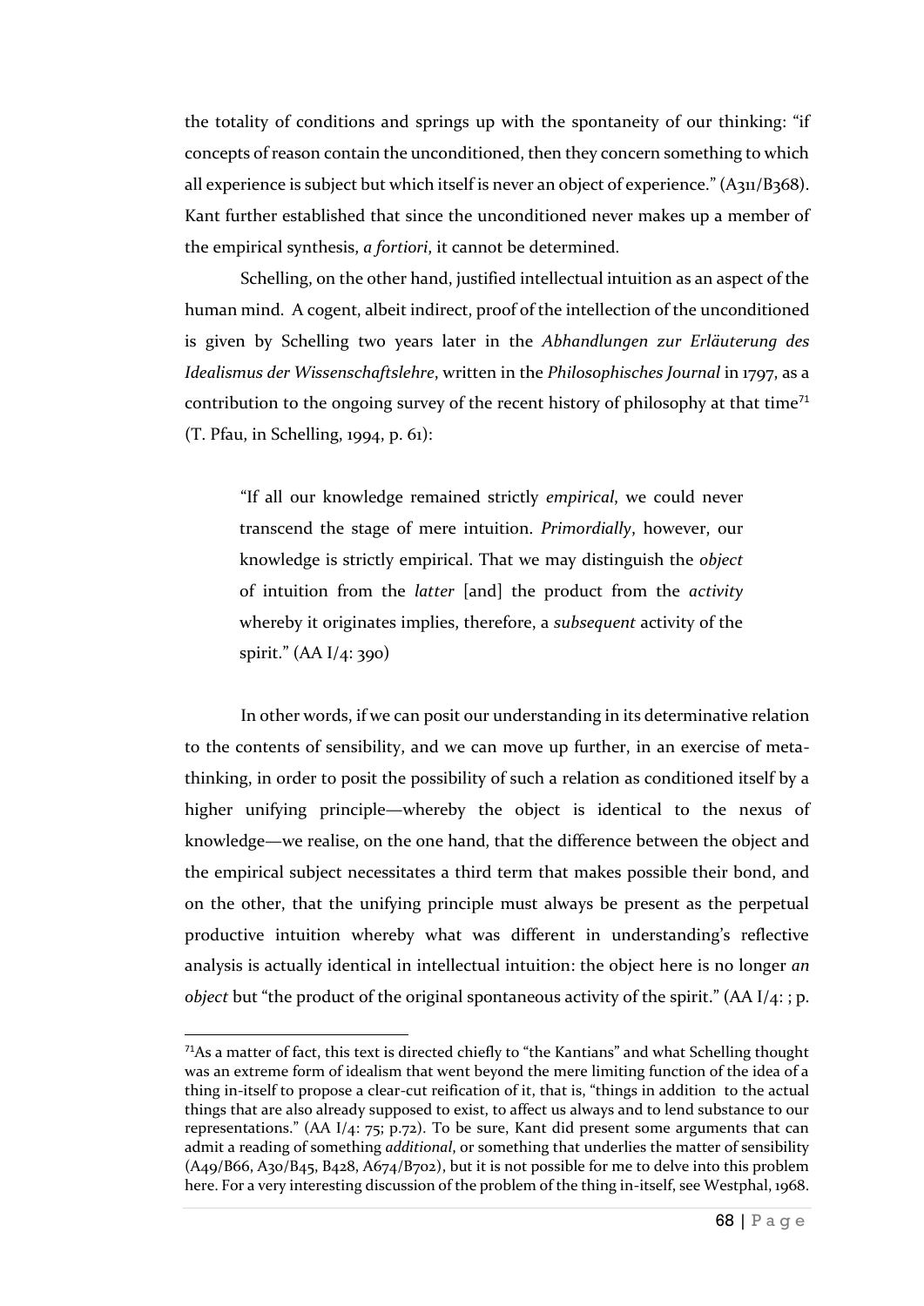the totality of conditions and springs up with the spontaneity of our thinking: "if concepts of reason contain the unconditioned, then they concern something to which all experience is subject but which itself is never an object of experience." (A311/B368). Kant further established that since the unconditioned never makes up a member of the empirical synthesis, *a fortiori*, it cannot be determined.

Schelling, on the other hand, justified intellectual intuition as an aspect of the human mind. A cogent, albeit indirect, proof of the intellection of the unconditioned is given by Schelling two years later in the *Abhandlungen zur Erläuterung des Idealismus der Wissenschaftslehre*, written in the *Philosophisches Journal* in 1797, as a contribution to the ongoing survey of the recent history of philosophy at that time[71] (T. Pfau, in Schelling, 1994, p. 61):

> "If all our knowledge remained strictly *empirical*, we could never transcend the stage of mere intuition. *Primordially*, however, our knowledge is strictly empirical. That we may distinguish the *object* of intuition from the *latter* [and] the product from the *activity* whereby it originates implies, therefore, a *subsequent* activity of the spirit." (AA I/4: 390)

In other words, if we can posit our understanding in its determinative relation to the contents of sensibility, and we can move up further, in an exercise of meta-thinking, in order to posit the possibility of such a relation as conditioned itself by a higher unifying principle—whereby the object is identical to the nexus of knowledge—we realise, on the one hand, that the difference between the object and the empirical subject necessitates a third term that makes possible their bond, and on the other, that the unifying principle must always be present as the perpetual productive intuition whereby what was different in understanding's reflective analysis is actually identical in intellectual intuition: the object here is no longer *an object* but "the product of the original spontaneous activity of the spirit." (AA I/4: ; p.

[71]As a matter of fact, this text is directed chiefly to "the Kantians" and what Schelling thought was an extreme form of idealism that went beyond the mere limiting function of the idea of a thing in-itself to propose a clear-cut reification of it, that is, "things in addition to the actual things that are also already supposed to exist, to affect us always and to lend substance to our representations." (AA I/4: 75; p.72). To be sure, Kant did present some arguments that can admit a reading of something *additional*, or something that underlies the matter of sensibility (A49/B66, A30/B45, B428, A674/B702), but it is not possible for me to delve into this problem here. For a very interesting discussion of the problem of the thing in-itself, see Westphal, 1968.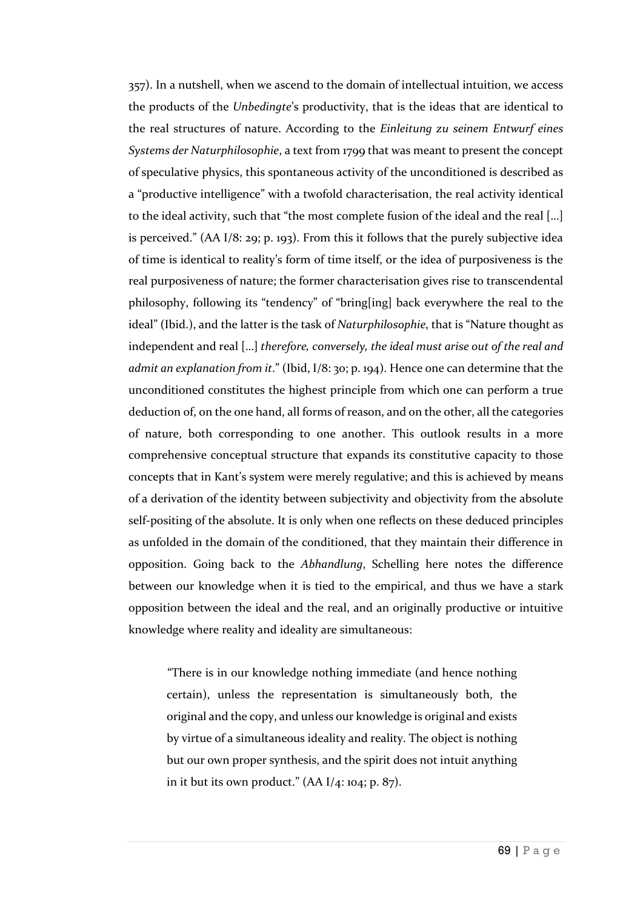357). In a nutshell, when we ascend to the domain of intellectual intuition, we access the products of the *Unbedingte*'s productivity, that is the ideas that are identical to the real structures of nature. According to the *Einleitung zu seinem Entwurf eines Systems der Naturphilosophie*, a text from 1799 that was meant to present the concept of speculative physics, this spontaneous activity of the unconditioned is described as a "productive intelligence" with a twofold characterisation, the real activity identical to the ideal activity, such that "the most complete fusion of the ideal and the real […] is perceived." (AA I/8: 29; p. 193). From this it follows that the purely subjective idea of time is identical to reality's form of time itself, or the idea of purposiveness is the real purposiveness of nature; the former characterisation gives rise to transcendental philosophy, following its "tendency" of "bring[ing] back everywhere the real to the ideal" (Ibid.), and the latter is the task of *Naturphilosophie*, that is "Nature thought as independent and real […] *therefore, conversely, the ideal must arise out of the real and admit an explanation from it*." (Ibid, I/8: 30; p. 194). Hence one can determine that the unconditioned constitutes the highest principle from which one can perform a true deduction of, on the one hand, all forms of reason, and on the other, all the categories of nature, both corresponding to one another. This outlook results in a more comprehensive conceptual structure that expands its constitutive capacity to those concepts that in Kant's system were merely regulative; and this is achieved by means of a derivation of the identity between subjectivity and objectivity from the absolute self-positing of the absolute. It is only when one reflects on these deduced principles as unfolded in the domain of the conditioned, that they maintain their difference in opposition. Going back to the *Abhandlung*, Schelling here notes the difference between our knowledge when it is tied to the empirical, and thus we have a stark opposition between the ideal and the real, and an originally productive or intuitive knowledge where reality and ideality are simultaneous:

> "There is in our knowledge nothing immediate (and hence nothing certain), unless the representation is simultaneously both, the original and the copy, and unless our knowledge is original and exists by virtue of a simultaneous ideality and reality. The object is nothing but our own proper synthesis, and the spirit does not intuit anything in it but its own product." (AA I/4: 104; p. 87).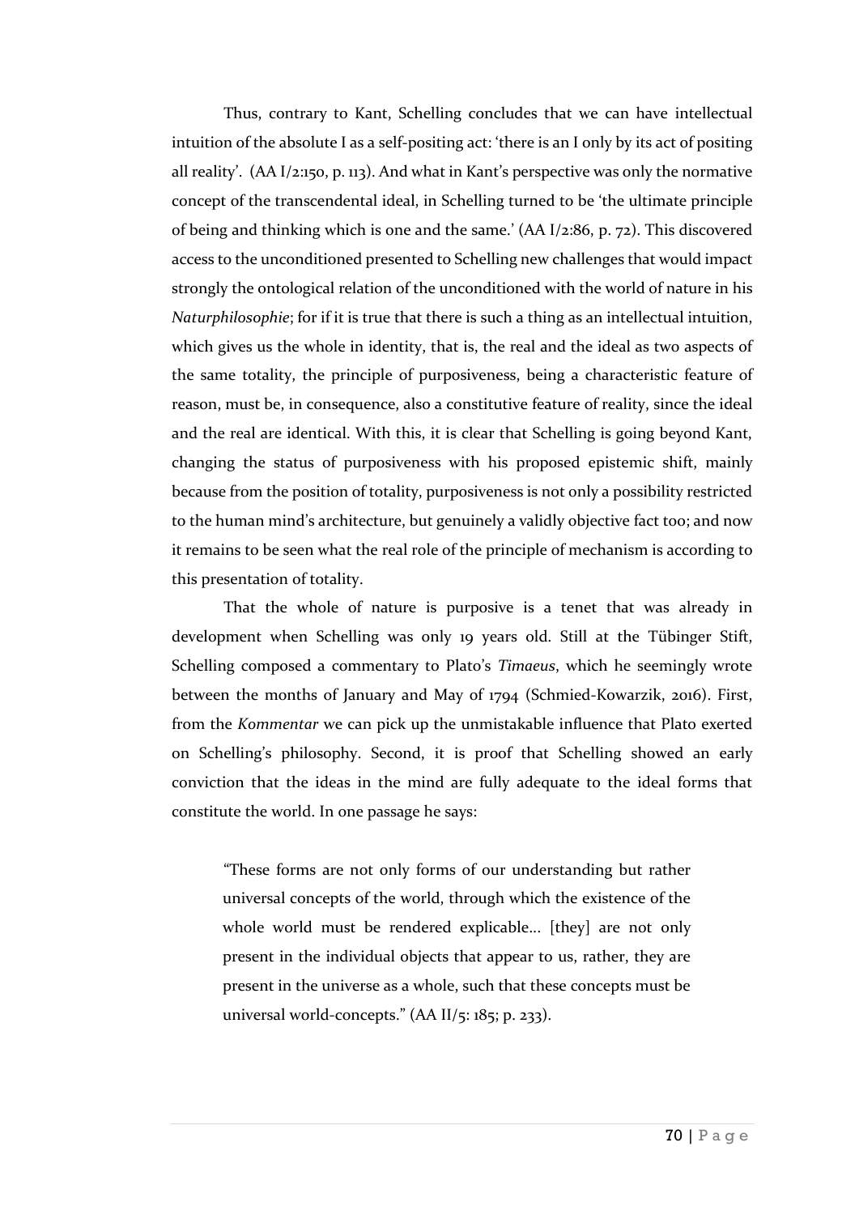Thus, contrary to Kant, Schelling concludes that we can have intellectual intuition of the absolute I as a self-positing act: 'there is an I only by its act of positing all reality'. (AA I/2:150, p. 113). And what in Kant's perspective was only the normative concept of the transcendental ideal, in Schelling turned to be 'the ultimate principle of being and thinking which is one and the same.' (AA I/2:86, p. 72). This discovered access to the unconditioned presented to Schelling new challenges that would impact strongly the ontological relation of the unconditioned with the world of nature in his *Naturphilosophie*; for if it is true that there is such a thing as an intellectual intuition, which gives us the whole in identity, that is, the real and the ideal as two aspects of the same totality, the principle of purposiveness, being a characteristic feature of reason, must be, in consequence, also a constitutive feature of reality, since the ideal and the real are identical. With this, it is clear that Schelling is going beyond Kant, changing the status of purposiveness with his proposed epistemic shift, mainly because from the position of totality, purposiveness is not only a possibility restricted to the human mind's architecture, but genuinely a validly objective fact too; and now it remains to be seen what the real role of the principle of mechanism is according to this presentation of totality.

That the whole of nature is purposive is a tenet that was already in development when Schelling was only 19 years old. Still at the Tübinger Stift, Schelling composed a commentary to Plato's *Timaeus*, which he seemingly wrote between the months of January and May of 1794 (Schmied-Kowarzik, 2016). First, from the *Kommentar* we can pick up the unmistakable influence that Plato exerted on Schelling's philosophy. Second, it is proof that Schelling showed an early conviction that the ideas in the mind are fully adequate to the ideal forms that constitute the world. In one passage he says:

> "These forms are not only forms of our understanding but rather universal concepts of the world, through which the existence of the whole world must be rendered explicable… [they] are not only present in the individual objects that appear to us, rather, they are present in the universe as a whole, such that these concepts must be universal world-concepts." (AA II/5: 185; p. 233).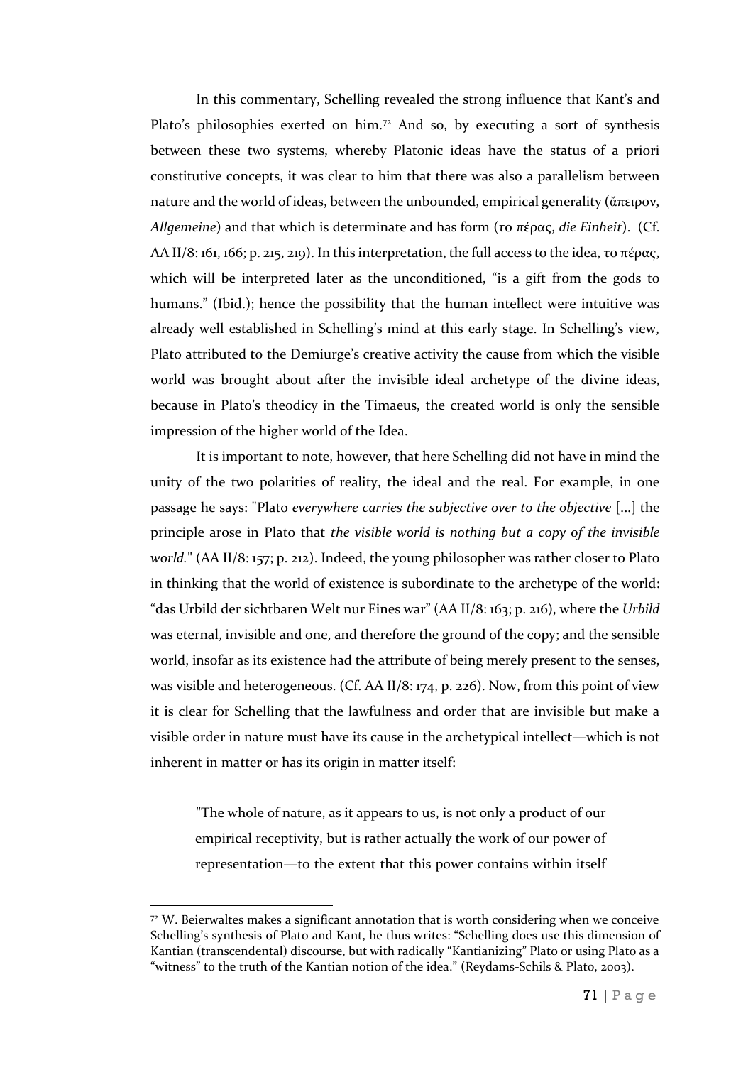In this commentary, Schelling revealed the strong influence that Kant's and Plato's philosophies exerted on him.[72] And so, by executing a sort of synthesis between these two systems, whereby Platonic ideas have the status of a priori constitutive concepts, it was clear to him that there was also a parallelism between nature and the world of ideas, between the unbounded, empirical generality (ἄπειρον, *Allgemeine*) and that which is determinate and has form (το πέρας, *die Einheit*). (Cf. AA II/8: 161, 166; p. 215, 219). In this interpretation, the full access to the idea, το πέρας, which will be interpreted later as the unconditioned, "is a gift from the gods to humans." (Ibid.); hence the possibility that the human intellect were intuitive was already well established in Schelling's mind at this early stage. In Schelling's view, Plato attributed to the Demiurge's creative activity the cause from which the visible world was brought about after the invisible ideal archetype of the divine ideas, because in Plato's theodicy in the Timaeus, the created world is only the sensible impression of the higher world of the Idea.

It is important to note, however, that here Schelling did not have in mind the unity of the two polarities of reality, the ideal and the real. For example, in one passage he says: "Plato *everywhere carries the subjective over to the objective* [...] the principle arose in Plato that *the visible world is nothing but a copy of the invisible world.*" (AA II/8: 157; p. 212). Indeed, the young philosopher was rather closer to Plato in thinking that the world of existence is subordinate to the archetype of the world: "das Urbild der sichtbaren Welt nur Eines war" (AA II/8: 163; p. 216), where the *Urbild* was eternal, invisible and one, and therefore the ground of the copy; and the sensible world, insofar as its existence had the attribute of being merely present to the senses, was visible and heterogeneous. (Cf. AA II/8: 174, p. 226). Now, from this point of view it is clear for Schelling that the lawfulness and order that are invisible but make a visible order in nature must have its cause in the archetypical intellect—which is not inherent in matter or has its origin in matter itself:

> "The whole of nature, as it appears to us, is not only a product of our empirical receptivity, but is rather actually the work of our power of representation—to the extent that this power contains within itself

[72] W. Beierwaltes makes a significant annotation that is worth considering when we conceive Schelling's synthesis of Plato and Kant, he thus writes: "Schelling does use this dimension of Kantian (transcendental) discourse, but with radically "Kantianizing" Plato or using Plato as a "witness" to the truth of the Kantian notion of the idea." (Reydams-Schils & Plato, 2003).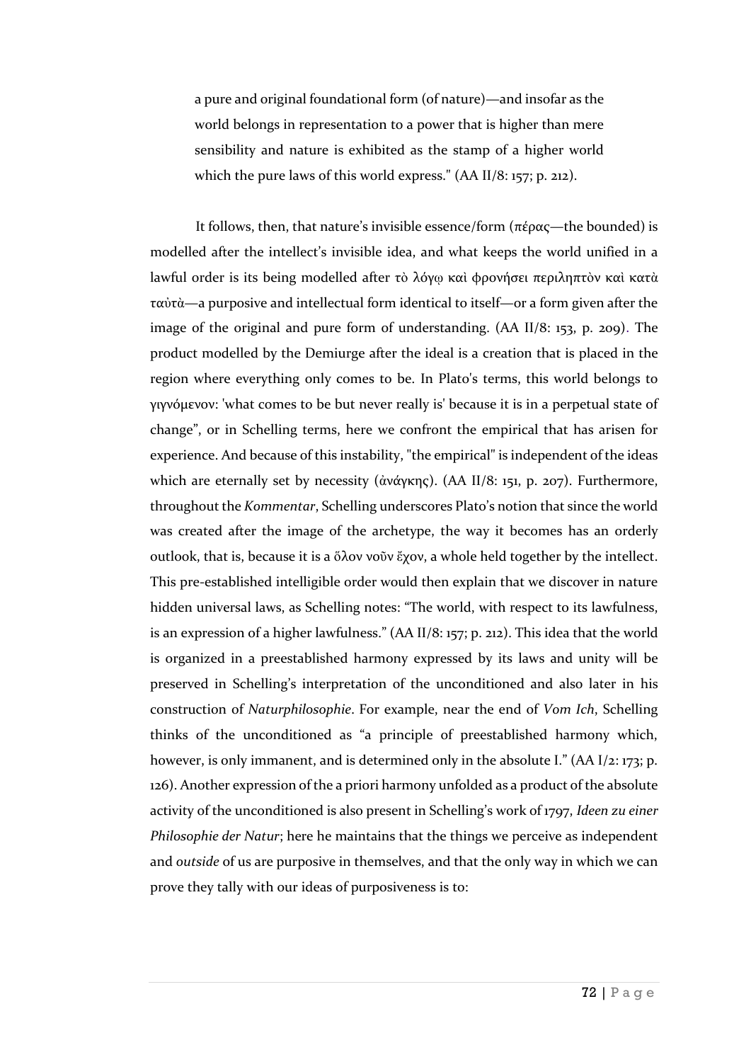a pure and original foundational form (of nature)—and insofar as the world belongs in representation to a power that is higher than mere sensibility and nature is exhibited as the stamp of a higher world which the pure laws of this world express." (AA II/8: 157; p. 212).

It follows, then, that nature's invisible essence/form (πέρας—the bounded) is modelled after the intellect's invisible idea, and what keeps the world unified in a lawful order is its being modelled after τὸ λόγῳ καὶ φρονήσει περιληπτὸν καὶ κατὰ ταὐτὰ—a purposive and intellectual form identical to itself—or a form given after the image of the original and pure form of understanding. (AA II/8: 153, p. 209). The product modelled by the Demiurge after the ideal is a creation that is placed in the region where everything only comes to be. In Plato's terms, this world belongs to γιγνόμενον: 'what comes to be but never really is' because it is in a perpetual state of change", or in Schelling terms, here we confront the empirical that has arisen for experience. And because of this instability, "the empirical" is independent of the ideas which are eternally set by necessity (ἀνάγκης). (AA II/8: 151, p. 207). Furthermore, throughout the *Kommentar*, Schelling underscores Plato's notion that since the world was created after the image of the archetype, the way it becomes has an orderly outlook, that is, because it is a ὅλον νοῦν ἔχον, a whole held together by the intellect. This pre-established intelligible order would then explain that we discover in nature hidden universal laws, as Schelling notes: "The world, with respect to its lawfulness, is an expression of a higher lawfulness." (AA II/8: 157; p. 212). This idea that the world is organized in a preestablished harmony expressed by its laws and unity will be preserved in Schelling's interpretation of the unconditioned and also later in his construction of *Naturphilosophie*. For example, near the end of *Vom Ich*, Schelling thinks of the unconditioned as "a principle of preestablished harmony which, however, is only immanent, and is determined only in the absolute I." (AA I/2: 173; p. 126). Another expression of the a priori harmony unfolded as a product of the absolute activity of the unconditioned is also present in Schelling's work of 1797, *Ideen zu einer Philosophie der Natur*; here he maintains that the things we perceive as independent and *outside* of us are purposive in themselves, and that the only way in which we can prove they tally with our ideas of purposiveness is to: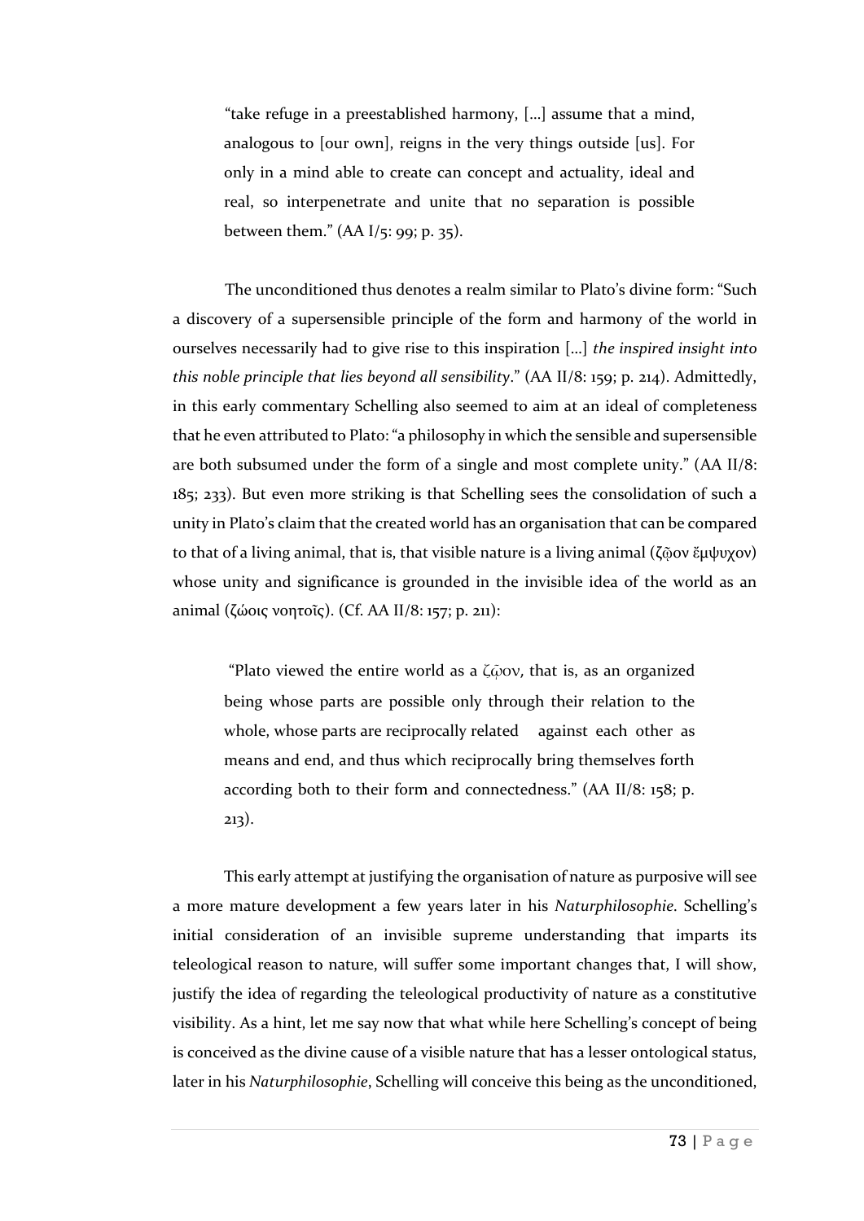> "take refuge in a preestablished harmony, [...] assume that a mind, analogous to [our own], reigns in the very things outside [us]. For only in a mind able to create can concept and actuality, ideal and real, so interpenetrate and unite that no separation is possible between them." (AA I/5: 99; p. 35).

The unconditioned thus denotes a realm similar to Plato's divine form: "Such a discovery of a supersensible principle of the form and harmony of the world in ourselves necessarily had to give rise to this inspiration [...] *the inspired insight into this noble principle that lies beyond all sensibility*." (AA II/8: 159; p. 214). Admittedly, in this early commentary Schelling also seemed to aim at an ideal of completeness that he even attributed to Plato: "a philosophy in which the sensible and supersensible are both subsumed under the form of a single and most complete unity." (AA II/8: 185; 233). But even more striking is that Schelling sees the consolidation of such a unity in Plato's claim that the created world has an organisation that can be compared to that of a living animal, that is, that visible nature is a living animal (ζῷον ἔμψυχον) whose unity and significance is grounded in the invisible idea of the world as an animal (ζώοις νοητοῖς). (Cf. AA II/8: 157; p. 211):

> "Plato viewed the entire world as a ζῷον, that is, as an organized being whose parts are possible only through their relation to the whole, whose parts are reciprocally related against each other as means and end, and thus which reciprocally bring themselves forth according both to their form and connectedness." (AA II/8: 158; p. 213).

This early attempt at justifying the organisation of nature as purposive will see a more mature development a few years later in his *Naturphilosophie*. Schelling's initial consideration of an invisible supreme understanding that imparts its teleological reason to nature, will suffer some important changes that, I will show, justify the idea of regarding the teleological productivity of nature as a constitutive visibility. As a hint, let me say now that what while here Schelling's concept of being is conceived as the divine cause of a visible nature that has a lesser ontological status, later in his *Naturphilosophie*, Schelling will conceive this being as the unconditioned,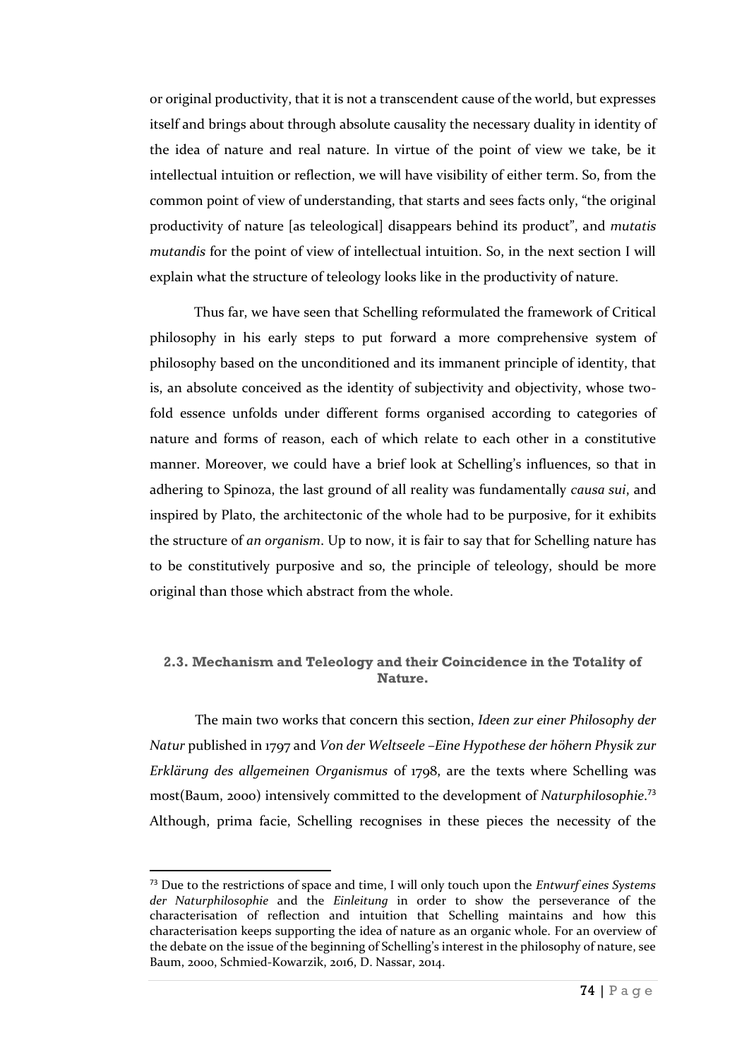or original productivity, that it is not a transcendent cause of the world, but expresses itself and brings about through absolute causality the necessary duality in identity of the idea of nature and real nature. In virtue of the point of view we take, be it intellectual intuition or reflection, we will have visibility of either term. So, from the common point of view of understanding, that starts and sees facts only, "the original productivity of nature [as teleological] disappears behind its product", and *mutatis mutandis* for the point of view of intellectual intuition. So, in the next section I will explain what the structure of teleology looks like in the productivity of nature.

Thus far, we have seen that Schelling reformulated the framework of Critical philosophy in his early steps to put forward a more comprehensive system of philosophy based on the unconditioned and its immanent principle of identity, that is, an absolute conceived as the identity of subjectivity and objectivity, whose two-fold essence unfolds under different forms organised according to categories of nature and forms of reason, each of which relate to each other in a constitutive manner. Moreover, we could have a brief look at Schelling's influences, so that in adhering to Spinoza, the last ground of all reality was fundamentally *causa sui*, and inspired by Plato, the architectonic of the whole had to be purposive, for it exhibits the structure of *an organism*. Up to now, it is fair to say that for Schelling nature has to be constitutively purposive and so, the principle of teleology, should be more original than those which abstract from the whole.

### 2.3. Mechanism and Teleology and their Coincidence in the Totality of Nature.

The main two works that concern this section, *Ideen zur einer Philosophy der Natur* published in 1797 and *Von der Weltseele –Eine Hypothese der höhern Physik zur Erklärung des allgemeinen Organismus* of 1798, are the texts where Schelling was most(Baum, 2000) intensively committed to the development of *Naturphilosophie*.[73] Although, prima facie, Schelling recognises in these pieces the necessity of the

[73] Due to the restrictions of space and time, I will only touch upon the *Entwurf eines Systems der Naturphilosophie* and the *Einleitung* in order to show the perseverance of the characterisation of reflection and intuition that Schelling maintains and how this characterisation keeps supporting the idea of nature as an organic whole. For an overview of the debate on the issue of the beginning of Schelling's interest in the philosophy of nature, see Baum, 2000, Schmied-Kowarzik, 2016, D. Nassar, 2014.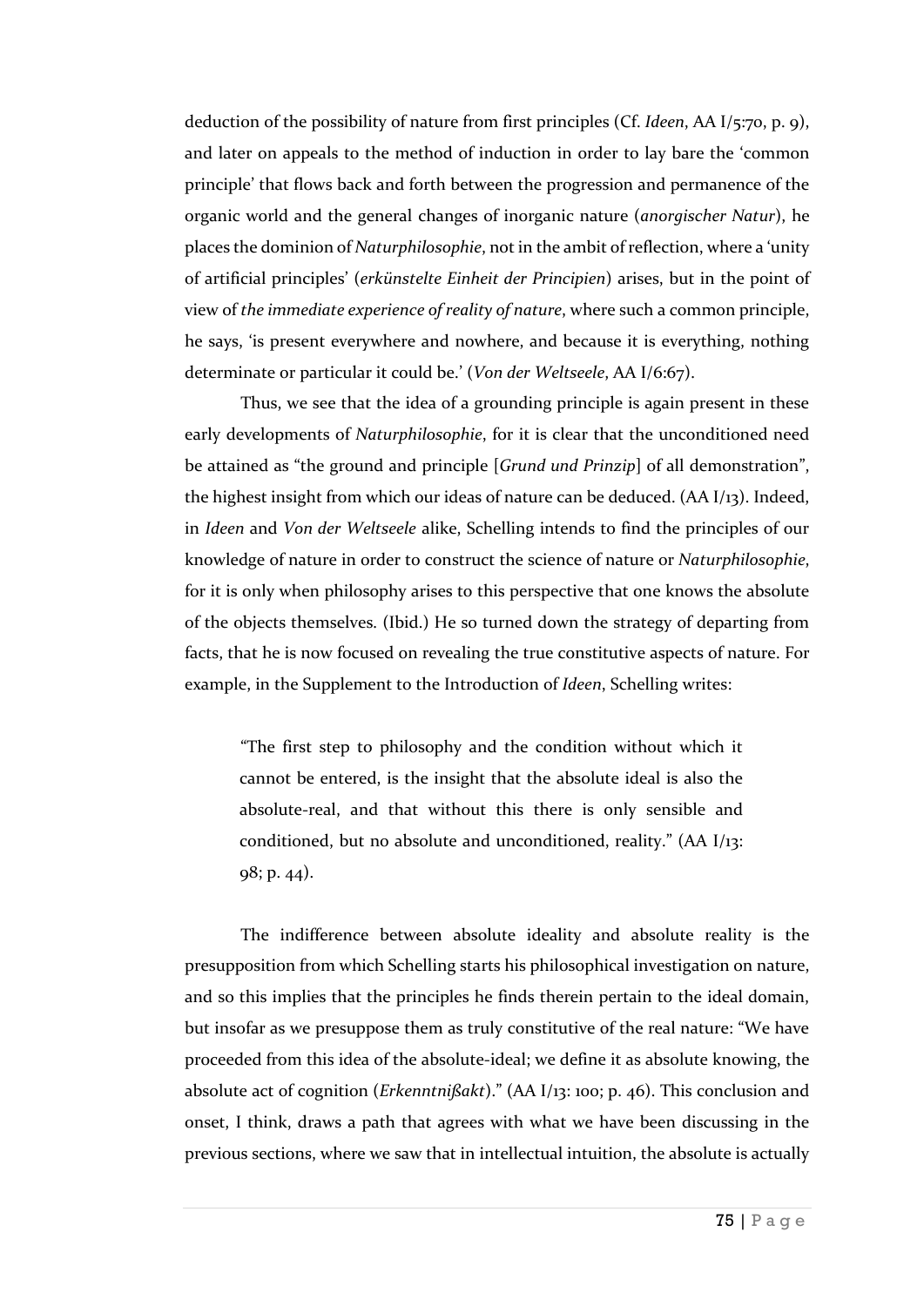deduction of the possibility of nature from first principles (Cf. *Ideen*, AA I/5:70, p. 9), and later on appeals to the method of induction in order to lay bare the 'common principle' that flows back and forth between the progression and permanence of the organic world and the general changes of inorganic nature (*anorgischer Natur*), he places the dominion of *Naturphilosophie*, not in the ambit of reflection, where a 'unity of artificial principles' (*erkünstelte Einheit der Principien*) arises, but in the point of view of *the immediate experience of reality of nature*, where such a common principle, he says, 'is present everywhere and nowhere, and because it is everything, nothing determinate or particular it could be.' (*Von der Weltseele*, AA I/6:67).

Thus, we see that the idea of a grounding principle is again present in these early developments of *Naturphilosophie*, for it is clear that the unconditioned need be attained as "the ground and principle [*Grund und Prinzip*] of all demonstration", the highest insight from which our ideas of nature can be deduced. (AA I/13). Indeed, in *Ideen* and *Von der Weltseele* alike, Schelling intends to find the principles of our knowledge of nature in order to construct the science of nature or *Naturphilosophie*, for it is only when philosophy arises to this perspective that one knows the absolute of the objects themselves. (Ibid.) He so turned down the strategy of departing from facts, that he is now focused on revealing the true constitutive aspects of nature. For example, in the Supplement to the Introduction of *Ideen*, Schelling writes:

> "The first step to philosophy and the condition without which it cannot be entered, is the insight that the absolute ideal is also the absolute-real, and that without this there is only sensible and conditioned, but no absolute and unconditioned, reality." (AA I/13: 98; p. 44).

The indifference between absolute ideality and absolute reality is the presupposition from which Schelling starts his philosophical investigation on nature, and so this implies that the principles he finds therein pertain to the ideal domain, but insofar as we presuppose them as truly constitutive of the real nature: "We have proceeded from this idea of the absolute-ideal; we define it as absolute knowing, the absolute act of cognition (*Erkenntnißakt*)." (AA I/13: 100; p. 46). This conclusion and onset, I think, draws a path that agrees with what we have been discussing in the previous sections, where we saw that in intellectual intuition, the absolute is actually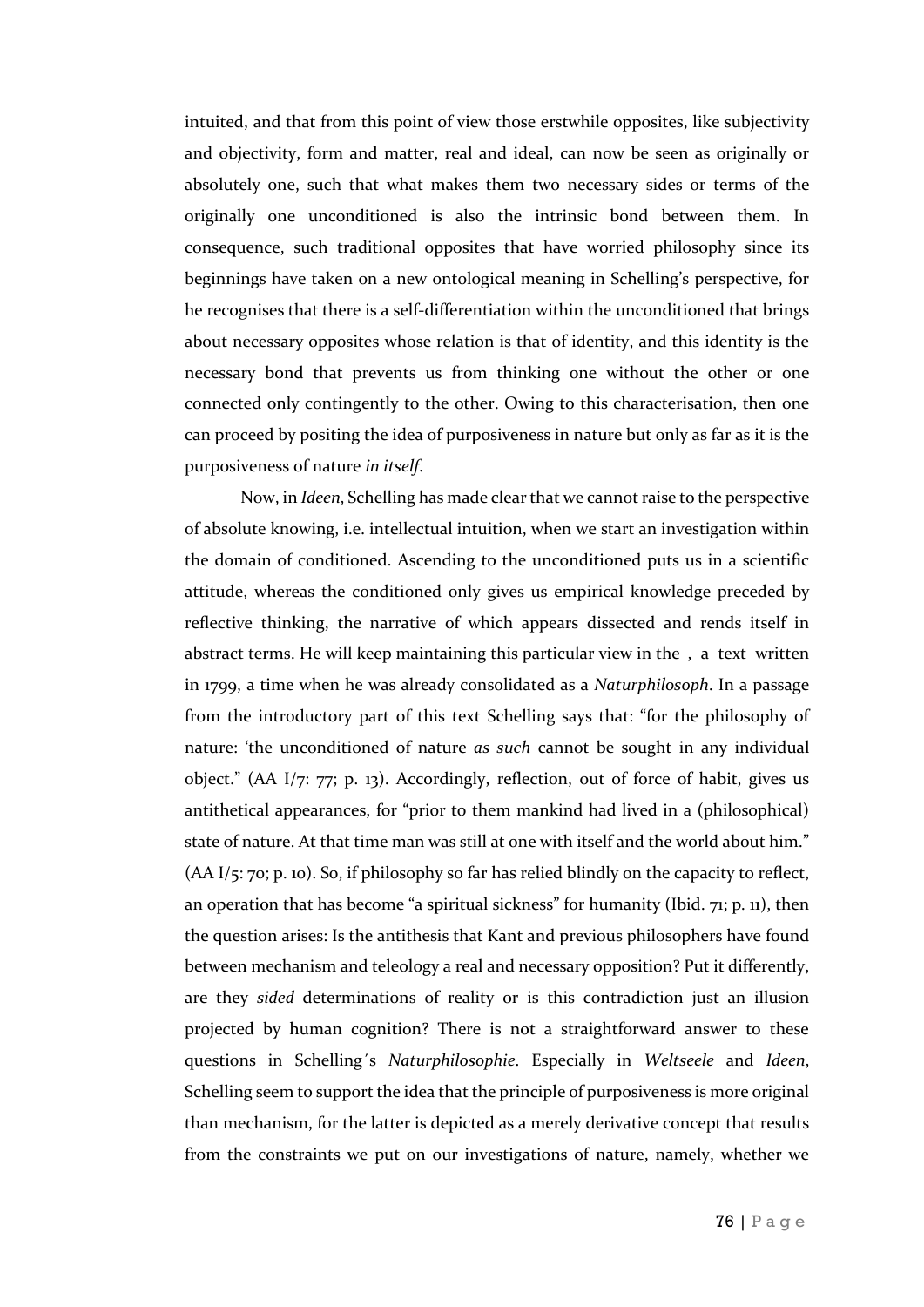intuited, and that from this point of view those erstwhile opposites, like subjectivity and objectivity, form and matter, real and ideal, can now be seen as originally or absolutely one, such that what makes them two necessary sides or terms of the originally one unconditioned is also the intrinsic bond between them. In consequence, such traditional opposites that have worried philosophy since its beginnings have taken on a new ontological meaning in Schelling's perspective, for he recognises that there is a self-differentiation within the unconditioned that brings about necessary opposites whose relation is that of identity, and this identity is the necessary bond that prevents us from thinking one without the other or one connected only contingently to the other. Owing to this characterisation, then one can proceed by positing the idea of purposiveness in nature but only as far as it is the purposiveness of nature *in itself*.

Now, in *Ideen*, Schelling has made clear that we cannot raise to the perspective of absolute knowing, i.e. intellectual intuition, when we start an investigation within the domain of conditioned. Ascending to the unconditioned puts us in a scientific attitude, whereas the conditioned only gives us empirical knowledge preceded by reflective thinking, the narrative of which appears dissected and rends itself in abstract terms. He will keep maintaining this particular view in the , a text written in 1799, a time when he was already consolidated as a *Naturphilosoph*. In a passage from the introductory part of this text Schelling says that: "for the philosophy of nature: 'the unconditioned of nature *as such* cannot be sought in any individual object." (AA I/7: 77; p. 13). Accordingly, reflection, out of force of habit, gives us antithetical appearances, for "prior to them mankind had lived in a (philosophical) state of nature. At that time man was still at one with itself and the world about him." (AA I/5: 70; p. 10). So, if philosophy so far has relied blindly on the capacity to reflect, an operation that has become "a spiritual sickness" for humanity (Ibid. 71; p. 11), then the question arises: Is the antithesis that Kant and previous philosophers have found between mechanism and teleology a real and necessary opposition? Put it differently, are they *sided* determinations of reality or is this contradiction just an illusion projected by human cognition? There is not a straightforward answer to these questions in Schelling´s *Naturphilosophie*. Especially in *Weltseele* and *Ideen*, Schelling seem to support the idea that the principle of purposiveness is more original than mechanism, for the latter is depicted as a merely derivative concept that results from the constraints we put on our investigations of nature, namely, whether we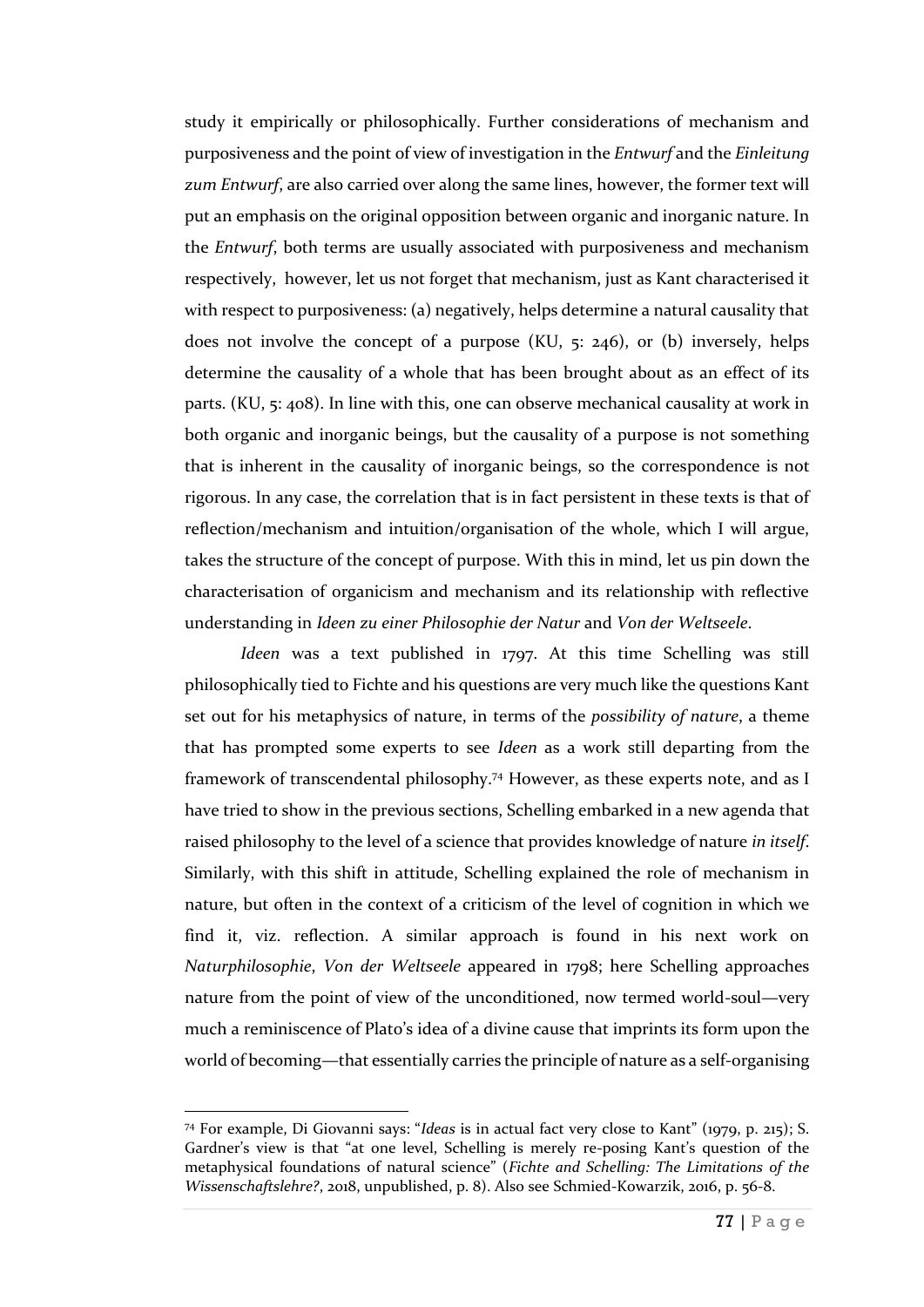study it empirically or philosophically. Further considerations of mechanism and purposiveness and the point of view of investigation in the *Entwurf* and the *Einleitung zum Entwurf*, are also carried over along the same lines, however, the former text will put an emphasis on the original opposition between organic and inorganic nature. In the *Entwurf*, both terms are usually associated with purposiveness and mechanism respectively, however, let us not forget that mechanism, just as Kant characterised it with respect to purposiveness: (a) negatively, helps determine a natural causality that does not involve the concept of a purpose (KU, 5: 246), or (b) inversely, helps determine the causality of a whole that has been brought about as an effect of its parts. (KU, 5: 408). In line with this, one can observe mechanical causality at work in both organic and inorganic beings, but the causality of a purpose is not something that is inherent in the causality of inorganic beings, so the correspondence is not rigorous. In any case, the correlation that is in fact persistent in these texts is that of reflection/mechanism and intuition/organisation of the whole, which I will argue, takes the structure of the concept of purpose. With this in mind, let us pin down the characterisation of organicism and mechanism and its relationship with reflective understanding in *Ideen zu einer Philosophie der Natur* and *Von der Weltseele*.

*Ideen* was a text published in 1797. At this time Schelling was still philosophically tied to Fichte and his questions are very much like the questions Kant set out for his metaphysics of nature, in terms of the *possibility of nature*, a theme that has prompted some experts to see *Ideen* as a work still departing from the framework of transcendental philosophy.[74] However, as these experts note, and as I have tried to show in the previous sections, Schelling embarked in a new agenda that raised philosophy to the level of a science that provides knowledge of nature *in itself*. Similarly, with this shift in attitude, Schelling explained the role of mechanism in nature, but often in the context of a criticism of the level of cognition in which we find it, viz. reflection. A similar approach is found in his next work on *Naturphilosophie*, *Von der Weltseele* appeared in 1798; here Schelling approaches nature from the point of view of the unconditioned, now termed world-soul—very much a reminiscence of Plato's idea of a divine cause that imprints its form upon the world of becoming—that essentially carries the principle of nature as a self-organising

---

[74] For example, Di Giovanni says: "*Ideas* is in actual fact very close to Kant" (1979, p. 215); S. Gardner's view is that "at one level, Schelling is merely re-posing Kant's question of the metaphysical foundations of natural science" (*Fichte and Schelling: The Limitations of the Wissenschaftslehre?*, 2018, unpublished, p. 8). Also see Schmied-Kowarzik, 2016, p. 56-8.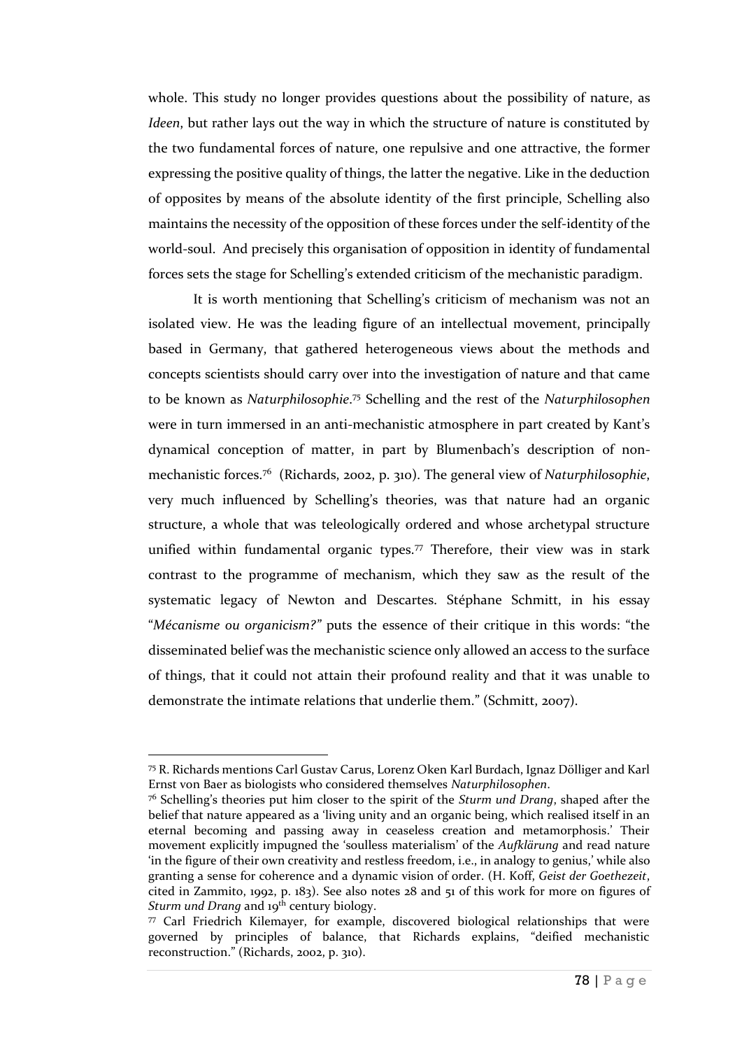whole. This study no longer provides questions about the possibility of nature, as *Ideen*, but rather lays out the way in which the structure of nature is constituted by the two fundamental forces of nature, one repulsive and one attractive, the former expressing the positive quality of things, the latter the negative. Like in the deduction of opposites by means of the absolute identity of the first principle, Schelling also maintains the necessity of the opposition of these forces under the self-identity of the world-soul. And precisely this organisation of opposition in identity of fundamental forces sets the stage for Schelling's extended criticism of the mechanistic paradigm.

It is worth mentioning that Schelling's criticism of mechanism was not an isolated view. He was the leading figure of an intellectual movement, principally based in Germany, that gathered heterogeneous views about the methods and concepts scientists should carry over into the investigation of nature and that came to be known as *Naturphilosophie*.[75] Schelling and the rest of the *Naturphilosophen* were in turn immersed in an anti-mechanistic atmosphere in part created by Kant's dynamical conception of matter, in part by Blumenbach's description of non-mechanistic forces.[76] (Richards, 2002, p. 310). The general view of *Naturphilosophie*, very much influenced by Schelling's theories, was that nature had an organic structure, a whole that was teleologically ordered and whose archetypal structure unified within fundamental organic types.[77] Therefore, their view was in stark contrast to the programme of mechanism, which they saw as the result of the systematic legacy of Newton and Descartes. Stéphane Schmitt, in his essay "*Mécanisme ou organicism?*" puts the essence of their critique in this words: "the disseminated belief was the mechanistic science only allowed an access to the surface of things, that it could not attain their profound reality and that it was unable to demonstrate the intimate relations that underlie them." (Schmitt, 2007).

---

[75] R. Richards mentions Carl Gustav Carus, Lorenz Oken Karl Burdach, Ignaz Dölliger and Karl Ernst von Baer as biologists who considered themselves *Naturphilosophen*.

[76] Schelling's theories put him closer to the spirit of the *Sturm und Drang*, shaped after the belief that nature appeared as a 'living unity and an organic being, which realised itself in an eternal becoming and passing away in ceaseless creation and metamorphosis.' Their movement explicitly impugned the 'soulless materialism' of the *Aufklärung* and read nature 'in the figure of their own creativity and restless freedom, i.e., in analogy to genius,' while also granting a sense for coherence and a dynamic vision of order. (H. Koff, *Geist der Goethezeit*, cited in Zammito, 1992, p. 183). See also notes 28 and 51 of this work for more on figures of *Sturm und Drang* and 19th century biology.

[77] Carl Friedrich Kilemayer, for example, discovered biological relationships that were governed by principles of balance, that Richards explains, "deified mechanistic reconstruction." (Richards, 2002, p. 310).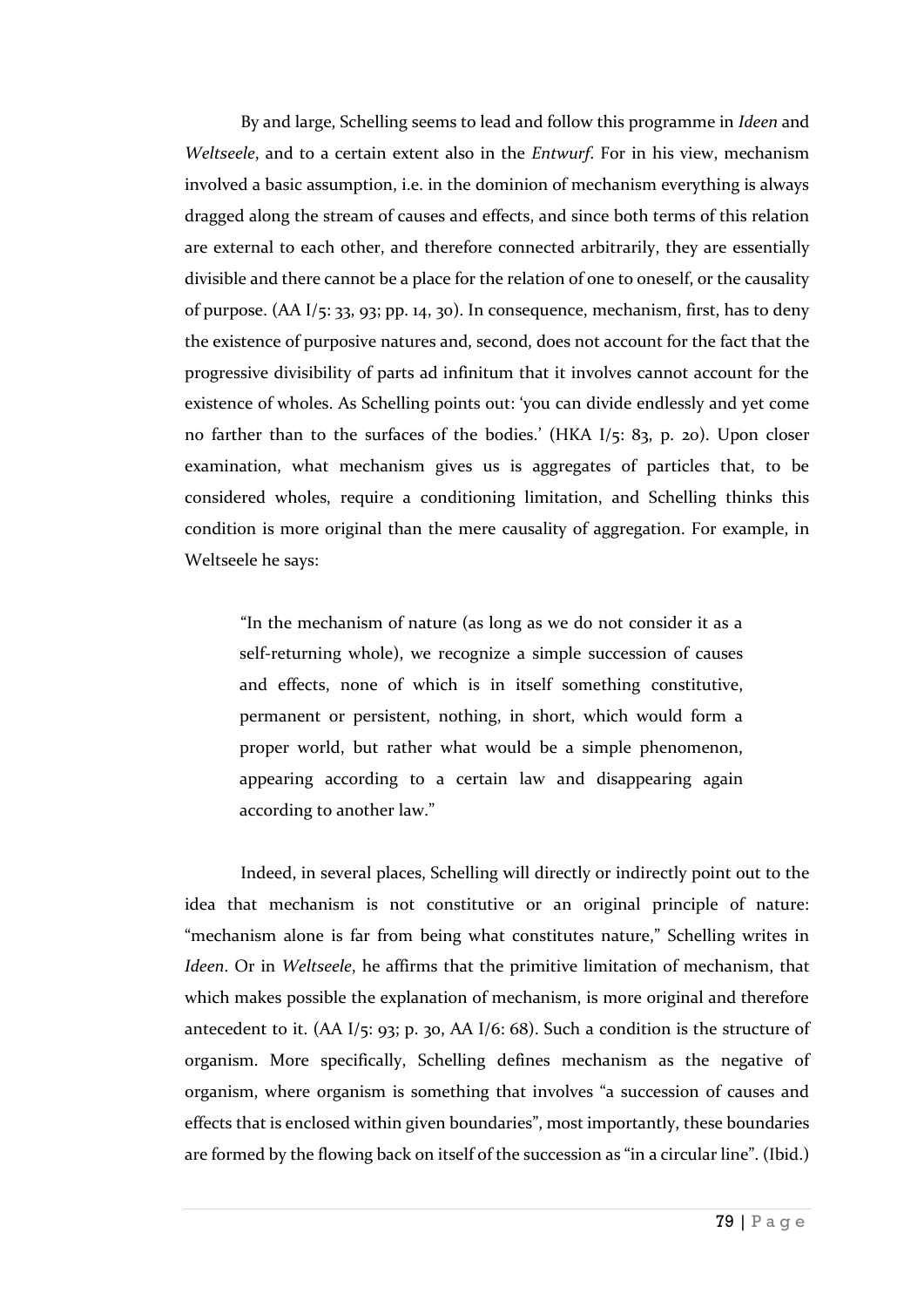By and large, Schelling seems to lead and follow this programme in *Ideen* and *Weltseele*, and to a certain extent also in the *Entwurf*. For in his view, mechanism involved a basic assumption, i.e. in the dominion of mechanism everything is always dragged along the stream of causes and effects, and since both terms of this relation are external to each other, and therefore connected arbitrarily, they are essentially divisible and there cannot be a place for the relation of one to oneself, or the causality of purpose. (AA I/5: 33, 93; pp. 14, 30). In consequence, mechanism, first, has to deny the existence of purposive natures and, second, does not account for the fact that the progressive divisibility of parts ad infinitum that it involves cannot account for the existence of wholes. As Schelling points out: 'you can divide endlessly and yet come no farther than to the surfaces of the bodies.' (HKA I/5: 83, p. 20). Upon closer examination, what mechanism gives us is aggregates of particles that, to be considered wholes, require a conditioning limitation, and Schelling thinks this condition is more original than the mere causality of aggregation. For example, in Weltseele he says:

> "In the mechanism of nature (as long as we do not consider it as a self-returning whole), we recognize a simple succession of causes and effects, none of which is in itself something constitutive, permanent or persistent, nothing, in short, which would form a proper world, but rather what would be a simple phenomenon, appearing according to a certain law and disappearing again according to another law."

Indeed, in several places, Schelling will directly or indirectly point out to the idea that mechanism is not constitutive or an original principle of nature: "mechanism alone is far from being what constitutes nature," Schelling writes in *Ideen*. Or in *Weltseele*, he affirms that the primitive limitation of mechanism, that which makes possible the explanation of mechanism, is more original and therefore antecedent to it. (AA I/5: 93; p. 30, AA I/6: 68). Such a condition is the structure of organism. More specifically, Schelling defines mechanism as the negative of organism, where organism is something that involves "a succession of causes and effects that is enclosed within given boundaries", most importantly, these boundaries are formed by the flowing back on itself of the succession as "in a circular line". (Ibid.)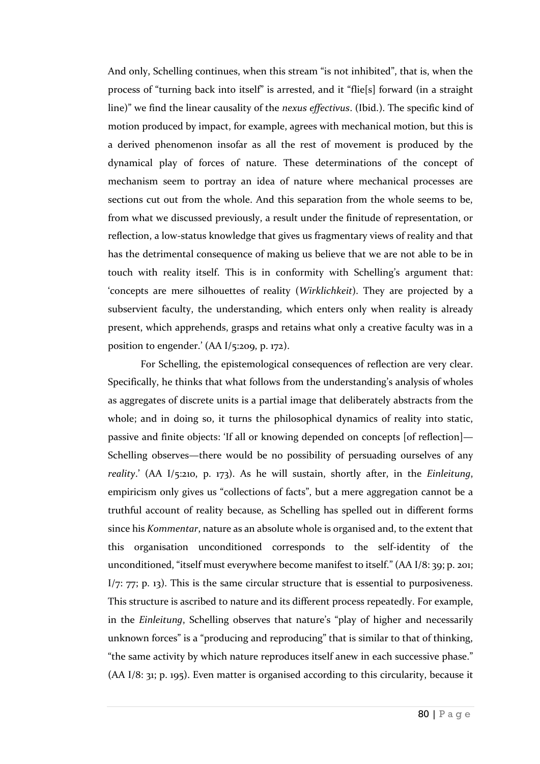And only, Schelling continues, when this stream "is not inhibited", that is, when the process of "turning back into itself" is arrested, and it "flie[s] forward (in a straight line)" we find the linear causality of the *nexus effectivus*. (Ibid.). The specific kind of motion produced by impact, for example, agrees with mechanical motion, but this is a derived phenomenon insofar as all the rest of movement is produced by the dynamical play of forces of nature. These determinations of the concept of mechanism seem to portray an idea of nature where mechanical processes are sections cut out from the whole. And this separation from the whole seems to be, from what we discussed previously, a result under the finitude of representation, or reflection, a low-status knowledge that gives us fragmentary views of reality and that has the detrimental consequence of making us believe that we are not able to be in touch with reality itself. This is in conformity with Schelling's argument that: 'concepts are mere silhouettes of reality (*Wirklichkeit*). They are projected by a subservient faculty, the understanding, which enters only when reality is already present, which apprehends, grasps and retains what only a creative faculty was in a position to engender.' (AA I/5:209, p. 172).

For Schelling, the epistemological consequences of reflection are very clear. Specifically, he thinks that what follows from the understanding's analysis of wholes as aggregates of discrete units is a partial image that deliberately abstracts from the whole; and in doing so, it turns the philosophical dynamics of reality into static, passive and finite objects: 'If all or knowing depended on concepts [of reflection]— Schelling observes—there would be no possibility of persuading ourselves of any *reality*.' (AA I/5:210, p. 173). As he will sustain, shortly after, in the *Einleitung*, empiricism only gives us "collections of facts", but a mere aggregation cannot be a truthful account of reality because, as Schelling has spelled out in different forms since his *Kommentar*, nature as an absolute whole is organised and, to the extent that this organisation unconditioned corresponds to the self-identity of the unconditioned, "itself must everywhere become manifest to itself." (AA I/8: 39; p. 201; I/7: 77; p. 13). This is the same circular structure that is essential to purposiveness. This structure is ascribed to nature and its different process repeatedly. For example, in the *Einleitung*, Schelling observes that nature's "play of higher and necessarily unknown forces" is a "producing and reproducing" that is similar to that of thinking, "the same activity by which nature reproduces itself anew in each successive phase." (AA I/8: 31; p. 195). Even matter is organised according to this circularity, because it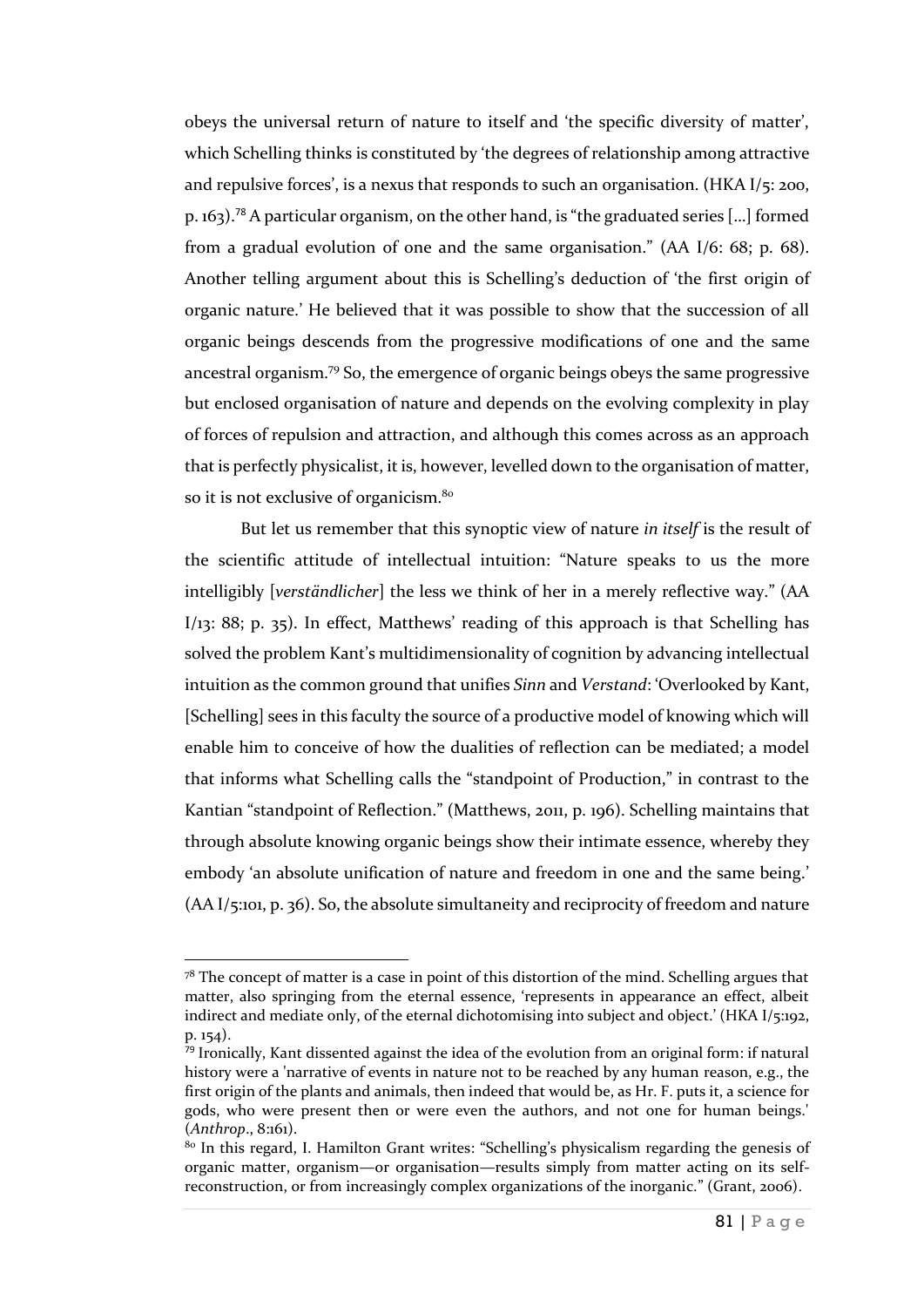obeys the universal return of nature to itself and 'the specific diversity of matter', which Schelling thinks is constituted by 'the degrees of relationship among attractive and repulsive forces', is a nexus that responds to such an organisation. (HKA I/5: 200, p. 163).[78] A particular organism, on the other hand, is "the graduated series […] formed from a gradual evolution of one and the same organisation." (AA I/6: 68; p. 68). Another telling argument about this is Schelling's deduction of 'the first origin of organic nature.' He believed that it was possible to show that the succession of all organic beings descends from the progressive modifications of one and the same ancestral organism.[79] So, the emergence of organic beings obeys the same progressive but enclosed organisation of nature and depends on the evolving complexity in play of forces of repulsion and attraction, and although this comes across as an approach that is perfectly physicalist, it is, however, levelled down to the organisation of matter, so it is not exclusive of organicism.[80]

But let us remember that this synoptic view of nature *in itself* is the result of the scientific attitude of intellectual intuition: "Nature speaks to us the more intelligibly [*verständlicher*] the less we think of her in a merely reflective way." (AA I/13: 88; p. 35). In effect, Matthews' reading of this approach is that Schelling has solved the problem Kant's multidimensionality of cognition by advancing intellectual intuition as the common ground that unifies *Sinn* and *Verstand*: 'Overlooked by Kant, [Schelling] sees in this faculty the source of a productive model of knowing which will enable him to conceive of how the dualities of reflection can be mediated; a model that informs what Schelling calls the "standpoint of Production," in contrast to the Kantian "standpoint of Reflection." (Matthews, 2011, p. 196). Schelling maintains that through absolute knowing organic beings show their intimate essence, whereby they embody 'an absolute unification of nature and freedom in one and the same being.' (AA I/5:101, p. 36). So, the absolute simultaneity and reciprocity of freedom and nature

---

[78] The concept of matter is a case in point of this distortion of the mind. Schelling argues that matter, also springing from the eternal essence, 'represents in appearance an effect, albeit indirect and mediate only, of the eternal dichotomising into subject and object.' (HKA I/5:192, p. 154).

[79] Ironically, Kant dissented against the idea of the evolution from an original form: if natural history were a 'narrative of events in nature not to be reached by any human reason, e.g., the first origin of the plants and animals, then indeed that would be, as Hr. F. puts it, a science for gods, who were present then or were even the authors, and not one for human beings.' (*Anthrop*., 8:161).

[80] In this regard, I. Hamilton Grant writes: "Schelling's physicalism regarding the genesis of organic matter, organism—or organisation—results simply from matter acting on its self-reconstruction, or from increasingly complex organizations of the inorganic." (Grant, 2006).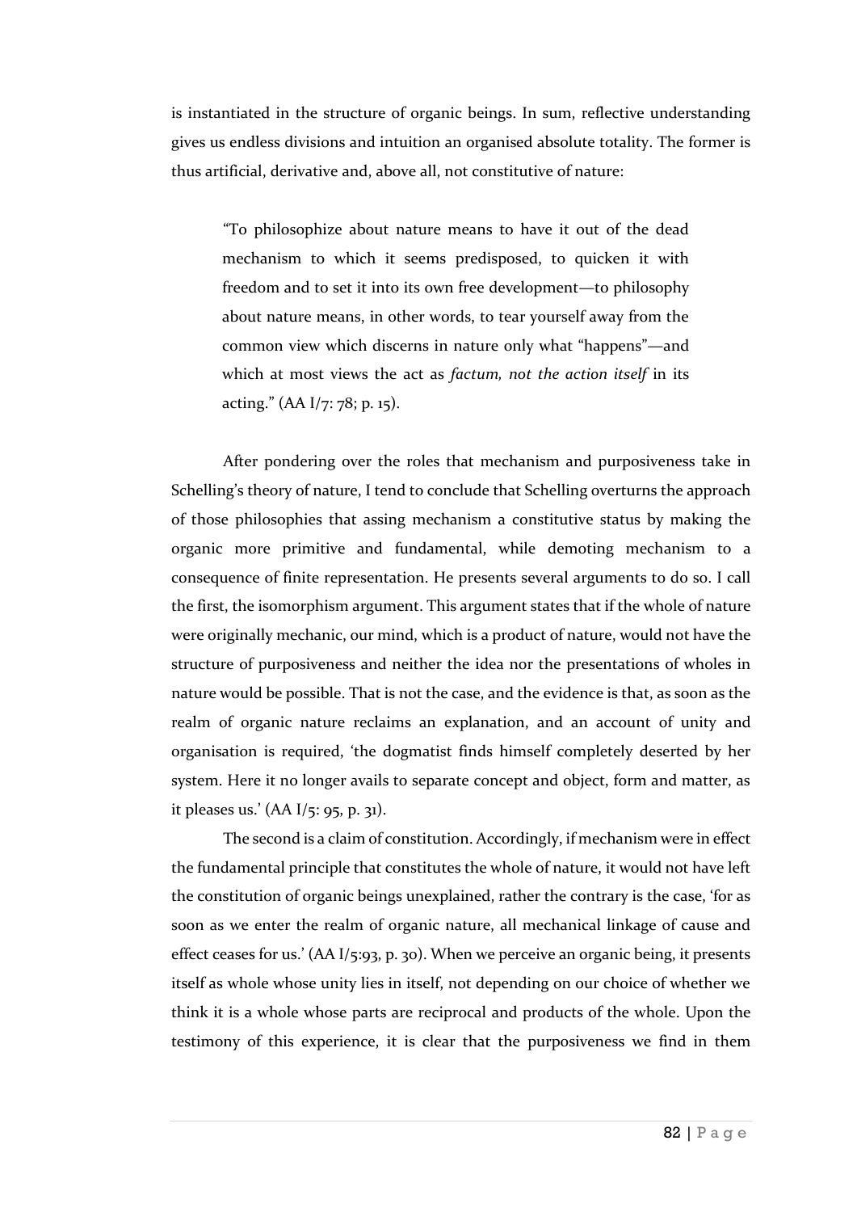is instantiated in the structure of organic beings. In sum, reflective understanding gives us endless divisions and intuition an organised absolute totality. The former is thus artificial, derivative and, above all, not constitutive of nature:

> "To philosophize about nature means to have it out of the dead mechanism to which it seems predisposed, to quicken it with freedom and to set it into its own free development—to philosophy about nature means, in other words, to tear yourself away from the common view which discerns in nature only what "happens"—and which at most views the act as *factum, not the action itself* in its acting." (AA I/7: 78; p. 15).

After pondering over the roles that mechanism and purposiveness take in Schelling's theory of nature, I tend to conclude that Schelling overturns the approach of those philosophies that assing mechanism a constitutive status by making the organic more primitive and fundamental, while demoting mechanism to a consequence of finite representation. He presents several arguments to do so. I call the first, the isomorphism argument. This argument states that if the whole of nature were originally mechanic, our mind, which is a product of nature, would not have the structure of purposiveness and neither the idea nor the presentations of wholes in nature would be possible. That is not the case, and the evidence is that, as soon as the realm of organic nature reclaims an explanation, and an account of unity and organisation is required, 'the dogmatist finds himself completely deserted by her system. Here it no longer avails to separate concept and object, form and matter, as it pleases us.' (AA I/5: 95, p. 31).

The second is a claim of constitution. Accordingly, if mechanism were in effect the fundamental principle that constitutes the whole of nature, it would not have left the constitution of organic beings unexplained, rather the contrary is the case, 'for as soon as we enter the realm of organic nature, all mechanical linkage of cause and effect ceases for us.' (AA I/5:93, p. 30). When we perceive an organic being, it presents itself as whole whose unity lies in itself, not depending on our choice of whether we think it is a whole whose parts are reciprocal and products of the whole. Upon the testimony of this experience, it is clear that the purposiveness we find in them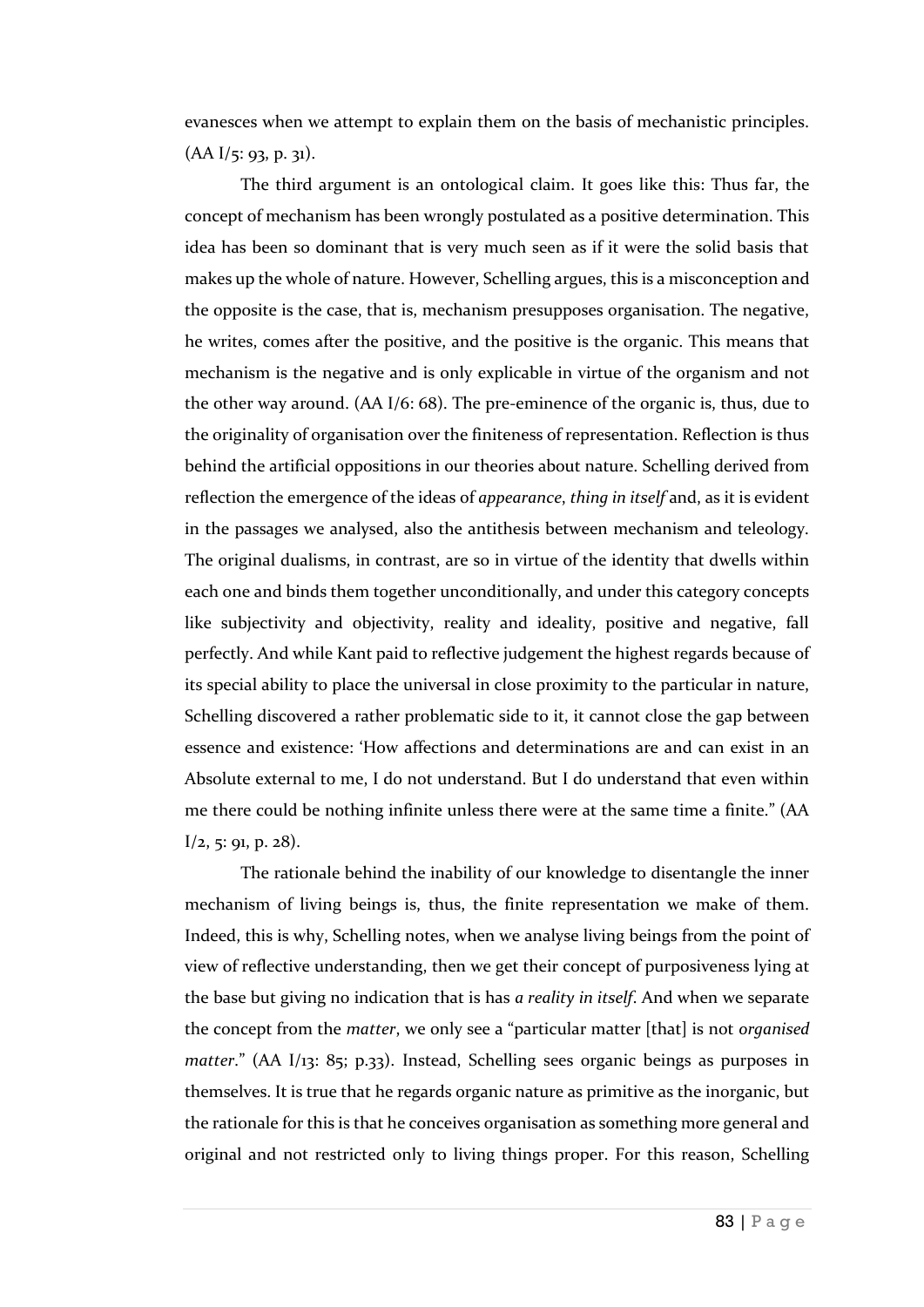evanesces when we attempt to explain them on the basis of mechanistic principles. (AA I/5: 93, p. 31).

The third argument is an ontological claim. It goes like this: Thus far, the concept of mechanism has been wrongly postulated as a positive determination. This idea has been so dominant that is very much seen as if it were the solid basis that makes up the whole of nature. However, Schelling argues, this is a misconception and the opposite is the case, that is, mechanism presupposes organisation. The negative, he writes, comes after the positive, and the positive is the organic. This means that mechanism is the negative and is only explicable in virtue of the organism and not the other way around. (AA I/6: 68). The pre-eminence of the organic is, thus, due to the originality of organisation over the finiteness of representation. Reflection is thus behind the artificial oppositions in our theories about nature. Schelling derived from reflection the emergence of the ideas of *appearance*, *thing in itself* and, as it is evident in the passages we analysed, also the antithesis between mechanism and teleology. The original dualisms, in contrast, are so in virtue of the identity that dwells within each one and binds them together unconditionally, and under this category concepts like subjectivity and objectivity, reality and ideality, positive and negative, fall perfectly. And while Kant paid to reflective judgement the highest regards because of its special ability to place the universal in close proximity to the particular in nature, Schelling discovered a rather problematic side to it, it cannot close the gap between essence and existence: 'How affections and determinations are and can exist in an Absolute external to me, I do not understand. But I do understand that even within me there could be nothing infinite unless there were at the same time a finite." (AA I/2, 5: 91, p. 28).

The rationale behind the inability of our knowledge to disentangle the inner mechanism of living beings is, thus, the finite representation we make of them. Indeed, this is why, Schelling notes, when we analyse living beings from the point of view of reflective understanding, then we get their concept of purposiveness lying at the base but giving no indication that is has *a reality in itself*. And when we separate the concept from the *matter*, we only see a "particular matter [that] is not *organised matter*." (AA I/13: 85; p.33). Instead, Schelling sees organic beings as purposes in themselves. It is true that he regards organic nature as primitive as the inorganic, but the rationale for this is that he conceives organisation as something more general and original and not restricted only to living things proper. For this reason, Schelling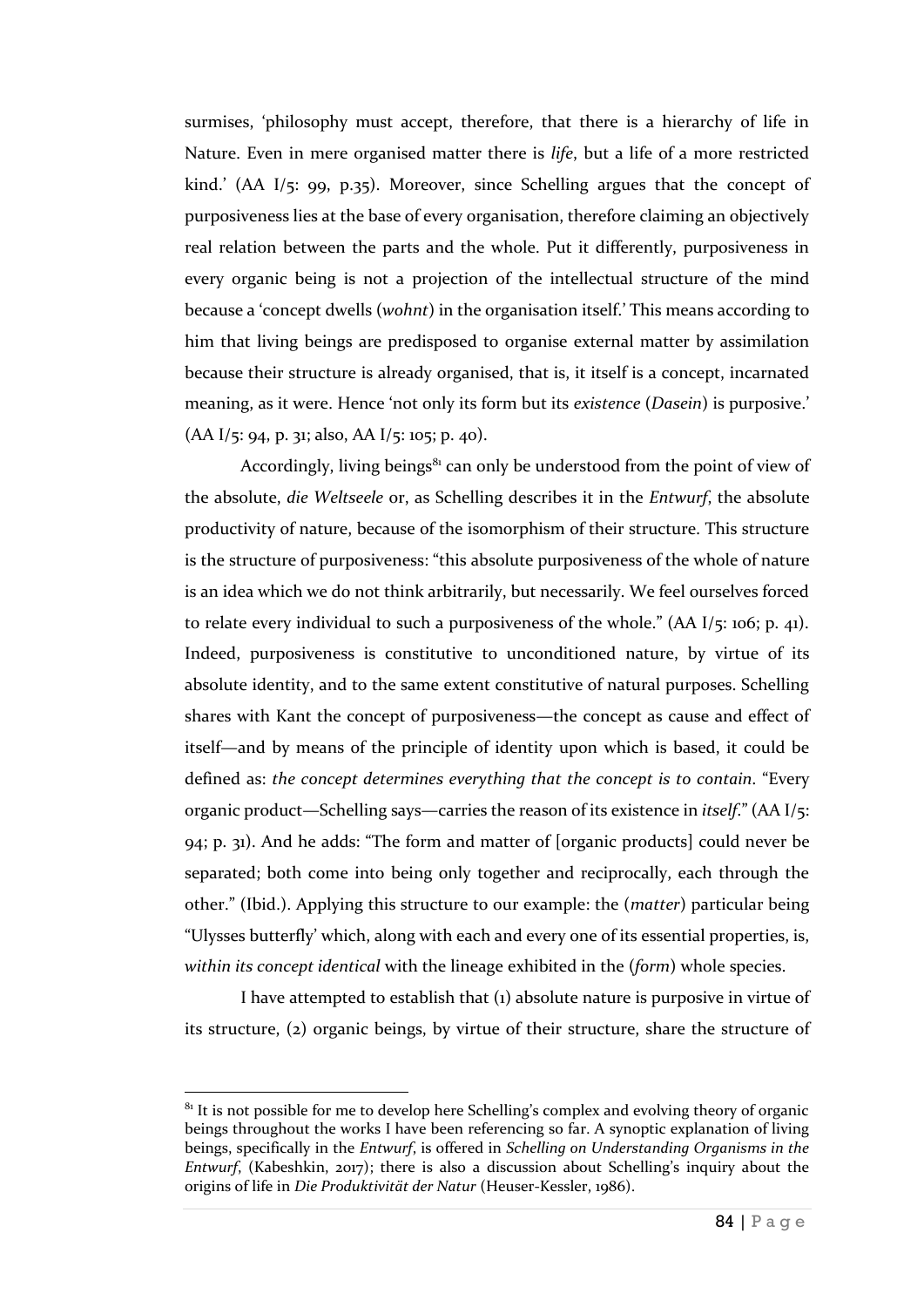surmises, 'philosophy must accept, therefore, that there is a hierarchy of life in Nature. Even in mere organised matter there is *life*, but a life of a more restricted kind.' (AA I/5: 99, p.35). Moreover, since Schelling argues that the concept of purposiveness lies at the base of every organisation, therefore claiming an objectively real relation between the parts and the whole. Put it differently, purposiveness in every organic being is not a projection of the intellectual structure of the mind because a 'concept dwells (*wohnt*) in the organisation itself.' This means according to him that living beings are predisposed to organise external matter by assimilation because their structure is already organised, that is, it itself is a concept, incarnated meaning, as it were. Hence 'not only its form but its *existence* (*Dasein*) is purposive.' (AA I/5: 94, p. 31; also, AA I/5: 105; p. 40).

Accordingly, living beings[81] can only be understood from the point of view of the absolute, *die Weltseele* or, as Schelling describes it in the *Entwurf*, the absolute productivity of nature, because of the isomorphism of their structure. This structure is the structure of purposiveness: "this absolute purposiveness of the whole of nature is an idea which we do not think arbitrarily, but necessarily. We feel ourselves forced to relate every individual to such a purposiveness of the whole." (AA I/5: 106; p. 41). Indeed, purposiveness is constitutive to unconditioned nature, by virtue of its absolute identity, and to the same extent constitutive of natural purposes. Schelling shares with Kant the concept of purposiveness—the concept as cause and effect of itself—and by means of the principle of identity upon which is based, it could be defined as: *the concept determines everything that the concept is to contain*. "Every organic product—Schelling says—carries the reason of its existence in *itself*." (AA I/5: 94; p. 31). And he adds: "The form and matter of [organic products] could never be separated; both come into being only together and reciprocally, each through the other." (Ibid.). Applying this structure to our example: the (*matter*) particular being "Ulysses butterfly' which, along with each and every one of its essential properties, is, *within its concept identical* with the lineage exhibited in the (*form*) whole species.

I have attempted to establish that (1) absolute nature is purposive in virtue of its structure, (2) organic beings, by virtue of their structure, share the structure of

---

[81] It is not possible for me to develop here Schelling's complex and evolving theory of organic beings throughout the works I have been referencing so far. A synoptic explanation of living beings, specifically in the *Entwurf*, is offered in *Schelling on Understanding Organisms in the Entwurf*, (Kabeshkin, 2017); there is also a discussion about Schelling's inquiry about the origins of life in *Die Produktivität der Natur* (Heuser-Kessler, 1986).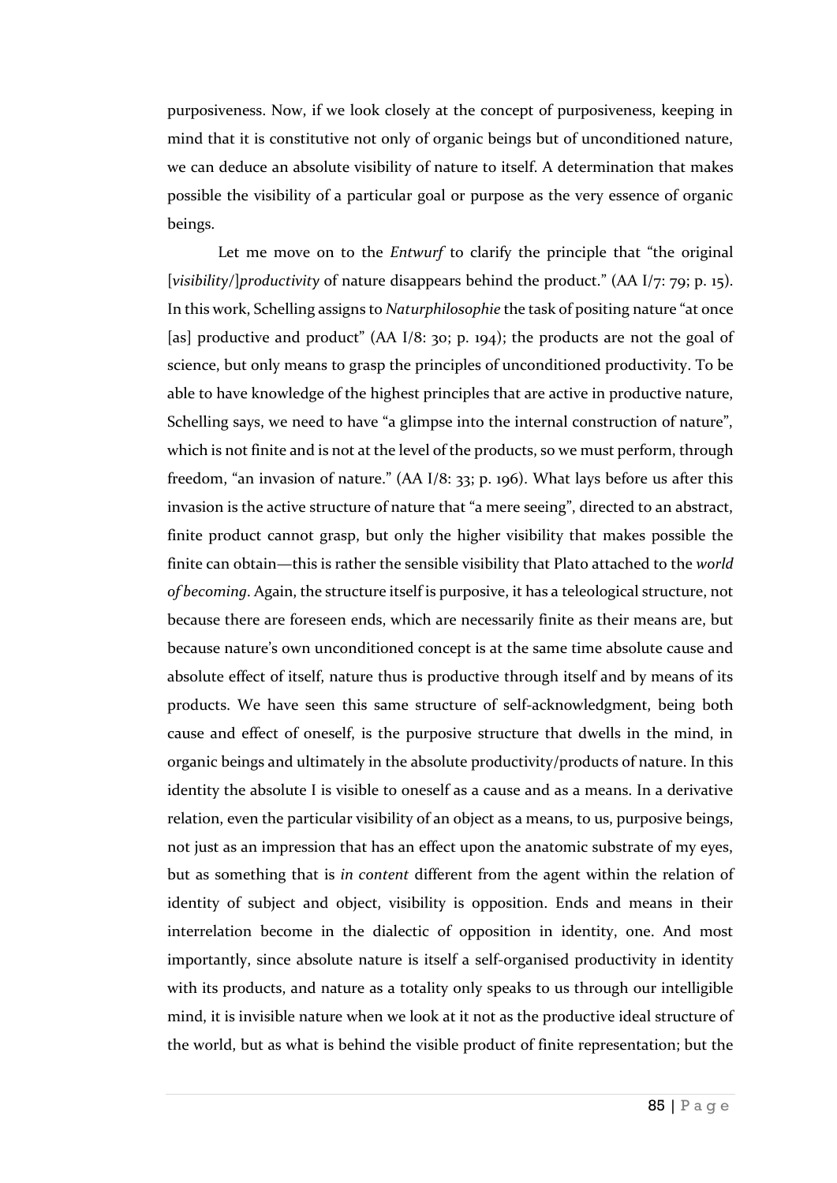purposiveness. Now, if we look closely at the concept of purposiveness, keeping in mind that it is constitutive not only of organic beings but of unconditioned nature, we can deduce an absolute visibility of nature to itself. A determination that makes possible the visibility of a particular goal or purpose as the very essence of organic beings.

Let me move on to the *Entwurf* to clarify the principle that "the original [*visibility*/]*productivity* of nature disappears behind the product." (AA I/7: 79; p. 15). In this work, Schelling assigns to *Naturphilosophie* the task of positing nature "at once [as] productive and product" (AA I/8: 30; p. 194); the products are not the goal of science, but only means to grasp the principles of unconditioned productivity. To be able to have knowledge of the highest principles that are active in productive nature, Schelling says, we need to have "a glimpse into the internal construction of nature", which is not finite and is not at the level of the products, so we must perform, through freedom, "an invasion of nature." (AA I/8: 33; p. 196). What lays before us after this invasion is the active structure of nature that "a mere seeing", directed to an abstract, finite product cannot grasp, but only the higher visibility that makes possible the finite can obtain—this is rather the sensible visibility that Plato attached to the *world of becoming*. Again, the structure itself is purposive, it has a teleological structure, not because there are foreseen ends, which are necessarily finite as their means are, but because nature's own unconditioned concept is at the same time absolute cause and absolute effect of itself, nature thus is productive through itself and by means of its products. We have seen this same structure of self-acknowledgment, being both cause and effect of oneself, is the purposive structure that dwells in the mind, in organic beings and ultimately in the absolute productivity/products of nature. In this identity the absolute I is visible to oneself as a cause and as a means. In a derivative relation, even the particular visibility of an object as a means, to us, purposive beings, not just as an impression that has an effect upon the anatomic substrate of my eyes, but as something that is *in content* different from the agent within the relation of identity of subject and object, visibility is opposition. Ends and means in their interrelation become in the dialectic of opposition in identity, one. And most importantly, since absolute nature is itself a self-organised productivity in identity with its products, and nature as a totality only speaks to us through our intelligible mind, it is invisible nature when we look at it not as the productive ideal structure of the world, but as what is behind the visible product of finite representation; but the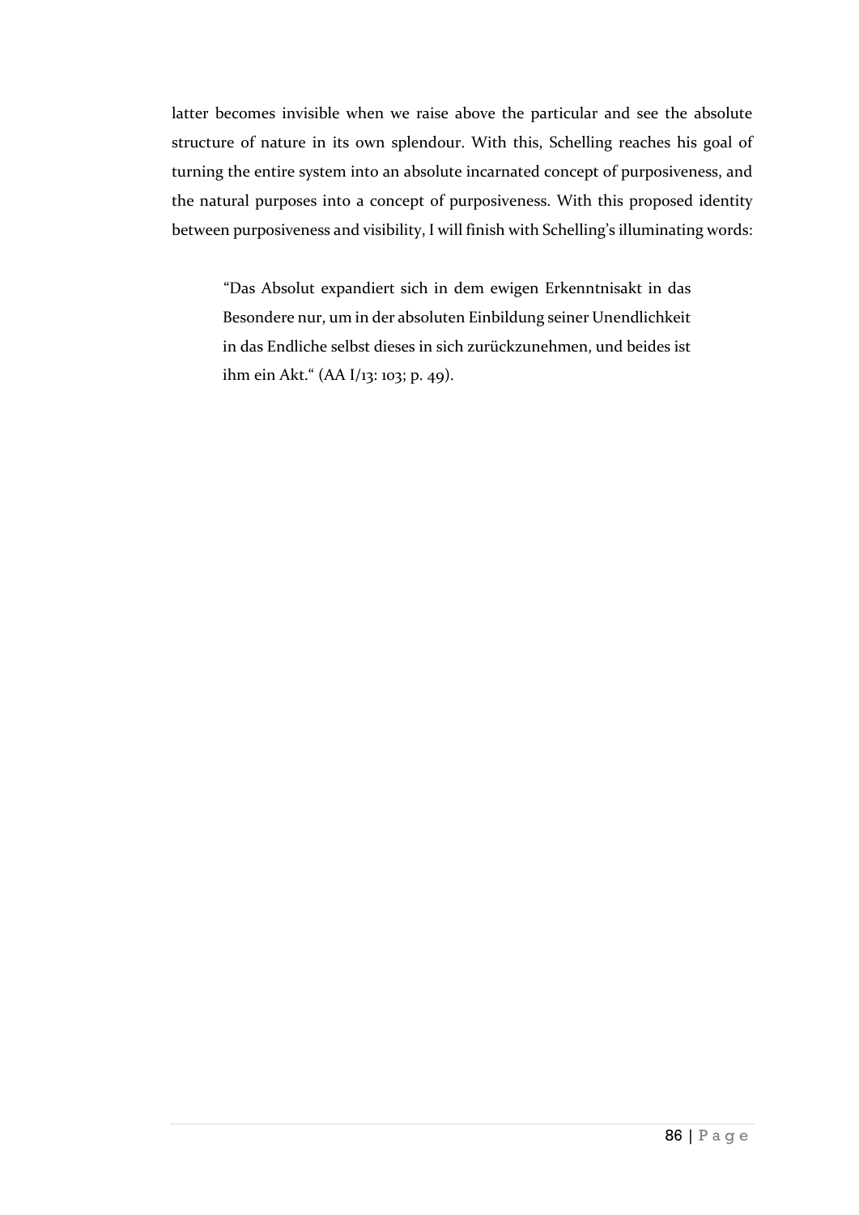latter becomes invisible when we raise above the particular and see the absolute structure of nature in its own splendour. With this, Schelling reaches his goal of turning the entire system into an absolute incarnated concept of purposiveness, and the natural purposes into a concept of purposiveness. With this proposed identity between purposiveness and visibility, I will finish with Schelling's illuminating words:

> "Das Absolut expandiert sich in dem ewigen Erkenntnisakt in das Besondere nur, um in der absoluten Einbildung seiner Unendlichkeit in das Endliche selbst dieses in sich zurückzunehmen, und beides ist ihm ein Akt." (AA I/13: 103; p. 49).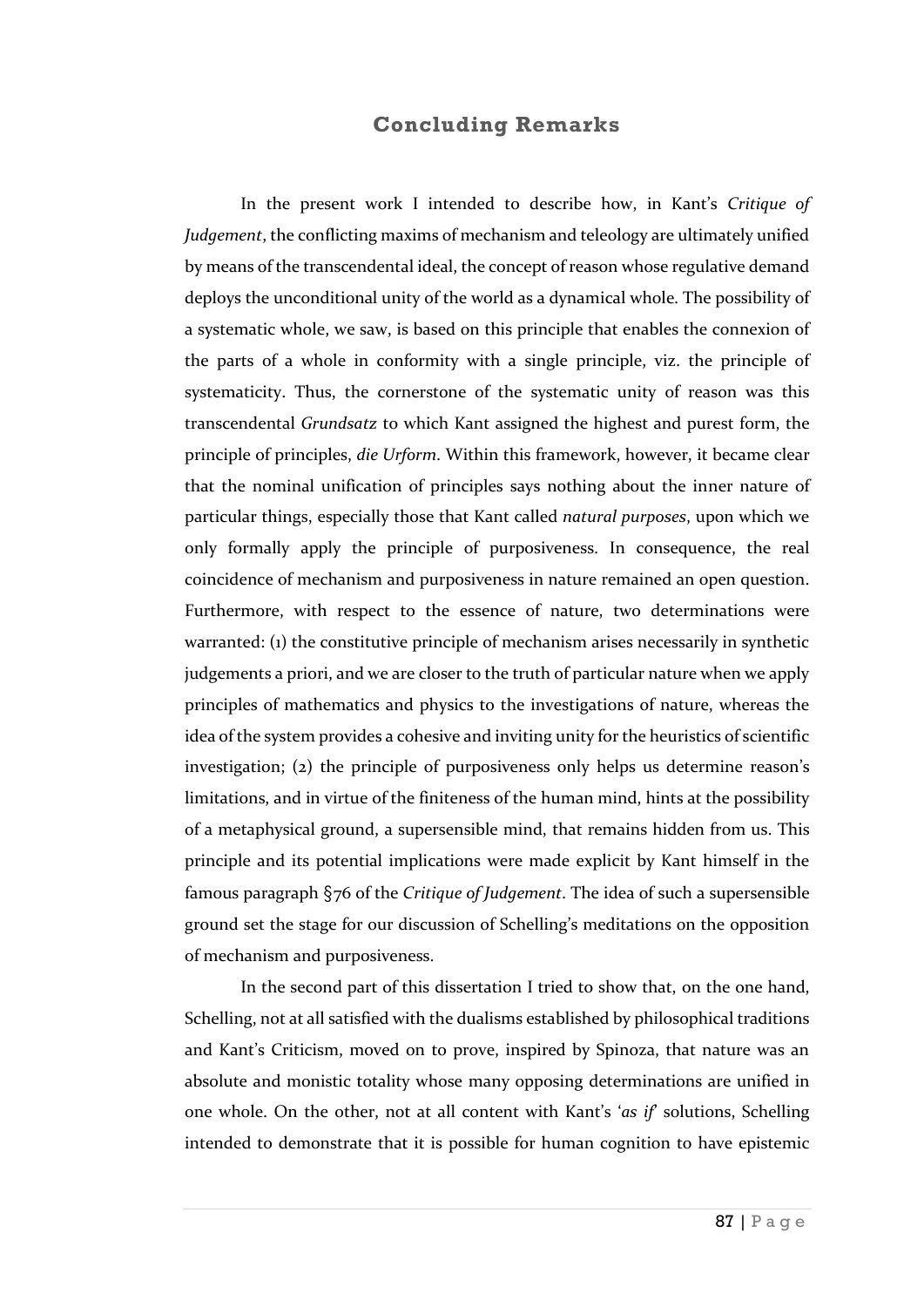## Concluding Remarks

In the present work I intended to describe how, in Kant's *Critique of Judgement*, the conflicting maxims of mechanism and teleology are ultimately unified by means of the transcendental ideal, the concept of reason whose regulative demand deploys the unconditional unity of the world as a dynamical whole. The possibility of a systematic whole, we saw, is based on this principle that enables the connexion of the parts of a whole in conformity with a single principle, viz. the principle of systematicity. Thus, the cornerstone of the systematic unity of reason was this transcendental *Grundsatz* to which Kant assigned the highest and purest form, the principle of principles, *die Urform*. Within this framework, however, it became clear that the nominal unification of principles says nothing about the inner nature of particular things, especially those that Kant called *natural purposes*, upon which we only formally apply the principle of purposiveness. In consequence, the real coincidence of mechanism and purposiveness in nature remained an open question. Furthermore, with respect to the essence of nature, two determinations were warranted: (1) the constitutive principle of mechanism arises necessarily in synthetic judgements a priori, and we are closer to the truth of particular nature when we apply principles of mathematics and physics to the investigations of nature, whereas the idea of the system provides a cohesive and inviting unity for the heuristics of scientific investigation; (2) the principle of purposiveness only helps us determine reason's limitations, and in virtue of the finiteness of the human mind, hints at the possibility of a metaphysical ground, a supersensible mind, that remains hidden from us. This principle and its potential implications were made explicit by Kant himself in the famous paragraph §76 of the *Critique of Judgement*. The idea of such a supersensible ground set the stage for our discussion of Schelling's meditations on the opposition of mechanism and purposiveness.

In the second part of this dissertation I tried to show that, on the one hand, Schelling, not at all satisfied with the dualisms established by philosophical traditions and Kant's Criticism, moved on to prove, inspired by Spinoza, that nature was an absolute and monistic totality whose many opposing determinations are unified in one whole. On the other, not at all content with Kant's '*as if*' solutions, Schelling intended to demonstrate that it is possible for human cognition to have epistemic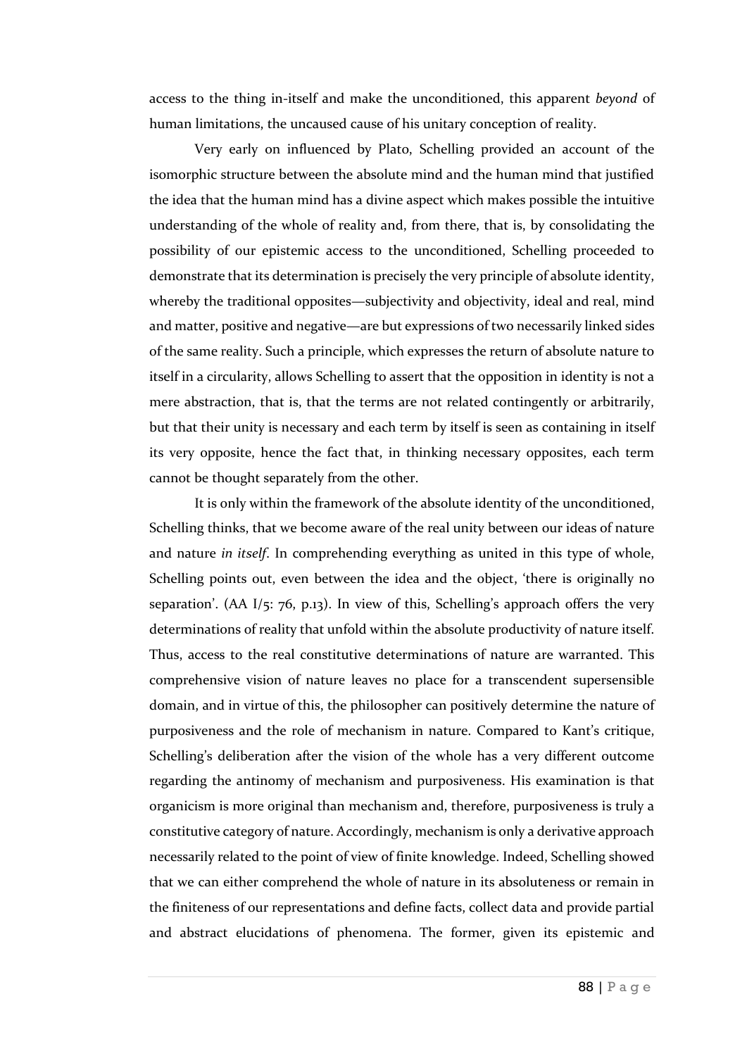access to the thing in-itself and make the unconditioned, this apparent *beyond* of human limitations, the uncaused cause of his unitary conception of reality.

Very early on influenced by Plato, Schelling provided an account of the isomorphic structure between the absolute mind and the human mind that justified the idea that the human mind has a divine aspect which makes possible the intuitive understanding of the whole of reality and, from there, that is, by consolidating the possibility of our epistemic access to the unconditioned, Schelling proceeded to demonstrate that its determination is precisely the very principle of absolute identity, whereby the traditional opposites—subjectivity and objectivity, ideal and real, mind and matter, positive and negative—are but expressions of two necessarily linked sides of the same reality. Such a principle, which expresses the return of absolute nature to itself in a circularity, allows Schelling to assert that the opposition in identity is not a mere abstraction, that is, that the terms are not related contingently or arbitrarily, but that their unity is necessary and each term by itself is seen as containing in itself its very opposite, hence the fact that, in thinking necessary opposites, each term cannot be thought separately from the other.

It is only within the framework of the absolute identity of the unconditioned, Schelling thinks, that we become aware of the real unity between our ideas of nature and nature *in itself*. In comprehending everything as united in this type of whole, Schelling points out, even between the idea and the object, 'there is originally no separation'. (AA I/5: 76, p.13). In view of this, Schelling's approach offers the very determinations of reality that unfold within the absolute productivity of nature itself. Thus, access to the real constitutive determinations of nature are warranted. This comprehensive vision of nature leaves no place for a transcendent supersensible domain, and in virtue of this, the philosopher can positively determine the nature of purposiveness and the role of mechanism in nature. Compared to Kant's critique, Schelling's deliberation after the vision of the whole has a very different outcome regarding the antinomy of mechanism and purposiveness. His examination is that organicism is more original than mechanism and, therefore, purposiveness is truly a constitutive category of nature. Accordingly, mechanism is only a derivative approach necessarily related to the point of view of finite knowledge. Indeed, Schelling showed that we can either comprehend the whole of nature in its absoluteness or remain in the finiteness of our representations and define facts, collect data and provide partial and abstract elucidations of phenomena. The former, given its epistemic and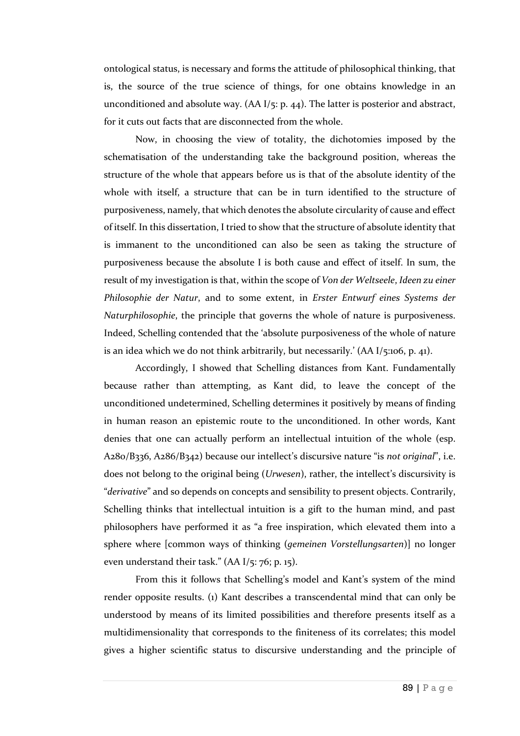ontological status, is necessary and forms the attitude of philosophical thinking, that is, the source of the true science of things, for one obtains knowledge in an unconditioned and absolute way. (AA I/5: p. 44). The latter is posterior and abstract, for it cuts out facts that are disconnected from the whole.

Now, in choosing the view of totality, the dichotomies imposed by the schematisation of the understanding take the background position, whereas the structure of the whole that appears before us is that of the absolute identity of the whole with itself, a structure that can be in turn identified to the structure of purposiveness, namely, that which denotes the absolute circularity of cause and effect of itself. In this dissertation, I tried to show that the structure of absolute identity that is immanent to the unconditioned can also be seen as taking the structure of purposiveness because the absolute I is both cause and effect of itself. In sum, the result of my investigation is that, within the scope of *Von der Weltseele*, *Ideen zu einer Philosophie der Natur*, and to some extent, in *Erster Entwurf eines Systems der Naturphilosophie*, the principle that governs the whole of nature is purposiveness. Indeed, Schelling contended that the 'absolute purposiveness of the whole of nature is an idea which we do not think arbitrarily, but necessarily.' (AA I/5:106, p. 41).

Accordingly, I showed that Schelling distances from Kant. Fundamentally because rather than attempting, as Kant did, to leave the concept of the unconditioned undetermined, Schelling determines it positively by means of finding in human reason an epistemic route to the unconditioned. In other words, Kant denies that one can actually perform an intellectual intuition of the whole (esp. A280/B336, A286/B342) because our intellect's discursive nature "is *not original*", i.e. does not belong to the original being (*Urwesen*), rather, the intellect's discursivity is "*derivative*" and so depends on concepts and sensibility to present objects. Contrarily, Schelling thinks that intellectual intuition is a gift to the human mind, and past philosophers have performed it as "a free inspiration, which elevated them into a sphere where [common ways of thinking (*gemeinen Vorstellungsarten*)] no longer even understand their task." (AA I/5: 76; p. 15).

From this it follows that Schelling's model and Kant's system of the mind render opposite results. (1) Kant describes a transcendental mind that can only be understood by means of its limited possibilities and therefore presents itself as a multidimensionality that corresponds to the finiteness of its correlates; this model gives a higher scientific status to discursive understanding and the principle of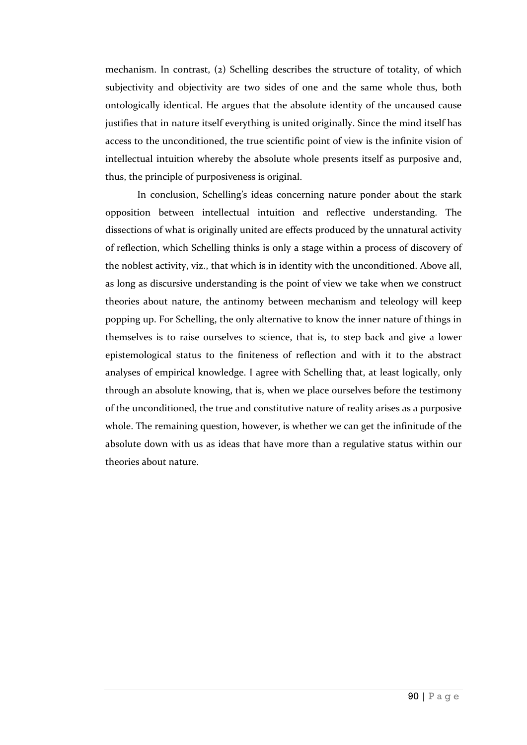mechanism. In contrast, (2) Schelling describes the structure of totality, of which subjectivity and objectivity are two sides of one and the same whole thus, both ontologically identical. He argues that the absolute identity of the uncaused cause justifies that in nature itself everything is united originally. Since the mind itself has access to the unconditioned, the true scientific point of view is the infinite vision of intellectual intuition whereby the absolute whole presents itself as purposive and, thus, the principle of purposiveness is original.

In conclusion, Schelling's ideas concerning nature ponder about the stark opposition between intellectual intuition and reflective understanding. The dissections of what is originally united are effects produced by the unnatural activity of reflection, which Schelling thinks is only a stage within a process of discovery of the noblest activity, viz., that which is in identity with the unconditioned. Above all, as long as discursive understanding is the point of view we take when we construct theories about nature, the antinomy between mechanism and teleology will keep popping up. For Schelling, the only alternative to know the inner nature of things in themselves is to raise ourselves to science, that is, to step back and give a lower epistemological status to the finiteness of reflection and with it to the abstract analyses of empirical knowledge. I agree with Schelling that, at least logically, only through an absolute knowing, that is, when we place ourselves before the testimony of the unconditioned, the true and constitutive nature of reality arises as a purposive whole. The remaining question, however, is whether we can get the infinitude of the absolute down with us as ideas that have more than a regulative status within our theories about nature.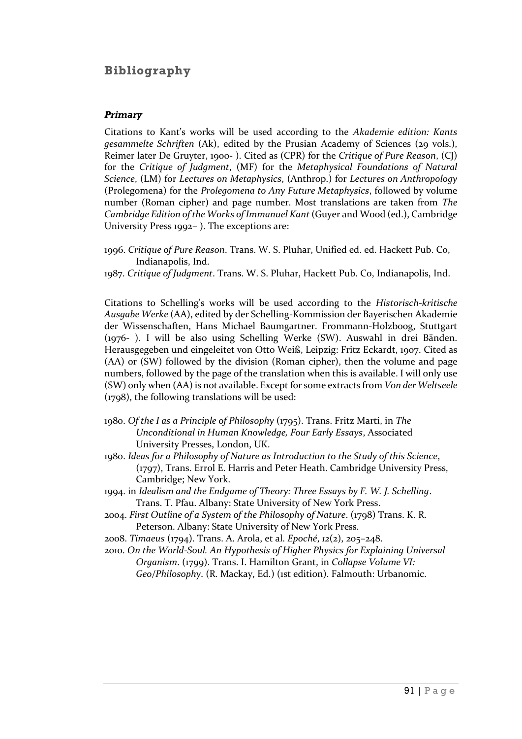# Bibliography

### *Primary*

Citations to Kant's works will be used according to the *Akademie edition: Kants gesammelte Schriften* (Ak), edited by the Prusian Academy of Sciences (29 vols.), Reimer later De Gruyter, 1900- ). Cited as (CPR) for the *Critique of Pure Reason*, (CJ) for the *Critique of Judgment*, (MF) for the *Metaphysical Foundations of Natural Science*, (LM) for *Lectures on Metaphysics*, (Anthrop.) for *Lectures on Anthropology* (Prolegomena) for the *Prolegomena to Any Future Metaphysics*, followed by volume number (Roman cipher) and page number. Most translations are taken from *The Cambridge Edition of the Works of Immanuel Kant* (Guyer and Wood (ed.), Cambridge University Press 1992– ). The exceptions are:

1996. *Critique of Pure Reason*. Trans. W. S. Pluhar, Unified ed. ed. Hackett Pub. Co, Indianapolis, Ind.

1987. *Critique of Judgment*. Trans. W. S. Pluhar, Hackett Pub. Co, Indianapolis, Ind.

Citations to Schelling's works will be used according to the *Historisch-kritische Ausgabe Werke* (AA), edited by der Schelling-Kommission der Bayerischen Akademie der Wissenschaften, Hans Michael Baumgartner. Frommann-Holzboog, Stuttgart (1976- ). I will be also using Schelling Werke (SW). Auswahl in drei Bänden. Herausgegeben und eingeleitet von Otto Weiß, Leipzig: Fritz Eckardt, 1907. Cited as (AA) or (SW) followed by the division (Roman cipher), then the volume and page numbers, followed by the page of the translation when this is available. I will only use (SW) only when (AA) is not available. Except for some extracts from *Von der Weltseele* (1798), the following translations will be used:

1980. *Of the I as a Principle of Philosophy* (1795). Trans. Fritz Marti, in *The Unconditional in Human Knowledge, Four Early Essays*, Associated University Presses, London, UK.

1980. *Ideas for a Philosophy of Nature as Introduction to the Study of this Science*, (1797), Trans. Errol E. Harris and Peter Heath. Cambridge University Press, Cambridge; New York.

1994. in *Idealism and the Endgame of Theory: Three Essays by F. W. J. Schelling*. Trans. T. Pfau. Albany: State University of New York Press.

2004. *First Outline of a System of the Philosophy of Nature*. (1798) Trans. K. R. Peterson. Albany: State University of New York Press.

2008. *Timaeus* (1794). Trans. A. Arola, et al. *Epoché*, *12*(2), 205–248.

2010. *On the World-Soul. An Hypothesis of Higher Physics for Explaining Universal Organism*. (1799). Trans. I. Hamilton Grant, in *Collapse Volume VI: Geo/Philosophy*. (R. Mackay, Ed.) (1st edition). Falmouth: Urbanomic.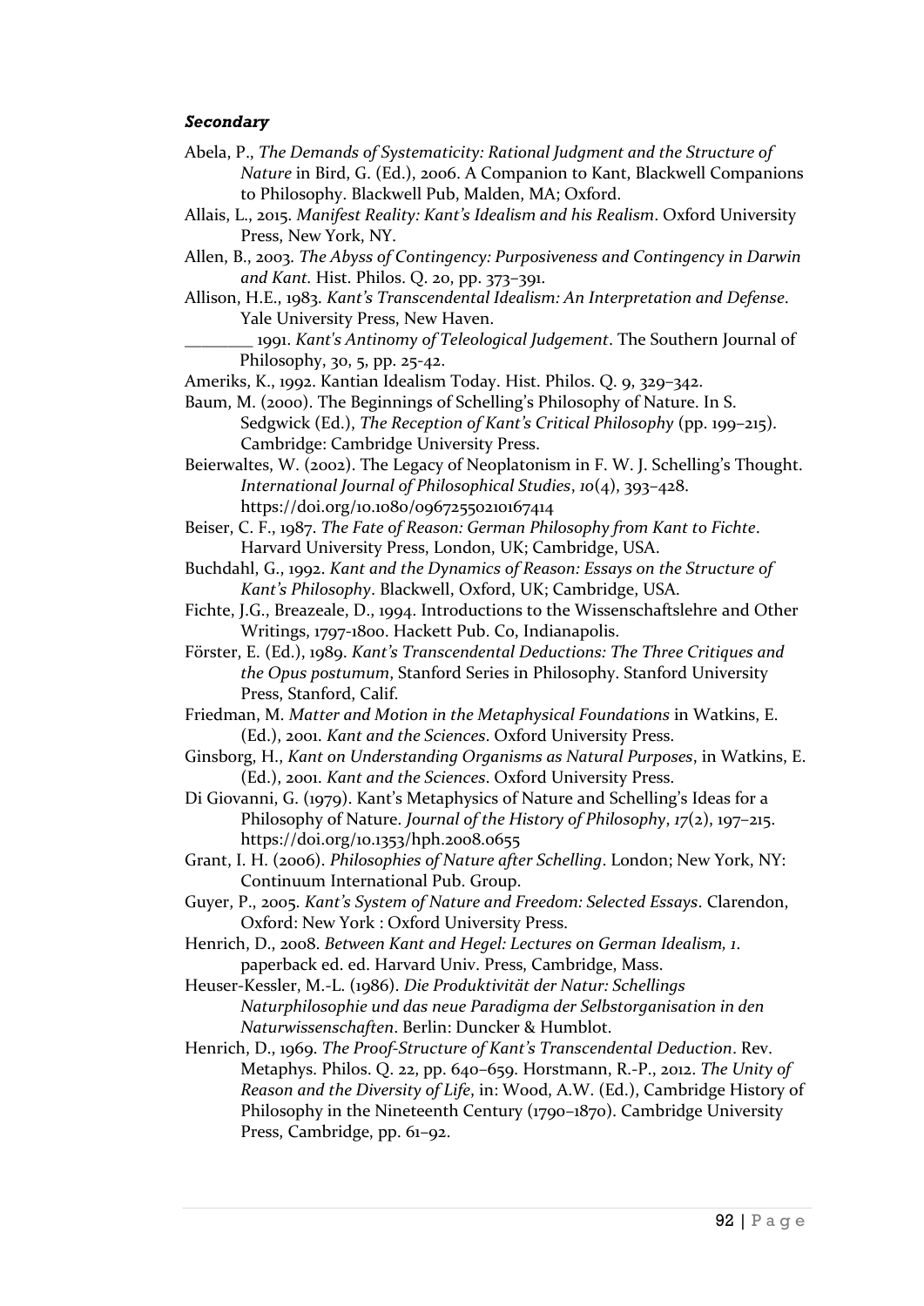### *Secondary*

Abela, P., *The Demands of Systematicity: Rational Judgment and the Structure of Nature* in Bird, G. (Ed.), 2006. A Companion to Kant, Blackwell Companions to Philosophy. Blackwell Pub, Malden, MA; Oxford.

Allais, L., 2015. *Manifest Reality: Kant's Idealism and his Realism*. Oxford University Press, New York, NY.

Allen, B., 2003. *The Abyss of Contingency: Purposiveness and Contingency in Darwin and Kant.* Hist. Philos. Q. 20, pp. 373–391.

Allison, H.E., 1983. *Kant's Transcendental Idealism: An Interpretation and Defense*. Yale University Press, New Haven.

________ 1991. *Kant's Antinomy of Teleological Judgement*. The Southern Journal of Philosophy, 30, 5, pp. 25-42.

Ameriks, K., 1992. Kantian Idealism Today. Hist. Philos. Q. 9, 329–342.

Baum, M. (2000). The Beginnings of Schelling's Philosophy of Nature. In S. Sedgwick (Ed.), *The Reception of Kant's Critical Philosophy* (pp. 199–215). Cambridge: Cambridge University Press.

Beierwaltes, W. (2002). The Legacy of Neoplatonism in F. W. J. Schelling's Thought. *International Journal of Philosophical Studies*, *10*(4), 393–428. https://doi.org/10.1080/09672550210167414

Beiser, C. F., 1987. *The Fate of Reason: German Philosophy from Kant to Fichte*. Harvard University Press, London, UK; Cambridge, USA.

Buchdahl, G., 1992. *Kant and the Dynamics of Reason: Essays on the Structure of Kant's Philosophy*. Blackwell, Oxford, UK; Cambridge, USA.

Fichte, J.G., Breazeale, D., 1994. Introductions to the Wissenschaftslehre and Other Writings, 1797-1800. Hackett Pub. Co, Indianapolis.

Förster, E. (Ed.), 1989. *Kant's Transcendental Deductions: The Three Critiques and the Opus postumum*, Stanford Series in Philosophy. Stanford University Press, Stanford, Calif.

Friedman, M. *Matter and Motion in the Metaphysical Foundations* in Watkins, E. (Ed.), 2001. *Kant and the Sciences*. Oxford University Press.

Ginsborg, H., *Kant on Understanding Organisms as Natural Purposes*, in Watkins, E. (Ed.), 2001. *Kant and the Sciences*. Oxford University Press.

Di Giovanni, G. (1979). Kant's Metaphysics of Nature and Schelling's Ideas for a Philosophy of Nature. *Journal of the History of Philosophy*, *17*(2), 197–215. https://doi.org/10.1353/hph.2008.0655

Grant, I. H. (2006). *Philosophies of Nature after Schelling*. London; New York, NY: Continuum International Pub. Group.

Guyer, P., 2005. *Kant's System of Nature and Freedom: Selected Essays*. Clarendon, Oxford: New York : Oxford University Press.

Henrich, D., 2008. *Between Kant and Hegel: Lectures on German Idealism, 1*. paperback ed. ed. Harvard Univ. Press, Cambridge, Mass.

Heuser-Kessler, M.-L. (1986). *Die Produktivität der Natur: Schellings Naturphilosophie und das neue Paradigma der Selbstorganisation in den Naturwissenschaften*. Berlin: Duncker & Humblot.

Henrich, D., 1969. *The Proof-Structure of Kant's Transcendental Deduction*. Rev. Metaphys. Philos. Q. 22, pp. 640–659. Horstmann, R.-P., 2012. *The Unity of Reason and the Diversity of Life*, in: Wood, A.W. (Ed.), Cambridge History of Philosophy in the Nineteenth Century (1790–1870). Cambridge University Press, Cambridge, pp. 61–92.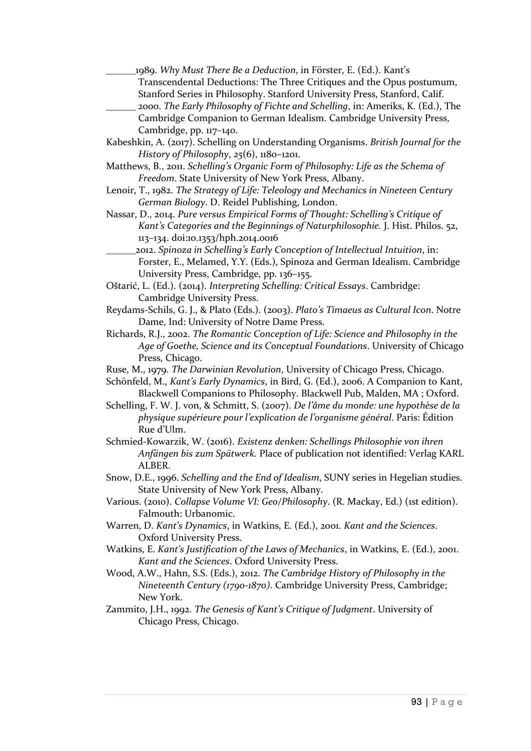______1989. *Why Must There Be a Deduction*, in Förster, E. (Ed.). Kant's Transcendental Deductions: The Three Critiques and the Opus postumum, Stanford Series in Philosophy. Stanford University Press, Stanford, Calif.

______ 2000. *The Early Philosophy of Fichte and Schelling*, in: Ameriks, K. (Ed.), The Cambridge Companion to German Idealism. Cambridge University Press, Cambridge, pp. 117–140.

Kabeshkin, A. (2017). Schelling on Understanding Organisms. *British Journal for the History of Philosophy*, *25*(6), 1180–1201.

Matthews, B., 2011. *Schelling's Organic Form of Philosophy: Life as the Schema of Freedom*. State University of New York Press, Albany.

Lenoir, T., 1982. *The Strategy of Life: Teleology and Mechanics in Nineteen Century German Biology*. D. Reidel Publishing, London.

Nassar, D., 2014. *Pure versus Empirical Forms of Thought: Schelling's Critique of Kant's Categories and the Beginnings of Naturphilosophie.* J. Hist. Philos. 52, 113–134. doi:10.1353/hph.2014.0016

______2012. *Spinoza in Schelling's Early Conception of Intellectual Intuition*, in: Forster, E., Melamed, Y.Y. (Eds.), Spinoza and German Idealism. Cambridge University Press, Cambridge, pp. 136–155.

Oštarić, L. (Ed.). (2014). *Interpreting Schelling: Critical Essays*. Cambridge: Cambridge University Press.

Reydams-Schils, G. J., & Plato (Eds.). (2003). *Plato's Timaeus as Cultural Icon*. Notre Dame, Ind: University of Notre Dame Press.

Richards, R.J., 2002. *The Romantic Conception of Life: Science and Philosophy in the Age of Goethe, Science and its Conceptual Foundations*. University of Chicago Press, Chicago.

Ruse, M., 1979. *The Darwinian Revolution*, University of Chicago Press, Chicago.

Schönfeld, M., *Kant's Early Dynamics*, in Bird, G. (Ed.), 2006. A Companion to Kant, Blackwell Companions to Philosophy. Blackwell Pub, Malden, MA ; Oxford.

Schelling, F. W. J. von, & Schmitt, S. (2007). *De l'âme du monde: une hypothèse de la physique supérieure pour l'explication de l'organisme général*. Paris: Édition Rue d'Ulm.

Schmied-Kowarzik, W. (2016). *Existenz denken: Schellings Philosophie von ihren Anfängen bis zum Spätwerk.* Place of publication not identified: Verlag KARL ALBER.

Snow, D.E., 1996. *Schelling and the End of Idealism*, SUNY series in Hegelian studies. State University of New York Press, Albany.

Various. (2010). *Collapse Volume VI: Geo/Philosophy*. (R. Mackay, Ed.) (1st edition). Falmouth: Urbanomic.

Warren, D. *Kant's Dynamics*, in Watkins, E. (Ed.), 2001. *Kant and the Sciences*. Oxford University Press.

Watkins, E. *Kant's Justification of the Laws of Mechanics*, in Watkins, E. (Ed.), 2001. *Kant and the Sciences*. Oxford University Press.

Wood, A.W., Hahn, S.S. (Eds.), 2012. *The Cambridge History of Philosophy in the Nineteenth Century (1790-1870)*. Cambridge University Press, Cambridge; New York.

Zammito, J.H., 1992. *The Genesis of Kant's Critique of Judgment*. University of Chicago Press, Chicago.